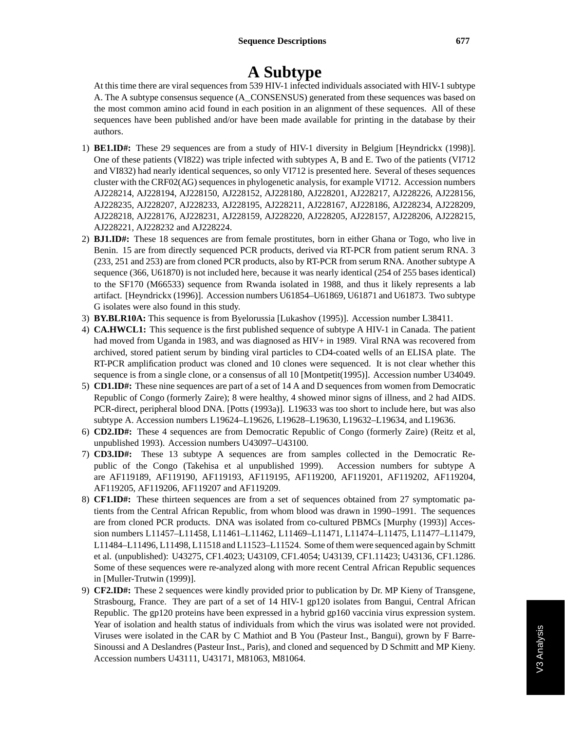# A Subtype

At this time there are viral sequences from 539 HIV-1 infected individuals associated with HIV-1 subtype A. The A subtype consensus sequence (A_CONSENSUS) generated from these sequences was based on the most common amino acid found in each position in an alignment of these sequences. All of these sequences have been published and/or have been made available for printing in the database by their authors.

1) **BE1.ID#:** These 29 sequences are from a study of HIV-1 diversity in Belgium [Heyndrickx (1998)]. One of these patients (VI822) was triple infected with subtypes A, B and E. Two of the patients (VI712 and VI832) had nearly identical sequences, so only VI712 is presented here. Several of theses sequences cluster with the CRF02(AG) sequences in phylogenetic analysis, for example VI712. Accession numbers AJ228214, AJ228194, AJ228150, AJ228152, AJ228180, AJ228201, AJ228217, AJ228226, AJ228156, AJ228235, AJ228207, AJ228233, AJ228195, AJ228211, AJ228167, AJ228186, AJ228234, AJ228209, AJ228218, AJ228176, AJ228231, AJ228159, AJ228220, AJ228205, AJ228157, AJ228206, AJ228215, AJ228221, AJ228232 and AJ228224.
2) **BJ1.ID#:** These 18 sequences are from female prostitutes, born in either Ghana or Togo, who live in Benin. 15 are from directly sequenced PCR products, derived via RT-PCR from patient serum RNA. 3 (233, 251 and 253) are from cloned PCR products, also by RT-PCR from serum RNA. Another subtype A sequence (366, U61870) is not included here, because it was nearly identical (254 of 255 bases identical) to the SF170 (M66533) sequence from Rwanda isolated in 1988, and thus it likely represents a lab artifact. [Heyndrickx (1996)]. Accession numbers U61854–U61869, U61871 and U61873. Two subtype G isolates were also found in this study.
3) **BY.BLR10A:** This sequence is from Byelorussia [Lukashov (1995)]. Accession number L38411.
4) **CA.HWCL1:** This sequence is the first published sequence of subtype A HIV-1 in Canada. The patient had moved from Uganda in 1983, and was diagnosed as HIV+ in 1989. Viral RNA was recovered from archived, stored patient serum by binding viral particles to CD4-coated wells of an ELISA plate. The RT-PCR amplification product was cloned and 10 clones were sequenced. It is not clear whether this sequence is from a single clone, or a consensus of all 10 [Montpetit(1995)]. Accession number U34049.
5) **CD1.ID#:** These nine sequences are part of a set of 14 A and D sequences from women from Democratic Republic of Congo (formerly Zaire); 8 were healthy, 4 showed minor signs of illness, and 2 had AIDS. PCR-direct, peripheral blood DNA. [Potts (1993a)]. L19633 was too short to include here, but was also subtype A. Accession numbers L19624–L19626, L19628–L19630, L19632–L19634, and L19636.
6) **CD2.ID#:** These 4 sequences are from Democratic Republic of Congo (formerly Zaire) (Reitz et al, unpublished 1993). Accession numbers U43097–U43100.
7) **CD3.ID#:** These 13 subtype A sequences are from samples collected in the Democratic Republic of the Congo (Takehisa et al unpublished 1999). Accession numbers for subtype A are AF119189, AF119190, AF119193, AF119195, AF119200, AF119201, AF119202, AF119204, AF119205, AF119206, AF119207 and AF119209.
8) **CF1.ID#:** These thirteen sequences are from a set of sequences obtained from 27 symptomatic patients from the Central African Republic, from whom blood was drawn in 1990–1991. The sequences are from cloned PCR products. DNA was isolated from co-cultured PBMCs [Murphy (1993)] Accession numbers L11457–L11458, L11461–L11462, L11469–L11471, L11474–L11475, L11477–L11479, L11484–L11496, L11498, L11518 and L11523–L11524. Some of them were sequenced again by Schmitt et al. (unpublished): U43275, CF1.4023; U43109, CF1.4054; U43139, CF1.11423; U43136, CF1.1286. Some of these sequences were re-analyzed along with more recent Central African Republic sequences in [Muller-Trutwin (1999)].
9) **CF2.ID#:** These 2 sequences were kindly provided prior to publication by Dr. MP Kieny of Transgene, Strasbourg, France. They are part of a set of 14 HIV-1 gp120 isolates from Bangui, Central African Republic. The gp120 proteins have been expressed in a hybrid gp160 vaccinia virus expression system. Year of isolation and health status of individuals from which the virus was isolated were not provided. Viruses were isolated in the CAR by C Mathiot and B You (Pasteur Inst., Bangui), grown by F Barre-Sinoussi and A Deslandres (Pasteur Inst., Paris), and cloned and sequenced by D Schmitt and MP Kieny. Accession numbers U43111, U43171, M81063, M81064.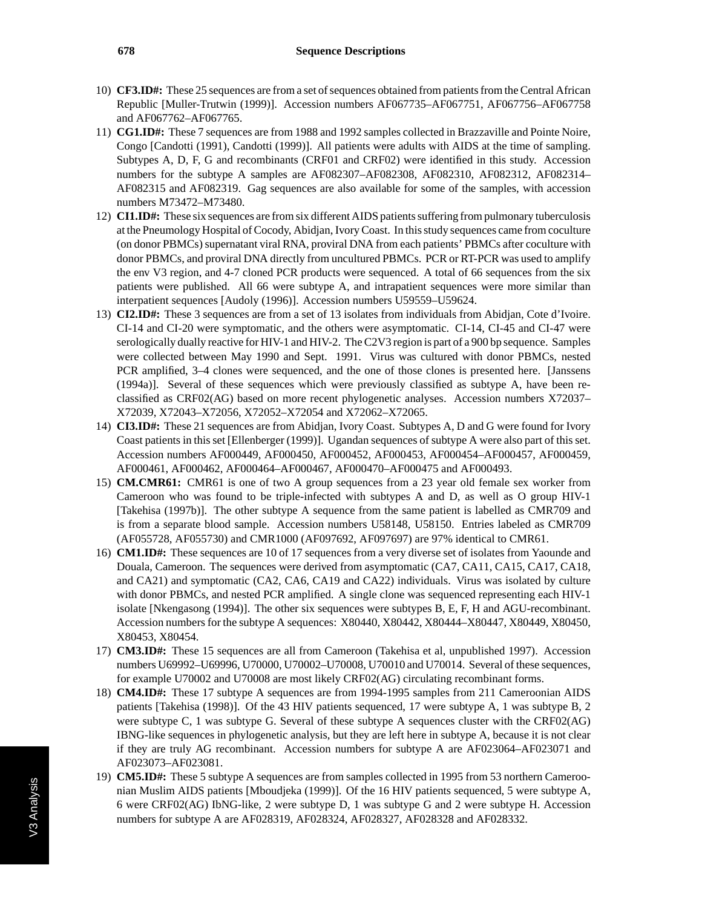10) **CF3.ID#:** These 25 sequences are from a set of sequences obtained from patients from the Central African Republic [Muller-Trutwin (1999)]. Accession numbers AF067735–AF067751, AF067756–AF067758 and AF067762–AF067765.

11) **CG1.ID#:** These 7 sequences are from 1988 and 1992 samples collected in Brazzaville and Pointe Noire, Congo [Candotti (1991), Candotti (1999)]. All patients were adults with AIDS at the time of sampling. Subtypes A, D, F, G and recombinants (CRF01 and CRF02) were identified in this study. Accession numbers for the subtype A samples are AF082307–AF082308, AF082310, AF082312, AF082314–AF082315 and AF082319. Gag sequences are also available for some of the samples, with accession numbers M73472–M73480.

12) **CI1.ID#:** These six sequences are from six different AIDS patients suffering from pulmonary tuberculosis at the Pneumology Hospital of Cocody, Abidjan, Ivory Coast. In this study sequences came from coculture (on donor PBMCs) supernatant viral RNA, proviral DNA from each patients' PBMCs after coculture with donor PBMCs, and proviral DNA directly from uncultured PBMCs. PCR or RT-PCR was used to amplify the env V3 region, and 4-7 cloned PCR products were sequenced. A total of 66 sequences from the six patients were published. All 66 were subtype A, and intrapatient sequences were more similar than interpatient sequences [Audoly (1996)]. Accession numbers U59559–U59624.

13) **CI2.ID#:** These 3 sequences are from a set of 13 isolates from individuals from Abidjan, Cote d'Ivoire. CI-14 and CI-20 were symptomatic, and the others were asymptomatic. CI-14, CI-45 and CI-47 were serologically dually reactive for HIV-1 and HIV-2. The C2V3 region is part of a 900 bp sequence. Samples were collected between May 1990 and Sept. 1991. Virus was cultured with donor PBMCs, nested PCR amplified, 3–4 clones were sequenced, and the one of those clones is presented here. [Janssens (1994a)]. Several of these sequences which were previously classified as subtype A, have been re-classified as CRF02(AG) based on more recent phylogenetic analyses. Accession numbers X72037–X72039, X72043–X72056, X72052–X72054 and X72062–X72065.

14) **CI3.ID#:** These 21 sequences are from Abidjan, Ivory Coast. Subtypes A, D and G were found for Ivory Coast patients in this set [Ellenberger (1999)]. Ugandan sequences of subtype A were also part of this set. Accession numbers AF000449, AF000450, AF000452, AF000453, AF000454–AF000457, AF000459, AF000461, AF000462, AF000464–AF000467, AF000470–AF000475 and AF000493.

15) **CM.CMR61:** CMR61 is one of two A group sequences from a 23 year old female sex worker from Cameroon who was found to be triple-infected with subtypes A and D, as well as O group HIV-1 [Takehisa (1997b)]. The other subtype A sequence from the same patient is labelled as CMR709 and is from a separate blood sample. Accession numbers U58148, U58150. Entries labeled as CMR709 (AF055728, AF055730) and CMR1000 (AF097692, AF097697) are 97% identical to CMR61.

16) **CM1.ID#:** These sequences are 10 of 17 sequences from a very diverse set of isolates from Yaounde and Douala, Cameroon. The sequences were derived from asymptomatic (CA7, CA11, CA15, CA17, CA18, and CA21) and symptomatic (CA2, CA6, CA19 and CA22) individuals. Virus was isolated by culture with donor PBMCs, and nested PCR amplified. A single clone was sequenced representing each HIV-1 isolate [Nkengasong (1994)]. The other six sequences were subtypes B, E, F, H and AGU-recombinant. Accession numbers for the subtype A sequences: X80440, X80442, X80444–X80447, X80449, X80450, X80453, X80454.

17) **CM3.ID#:** These 15 sequences are all from Cameroon (Takehisa et al, unpublished 1997). Accession numbers U69992–U69996, U70000, U70002–U70008, U70010 and U70014. Several of these sequences, for example U70002 and U70008 are most likely CRF02(AG) circulating recombinant forms.

18) **CM4.ID#:** These 17 subtype A sequences are from 1994-1995 samples from 211 Cameroonian AIDS patients [Takehisa (1998)]. Of the 43 HIV patients sequenced, 17 were subtype A, 1 was subtype B, 2 were subtype C, 1 was subtype G. Several of these subtype A sequences cluster with the CRF02(AG) IBNG-like sequences in phylogenetic analysis, but they are left here in subtype A, because it is not clear if they are truly AG recombinant. Accession numbers for subtype A are AF023064–AF023071 and AF023073–AF023081.

19) **CM5.ID#:** These 5 subtype A sequences are from samples collected in 1995 from 53 northern Cameroonian Muslim AIDS patients [Mboudjeka (1999)]. Of the 16 HIV patients sequenced, 5 were subtype A, 6 were CRF02(AG) IbNG-like, 2 were subtype D, 1 was subtype G and 2 were subtype H. Accession numbers for subtype A are AF028319, AF028324, AF028327, AF028328 and AF028332.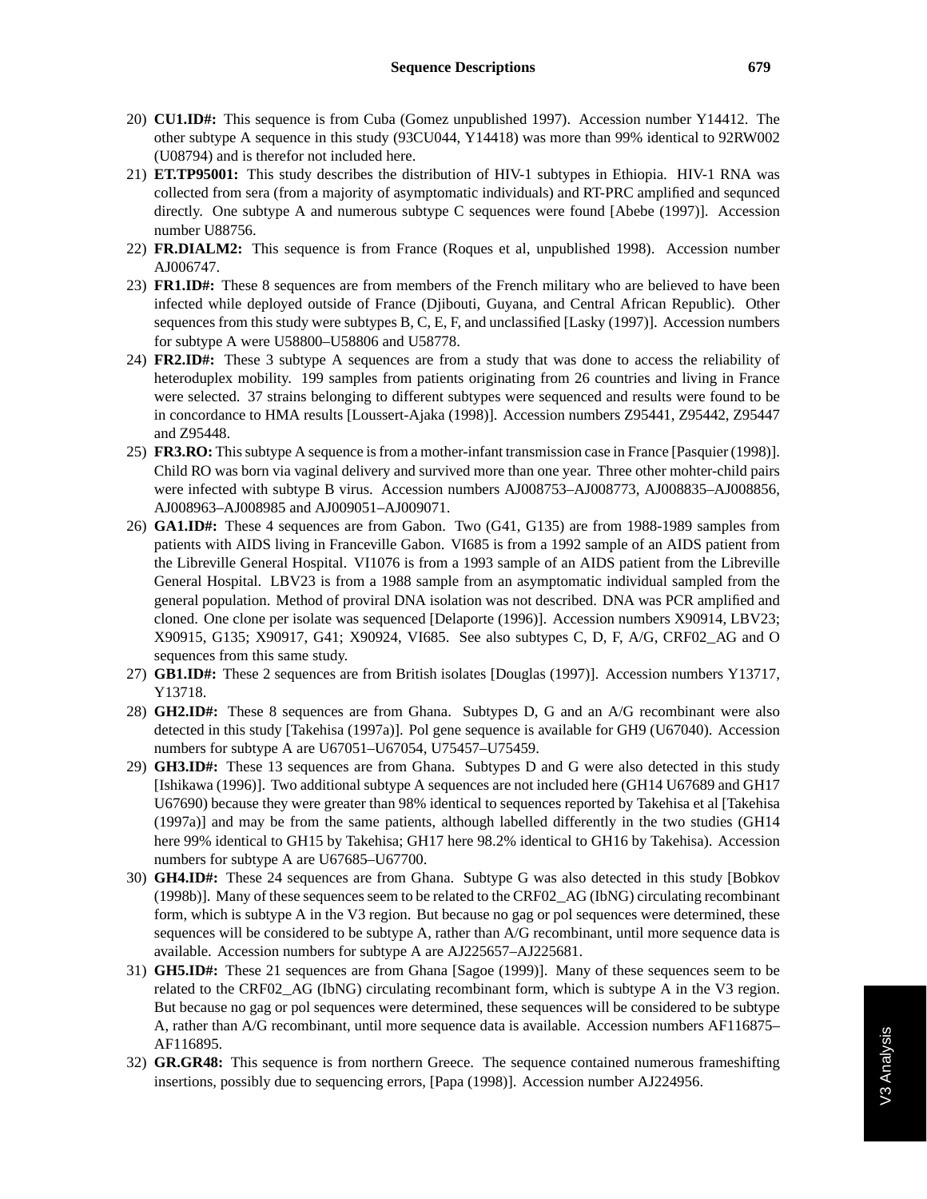20) **CU1.ID#:** This sequence is from Cuba (Gomez unpublished 1997). Accession number Y14412. The other subtype A sequence in this study (93CU044, Y14418) was more than 99% identical to 92RW002 (U08794) and is therefor not included here.
21) **ET.TP95001:** This study describes the distribution of HIV-1 subtypes in Ethiopia. HIV-1 RNA was collected from sera (from a majority of asymptomatic individuals) and RT-PRC amplified and sequnced directly. One subtype A and numerous subtype C sequences were found [Abebe (1997)]. Accession number U88756.
22) **FR.DIALM2:** This sequence is from France (Roques et al, unpublished 1998). Accession number AJ006747.
23) **FR1.ID#:** These 8 sequences are from members of the French military who are believed to have been infected while deployed outside of France (Djibouti, Guyana, and Central African Republic). Other sequences from this study were subtypes B, C, E, F, and unclassified [Lasky (1997)]. Accession numbers for subtype A were U58800–U58806 and U58778.
24) **FR2.ID#:** These 3 subtype A sequences are from a study that was done to access the reliability of heteroduplex mobility. 199 samples from patients originating from 26 countries and living in France were selected. 37 strains belonging to different subtypes were sequenced and results were found to be in concordance to HMA results [Loussert-Ajaka (1998)]. Accession numbers Z95441, Z95442, Z95447 and Z95448.
25) **FR3.RO:** This subtype A sequence is from a mother-infant transmission case in France [Pasquier (1998)]. Child RO was born via vaginal delivery and survived more than one year. Three other mohter-child pairs were infected with subtype B virus. Accession numbers AJ008753–AJ008773, AJ008835–AJ008856, AJ008963–AJ008985 and AJ009051–AJ009071.
26) **GA1.ID#:** These 4 sequences are from Gabon. Two (G41, G135) are from 1988-1989 samples from patients with AIDS living in Franceville Gabon. VI685 is from a 1992 sample of an AIDS patient from the Libreville General Hospital. VI1076 is from a 1993 sample of an AIDS patient from the Libreville General Hospital. LBV23 is from a 1988 sample from an asymptomatic individual sampled from the general population. Method of proviral DNA isolation was not described. DNA was PCR amplified and cloned. One clone per isolate was sequenced [Delaporte (1996)]. Accession numbers X90914, LBV23; X90915, G135; X90917, G41; X90924, VI685. See also subtypes C, D, F, A/G, CRF02_AG and O sequences from this same study.
27) **GB1.ID#:** These 2 sequences are from British isolates [Douglas (1997)]. Accession numbers Y13717, Y13718.
28) **GH2.ID#:** These 8 sequences are from Ghana. Subtypes D, G and an A/G recombinant were also detected in this study [Takehisa (1997a)]. Pol gene sequence is available for GH9 (U67040). Accession numbers for subtype A are U67051–U67054, U75457–U75459.
29) **GH3.ID#:** These 13 sequences are from Ghana. Subtypes D and G were also detected in this study [Ishikawa (1996)]. Two additional subtype A sequences are not included here (GH14 U67689 and GH17 U67690) because they were greater than 98% identical to sequences reported by Takehisa et al [Takehisa (1997a)] and may be from the same patients, although labelled differently in the two studies (GH14 here 99% identical to GH15 by Takehisa; GH17 here 98.2% identical to GH16 by Takehisa). Accession numbers for subtype A are U67685–U67700.
30) **GH4.ID#:** These 24 sequences are from Ghana. Subtype G was also detected in this study [Bobkov (1998b)]. Many of these sequences seem to be related to the CRF02_AG (IbNG) circulating recombinant form, which is subtype A in the V3 region. But because no gag or pol sequences were determined, these sequences will be considered to be subtype A, rather than A/G recombinant, until more sequence data is available. Accession numbers for subtype A are AJ225657–AJ225681.
31) **GH5.ID#:** These 21 sequences are from Ghana [Sagoe (1999)]. Many of these sequences seem to be related to the CRF02_AG (IbNG) circulating recombinant form, which is subtype A in the V3 region. But because no gag or pol sequences were determined, these sequences will be considered to be subtype A, rather than A/G recombinant, until more sequence data is available. Accession numbers AF116875–AF116895.
32) **GR.GR48:** This sequence is from northern Greece. The sequence contained numerous frameshifting insertions, possibly due to sequencing errors, [Papa (1998)]. Accession number AJ224956.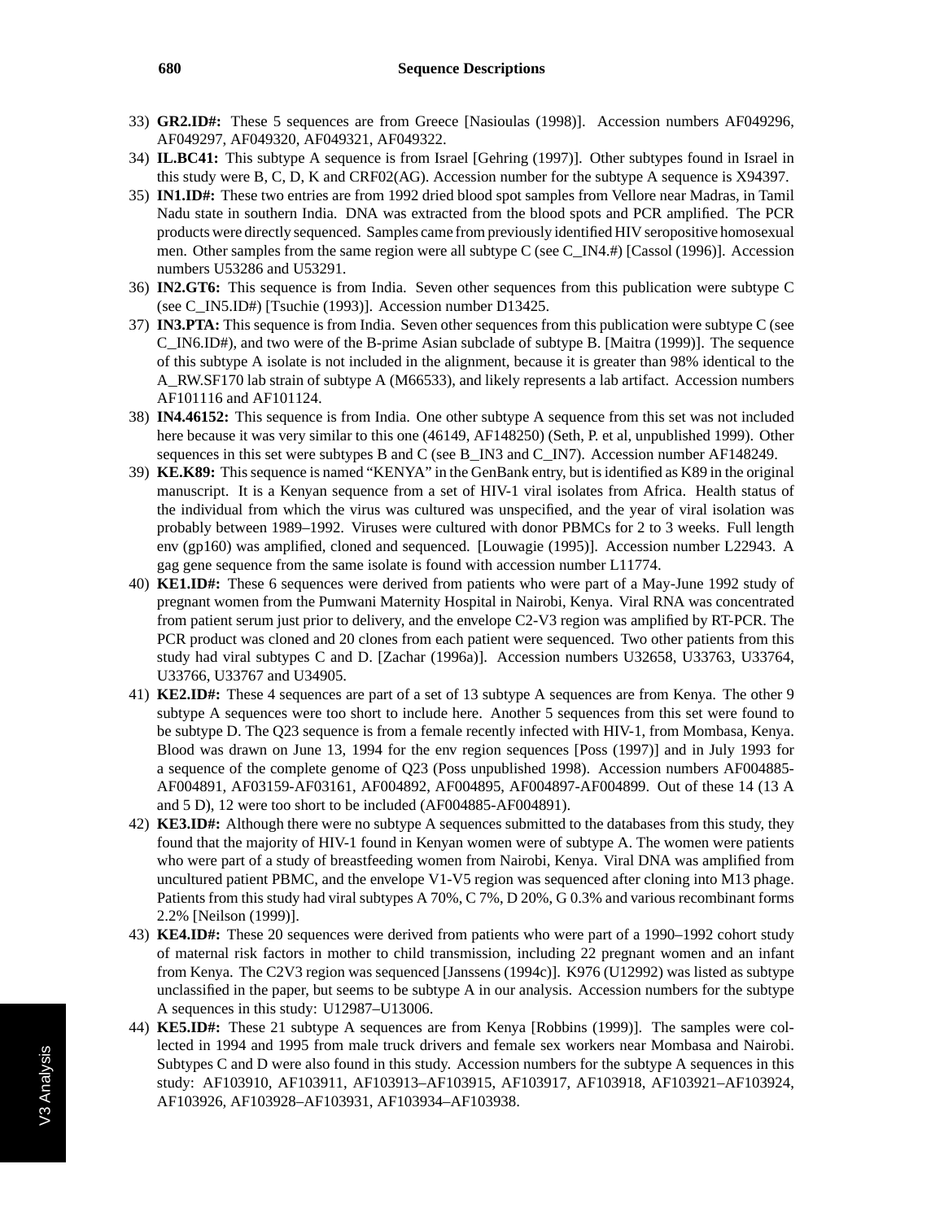33) **GR2.ID#:** These 5 sequences are from Greece [Nasioulas (1998)]. Accession numbers AF049296, AF049297, AF049320, AF049321, AF049322.

34) **IL.BC41:** This subtype A sequence is from Israel [Gehring (1997)]. Other subtypes found in Israel in this study were B, C, D, K and CRF02(AG). Accession number for the subtype A sequence is X94397.

35) **IN1.ID#:** These two entries are from 1992 dried blood spot samples from Vellore near Madras, in Tamil Nadu state in southern India. DNA was extracted from the blood spots and PCR amplified. The PCR products were directly sequenced. Samples came from previously identified HIV seropositive homosexual men. Other samples from the same region were all subtype C (see C_IN4.#) [Cassol (1996)]. Accession numbers U53286 and U53291.

36) **IN2.GT6:** This sequence is from India. Seven other sequences from this publication were subtype C (see C_IN5.ID#) [Tsuchie (1993)]. Accession number D13425.

37) **IN3.PTA:** This sequence is from India. Seven other sequences from this publication were subtype C (see C_IN6.ID#), and two were of the B-prime Asian subclade of subtype B. [Maitra (1999)]. The sequence of this subtype A isolate is not included in the alignment, because it is greater than 98% identical to the A_RW.SF170 lab strain of subtype A (M66533), and likely represents a lab artifact. Accession numbers AF101116 and AF101124.

38) **IN4.46152:** This sequence is from India. One other subtype A sequence from this set was not included here because it was very similar to this one (46149, AF148250) (Seth, P. et al, unpublished 1999). Other sequences in this set were subtypes B and C (see B_IN3 and C_IN7). Accession number AF148249.

39) **KE.K89:** This sequence is named "KENYA" in the GenBank entry, but is identified as K89 in the original manuscript. It is a Kenyan sequence from a set of HIV-1 viral isolates from Africa. Health status of the individual from which the virus was cultured was unspecified, and the year of viral isolation was probably between 1989–1992. Viruses were cultured with donor PBMCs for 2 to 3 weeks. Full length env (gp160) was amplified, cloned and sequenced. [Louwagie (1995)]. Accession number L22943. A gag gene sequence from the same isolate is found with accession number L11774.

40) **KE1.ID#:** These 6 sequences were derived from patients who were part of a May-June 1992 study of pregnant women from the Pumwani Maternity Hospital in Nairobi, Kenya. Viral RNA was concentrated from patient serum just prior to delivery, and the envelope C2-V3 region was amplified by RT-PCR. The PCR product was cloned and 20 clones from each patient were sequenced. Two other patients from this study had viral subtypes C and D. [Zachar (1996a)]. Accession numbers U32658, U33763, U33764, U33766, U33767 and U34905.

41) **KE2.ID#:** These 4 sequences are part of a set of 13 subtype A sequences are from Kenya. The other 9 subtype A sequences were too short to include here. Another 5 sequences from this set were found to be subtype D. The Q23 sequence is from a female recently infected with HIV-1, from Mombasa, Kenya. Blood was drawn on June 13, 1994 for the env region sequences [Poss (1997)] and in July 1993 for a sequence of the complete genome of Q23 (Poss unpublished 1998). Accession numbers AF004885-AF004891, AF03159-AF03161, AF004892, AF004895, AF004897-AF004899. Out of these 14 (13 A and 5 D), 12 were too short to be included (AF004885-AF004891).

42) **KE3.ID#:** Although there were no subtype A sequences submitted to the databases from this study, they found that the majority of HIV-1 found in Kenyan women were of subtype A. The women were patients who were part of a study of breastfeeding women from Nairobi, Kenya. Viral DNA was amplified from uncultured patient PBMC, and the envelope V1-V5 region was sequenced after cloning into M13 phage. Patients from this study had viral subtypes A 70%, C 7%, D 20%, G 0.3% and various recombinant forms 2.2% [Neilson (1999)].

43) **KE4.ID#:** These 20 sequences were derived from patients who were part of a 1990–1992 cohort study of maternal risk factors in mother to child transmission, including 22 pregnant women and an infant from Kenya. The C2V3 region was sequenced [Janssens (1994c)]. K976 (U12992) was listed as subtype unclassified in the paper, but seems to be subtype A in our analysis. Accession numbers for the subtype A sequences in this study: U12987–U13006.

44) **KE5.ID#:** These 21 subtype A sequences are from Kenya [Robbins (1999)]. The samples were collected in 1994 and 1995 from male truck drivers and female sex workers near Mombasa and Nairobi. Subtypes C and D were also found in this study. Accession numbers for the subtype A sequences in this study: AF103910, AF103911, AF103913–AF103915, AF103917, AF103918, AF103921–AF103924, AF103926, AF103928–AF103931, AF103934–AF103938.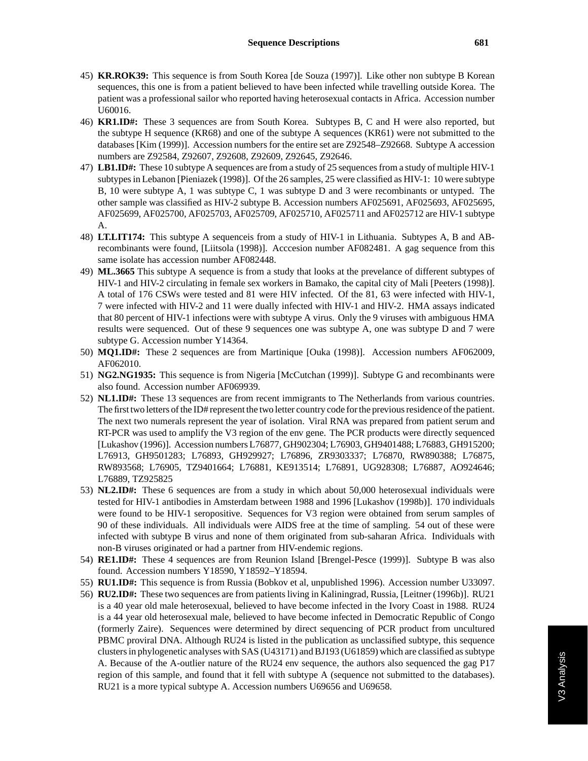45) **KR.ROK39:** This sequence is from South Korea [de Souza (1997)]. Like other non subtype B Korean sequences, this one is from a patient believed to have been infected while travelling outside Korea. The patient was a professional sailor who reported having heterosexual contacts in Africa. Accession number U60016.

46) **KR1.ID#:** These 3 sequences are from South Korea. Subtypes B, C and H were also reported, but the subtype H sequence (KR68) and one of the subtype A sequences (KR61) were not submitted to the databases [Kim (1999)]. Accession numbers for the entire set are Z92548–Z92668. Subtype A accession numbers are Z92584, Z92607, Z92608, Z92609, Z92645, Z92646.

47) **LB1.ID#:** These 10 subtype A sequences are from a study of 25 sequences from a study of multiple HIV-1 subtypes in Lebanon [Pieniazek (1998)]. Of the 26 samples, 25 were classified as HIV-1: 10 were subtype B, 10 were subtype A, 1 was subtype C, 1 was subtype D and 3 were recombinants or untyped. The other sample was classified as HIV-2 subtype B. Accession numbers AF025691, AF025693, AF025695, AF025699, AF025700, AF025703, AF025709, AF025710, AF025711 and AF025712 are HIV-1 subtype A.

48) **LT.LIT174:** This subtype A sequenceis from a study of HIV-1 in Lithuania. Subtypes A, B and AB-recombinants were found, [Liitsola (1998)]. Acccesion number AF082481. A gag sequence from this same isolate has accession number AF082448.

49) **ML.3665** This subtype A sequence is from a study that looks at the prevelance of different subtypes of HIV-1 and HIV-2 circulating in female sex workers in Bamako, the capital city of Mali [Peeters (1998)]. A total of 176 CSWs were tested and 81 were HIV infected. Of the 81, 63 were infected with HIV-1, 7 were infected with HIV-2 and 11 were dually infected with HIV-1 and HIV-2. HMA assays indicated that 80 percent of HIV-1 infections were with subtype A virus. Only the 9 viruses with ambiguous HMA results were sequenced. Out of these 9 sequences one was subtype A, one was subtype D and 7 were subtype G. Accession number Y14364.

50) **MQ1.ID#:** These 2 sequences are from Martinique [Ouka (1998)]. Accession numbers AF062009, AF062010.

51) **NG2.NG1935:** This sequence is from Nigeria [McCutchan (1999)]. Subtype G and recombinants were also found. Accession number AF069939.

52) **NL1.ID#:** These 13 sequences are from recent immigrants to The Netherlands from various countries. The first two letters of the ID# represent the two letter country code for the previous residence of the patient. The next two numerals represent the year of isolation. Viral RNA was prepared from patient serum and RT-PCR was used to amplify the V3 region of the env gene. The PCR products were directly sequenced [Lukashov (1996)]. Accession numbers L76877, GH902304; L76903, GH9401488; L76883, GH915200; L76913, GH9501283; L76893, GH929927; L76896, ZR9303337; L76870, RW890388; L76875, RW893568; L76905, TZ9401664; L76881, KE913514; L76891, UG928308; L76887, AO924646; L76889, TZ925825

53) **NL2.ID#:** These 6 sequences are from a study in which about 50,000 heterosexual individuals were tested for HIV-1 antibodies in Amsterdam between 1988 and 1996 [Lukashov (1998b)]. 170 individuals were found to be HIV-1 seropositive. Sequences for V3 region were obtained from serum samples of 90 of these individuals. All individuals were AIDS free at the time of sampling. 54 out of these were infected with subtype B virus and none of them originated from sub-saharan Africa. Individuals with non-B viruses originated or had a partner from HIV-endemic regions.

54) **RE1.ID#:** These 4 sequences are from Reunion Island [Brengel-Pesce (1999)]. Subtype B was also found. Accession numbers Y18590, Y18592–Y18594.

55) **RU1.ID#:** This sequence is from Russia (Bobkov et al, unpublished 1996). Accession number U33097.

56) **RU2.ID#:** These two sequences are from patients living in Kaliningrad, Russia, [Leitner (1996b)]. RU21 is a 40 year old male heterosexual, believed to have become infected in the Ivory Coast in 1988. RU24 is a 44 year old heterosexual male, believed to have become infected in Democratic Republic of Congo (formerly Zaire). Sequences were determined by direct sequencing of PCR product from uncultured PBMC proviral DNA. Although RU24 is listed in the publication as unclassified subtype, this sequence clusters in phylogenetic analyses with SAS (U43171) and BJ193 (U61859) which are classified as subtype A. Because of the A-outlier nature of the RU24 env sequence, the authors also sequenced the gag P17 region of this sample, and found that it fell with subtype A (sequence not submitted to the databases). RU21 is a more typical subtype A. Accession numbers U69656 and U69658.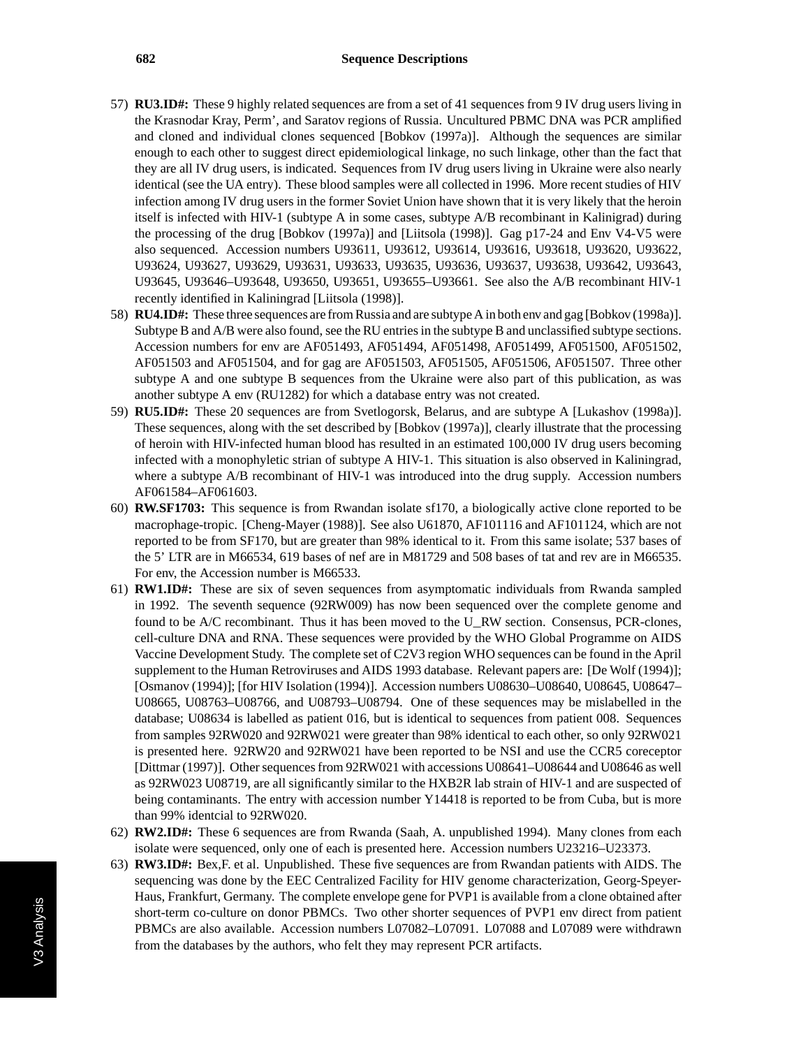57) **RU3.ID#:** These 9 highly related sequences are from a set of 41 sequences from 9 IV drug users living in the Krasnodar Kray, Perm', and Saratov regions of Russia. Uncultured PBMC DNA was PCR amplified and cloned and individual clones sequenced [Bobkov (1997a)]. Although the sequences are similar enough to each other to suggest direct epidemiological linkage, no such linkage, other than the fact that they are all IV drug users, is indicated. Sequences from IV drug users living in Ukraine were also nearly identical (see the UA entry). These blood samples were all collected in 1996. More recent studies of HIV infection among IV drug users in the former Soviet Union have shown that it is very likely that the heroin itself is infected with HIV-1 (subtype A in some cases, subtype A/B recombinant in Kalinigrad) during the processing of the drug [Bobkov (1997a)] and [Liitsola (1998)]. Gag p17-24 and Env V4-V5 were also sequenced. Accession numbers U93611, U93612, U93614, U93616, U93618, U93620, U93622, U93624, U93627, U93629, U93631, U93633, U93635, U93636, U93637, U93638, U93642, U93643, U93645, U93646–U93648, U93650, U93651, U93655–U93661. See also the A/B recombinant HIV-1 recently identified in Kaliningrad [Liitsola (1998)].

58) **RU4.ID#:** These three sequences are from Russia and are subtype A in both env and gag [Bobkov (1998a)]. Subtype B and A/B were also found, see the RU entries in the subtype B and unclassified subtype sections. Accession numbers for env are AF051493, AF051494, AF051498, AF051499, AF051500, AF051502, AF051503 and AF051504, and for gag are AF051503, AF051505, AF051506, AF051507. Three other subtype A and one subtype B sequences from the Ukraine were also part of this publication, as was another subtype A env (RU1282) for which a database entry was not created.

59) **RU5.ID#:** These 20 sequences are from Svetlogorsk, Belarus, and are subtype A [Lukashov (1998a)]. These sequences, along with the set described by [Bobkov (1997a)], clearly illustrate that the processing of heroin with HIV-infected human blood has resulted in an estimated 100,000 IV drug users becoming infected with a monophyletic strian of subtype A HIV-1. This situation is also observed in Kaliningrad, where a subtype A/B recombinant of HIV-1 was introduced into the drug supply. Accession numbers AF061584–AF061603.

60) **RW.SF1703:** This sequence is from Rwandan isolate sf170, a biologically active clone reported to be macrophage-tropic. [Cheng-Mayer (1988)]. See also U61870, AF101116 and AF101124, which are not reported to be from SF170, but are greater than 98% identical to it. From this same isolate; 537 bases of the 5' LTR are in M66534, 619 bases of nef are in M81729 and 508 bases of tat and rev are in M66535. For env, the Accession number is M66533.

61) **RW1.ID#:** These are six of seven sequences from asymptomatic individuals from Rwanda sampled in 1992. The seventh sequence (92RW009) has now been sequenced over the complete genome and found to be A/C recombinant. Thus it has been moved to the U_RW section. Consensus, PCR-clones, cell-culture DNA and RNA. These sequences were provided by the WHO Global Programme on AIDS Vaccine Development Study. The complete set of C2V3 region WHO sequences can be found in the April supplement to the Human Retroviruses and AIDS 1993 database. Relevant papers are: [De Wolf (1994)]; [Osmanov (1994)]; [for HIV Isolation (1994)]. Accession numbers U08630–U08640, U08645, U08647–U08665, U08763–U08766, and U08793–U08794. One of these sequences may be mislabelled in the database; U08634 is labelled as patient 016, but is identical to sequences from patient 008. Sequences from samples 92RW020 and 92RW021 were greater than 98% identical to each other, so only 92RW021 is presented here. 92RW20 and 92RW021 have been reported to be NSI and use the CCR5 coreceptor [Dittmar (1997)]. Other sequences from 92RW021 with accessions U08641–U08644 and U08646 as well as 92RW023 U08719, are all significantly similar to the HXB2R lab strain of HIV-1 and are suspected of being contaminants. The entry with accession number Y14418 is reported to be from Cuba, but is more than 99% identcial to 92RW020.

62) **RW2.ID#:** These 6 sequences are from Rwanda (Saah, A. unpublished 1994). Many clones from each isolate were sequenced, only one of each is presented here. Accession numbers U23216–U23373.

63) **RW3.ID#:** Bex,F. et al. Unpublished. These five sequences are from Rwandan patients with AIDS. The sequencing was done by the EEC Centralized Facility for HIV genome characterization, Georg-Speyer-Haus, Frankfurt, Germany. The complete envelope gene for PVP1 is available from a clone obtained after short-term co-culture on donor PBMCs. Two other shorter sequences of PVP1 env direct from patient PBMCs are also available. Accession numbers L07082–L07091. L07088 and L07089 were withdrawn from the databases by the authors, who felt they may represent PCR artifacts.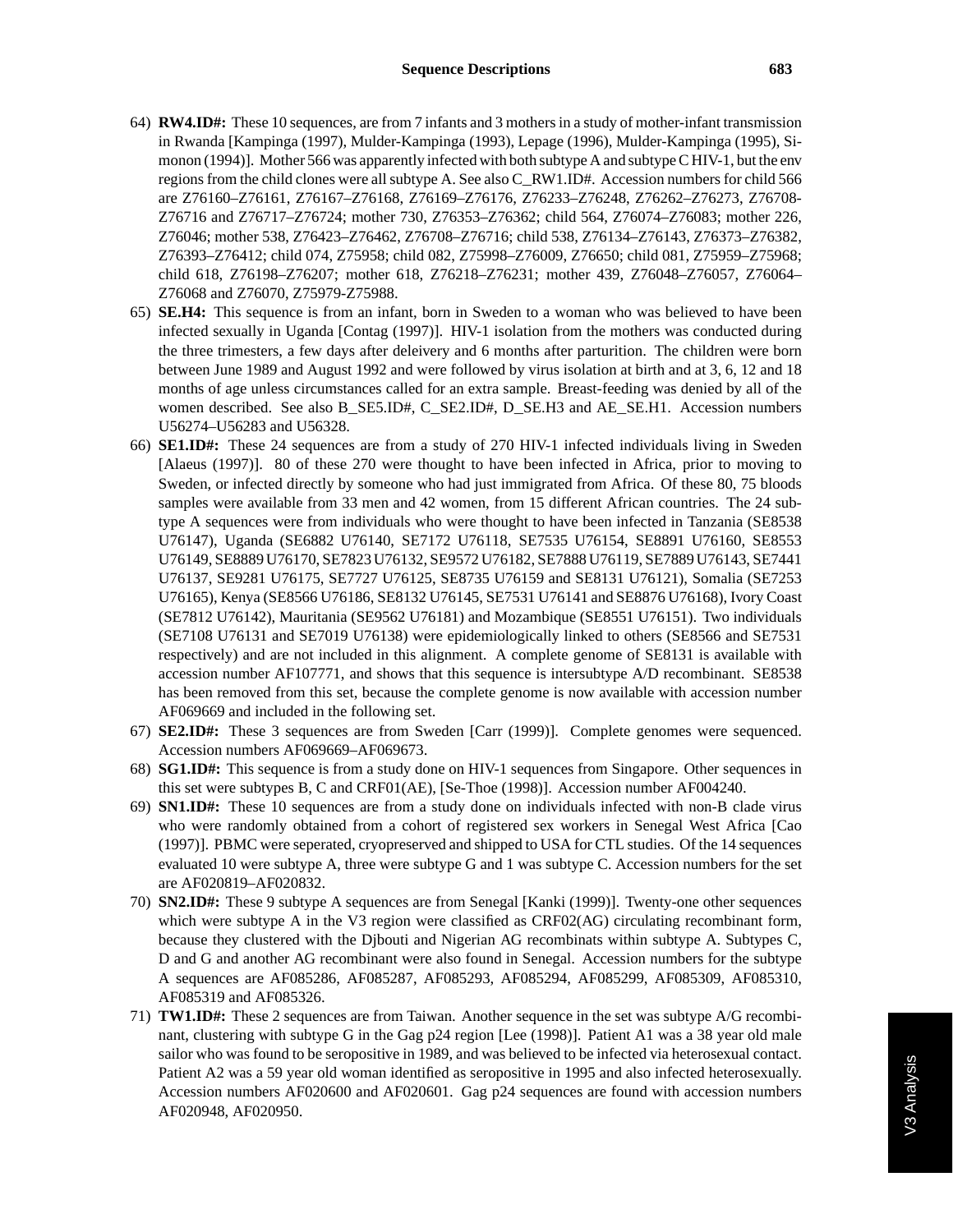64) **RW4.ID#:** These 10 sequences, are from 7 infants and 3 mothers in a study of mother-infant transmission in Rwanda [Kampinga (1997), Mulder-Kampinga (1993), Lepage (1996), Mulder-Kampinga (1995), Simonon (1994)]. Mother 566 was apparently infected with both subtype A and subtype C HIV-1, but the env regions from the child clones were all subtype A. See also C_RW1.ID#. Accession numbers for child 566 are Z76160–Z76161, Z76167–Z76168, Z76169–Z76176, Z76233–Z76248, Z76262–Z76273, Z76708-Z76716 and Z76717–Z76724; mother 730, Z76353–Z76362; child 564, Z76074–Z76083; mother 226, Z76046; mother 538, Z76423–Z76462, Z76708–Z76716; child 538, Z76134–Z76143, Z76373–Z76382, Z76393–Z76412; child 074, Z75958; child 082, Z75998–Z76009, Z76650; child 081, Z75959–Z75968; child 618, Z76198–Z76207; mother 618, Z76218–Z76231; mother 439, Z76048–Z76057, Z76064–Z76068 and Z76070, Z75979-Z75988.

65) **SE.H4:** This sequence is from an infant, born in Sweden to a woman who was believed to have been infected sexually in Uganda [Contag (1997)]. HIV-1 isolation from the mothers was conducted during the three trimesters, a few days after deleivery and 6 months after parturition. The children were born between June 1989 and August 1992 and were followed by virus isolation at birth and at 3, 6, 12 and 18 months of age unless circumstances called for an extra sample. Breast-feeding was denied by all of the women described. See also B_SE5.ID#, C_SE2.ID#, D_SE.H3 and AE_SE.H1. Accession numbers U56274–U56283 and U56328.

66) **SE1.ID#:** These 24 sequences are from a study of 270 HIV-1 infected individuals living in Sweden [Alaeus (1997)]. 80 of these 270 were thought to have been infected in Africa, prior to moving to Sweden, or infected directly by someone who had just immigrated from Africa. Of these 80, 75 bloods samples were available from 33 men and 42 women, from 15 different African countries. The 24 subtype A sequences were from individuals who were thought to have been infected in Tanzania (SE8538 U76147), Uganda (SE6882 U76140, SE7172 U76118, SE7535 U76154, SE8891 U76160, SE8553 U76149, SE8889 U76170, SE7823 U76132, SE9572 U76182, SE7888 U76119, SE7889 U76143, SE7441 U76137, SE9281 U76175, SE7727 U76125, SE8735 U76159 and SE8131 U76121), Somalia (SE7253 U76165), Kenya (SE8566 U76186, SE8132 U76145, SE7531 U76141 and SE8876 U76168), Ivory Coast (SE7812 U76142), Mauritania (SE9562 U76181) and Mozambique (SE8551 U76151). Two individuals (SE7108 U76131 and SE7019 U76138) were epidemiologically linked to others (SE8566 and SE7531 respectively) and are not included in this alignment. A complete genome of SE8131 is available with accession number AF107771, and shows that this sequence is intersubtype A/D recombinant. SE8538 has been removed from this set, because the complete genome is now available with accession number AF069669 and included in the following set.

67) **SE2.ID#:** These 3 sequences are from Sweden [Carr (1999)]. Complete genomes were sequenced. Accession numbers AF069669–AF069673.

68) **SG1.ID#:** This sequence is from a study done on HIV-1 sequences from Singapore. Other sequences in this set were subtypes B, C and CRF01(AE), [Se-Thoe (1998)]. Accession number AF004240.

69) **SN1.ID#:** These 10 sequences are from a study done on individuals infected with non-B clade virus who were randomly obtained from a cohort of registered sex workers in Senegal West Africa [Cao (1997)]. PBMC were seperated, cryopreserved and shipped to USA for CTL studies. Of the 14 sequences evaluated 10 were subtype A, three were subtype G and 1 was subtype C. Accession numbers for the set are AF020819–AF020832.

70) **SN2.ID#:** These 9 subtype A sequences are from Senegal [Kanki (1999)]. Twenty-one other sequences which were subtype A in the V3 region were classified as CRF02(AG) circulating recombinant form, because they clustered with the Djbouti and Nigerian AG recombinats within subtype A. Subtypes C, D and G and another AG recombinant were also found in Senegal. Accession numbers for the subtype A sequences are AF085286, AF085287, AF085293, AF085294, AF085299, AF085309, AF085310, AF085319 and AF085326.

71) **TW1.ID#:** These 2 sequences are from Taiwan. Another sequence in the set was subtype A/G recombinant, clustering with subtype G in the Gag p24 region [Lee (1998)]. Patient A1 was a 38 year old male sailor who was found to be seropositive in 1989, and was believed to be infected via heterosexual contact. Patient A2 was a 59 year old woman identified as seropositive in 1995 and also infected heterosexually. Accession numbers AF020600 and AF020601. Gag p24 sequences are found with accession numbers AF020948, AF020950.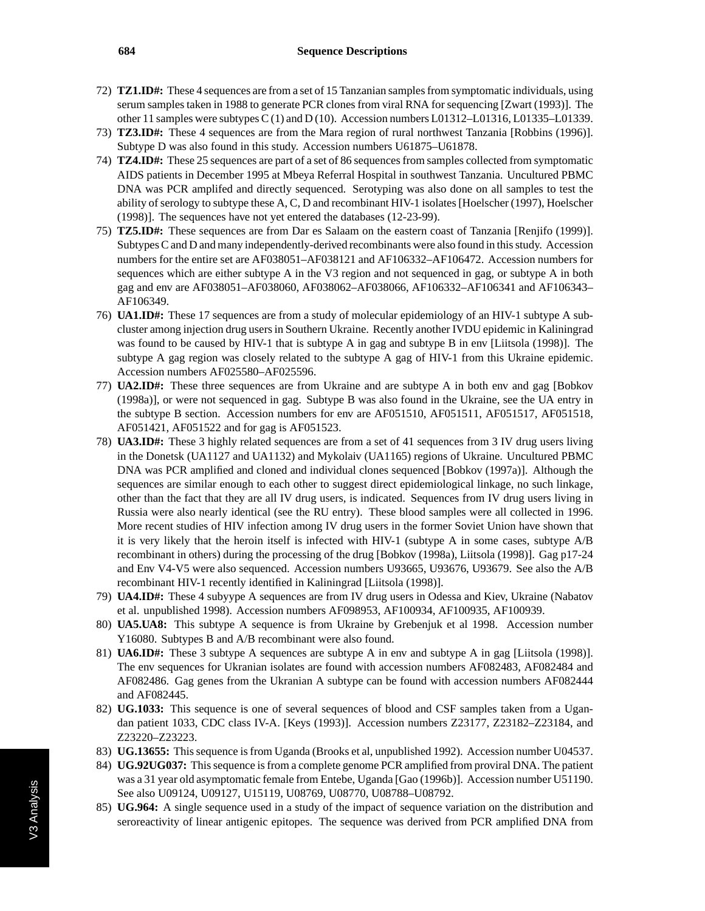72) **TZ1.ID#:** These 4 sequences are from a set of 15 Tanzanian samples from symptomatic individuals, using serum samples taken in 1988 to generate PCR clones from viral RNA for sequencing [Zwart (1993)]. The other 11 samples were subtypes C (1) and D (10). Accession numbers L01312–L01316, L01335–L01339.

73) **TZ3.ID#:** These 4 sequences are from the Mara region of rural northwest Tanzania [Robbins (1996)]. Subtype D was also found in this study. Accession numbers U61875–U61878.

74) **TZ4.ID#:** These 25 sequences are part of a set of 86 sequences from samples collected from symptomatic AIDS patients in December 1995 at Mbeya Referral Hospital in southwest Tanzania. Uncultured PBMC DNA was PCR amplifed and directly sequenced. Serotyping was also done on all samples to test the ability of serology to subtype these A, C, D and recombinant HIV-1 isolates [Hoelscher (1997), Hoelscher (1998)]. The sequences have not yet entered the databases (12-23-99).

75) **TZ5.ID#:** These sequences are from Dar es Salaam on the eastern coast of Tanzania [Renjifo (1999)]. Subtypes C and D and many independently-derived recombinants were also found in this study. Accession numbers for the entire set are AF038051–AF038121 and AF106332–AF106472. Accession numbers for sequences which are either subtype A in the V3 region and not sequenced in gag, or subtype A in both gag and env are AF038051–AF038060, AF038062–AF038066, AF106332–AF106341 and AF106343–AF106349.

76) **UA1.ID#:** These 17 sequences are from a study of molecular epidemiology of an HIV-1 subtype A subcluster among injection drug users in Southern Ukraine. Recently another IVDU epidemic in Kaliningrad was found to be caused by HIV-1 that is subtype A in gag and subtype B in env [Liitsola (1998)]. The subtype A gag region was closely related to the subtype A gag of HIV-1 from this Ukraine epidemic. Accession numbers AF025580–AF025596.

77) **UA2.ID#:** These three sequences are from Ukraine and are subtype A in both env and gag [Bobkov (1998a)], or were not sequenced in gag. Subtype B was also found in the Ukraine, see the UA entry in the subtype B section. Accession numbers for env are AF051510, AF051511, AF051517, AF051518, AF051421, AF051522 and for gag is AF051523.

78) **UA3.ID#:** These 3 highly related sequences are from a set of 41 sequences from 3 IV drug users living in the Donetsk (UA1127 and UA1132) and Mykolaiv (UA1165) regions of Ukraine. Uncultured PBMC DNA was PCR amplified and cloned and individual clones sequenced [Bobkov (1997a)]. Although the sequences are similar enough to each other to suggest direct epidemiological linkage, no such linkage, other than the fact that they are all IV drug users, is indicated. Sequences from IV drug users living in Russia were also nearly identical (see the RU entry). These blood samples were all collected in 1996. More recent studies of HIV infection among IV drug users in the former Soviet Union have shown that it is very likely that the heroin itself is infected with HIV-1 (subtype A in some cases, subtype A/B recombinant in others) during the processing of the drug [Bobkov (1998a), Liitsola (1998)]. Gag p17-24 and Env V4-V5 were also sequenced. Accession numbers U93665, U93676, U93679. See also the A/B recombinant HIV-1 recently identified in Kaliningrad [Liitsola (1998)].

79) **UA4.ID#:** These 4 subyype A sequences are from IV drug users in Odessa and Kiev, Ukraine (Nabatov et al. unpublished 1998). Accession numbers AF098953, AF100934, AF100935, AF100939.

80) **UA5.UA8:** This subtype A sequence is from Ukraine by Grebenjuk et al 1998. Accession number Y16080. Subtypes B and A/B recombinant were also found.

81) **UA6.ID#:** These 3 subtype A sequences are subtype A in env and subtype A in gag [Liitsola (1998)]. The env sequences for Ukranian isolates are found with accession numbers AF082483, AF082484 and AF082486. Gag genes from the Ukranian A subtype can be found with accession numbers AF082444 and AF082445.

82) **UG.1033:** This sequence is one of several sequences of blood and CSF samples taken from a Ugandan patient 1033, CDC class IV-A. [Keys (1993)]. Accession numbers Z23177, Z23182–Z23184, and Z23220–Z23223.

83) **UG.13655:** This sequence is from Uganda (Brooks et al, unpublished 1992). Accession number U04537.

84) **UG.92UG037:** This sequence is from a complete genome PCR amplified from proviral DNA. The patient was a 31 year old asymptomatic female from Entebe, Uganda [Gao (1996b)]. Accession number U51190. See also U09124, U09127, U15119, U08769, U08770, U08788–U08792.

85) **UG.964:** A single sequence used in a study of the impact of sequence variation on the distribution and seroreactivity of linear antigenic epitopes. The sequence was derived from PCR amplified DNA from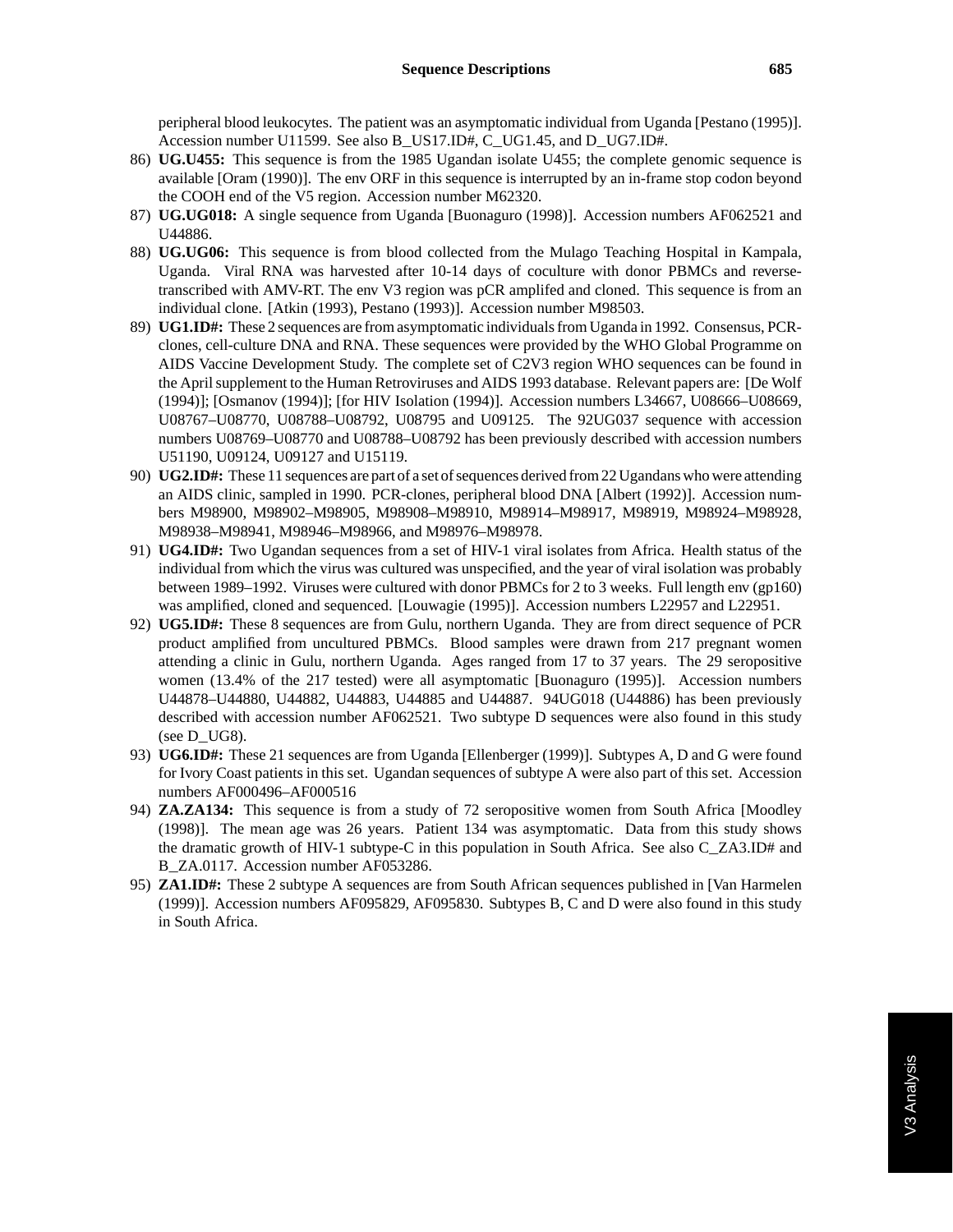peripheral blood leukocytes. The patient was an asymptomatic individual from Uganda [Pestano (1995)]. Accession number U11599. See also B_US17.ID#, C_UG1.45, and D_UG7.ID#.

86) **UG.U455:** This sequence is from the 1985 Ugandan isolate U455; the complete genomic sequence is available [Oram (1990)]. The env ORF in this sequence is interrupted by an in-frame stop codon beyond the COOH end of the V5 region. Accession number M62320.

87) **UG.UG018:** A single sequence from Uganda [Buonaguro (1998)]. Accession numbers AF062521 and U44886.

88) **UG.UG06:** This sequence is from blood collected from the Mulago Teaching Hospital in Kampala, Uganda. Viral RNA was harvested after 10-14 days of coculture with donor PBMCs and reverse-transcribed with AMV-RT. The env V3 region was pCR amplifed and cloned. This sequence is from an individual clone. [Atkin (1993), Pestano (1993)]. Accession number M98503.

89) **UG1.ID#:** These 2 sequences are from asymptomatic individuals from Uganda in 1992. Consensus, PCR-clones, cell-culture DNA and RNA. These sequences were provided by the WHO Global Programme on AIDS Vaccine Development Study. The complete set of C2V3 region WHO sequences can be found in the April supplement to the Human Retroviruses and AIDS 1993 database. Relevant papers are: [De Wolf (1994)]; [Osmanov (1994)]; [for HIV Isolation (1994)]. Accession numbers L34667, U08666–U08669, U08767–U08770, U08788–U08792, U08795 and U09125. The 92UG037 sequence with accession numbers U08769–U08770 and U08788–U08792 has been previously described with accession numbers U51190, U09124, U09127 and U15119.

90) **UG2.ID#:** These 11 sequences are part of a set of sequences derived from 22 Ugandans who were attending an AIDS clinic, sampled in 1990. PCR-clones, peripheral blood DNA [Albert (1992)]. Accession numbers M98900, M98902–M98905, M98908–M98910, M98914–M98917, M98919, M98924–M98928, M98938–M98941, M98946–M98966, and M98976–M98978.

91) **UG4.ID#:** Two Ugandan sequences from a set of HIV-1 viral isolates from Africa. Health status of the individual from which the virus was cultured was unspecified, and the year of viral isolation was probably between 1989–1992. Viruses were cultured with donor PBMCs for 2 to 3 weeks. Full length env (gp160) was amplified, cloned and sequenced. [Louwagie (1995)]. Accession numbers L22957 and L22951.

92) **UG5.ID#:** These 8 sequences are from Gulu, northern Uganda. They are from direct sequence of PCR product amplified from uncultured PBMCs. Blood samples were drawn from 217 pregnant women attending a clinic in Gulu, northern Uganda. Ages ranged from 17 to 37 years. The 29 seropositive women (13.4% of the 217 tested) were all asymptomatic [Buonaguro (1995)]. Accession numbers U44878–U44880, U44882, U44883, U44885 and U44887. 94UG018 (U44886) has been previously described with accession number AF062521. Two subtype D sequences were also found in this study (see D_UG8).

93) **UG6.ID#:** These 21 sequences are from Uganda [Ellenberger (1999)]. Subtypes A, D and G were found for Ivory Coast patients in this set. Ugandan sequences of subtype A were also part of this set. Accession numbers AF000496–AF000516

94) **ZA.ZA134:** This sequence is from a study of 72 seropositive women from South Africa [Moodley (1998)]. The mean age was 26 years. Patient 134 was asymptomatic. Data from this study shows the dramatic growth of HIV-1 subtype-C in this population in South Africa. See also C_ZA3.ID# and B_ZA.0117. Accession number AF053286.

95) **ZA1.ID#:** These 2 subtype A sequences are from South African sequences published in [Van Harmelen (1999)]. Accession numbers AF095829, AF095830. Subtypes B, C and D were also found in this study in South Africa.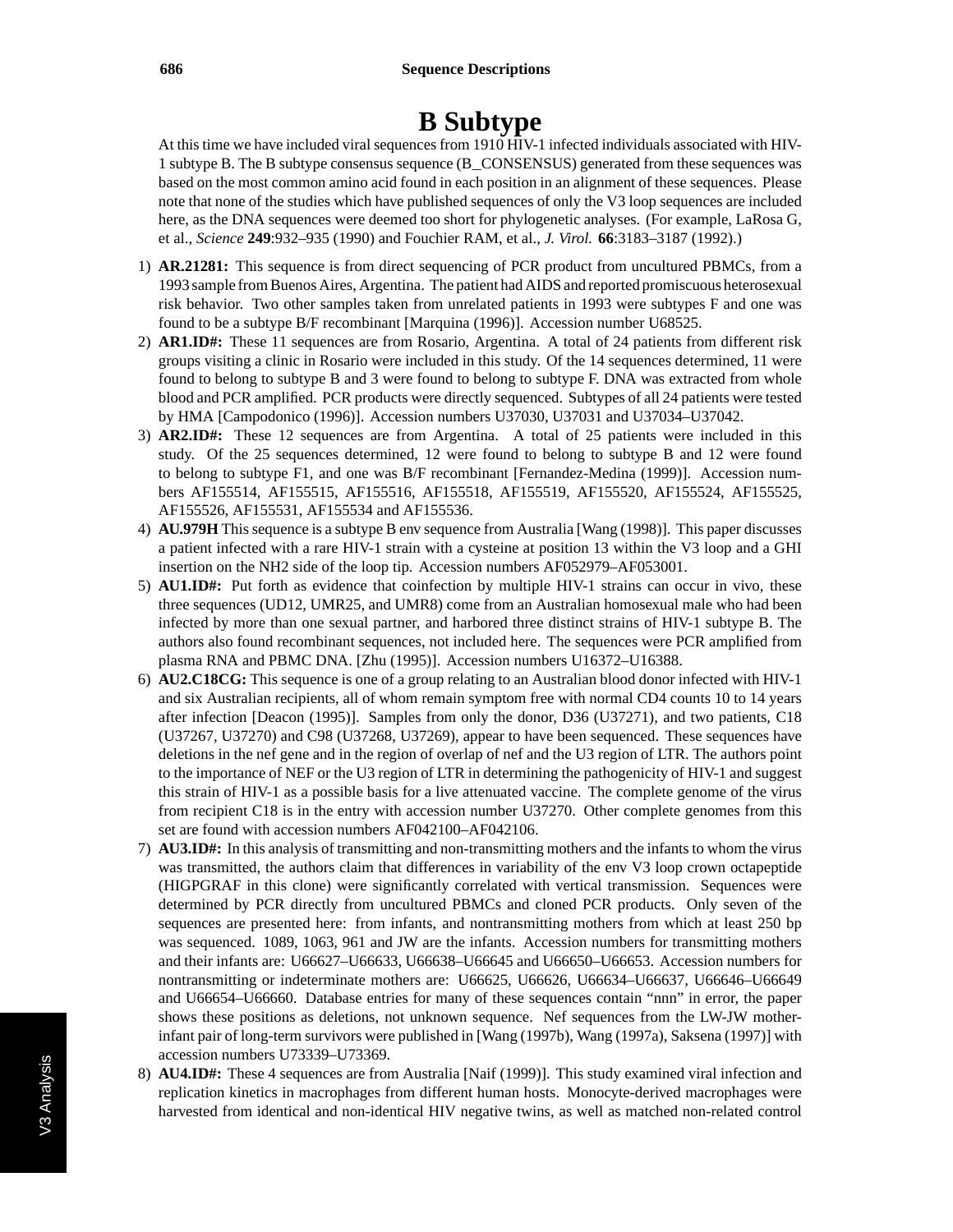# B Subtype

At this time we have included viral sequences from 1910 HIV-1 infected individuals associated with HIV-1 subtype B. The B subtype consensus sequence (B_CONSENSUS) generated from these sequences was based on the most common amino acid found in each position in an alignment of these sequences. Please note that none of the studies which have published sequences of only the V3 loop sequences are included here, as the DNA sequences were deemed too short for phylogenetic analyses. (For example, LaRosa G, et al., *Science* **249**:932–935 (1990) and Fouchier RAM, et al., *J. Virol.* **66**:3183–3187 (1992).)

1) **AR.21281:** This sequence is from direct sequencing of PCR product from uncultured PBMCs, from a 1993 sample from Buenos Aires, Argentina. The patient had AIDS and reported promiscuous heterosexual risk behavior. Two other samples taken from unrelated patients in 1993 were subtypes F and one was found to be a subtype B/F recombinant [Marquina (1996)]. Accession number U68525.

2) **AR1.ID#:** These 11 sequences are from Rosario, Argentina. A total of 24 patients from different risk groups visiting a clinic in Rosario were included in this study. Of the 14 sequences determined, 11 were found to belong to subtype B and 3 were found to belong to subtype F. DNA was extracted from whole blood and PCR amplified. PCR products were directly sequenced. Subtypes of all 24 patients were tested by HMA [Campodonico (1996)]. Accession numbers U37030, U37031 and U37034–U37042.

3) **AR2.ID#:** These 12 sequences are from Argentina. A total of 25 patients were included in this study. Of the 25 sequences determined, 12 were found to belong to subtype B and 12 were found to belong to subtype F1, and one was B/F recombinant [Fernandez-Medina (1999)]. Accession numbers AF155514, AF155515, AF155516, AF155518, AF155519, AF155520, AF155524, AF155525, AF155526, AF155531, AF155534 and AF155536.

4) **AU.979H** This sequence is a subtype B env sequence from Australia [Wang (1998)]. This paper discusses a patient infected with a rare HIV-1 strain with a cysteine at position 13 within the V3 loop and a GHI insertion on the NH2 side of the loop tip. Accession numbers AF052979–AF053001.

5) **AU1.ID#:** Put forth as evidence that coinfection by multiple HIV-1 strains can occur in vivo, these three sequences (UD12, UMR25, and UMR8) come from an Australian homosexual male who had been infected by more than one sexual partner, and harbored three distinct strains of HIV-1 subtype B. The authors also found recombinant sequences, not included here. The sequences were PCR amplified from plasma RNA and PBMC DNA. [Zhu (1995)]. Accession numbers U16372–U16388.

6) **AU2.C18CG:** This sequence is one of a group relating to an Australian blood donor infected with HIV-1 and six Australian recipients, all of whom remain symptom free with normal CD4 counts 10 to 14 years after infection [Deacon (1995)]. Samples from only the donor, D36 (U37271), and two patients, C18 (U37267, U37270) and C98 (U37268, U37269), appear to have been sequenced. These sequences have deletions in the nef gene and in the region of overlap of nef and the U3 region of LTR. The authors point to the importance of NEF or the U3 region of LTR in determining the pathogenicity of HIV-1 and suggest this strain of HIV-1 as a possible basis for a live attenuated vaccine. The complete genome of the virus from recipient C18 is in the entry with accession number U37270. Other complete genomes from this set are found with accession numbers AF042100–AF042106.

7) **AU3.ID#:** In this analysis of transmitting and non-transmitting mothers and the infants to whom the virus was transmitted, the authors claim that differences in variability of the env V3 loop crown octapeptide (HIGPGRAF in this clone) were significantly correlated with vertical transmission. Sequences were determined by PCR directly from uncultured PBMCs and cloned PCR products. Only seven of the sequences are presented here: from infants, and nontransmitting mothers from which at least 250 bp was sequenced. 1089, 1063, 961 and JW are the infants. Accession numbers for transmitting mothers and their infants are: U66627–U66633, U66638–U66645 and U66650–U66653. Accession numbers for nontransmitting or indeterminate mothers are: U66625, U66626, U66634–U66637, U66646–U66649 and U66654–U66660. Database entries for many of these sequences contain "nnn" in error, the paper shows these positions as deletions, not unknown sequence. Nef sequences from the LW-JW mother-infant pair of long-term survivors were published in [Wang (1997b), Wang (1997a), Saksena (1997)] with accession numbers U73339–U73369.

8) **AU4.ID#:** These 4 sequences are from Australia [Naif (1999)]. This study examined viral infection and replication kinetics in macrophages from different human hosts. Monocyte-derived macrophages were harvested from identical and non-identical HIV negative twins, as well as matched non-related control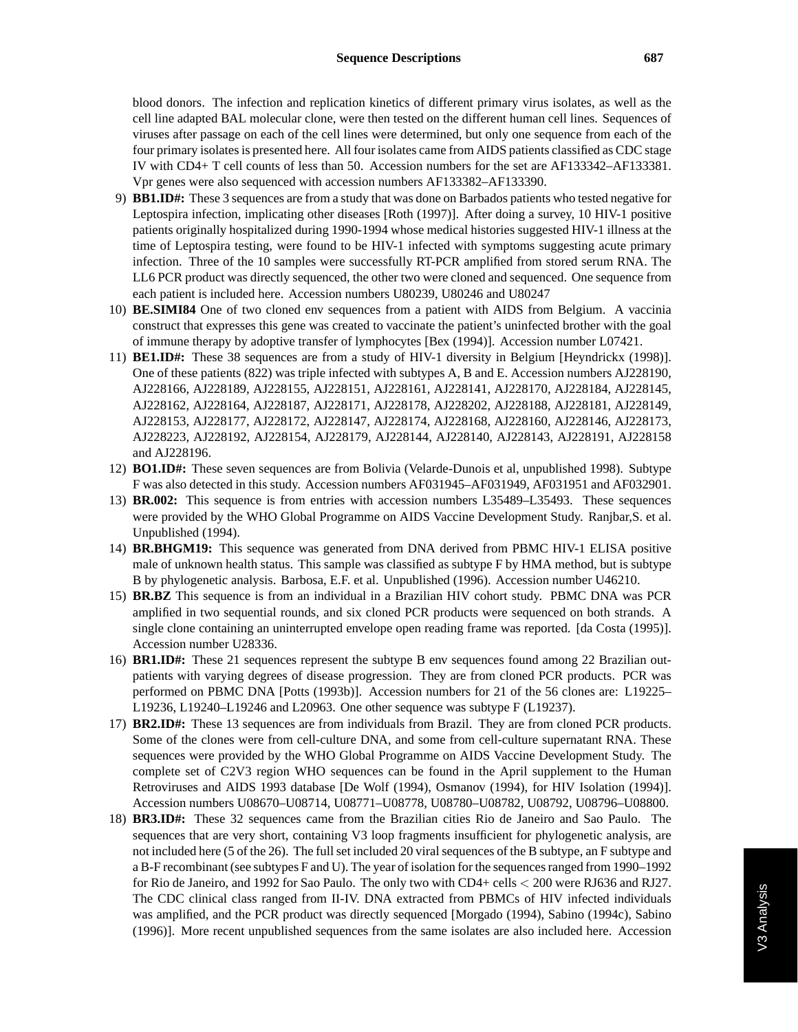blood donors. The infection and replication kinetics of different primary virus isolates, as well as the cell line adapted BAL molecular clone, were then tested on the different human cell lines. Sequences of viruses after passage on each of the cell lines were determined, but only one sequence from each of the four primary isolates is presented here. All four isolates came from AIDS patients classified as CDC stage IV with CD4+ T cell counts of less than 50. Accession numbers for the set are AF133342–AF133381. Vpr genes were also sequenced with accession numbers AF133382–AF133390.

9) **BB1.ID#:** These 3 sequences are from a study that was done on Barbados patients who tested negative for Leptospira infection, implicating other diseases [Roth (1997)]. After doing a survey, 10 HIV-1 positive patients originally hospitalized during 1990-1994 whose medical histories suggested HIV-1 illness at the time of Leptospira testing, were found to be HIV-1 infected with symptoms suggesting acute primary infection. Three of the 10 samples were successfully RT-PCR amplified from stored serum RNA. The LL6 PCR product was directly sequenced, the other two were cloned and sequenced. One sequence from each patient is included here. Accession numbers U80239, U80246 and U80247

10) **BE.SIMI84** One of two cloned env sequences from a patient with AIDS from Belgium. A vaccinia construct that expresses this gene was created to vaccinate the patient's uninfected brother with the goal of immune therapy by adoptive transfer of lymphocytes [Bex (1994)]. Accession number L07421.

11) **BE1.ID#:** These 38 sequences are from a study of HIV-1 diversity in Belgium [Heyndrickx (1998)]. One of these patients (822) was triple infected with subtypes A, B and E. Accession numbers AJ228190, AJ228166, AJ228189, AJ228155, AJ228151, AJ228161, AJ228141, AJ228170, AJ228184, AJ228145, AJ228162, AJ228164, AJ228187, AJ228171, AJ228178, AJ228202, AJ228188, AJ228181, AJ228149, AJ228153, AJ228177, AJ228172, AJ228147, AJ228174, AJ228168, AJ228160, AJ228146, AJ228173, AJ228223, AJ228192, AJ228154, AJ228179, AJ228144, AJ228140, AJ228143, AJ228191, AJ228158 and AJ228196.

12) **BO1.ID#:** These seven sequences are from Bolivia (Velarde-Dunois et al, unpublished 1998). Subtype F was also detected in this study. Accession numbers AF031945–AF031949, AF031951 and AF032901.

13) **BR.002:** This sequence is from entries with accession numbers L35489–L35493. These sequences were provided by the WHO Global Programme on AIDS Vaccine Development Study. Ranjbar,S. et al. Unpublished (1994).

14) **BR.BHGM19:** This sequence was generated from DNA derived from PBMC HIV-1 ELISA positive male of unknown health status. This sample was classified as subtype F by HMA method, but is subtype B by phylogenetic analysis. Barbosa, E.F. et al. Unpublished (1996). Accession number U46210.

15) **BR.BZ** This sequence is from an individual in a Brazilian HIV cohort study. PBMC DNA was PCR amplified in two sequential rounds, and six cloned PCR products were sequenced on both strands. A single clone containing an uninterrupted envelope open reading frame was reported. [da Costa (1995)]. Accession number U28336.

16) **BR1.ID#:** These 21 sequences represent the subtype B env sequences found among 22 Brazilian outpatients with varying degrees of disease progression. They are from cloned PCR products. PCR was performed on PBMC DNA [Potts (1993b)]. Accession numbers for 21 of the 56 clones are: L19225–L19236, L19240–L19246 and L20963. One other sequence was subtype F (L19237).

17) **BR2.ID#:** These 13 sequences are from individuals from Brazil. They are from cloned PCR products. Some of the clones were from cell-culture DNA, and some from cell-culture supernatant RNA. These sequences were provided by the WHO Global Programme on AIDS Vaccine Development Study. The complete set of C2V3 region WHO sequences can be found in the April supplement to the Human Retroviruses and AIDS 1993 database [De Wolf (1994), Osmanov (1994), for HIV Isolation (1994)]. Accession numbers U08670–U08714, U08771–U08778, U08780–U08782, U08792, U08796–U08800.

18) **BR3.ID#:** These 32 sequences came from the Brazilian cities Rio de Janeiro and Sao Paulo. The sequences that are very short, containing V3 loop fragments insufficient for phylogenetic analysis, are not included here (5 of the 26). The full set included 20 viral sequences of the B subtype, an F subtype and a B-F recombinant (see subtypes F and U). The year of isolation for the sequences ranged from 1990–1992 for Rio de Janeiro, and 1992 for Sao Paulo. The only two with CD4+ cells $< 200$ were RJ636 and RJ27. The CDC clinical class ranged from II-IV. DNA extracted from PBMCs of HIV infected individuals was amplified, and the PCR product was directly sequenced [Morgado (1994), Sabino (1994c), Sabino (1996)]. More recent unpublished sequences from the same isolates are also included here. Accession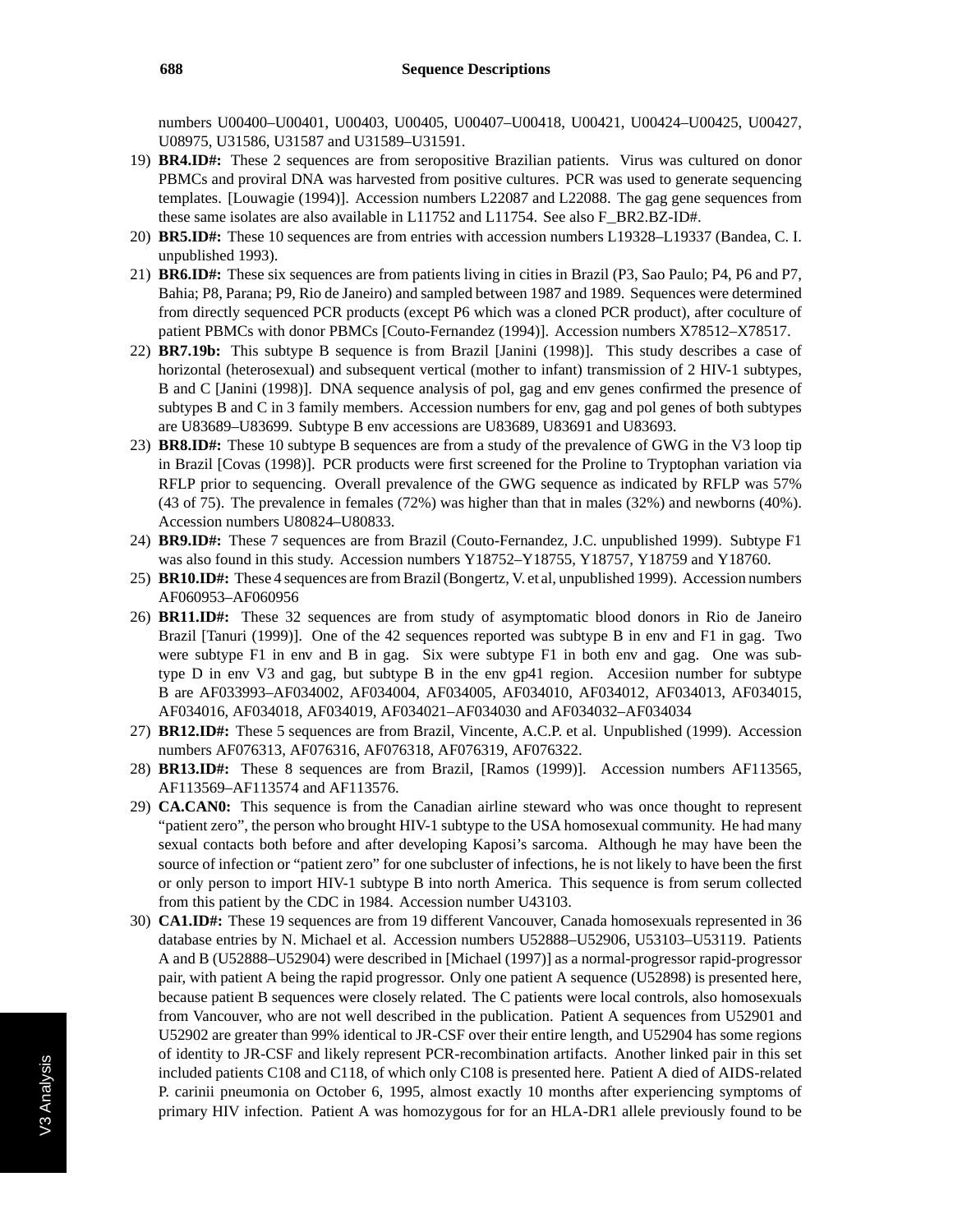numbers U00400–U00401, U00403, U00405, U00407–U00418, U00421, U00424–U00425, U00427, U08975, U31586, U31587 and U31589–U31591.

19) **BR4.ID#:** These 2 sequences are from seropositive Brazilian patients. Virus was cultured on donor PBMCs and proviral DNA was harvested from positive cultures. PCR was used to generate sequencing templates. [Louwagie (1994)]. Accession numbers L22087 and L22088. The gag gene sequences from these same isolates are also available in L11752 and L11754. See also F_BR2.BZ-ID#.

20) **BR5.ID#:** These 10 sequences are from entries with accession numbers L19328–L19337 (Bandea, C. I. unpublished 1993).

21) **BR6.ID#:** These six sequences are from patients living in cities in Brazil (P3, Sao Paulo; P4, P6 and P7, Bahia; P8, Parana; P9, Rio de Janeiro) and sampled between 1987 and 1989. Sequences were determined from directly sequenced PCR products (except P6 which was a cloned PCR product), after coculture of patient PBMCs with donor PBMCs [Couto-Fernandez (1994)]. Accession numbers X78512–X78517.

22) **BR7.19b:** This subtype B sequence is from Brazil [Janini (1998)]. This study describes a case of horizontal (heterosexual) and subsequent vertical (mother to infant) transmission of 2 HIV-1 subtypes, B and C [Janini (1998)]. DNA sequence analysis of pol, gag and env genes confirmed the presence of subtypes B and C in 3 family members. Accession numbers for env, gag and pol genes of both subtypes are U83689–U83699. Subtype B env accessions are U83689, U83691 and U83693.

23) **BR8.ID#:** These 10 subtype B sequences are from a study of the prevalence of GWG in the V3 loop tip in Brazil [Covas (1998)]. PCR products were first screened for the Proline to Tryptophan variation via RFLP prior to sequencing. Overall prevalence of the GWG sequence as indicated by RFLP was 57% (43 of 75). The prevalence in females (72%) was higher than that in males (32%) and newborns (40%). Accession numbers U80824–U80833.

24) **BR9.ID#:** These 7 sequences are from Brazil (Couto-Fernandez, J.C. unpublished 1999). Subtype F1 was also found in this study. Accession numbers Y18752–Y18755, Y18757, Y18759 and Y18760.

25) **BR10.ID#:** These 4 sequences are from Brazil (Bongertz, V. et al, unpublished 1999). Accession numbers AF060953–AF060956

26) **BR11.ID#:** These 32 sequences are from study of asymptomatic blood donors in Rio de Janeiro Brazil [Tanuri (1999)]. One of the 42 sequences reported was subtype B in env and F1 in gag. Two were subtype F1 in env and B in gag. Six were subtype F1 in both env and gag. One was subtype D in env V3 and gag, but subtype B in the env gp41 region. Accesiion number for subtype B are AF033993–AF034002, AF034004, AF034005, AF034010, AF034012, AF034013, AF034015, AF034016, AF034018, AF034019, AF034021–AF034030 and AF034032–AF034034

27) **BR12.ID#:** These 5 sequences are from Brazil, Vincente, A.C.P. et al. Unpublished (1999). Accession numbers AF076313, AF076316, AF076318, AF076319, AF076322.

28) **BR13.ID#:** These 8 sequences are from Brazil, [Ramos (1999)]. Accession numbers AF113565, AF113569–AF113574 and AF113576.

29) **CA.CAN0:** This sequence is from the Canadian airline steward who was once thought to represent "patient zero", the person who brought HIV-1 subtype to the USA homosexual community. He had many sexual contacts both before and after developing Kaposi's sarcoma. Although he may have been the source of infection or "patient zero" for one subcluster of infections, he is not likely to have been the first or only person to import HIV-1 subtype B into north America. This sequence is from serum collected from this patient by the CDC in 1984. Accession number U43103.

30) **CA1.ID#:** These 19 sequences are from 19 different Vancouver, Canada homosexuals represented in 36 database entries by N. Michael et al. Accession numbers U52888–U52906, U53103–U53119. Patients A and B (U52888–U52904) were described in [Michael (1997)] as a normal-progressor rapid-progressor pair, with patient A being the rapid progressor. Only one patient A sequence (U52898) is presented here, because patient B sequences were closely related. The C patients were local controls, also homosexuals from Vancouver, who are not well described in the publication. Patient A sequences from U52901 and U52902 are greater than 99% identical to JR-CSF over their entire length, and U52904 has some regions of identity to JR-CSF and likely represent PCR-recombination artifacts. Another linked pair in this set included patients C108 and C118, of which only C108 is presented here. Patient A died of AIDS-related P. carinii pneumonia on October 6, 1995, almost exactly 10 months after experiencing symptoms of primary HIV infection. Patient A was homozygous for for an HLA-DR1 allele previously found to be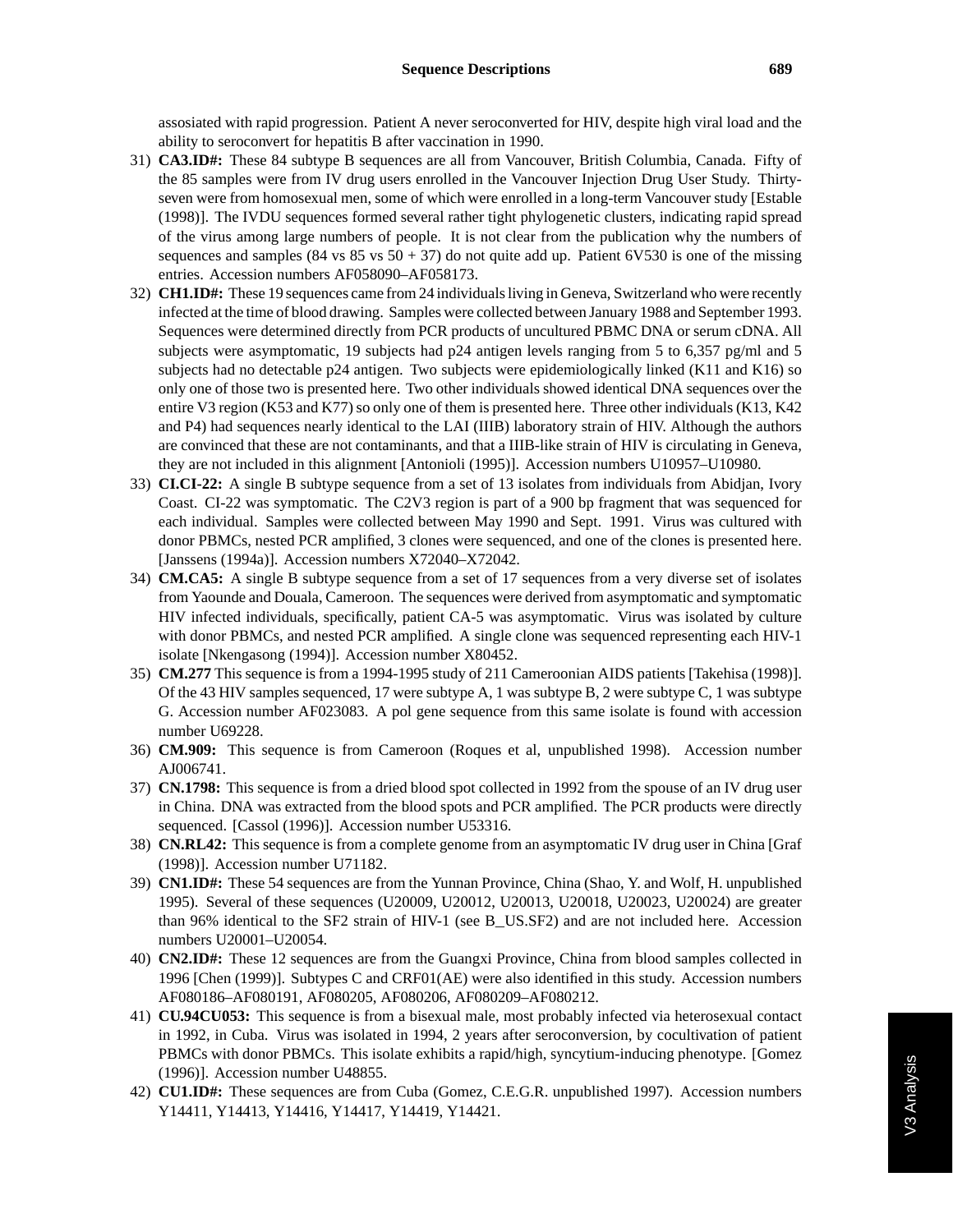assosiated with rapid progression. Patient A never seroconverted for HIV, despite high viral load and the ability to seroconvert for hepatitis B after vaccination in 1990.

31) **CA3.ID#:** These 84 subtype B sequences are all from Vancouver, British Columbia, Canada. Fifty of the 85 samples were from IV drug users enrolled in the Vancouver Injection Drug User Study. Thirty-seven were from homosexual men, some of which were enrolled in a long-term Vancouver study [Estable (1998)]. The IVDU sequences formed several rather tight phylogenetic clusters, indicating rapid spread of the virus among large numbers of people. It is not clear from the publication why the numbers of sequences and samples (84 vs 85 vs 50 + 37) do not quite add up. Patient 6V530 is one of the missing entries. Accession numbers AF058090–AF058173.
32) **CH1.ID#:** These 19 sequences came from 24 individuals living in Geneva, Switzerland who were recently infected at the time of blood drawing. Samples were collected between January 1988 and September 1993. Sequences were determined directly from PCR products of uncultured PBMC DNA or serum cDNA. All subjects were asymptomatic, 19 subjects had p24 antigen levels ranging from 5 to 6,357 pg/ml and 5 subjects had no detectable p24 antigen. Two subjects were epidemiologically linked (K11 and K16) so only one of those two is presented here. Two other individuals showed identical DNA sequences over the entire V3 region (K53 and K77) so only one of them is presented here. Three other individuals (K13, K42 and P4) had sequences nearly identical to the LAI (IIIB) laboratory strain of HIV. Although the authors are convinced that these are not contaminants, and that a IIIB-like strain of HIV is circulating in Geneva, they are not included in this alignment [Antonioli (1995)]. Accession numbers U10957–U10980.
33) **CI.CI-22:** A single B subtype sequence from a set of 13 isolates from individuals from Abidjan, Ivory Coast. CI-22 was symptomatic. The C2V3 region is part of a 900 bp fragment that was sequenced for each individual. Samples were collected between May 1990 and Sept. 1991. Virus was cultured with donor PBMCs, nested PCR amplified, 3 clones were sequenced, and one of the clones is presented here. [Janssens (1994a)]. Accession numbers X72040–X72042.
34) **CM.CA5:** A single B subtype sequence from a set of 17 sequences from a very diverse set of isolates from Yaounde and Douala, Cameroon. The sequences were derived from asymptomatic and symptomatic HIV infected individuals, specifically, patient CA-5 was asymptomatic. Virus was isolated by culture with donor PBMCs, and nested PCR amplified. A single clone was sequenced representing each HIV-1 isolate [Nkengasong (1994)]. Accession number X80452.
35) **CM.277** This sequence is from a 1994-1995 study of 211 Cameroonian AIDS patients [Takehisa (1998)]. Of the 43 HIV samples sequenced, 17 were subtype A, 1 was subtype B, 2 were subtype C, 1 was subtype G. Accession number AF023083. A pol gene sequence from this same isolate is found with accession number U69228.
36) **CM.909:** This sequence is from Cameroon (Roques et al, unpublished 1998). Accession number AJ006741.
37) **CN.1798:** This sequence is from a dried blood spot collected in 1992 from the spouse of an IV drug user in China. DNA was extracted from the blood spots and PCR amplified. The PCR products were directly sequenced. [Cassol (1996)]. Accession number U53316.
38) **CN.RL42:** This sequence is from a complete genome from an asymptomatic IV drug user in China [Graf (1998)]. Accession number U71182.
39) **CN1.ID#:** These 54 sequences are from the Yunnan Province, China (Shao, Y. and Wolf, H. unpublished 1995). Several of these sequences (U20009, U20012, U20013, U20018, U20023, U20024) are greater than 96% identical to the SF2 strain of HIV-1 (see B_US.SF2) and are not included here. Accession numbers U20001–U20054.
40) **CN2.ID#:** These 12 sequences are from the Guangxi Province, China from blood samples collected in 1996 [Chen (1999)]. Subtypes C and CRF01(AE) were also identified in this study. Accession numbers AF080186–AF080191, AF080205, AF080206, AF080209–AF080212.
41) **CU.94CU053:** This sequence is from a bisexual male, most probably infected via heterosexual contact in 1992, in Cuba. Virus was isolated in 1994, 2 years after seroconversion, by cocultivation of patient PBMCs with donor PBMCs. This isolate exhibits a rapid/high, syncytium-inducing phenotype. [Gomez (1996)]. Accession number U48855.
42) **CU1.ID#:** These sequences are from Cuba (Gomez, C.E.G.R. unpublished 1997). Accession numbers Y14411, Y14413, Y14416, Y14417, Y14419, Y14421.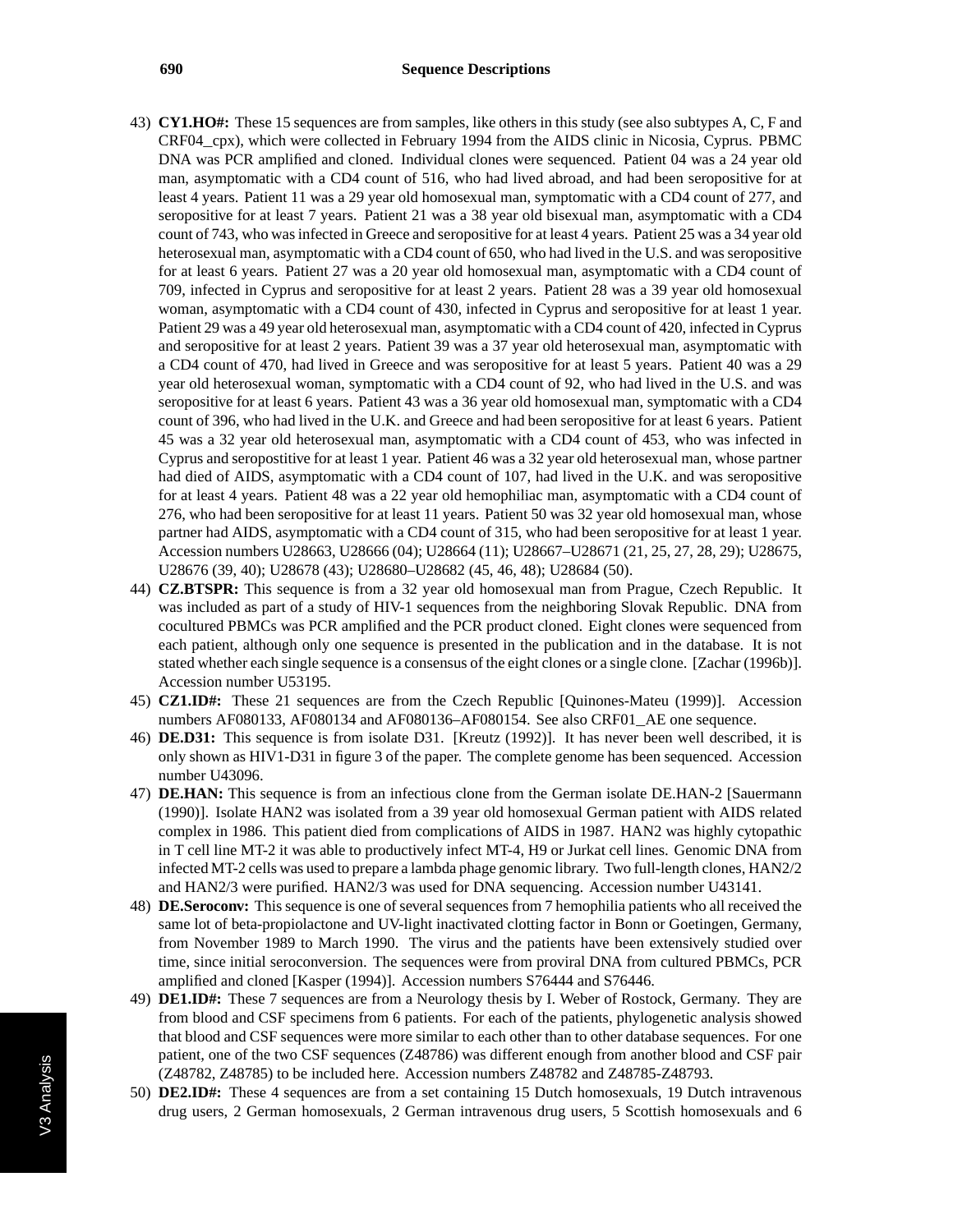43) **CY1.HO#:** These 15 sequences are from samples, like others in this study (see also subtypes A, C, F and CRF04_cpx), which were collected in February 1994 from the AIDS clinic in Nicosia, Cyprus. PBMC DNA was PCR amplified and cloned. Individual clones were sequenced. Patient 04 was a 24 year old man, asymptomatic with a CD4 count of 516, who had lived abroad, and had been seropositive for at least 4 years. Patient 11 was a 29 year old homosexual man, symptomatic with a CD4 count of 277, and seropositive for at least 7 years. Patient 21 was a 38 year old bisexual man, asymptomatic with a CD4 count of 743, who was infected in Greece and seropositive for at least 4 years. Patient 25 was a 34 year old heterosexual man, asymptomatic with a CD4 count of 650, who had lived in the U.S. and was seropositive for at least 6 years. Patient 27 was a 20 year old homosexual man, asymptomatic with a CD4 count of 709, infected in Cyprus and seropositive for at least 2 years. Patient 28 was a 39 year old homosexual woman, asymptomatic with a CD4 count of 430, infected in Cyprus and seropositive for at least 1 year. Patient 29 was a 49 year old heterosexual man, asymptomatic with a CD4 count of 420, infected in Cyprus and seropositive for at least 2 years. Patient 39 was a 37 year old heterosexual man, asymptomatic with a CD4 count of 470, had lived in Greece and was seropositive for at least 5 years. Patient 40 was a 29 year old heterosexual woman, symptomatic with a CD4 count of 92, who had lived in the U.S. and was seropositive for at least 6 years. Patient 43 was a 36 year old homosexual man, symptomatic with a CD4 count of 396, who had lived in the U.K. and Greece and had been seropositive for at least 6 years. Patient 45 was a 32 year old heterosexual man, asymptomatic with a CD4 count of 453, who was infected in Cyprus and seropostitive for at least 1 year. Patient 46 was a 32 year old heterosexual man, whose partner had died of AIDS, asymptomatic with a CD4 count of 107, had lived in the U.K. and was seropositive for at least 4 years. Patient 48 was a 22 year old hemophiliac man, asymptomatic with a CD4 count of 276, who had been seropositive for at least 11 years. Patient 50 was 32 year old homosexual man, whose partner had AIDS, asymptomatic with a CD4 count of 315, who had been seropositive for at least 1 year. Accession numbers U28663, U28666 (04); U28664 (11); U28667–U28671 (21, 25, 27, 28, 29); U28675, U28676 (39, 40); U28678 (43); U28680–U28682 (45, 46, 48); U28684 (50).

44) **CZ.BTSPR:** This sequence is from a 32 year old homosexual man from Prague, Czech Republic. It was included as part of a study of HIV-1 sequences from the neighboring Slovak Republic. DNA from cocultured PBMCs was PCR amplified and the PCR product cloned. Eight clones were sequenced from each patient, although only one sequence is presented in the publication and in the database. It is not stated whether each single sequence is a consensus of the eight clones or a single clone. [Zachar (1996b)]. Accession number U53195.

45) **CZ1.ID#:** These 21 sequences are from the Czech Republic [Quinones-Mateu (1999)]. Accession numbers AF080133, AF080134 and AF080136–AF080154. See also CRF01_AE one sequence.

46) **DE.D31:** This sequence is from isolate D31. [Kreutz (1992)]. It has never been well described, it is only shown as HIV1-D31 in figure 3 of the paper. The complete genome has been sequenced. Accession number U43096.

47) **DE.HAN:** This sequence is from an infectious clone from the German isolate DE.HAN-2 [Sauermann (1990)]. Isolate HAN2 was isolated from a 39 year old homosexual German patient with AIDS related complex in 1986. This patient died from complications of AIDS in 1987. HAN2 was highly cytopathic in T cell line MT-2 it was able to productively infect MT-4, H9 or Jurkat cell lines. Genomic DNA from infected MT-2 cells was used to prepare a lambda phage genomic library. Two full-length clones, HAN2/2 and HAN2/3 were purified. HAN2/3 was used for DNA sequencing. Accession number U43141.

48) **DE.Seroconv:** This sequence is one of several sequences from 7 hemophilia patients who all received the same lot of beta-propiolactone and UV-light inactivated clotting factor in Bonn or Goetingen, Germany, from November 1989 to March 1990. The virus and the patients have been extensively studied over time, since initial seroconversion. The sequences were from proviral DNA from cultured PBMCs, PCR amplified and cloned [Kasper (1994)]. Accession numbers S76444 and S76446.

49) **DE1.ID#:** These 7 sequences are from a Neurology thesis by I. Weber of Rostock, Germany. They are from blood and CSF specimens from 6 patients. For each of the patients, phylogenetic analysis showed that blood and CSF sequences were more similar to each other than to other database sequences. For one patient, one of the two CSF sequences (Z48786) was different enough from another blood and CSF pair (Z48782, Z48785) to be included here. Accession numbers Z48782 and Z48785-Z48793.

50) **DE2.ID#:** These 4 sequences are from a set containing 15 Dutch homosexuals, 19 Dutch intravenous drug users, 2 German homosexuals, 2 German intravenous drug users, 5 Scottish homosexuals and 6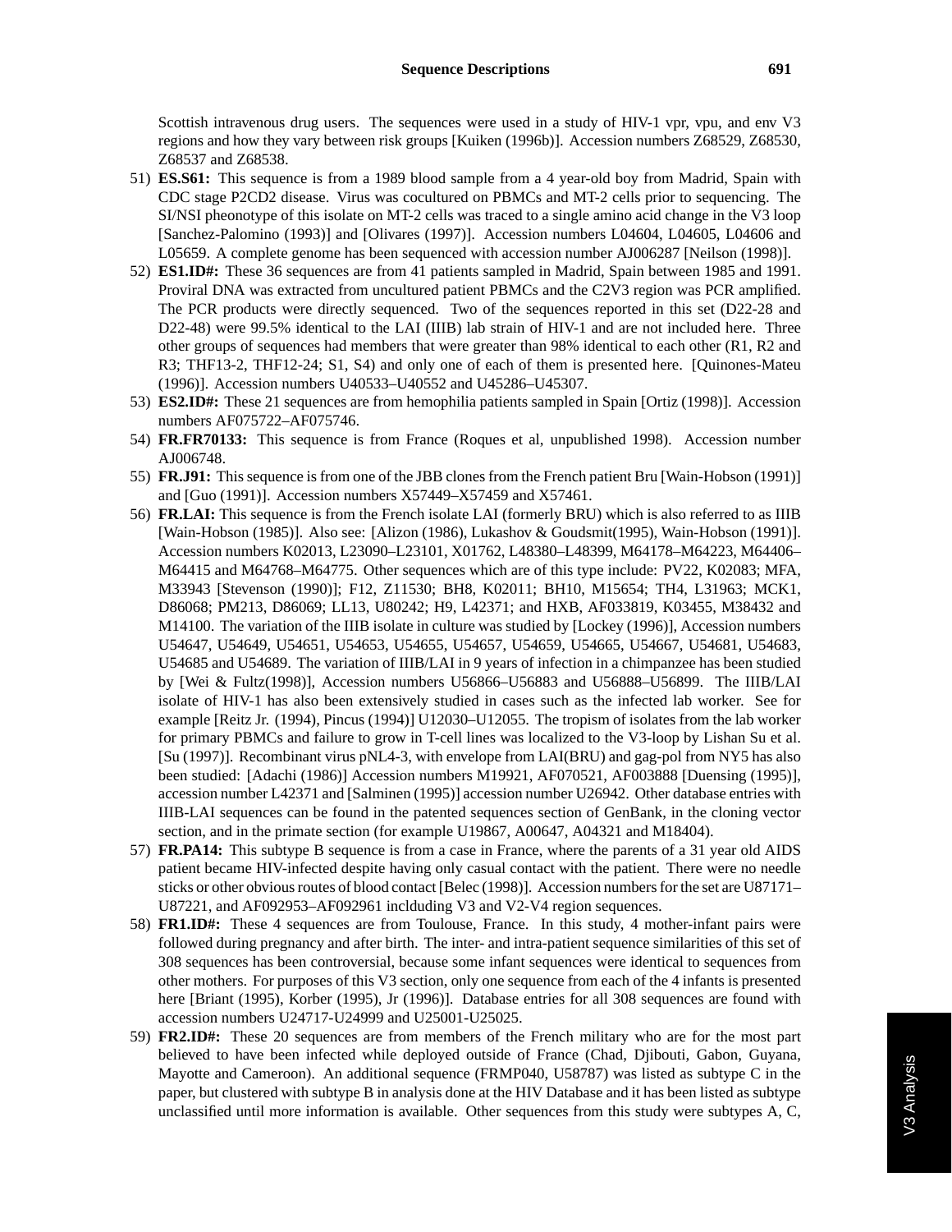Scottish intravenous drug users. The sequences were used in a study of HIV-1 vpr, vpu, and env V3 regions and how they vary between risk groups [Kuiken (1996b)]. Accession numbers Z68529, Z68530, Z68537 and Z68538.

51) **ES.S61:** This sequence is from a 1989 blood sample from a 4 year-old boy from Madrid, Spain with CDC stage P2CD2 disease. Virus was cocultured on PBMCs and MT-2 cells prior to sequencing. The SI/NSI pheonotype of this isolate on MT-2 cells was traced to a single amino acid change in the V3 loop [Sanchez-Palomino (1993)] and [Olivares (1997)]. Accession numbers L04604, L04605, L04606 and L05659. A complete genome has been sequenced with accession number AJ006287 [Neilson (1998)].

52) **ES1.ID#:** These 36 sequences are from 41 patients sampled in Madrid, Spain between 1985 and 1991. Proviral DNA was extracted from uncultured patient PBMCs and the C2V3 region was PCR amplified. The PCR products were directly sequenced. Two of the sequences reported in this set (D22-28 and D22-48) were 99.5% identical to the LAI (IIIB) lab strain of HIV-1 and are not included here. Three other groups of sequences had members that were greater than 98% identical to each other (R1, R2 and R3; THF13-2, THF12-24; S1, S4) and only one of each of them is presented here. [Quinones-Mateu (1996)]. Accession numbers U40533–U40552 and U45286–U45307.

53) **ES2.ID#:** These 21 sequences are from hemophilia patients sampled in Spain [Ortiz (1998)]. Accession numbers AF075722–AF075746.

54) **FR.FR70133:** This sequence is from France (Roques et al, unpublished 1998). Accession number AJ006748.

55) **FR.J91:** This sequence is from one of the JBB clones from the French patient Bru [Wain-Hobson (1991)] and [Guo (1991)]. Accession numbers X57449–X57459 and X57461.

56) **FR.LAI:** This sequence is from the French isolate LAI (formerly BRU) which is also referred to as IIIB [Wain-Hobson (1985)]. Also see: [Alizon (1986), Lukashov & Goudsmit(1995), Wain-Hobson (1991)]. Accession numbers K02013, L23090–L23101, X01762, L48380–L48399, M64178–M64223, M64406–M64415 and M64768–M64775. Other sequences which are of this type include: PV22, K02083; MFA, M33943 [Stevenson (1990)]; F12, Z11530; BH8, K02011; BH10, M15654; TH4, L31963; MCK1, D86068; PM213, D86069; LL13, U80242; H9, L42371; and HXB, AF033819, K03455, M38432 and M14100. The variation of the IIIB isolate in culture was studied by [Lockey (1996)], Accession numbers U54647, U54649, U54651, U54653, U54655, U54657, U54659, U54665, U54667, U54681, U54683, U54685 and U54689. The variation of IIIB/LAI in 9 years of infection in a chimpanzee has been studied by [Wei & Fultz(1998)], Accession numbers U56866–U56883 and U56888–U56899. The IIIB/LAI isolate of HIV-1 has also been extensively studied in cases such as the infected lab worker. See for example [Reitz Jr. (1994), Pincus (1994)] U12030–U12055. The tropism of isolates from the lab worker for primary PBMCs and failure to grow in T-cell lines was localized to the V3-loop by Lishan Su et al. [Su (1997)]. Recombinant virus pNL4-3, with envelope from LAI(BRU) and gag-pol from NY5 has also been studied: [Adachi (1986)] Accession numbers M19921, AF070521, AF003888 [Duensing (1995)], accession number L42371 and [Salminen (1995)] accession number U26942. Other database entries with IIIB-LAI sequences can be found in the patented sequences section of GenBank, in the cloning vector section, and in the primate section (for example U19867, A00647, A04321 and M18404).

57) **FR.PA14:** This subtype B sequence is from a case in France, where the parents of a 31 year old AIDS patient became HIV-infected despite having only casual contact with the patient. There were no needle sticks or other obvious routes of blood contact [Belec (1998)]. Accession numbers for the set are U87171–U87221, and AF092953–AF092961 inclduding V3 and V2-V4 region sequences.

58) **FR1.ID#:** These 4 sequences are from Toulouse, France. In this study, 4 mother-infant pairs were followed during pregnancy and after birth. The inter- and intra-patient sequence similarities of this set of 308 sequences has been controversial, because some infant sequences were identical to sequences from other mothers. For purposes of this V3 section, only one sequence from each of the 4 infants is presented here [Briant (1995), Korber (1995), Jr (1996)]. Database entries for all 308 sequences are found with accession numbers U24717-U24999 and U25001-U25025.

59) **FR2.ID#:** These 20 sequences are from members of the French military who are for the most part believed to have been infected while deployed outside of France (Chad, Djibouti, Gabon, Guyana, Mayotte and Cameroon). An additional sequence (FRMP040, U58787) was listed as subtype C in the paper, but clustered with subtype B in analysis done at the HIV Database and it has been listed as subtype unclassified until more information is available. Other sequences from this study were subtypes A, C,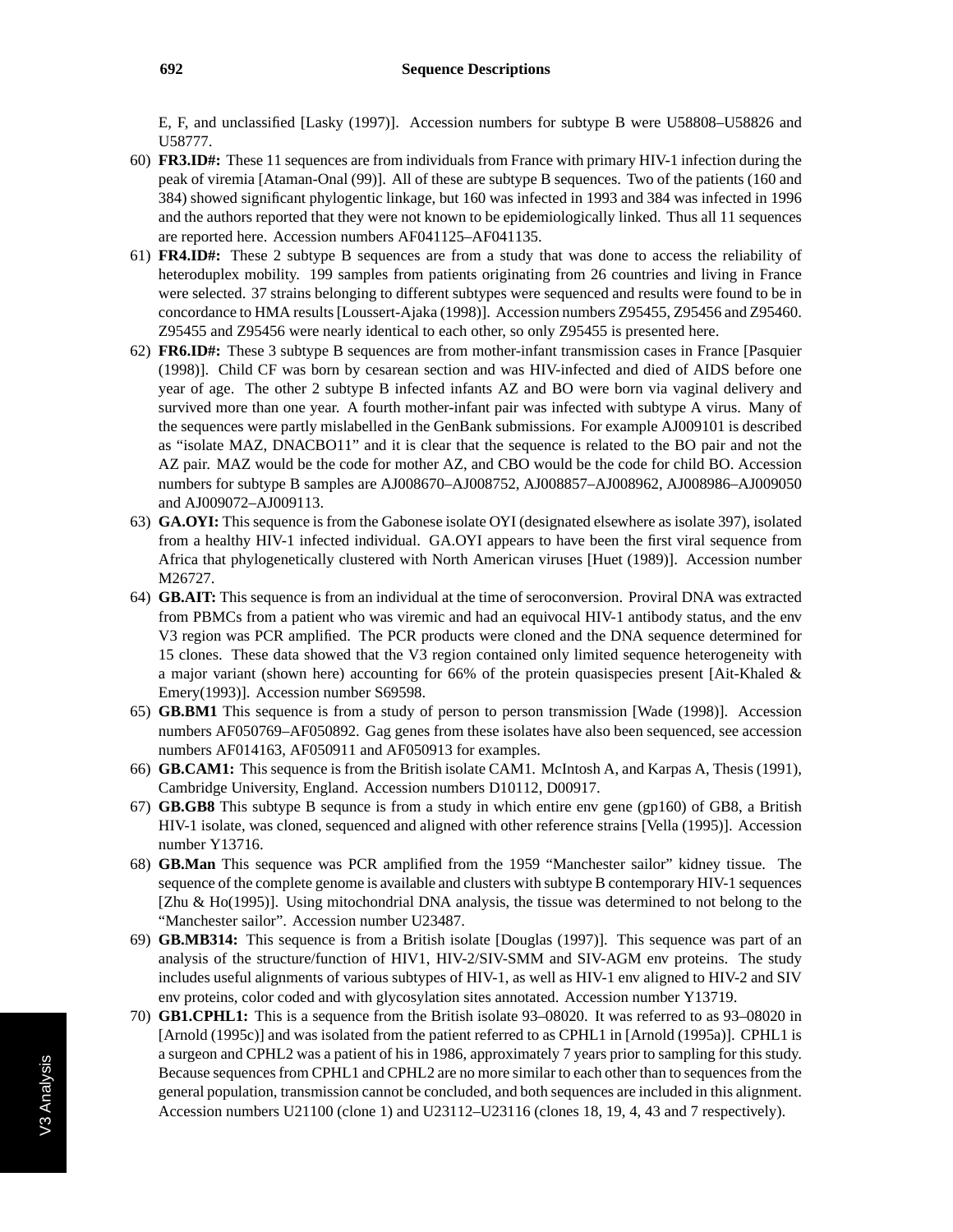E, F, and unclassified [Lasky (1997)]. Accession numbers for subtype B were U58808–U58826 and U58777.

60) **FR3.ID#:** These 11 sequences are from individuals from France with primary HIV-1 infection during the peak of viremia [Ataman-Onal (99)]. All of these are subtype B sequences. Two of the patients (160 and 384) showed significant phylogentic linkage, but 160 was infected in 1993 and 384 was infected in 1996 and the authors reported that they were not known to be epidemiologically linked. Thus all 11 sequences are reported here. Accession numbers AF041125–AF041135.

61) **FR4.ID#:** These 2 subtype B sequences are from a study that was done to access the reliability of heteroduplex mobility. 199 samples from patients originating from 26 countries and living in France were selected. 37 strains belonging to different subtypes were sequenced and results were found to be in concordance to HMA results [Loussert-Ajaka (1998)]. Accession numbers Z95455, Z95456 and Z95460. Z95455 and Z95456 were nearly identical to each other, so only Z95455 is presented here.

62) **FR6.ID#:** These 3 subtype B sequences are from mother-infant transmission cases in France [Pasquier (1998)]. Child CF was born by cesarean section and was HIV-infected and died of AIDS before one year of age. The other 2 subtype B infected infants AZ and BO were born via vaginal delivery and survived more than one year. A fourth mother-infant pair was infected with subtype A virus. Many of the sequences were partly mislabelled in the GenBank submissions. For example AJ009101 is described as "isolate MAZ, DNACBO11" and it is clear that the sequence is related to the BO pair and not the AZ pair. MAZ would be the code for mother AZ, and CBO would be the code for child BO. Accession numbers for subtype B samples are AJ008670–AJ008752, AJ008857–AJ008962, AJ008986–AJ009050 and AJ009072–AJ009113.

63) **GA.OYI:** This sequence is from the Gabonese isolate OYI (designated elsewhere as isolate 397), isolated from a healthy HIV-1 infected individual. GA.OYI appears to have been the first viral sequence from Africa that phylogenetically clustered with North American viruses [Huet (1989)]. Accession number M26727.

64) **GB.AIT:** This sequence is from an individual at the time of seroconversion. Proviral DNA was extracted from PBMCs from a patient who was viremic and had an equivocal HIV-1 antibody status, and the env V3 region was PCR amplified. The PCR products were cloned and the DNA sequence determined for 15 clones. These data showed that the V3 region contained only limited sequence heterogeneity with a major variant (shown here) accounting for 66% of the protein quasispecies present [Ait-Khaled & Emery(1993)]. Accession number S69598.

65) **GB.BM1** This sequence is from a study of person to person transmission [Wade (1998)]. Accession numbers AF050769–AF050892. Gag genes from these isolates have also been sequenced, see accession numbers AF014163, AF050911 and AF050913 for examples.

66) **GB.CAM1:** This sequence is from the British isolate CAM1. McIntosh A, and Karpas A, Thesis (1991), Cambridge University, England. Accession numbers D10112, D00917.

67) **GB.GB8** This subtype B sequnce is from a study in which entire env gene (gp160) of GB8, a British HIV-1 isolate, was cloned, sequenced and aligned with other reference strains [Vella (1995)]. Accession number Y13716.

68) **GB.Man** This sequence was PCR amplified from the 1959 "Manchester sailor" kidney tissue. The sequence of the complete genome is available and clusters with subtype B contemporary HIV-1 sequences [Zhu & Ho(1995)]. Using mitochondrial DNA analysis, the tissue was determined to not belong to the "Manchester sailor". Accession number U23487.

69) **GB.MB314:** This sequence is from a British isolate [Douglas (1997)]. This sequence was part of an analysis of the structure/function of HIV1, HIV-2/SIV-SMM and SIV-AGM env proteins. The study includes useful alignments of various subtypes of HIV-1, as well as HIV-1 env aligned to HIV-2 and SIV env proteins, color coded and with glycosylation sites annotated. Accession number Y13719.

70) **GB1.CPHL1:** This is a sequence from the British isolate 93–08020. It was referred to as 93–08020 in [Arnold (1995c)] and was isolated from the patient referred to as CPHL1 in [Arnold (1995a)]. CPHL1 is a surgeon and CPHL2 was a patient of his in 1986, approximately 7 years prior to sampling for this study. Because sequences from CPHL1 and CPHL2 are no more similar to each other than to sequences from the general population, transmission cannot be concluded, and both sequences are included in this alignment. Accession numbers U21100 (clone 1) and U23112–U23116 (clones 18, 19, 4, 43 and 7 respectively).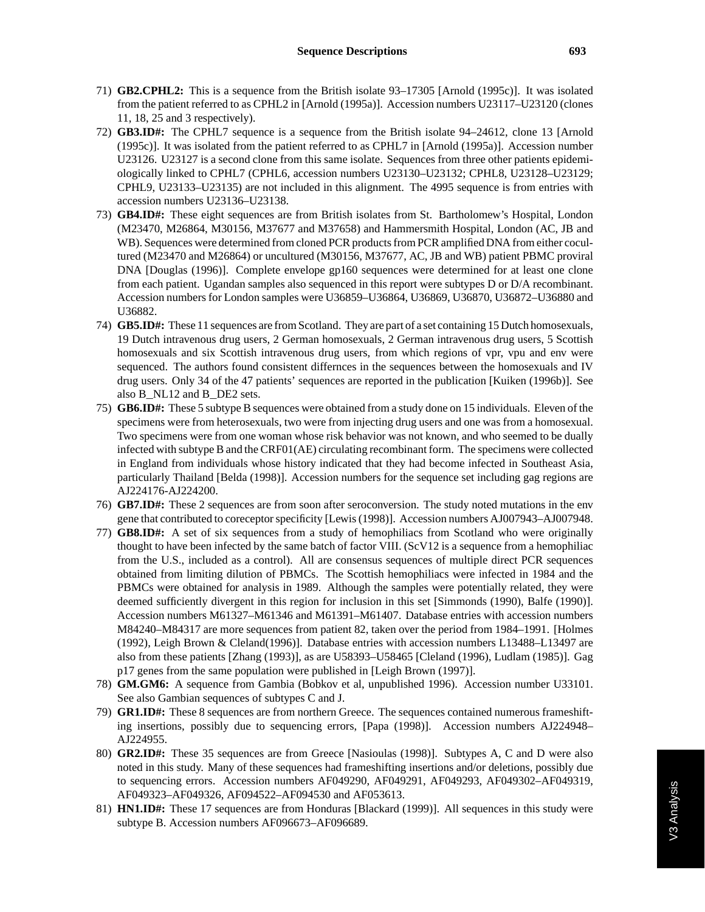71) **GB2.CPHL2:** This is a sequence from the British isolate 93–17305 [Arnold (1995c)]. It was isolated from the patient referred to as CPHL2 in [Arnold (1995a)]. Accession numbers U23117–U23120 (clones 11, 18, 25 and 3 respectively).

72) **GB3.ID#:** The CPHL7 sequence is a sequence from the British isolate 94–24612, clone 13 [Arnold (1995c)]. It was isolated from the patient referred to as CPHL7 in [Arnold (1995a)]. Accession number U23126. U23127 is a second clone from this same isolate. Sequences from three other patients epidemiologically linked to CPHL7 (CPHL6, accession numbers U23130–U23132; CPHL8, U23128–U23129; CPHL9, U23133–U23135) are not included in this alignment. The 4995 sequence is from entries with accession numbers U23136–U23138.

73) **GB4.ID#:** These eight sequences are from British isolates from St. Bartholomew's Hospital, London (M23470, M26864, M30156, M37677 and M37658) and Hammersmith Hospital, London (AC, JB and WB). Sequences were determined from cloned PCR products from PCR amplified DNA from either cocultured (M23470 and M26864) or uncultured (M30156, M37677, AC, JB and WB) patient PBMC proviral DNA [Douglas (1996)]. Complete envelope gp160 sequences were determined for at least one clone from each patient. Ugandan samples also sequenced in this report were subtypes D or D/A recombinant. Accession numbers for London samples were U36859–U36864, U36869, U36870, U36872–U36880 and U36882.

74) **GB5.ID#:** These 11 sequences are from Scotland. They are part of a set containing 15 Dutch homosexuals, 19 Dutch intravenous drug users, 2 German homosexuals, 2 German intravenous drug users, 5 Scottish homosexuals and six Scottish intravenous drug users, from which regions of vpr, vpu and env were sequenced. The authors found consistent differnces in the sequences between the homosexuals and IV drug users. Only 34 of the 47 patients' sequences are reported in the publication [Kuiken (1996b)]. See also B_NL12 and B_DE2 sets.

75) **GB6.ID#:** These 5 subtype B sequences were obtained from a study done on 15 individuals. Eleven of the specimens were from heterosexuals, two were from injecting drug users and one was from a homosexual. Two specimens were from one woman whose risk behavior was not known, and who seemed to be dually infected with subtype B and the CRF01(AE) circulating recombinant form. The specimens were collected in England from individuals whose history indicated that they had become infected in Southeast Asia, particularly Thailand [Belda (1998)]. Accession numbers for the sequence set including gag regions are AJ224176-AJ224200.

76) **GB7.ID#:** These 2 sequences are from soon after seroconversion. The study noted mutations in the env gene that contributed to coreceptor specificity [Lewis (1998)]. Accession numbers AJ007943–AJ007948.

77) **GB8.ID#:** A set of six sequences from a study of hemophiliacs from Scotland who were originally thought to have been infected by the same batch of factor VIII. (ScV12 is a sequence from a hemophiliac from the U.S., included as a control). All are consensus sequences of multiple direct PCR sequences obtained from limiting dilution of PBMCs. The Scottish hemophiliacs were infected in 1984 and the PBMCs were obtained for analysis in 1989. Although the samples were potentially related, they were deemed sufficiently divergent in this region for inclusion in this set [Simmonds (1990), Balfe (1990)]. Accession numbers M61327–M61346 and M61391–M61407. Database entries with accession numbers M84240–M84317 are more sequences from patient 82, taken over the period from 1984–1991. [Holmes (1992), Leigh Brown & Cleland(1996)]. Database entries with accession numbers L13488–L13497 are also from these patients [Zhang (1993)], as are U58393–U58465 [Cleland (1996), Ludlam (1985)]. Gag p17 genes from the same population were published in [Leigh Brown (1997)].

78) **GM.GM6:** A sequence from Gambia (Bobkov et al, unpublished 1996). Accession number U33101. See also Gambian sequences of subtypes C and J.

79) **GR1.ID#:** These 8 sequences are from northern Greece. The sequences contained numerous frameshifting insertions, possibly due to sequencing errors, [Papa (1998)]. Accession numbers AJ224948–AJ224955.

80) **GR2.ID#:** These 35 sequences are from Greece [Nasioulas (1998)]. Subtypes A, C and D were also noted in this study. Many of these sequences had frameshifting insertions and/or deletions, possibly due to sequencing errors. Accession numbers AF049290, AF049291, AF049293, AF049302–AF049319, AF049323–AF049326, AF094522–AF094530 and AF053613.

81) **HN1.ID#:** These 17 sequences are from Honduras [Blackard (1999)]. All sequences in this study were subtype B. Accession numbers AF096673–AF096689.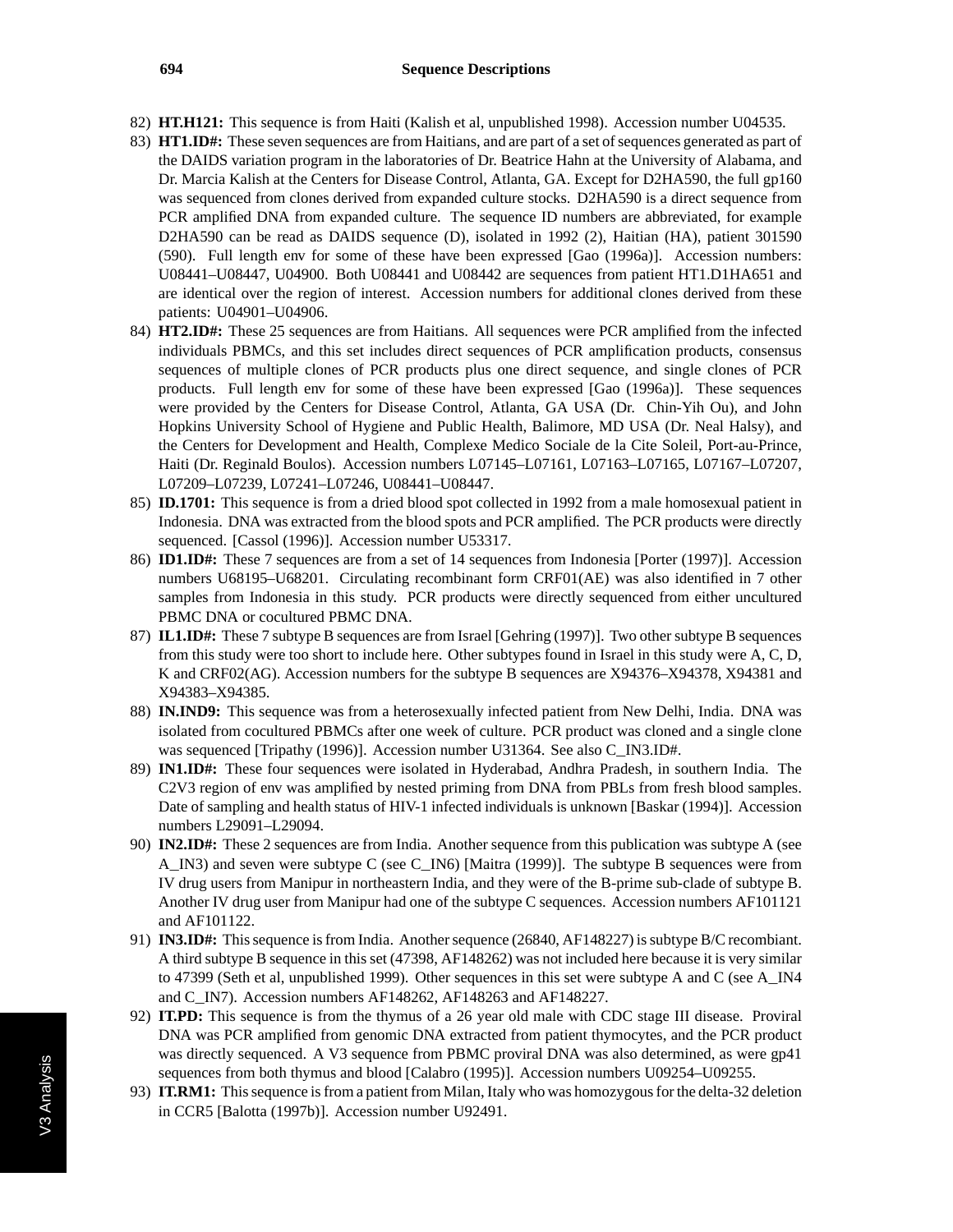82) **HT.H121:** This sequence is from Haiti (Kalish et al, unpublished 1998). Accession number U04535.

83) **HT1.ID#:** These seven sequences are from Haitians, and are part of a set of sequences generated as part of the DAIDS variation program in the laboratories of Dr. Beatrice Hahn at the University of Alabama, and Dr. Marcia Kalish at the Centers for Disease Control, Atlanta, GA. Except for D2HA590, the full gp160 was sequenced from clones derived from expanded culture stocks. D2HA590 is a direct sequence from PCR amplified DNA from expanded culture. The sequence ID numbers are abbreviated, for example D2HA590 can be read as DAIDS sequence (D), isolated in 1992 (2), Haitian (HA), patient 301590 (590). Full length env for some of these have been expressed [Gao (1996a)]. Accession numbers: U08441–U08447, U04900. Both U08441 and U08442 are sequences from patient HT1.D1HA651 and are identical over the region of interest. Accession numbers for additional clones derived from these patients: U04901–U04906.

84) **HT2.ID#:** These 25 sequences are from Haitians. All sequences were PCR amplified from the infected individuals PBMCs, and this set includes direct sequences of PCR amplification products, consensus sequences of multiple clones of PCR products plus one direct sequence, and single clones of PCR products. Full length env for some of these have been expressed [Gao (1996a)]. These sequences were provided by the Centers for Disease Control, Atlanta, GA USA (Dr. Chin-Yih Ou), and John Hopkins University School of Hygiene and Public Health, Balimore, MD USA (Dr. Neal Halsy), and the Centers for Development and Health, Complexe Medico Sociale de la Cite Soleil, Port-au-Prince, Haiti (Dr. Reginald Boulos). Accession numbers L07145–L07161, L07163–L07165, L07167–L07207, L07209–L07239, L07241–L07246, U08441–U08447.

85) **ID.1701:** This sequence is from a dried blood spot collected in 1992 from a male homosexual patient in Indonesia. DNA was extracted from the blood spots and PCR amplified. The PCR products were directly sequenced. [Cassol (1996)]. Accession number U53317.

86) **ID1.ID#:** These 7 sequences are from a set of 14 sequences from Indonesia [Porter (1997)]. Accession numbers U68195–U68201. Circulating recombinant form CRF01(AE) was also identified in 7 other samples from Indonesia in this study. PCR products were directly sequenced from either uncultured PBMC DNA or cocultured PBMC DNA.

87) **IL1.ID#:** These 7 subtype B sequences are from Israel [Gehring (1997)]. Two other subtype B sequences from this study were too short to include here. Other subtypes found in Israel in this study were A, C, D, K and CRF02(AG). Accession numbers for the subtype B sequences are X94376–X94378, X94381 and X94383–X94385.

88) **IN.IND9:** This sequence was from a heterosexually infected patient from New Delhi, India. DNA was isolated from cocultured PBMCs after one week of culture. PCR product was cloned and a single clone was sequenced [Tripathy (1996)]. Accession number U31364. See also C_IN3.ID#.

89) **IN1.ID#:** These four sequences were isolated in Hyderabad, Andhra Pradesh, in southern India. The C2V3 region of env was amplified by nested priming from DNA from PBLs from fresh blood samples. Date of sampling and health status of HIV-1 infected individuals is unknown [Baskar (1994)]. Accession numbers L29091–L29094.

90) **IN2.ID#:** These 2 sequences are from India. Another sequence from this publication was subtype A (see A_IN3) and seven were subtype C (see C_IN6) [Maitra (1999)]. The subtype B sequences were from IV drug users from Manipur in northeastern India, and they were of the B-prime sub-clade of subtype B. Another IV drug user from Manipur had one of the subtype C sequences. Accession numbers AF101121 and AF101122.

91) **IN3.ID#:** This sequence is from India. Another sequence (26840, AF148227) is subtype B/C recombiant. A third subtype B sequence in this set (47398, AF148262) was not included here because it is very similar to 47399 (Seth et al, unpublished 1999). Other sequences in this set were subtype A and C (see A_IN4 and C_IN7). Accession numbers AF148262, AF148263 and AF148227.

92) **IT.PD:** This sequence is from the thymus of a 26 year old male with CDC stage III disease. Proviral DNA was PCR amplified from genomic DNA extracted from patient thymocytes, and the PCR product was directly sequenced. A V3 sequence from PBMC proviral DNA was also determined, as were gp41 sequences from both thymus and blood [Calabro (1995)]. Accession numbers U09254–U09255.

93) **IT.RM1:** This sequence is from a patient from Milan, Italy who was homozygous for the delta-32 deletion in CCR5 [Balotta (1997b)]. Accession number U92491.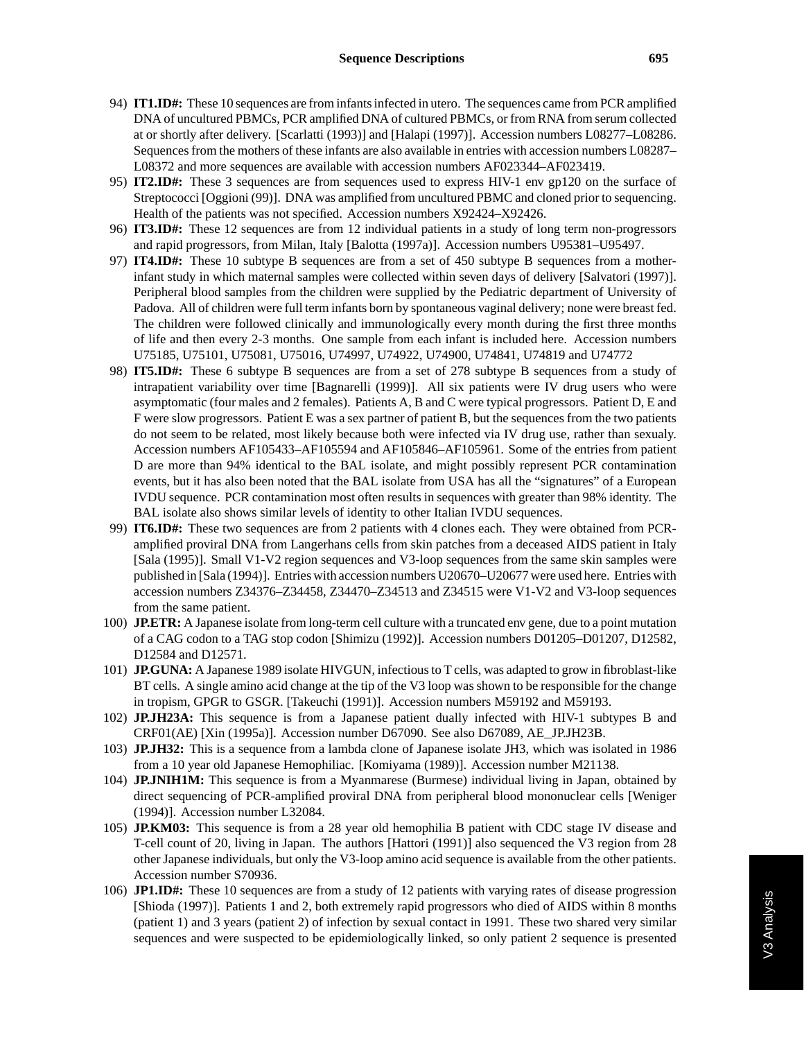94) **IT1.ID#:** These 10 sequences are from infants infected in utero. The sequences came from PCR amplified DNA of uncultured PBMCs, PCR amplified DNA of cultured PBMCs, or from RNA from serum collected at or shortly after delivery. [Scarlatti (1993)] and [Halapi (1997)]. Accession numbers L08277–L08286. Sequences from the mothers of these infants are also available in entries with accession numbers L08287–L08372 and more sequences are available with accession numbers AF023344–AF023419.

95) **IT2.ID#:** These 3 sequences are from sequences used to express HIV-1 env gp120 on the surface of Streptococci [Oggioni (99)]. DNA was amplified from uncultured PBMC and cloned prior to sequencing. Health of the patients was not specified. Accession numbers X92424–X92426.

96) **IT3.ID#:** These 12 sequences are from 12 individual patients in a study of long term non-progressors and rapid progressors, from Milan, Italy [Balotta (1997a)]. Accession numbers U95381–U95497.

97) **IT4.ID#:** These 10 subtype B sequences are from a set of 450 subtype B sequences from a mother-infant study in which maternal samples were collected within seven days of delivery [Salvatori (1997)]. Peripheral blood samples from the children were supplied by the Pediatric department of University of Padova. All of children were full term infants born by spontaneous vaginal delivery; none were breast fed. The children were followed clinically and immunologically every month during the first three months of life and then every 2-3 months. One sample from each infant is included here. Accession numbers U75185, U75101, U75081, U75016, U74997, U74922, U74900, U74841, U74819 and U74772

98) **IT5.ID#:** These 6 subtype B sequences are from a set of 278 subtype B sequences from a study of intrapatient variability over time [Bagnarelli (1999)]. All six patients were IV drug users who were asymptomatic (four males and 2 females). Patients A, B and C were typical progressors. Patient D, E and F were slow progressors. Patient E was a sex partner of patient B, but the sequences from the two patients do not seem to be related, most likely because both were infected via IV drug use, rather than sexualy. Accession numbers AF105433–AF105594 and AF105846–AF105961. Some of the entries from patient D are more than 94% identical to the BAL isolate, and might possibly represent PCR contamination events, but it has also been noted that the BAL isolate from USA has all the "signatures" of a European IVDU sequence. PCR contamination most often results in sequences with greater than 98% identity. The BAL isolate also shows similar levels of identity to other Italian IVDU sequences.

99) **IT6.ID#:** These two sequences are from 2 patients with 4 clones each. They were obtained from PCR-amplified proviral DNA from Langerhans cells from skin patches from a deceased AIDS patient in Italy [Sala (1995)]. Small V1-V2 region sequences and V3-loop sequences from the same skin samples were published in [Sala (1994)]. Entries with accession numbers U20670–U20677 were used here. Entries with accession numbers Z34376–Z34458, Z34470–Z34513 and Z34515 were V1-V2 and V3-loop sequences from the same patient.

100) **JP.ETR:** A Japanese isolate from long-term cell culture with a truncated env gene, due to a point mutation of a CAG codon to a TAG stop codon [Shimizu (1992)]. Accession numbers D01205–D01207, D12582, D12584 and D12571.

101) **JP.GUNA:** A Japanese 1989 isolate HIVGUN, infectious to T cells, was adapted to grow in fibroblast-like BT cells. A single amino acid change at the tip of the V3 loop was shown to be responsible for the change in tropism, GPGR to GSGR. [Takeuchi (1991)]. Accession numbers M59192 and M59193.

102) **JP.JH23A:** This sequence is from a Japanese patient dually infected with HIV-1 subtypes B and CRF01(AE) [Xin (1995a)]. Accession number D67090. See also D67089, AE_JP.JH23B.

103) **JP.JH32:** This is a sequence from a lambda clone of Japanese isolate JH3, which was isolated in 1986 from a 10 year old Japanese Hemophiliac. [Komiyama (1989)]. Accession number M21138.

104) **JP.JNIH1M:** This sequence is from a Myanmarese (Burmese) individual living in Japan, obtained by direct sequencing of PCR-amplified proviral DNA from peripheral blood mononuclear cells [Weniger (1994)]. Accession number L32084.

105) **JP.KM03:** This sequence is from a 28 year old hemophilia B patient with CDC stage IV disease and T-cell count of 20, living in Japan. The authors [Hattori (1991)] also sequenced the V3 region from 28 other Japanese individuals, but only the V3-loop amino acid sequence is available from the other patients. Accession number S70936.

106) **JP1.ID#:** These 10 sequences are from a study of 12 patients with varying rates of disease progression [Shioda (1997)]. Patients 1 and 2, both extremely rapid progressors who died of AIDS within 8 months (patient 1) and 3 years (patient 2) of infection by sexual contact in 1991. These two shared very similar sequences and were suspected to be epidemiologically linked, so only patient 2 sequence is presented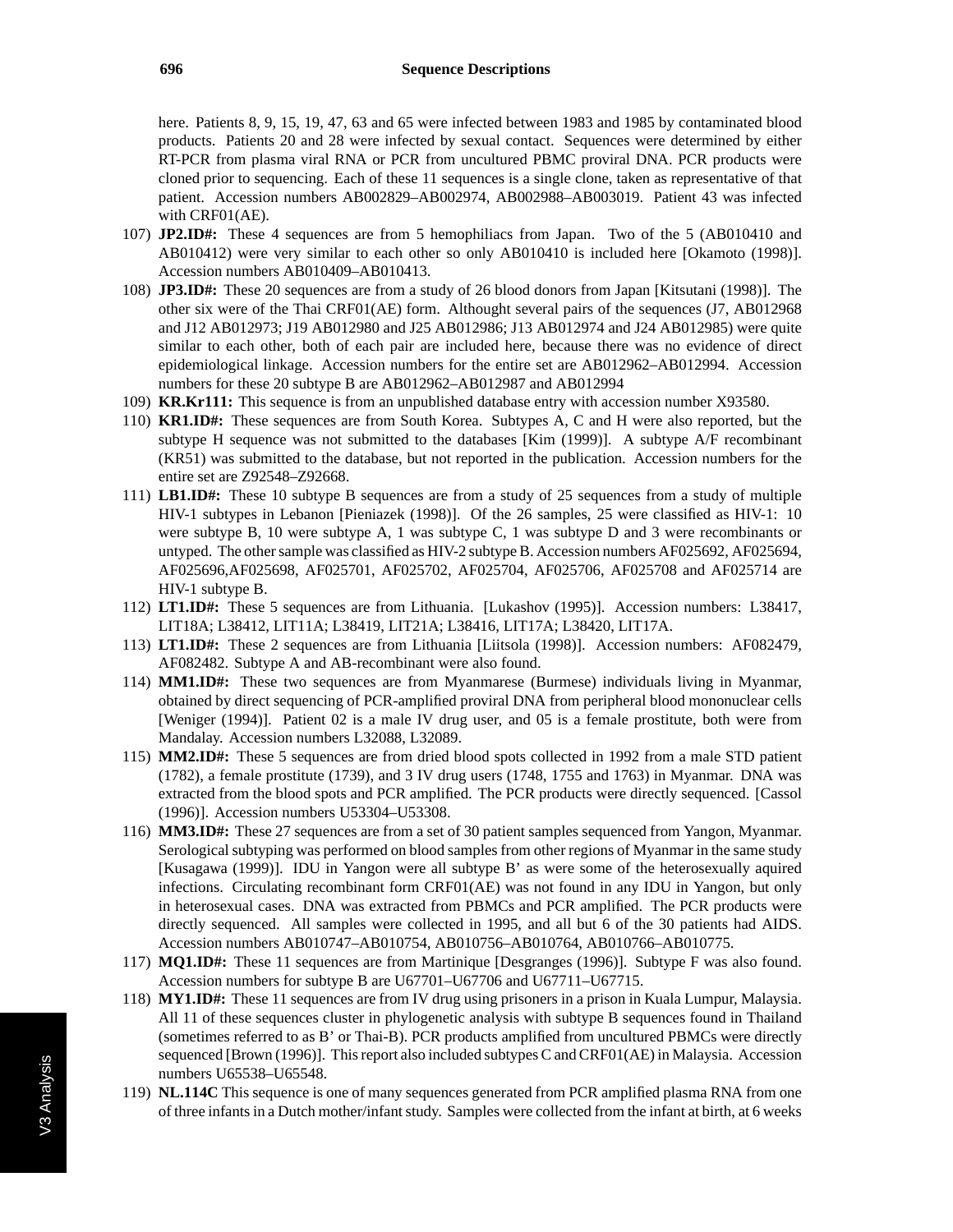here. Patients 8, 9, 15, 19, 47, 63 and 65 were infected between 1983 and 1985 by contaminated blood products. Patients 20 and 28 were infected by sexual contact. Sequences were determined by either RT-PCR from plasma viral RNA or PCR from uncultured PBMC proviral DNA. PCR products were cloned prior to sequencing. Each of these 11 sequences is a single clone, taken as representative of that patient. Accession numbers AB002829–AB002974, AB002988–AB003019. Patient 43 was infected with CRF01(AE).

107) **JP2.ID#:** These 4 sequences are from 5 hemophiliacs from Japan. Two of the 5 (AB010410 and AB010412) were very similar to each other so only AB010410 is included here [Okamoto (1998)]. Accession numbers AB010409–AB010413.

108) **JP3.ID#:** These 20 sequences are from a study of 26 blood donors from Japan [Kitsutani (1998)]. The other six were of the Thai CRF01(AE) form. Althought several pairs of the sequences (J7, AB012968 and J12 AB012973; J19 AB012980 and J25 AB012986; J13 AB012974 and J24 AB012985) were quite similar to each other, both of each pair are included here, because there was no evidence of direct epidemiological linkage. Accession numbers for the entire set are AB012962–AB012994. Accession numbers for these 20 subtype B are AB012962–AB012987 and AB012994

109) **KR.Kr111:** This sequence is from an unpublished database entry with accession number X93580.

110) **KR1.ID#:** These sequences are from South Korea. Subtypes A, C and H were also reported, but the subtype H sequence was not submitted to the databases [Kim (1999)]. A subtype A/F recombinant (KR51) was submitted to the database, but not reported in the publication. Accession numbers for the entire set are Z92548–Z92668.

111) **LB1.ID#:** These 10 subtype B sequences are from a study of 25 sequences from a study of multiple HIV-1 subtypes in Lebanon [Pieniazek (1998)]. Of the 26 samples, 25 were classified as HIV-1: 10 were subtype B, 10 were subtype A, 1 was subtype C, 1 was subtype D and 3 were recombinants or untyped. The other sample was classified as HIV-2 subtype B. Accession numbers AF025692, AF025694, AF025696,AF025698, AF025701, AF025702, AF025704, AF025706, AF025708 and AF025714 are HIV-1 subtype B.

112) **LT1.ID#:** These 5 sequences are from Lithuania. [Lukashov (1995)]. Accession numbers: L38417, LIT18A; L38412, LIT11A; L38419, LIT21A; L38416, LIT17A; L38420, LIT17A.

113) **LT1.ID#:** These 2 sequences are from Lithuania [Liitsola (1998)]. Accession numbers: AF082479, AF082482. Subtype A and AB-recombinant were also found.

114) **MM1.ID#:** These two sequences are from Myanmarese (Burmese) individuals living in Myanmar, obtained by direct sequencing of PCR-amplified proviral DNA from peripheral blood mononuclear cells [Weniger (1994)]. Patient 02 is a male IV drug user, and 05 is a female prostitute, both were from Mandalay. Accession numbers L32088, L32089.

115) **MM2.ID#:** These 5 sequences are from dried blood spots collected in 1992 from a male STD patient (1782), a female prostitute (1739), and 3 IV drug users (1748, 1755 and 1763) in Myanmar. DNA was extracted from the blood spots and PCR amplified. The PCR products were directly sequenced. [Cassol (1996)]. Accession numbers U53304–U53308.

116) **MM3.ID#:** These 27 sequences are from a set of 30 patient samples sequenced from Yangon, Myanmar. Serological subtyping was performed on blood samples from other regions of Myanmar in the same study [Kusagawa (1999)]. IDU in Yangon were all subtype B' as were some of the heterosexually aquired infections. Circulating recombinant form CRF01(AE) was not found in any IDU in Yangon, but only in heterosexual cases. DNA was extracted from PBMCs and PCR amplified. The PCR products were directly sequenced. All samples were collected in 1995, and all but 6 of the 30 patients had AIDS. Accession numbers AB010747–AB010754, AB010756–AB010764, AB010766–AB010775.

117) **MQ1.ID#:** These 11 sequences are from Martinique [Desgranges (1996)]. Subtype F was also found. Accession numbers for subtype B are U67701–U67706 and U67711–U67715.

118) **MY1.ID#:** These 11 sequences are from IV drug using prisoners in a prison in Kuala Lumpur, Malaysia. All 11 of these sequences cluster in phylogenetic analysis with subtype B sequences found in Thailand (sometimes referred to as B' or Thai-B). PCR products amplified from uncultured PBMCs were directly sequenced [Brown (1996)]. This report also included subtypes C and CRF01(AE) in Malaysia. Accession numbers U65538–U65548.

119) **NL.114C** This sequence is one of many sequences generated from PCR amplified plasma RNA from one of three infants in a Dutch mother/infant study. Samples were collected from the infant at birth, at 6 weeks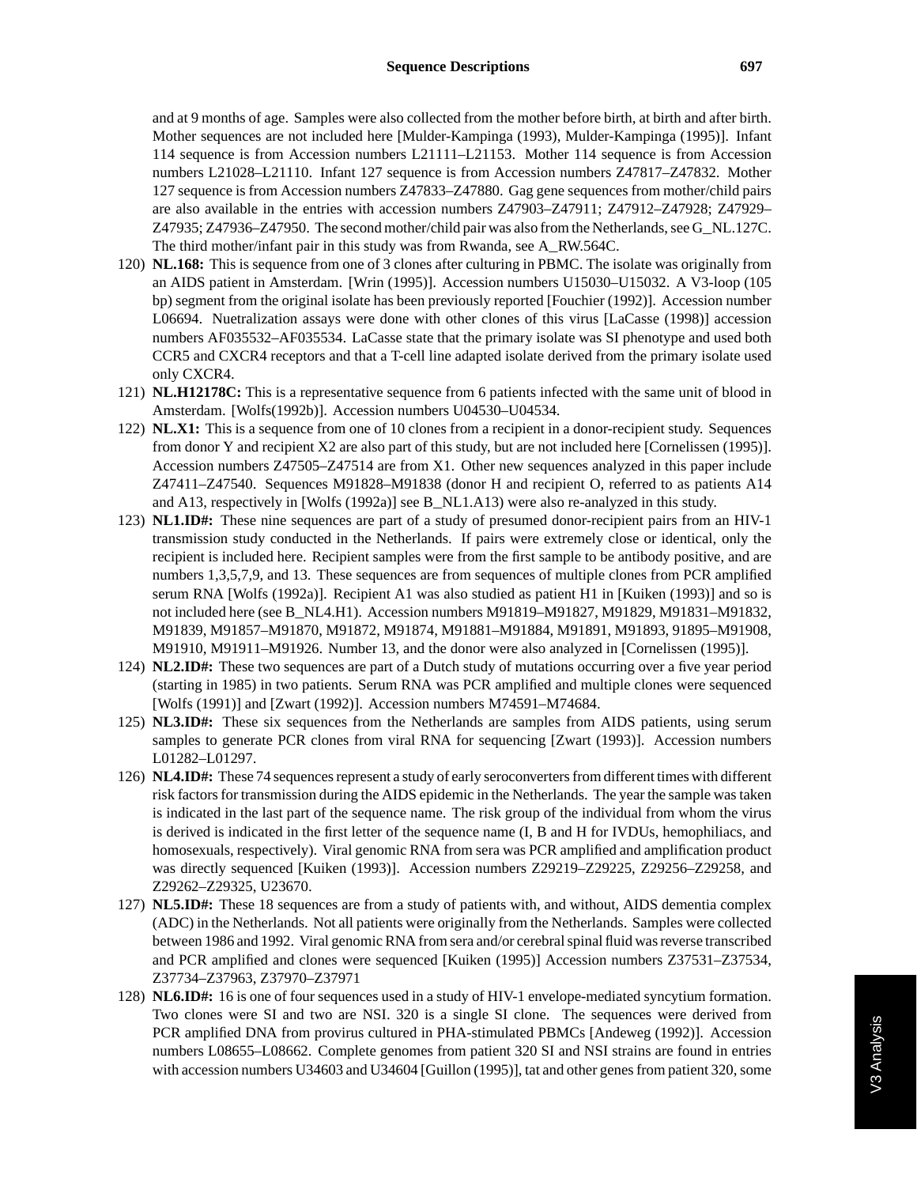and at 9 months of age. Samples were also collected from the mother before birth, at birth and after birth. Mother sequences are not included here [Mulder-Kampinga (1993), Mulder-Kampinga (1995)]. Infant 114 sequence is from Accession numbers L21111–L21153. Mother 114 sequence is from Accession numbers L21028–L21110. Infant 127 sequence is from Accession numbers Z47817–Z47832. Mother 127 sequence is from Accession numbers Z47833–Z47880. Gag gene sequences from mother/child pairs are also available in the entries with accession numbers Z47903–Z47911; Z47912–Z47928; Z47929–Z47935; Z47936–Z47950. The second mother/child pair was also from the Netherlands, see G_NL.127C. The third mother/infant pair in this study was from Rwanda, see A_RW.564C.

120) **NL.168:** This is sequence from one of 3 clones after culturing in PBMC. The isolate was originally from an AIDS patient in Amsterdam. [Wrin (1995)]. Accession numbers U15030–U15032. A V3-loop (105 bp) segment from the original isolate has been previously reported [Fouchier (1992)]. Accession number L06694. Nuetralization assays were done with other clones of this virus [LaCasse (1998)] accession numbers AF035532–AF035534. LaCasse state that the primary isolate was SI phenotype and used both CCR5 and CXCR4 receptors and that a T-cell line adapted isolate derived from the primary isolate used only CXCR4.

121) **NL.H12178C:** This is a representative sequence from 6 patients infected with the same unit of blood in Amsterdam. [Wolfs(1992b)]. Accession numbers U04530–U04534.

122) **NL.X1:** This is a sequence from one of 10 clones from a recipient in a donor-recipient study. Sequences from donor Y and recipient X2 are also part of this study, but are not included here [Cornelissen (1995)]. Accession numbers Z47505–Z47514 are from X1. Other new sequences analyzed in this paper include Z47411–Z47540. Sequences M91828–M91838 (donor H and recipient O, referred to as patients A14 and A13, respectively in [Wolfs (1992a)] see B_NL1.A13) were also re-analyzed in this study.

123) **NL1.ID#:** These nine sequences are part of a study of presumed donor-recipient pairs from an HIV-1 transmission study conducted in the Netherlands. If pairs were extremely close or identical, only the recipient is included here. Recipient samples were from the first sample to be antibody positive, and are numbers 1,3,5,7,9, and 13. These sequences are from sequences of multiple clones from PCR amplified serum RNA [Wolfs (1992a)]. Recipient A1 was also studied as patient H1 in [Kuiken (1993)] and so is not included here (see B_NL4.H1). Accession numbers M91819–M91827, M91829, M91831–M91832, M91839, M91857–M91870, M91872, M91874, M91881–M91884, M91891, M91893, 91895–M91908, M91910, M91911–M91926. Number 13, and the donor were also analyzed in [Cornelissen (1995)].

124) **NL2.ID#:** These two sequences are part of a Dutch study of mutations occurring over a five year period (starting in 1985) in two patients. Serum RNA was PCR amplified and multiple clones were sequenced [Wolfs (1991)] and [Zwart (1992)]. Accession numbers M74591–M74684.

125) **NL3.ID#:** These six sequences from the Netherlands are samples from AIDS patients, using serum samples to generate PCR clones from viral RNA for sequencing [Zwart (1993)]. Accession numbers L01282–L01297.

126) **NL4.ID#:** These 74 sequences represent a study of early seroconverters from different times with different risk factors for transmission during the AIDS epidemic in the Netherlands. The year the sample was taken is indicated in the last part of the sequence name. The risk group of the individual from whom the virus is derived is indicated in the first letter of the sequence name (I, B and H for IVDUs, hemophiliacs, and homosexuals, respectively). Viral genomic RNA from sera was PCR amplified and amplification product was directly sequenced [Kuiken (1993)]. Accession numbers Z29219–Z29225, Z29256–Z29258, and Z29262–Z29325, U23670.

127) **NL5.ID#:** These 18 sequences are from a study of patients with, and without, AIDS dementia complex (ADC) in the Netherlands. Not all patients were originally from the Netherlands. Samples were collected between 1986 and 1992. Viral genomic RNA from sera and/or cerebral spinal fluid was reverse transcribed and PCR amplified and clones were sequenced [Kuiken (1995)] Accession numbers Z37531–Z37534, Z37734–Z37963, Z37970–Z37971

128) **NL6.ID#:** 16 is one of four sequences used in a study of HIV-1 envelope-mediated syncytium formation. Two clones were SI and two are NSI. 320 is a single SI clone. The sequences were derived from PCR amplified DNA from provirus cultured in PHA-stimulated PBMCs [Andeweg (1992)]. Accession numbers L08655–L08662. Complete genomes from patient 320 SI and NSI strains are found in entries with accession numbers U34603 and U34604 [Guillon (1995)], tat and other genes from patient 320, some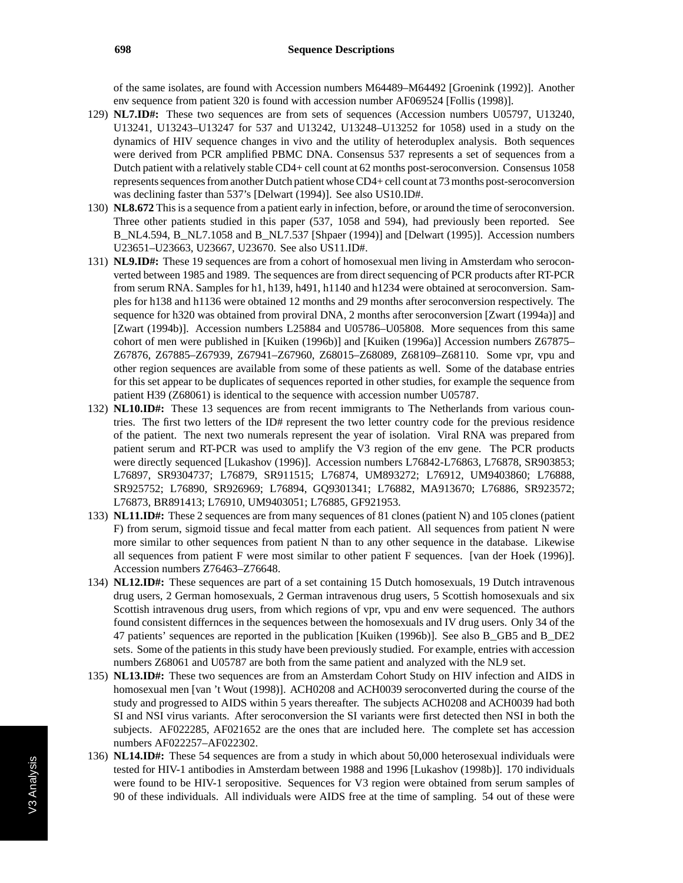of the same isolates, are found with Accession numbers M64489–M64492 [Groenink (1992)]. Another env sequence from patient 320 is found with accession number AF069524 [Follis (1998)].

129) **NL7.ID#:** These two sequences are from sets of sequences (Accession numbers U05797, U13240, U13241, U13243–U13247 for 537 and U13242, U13248–U13252 for 1058) used in a study on the dynamics of HIV sequence changes in vivo and the utility of heteroduplex analysis. Both sequences were derived from PCR amplified PBMC DNA. Consensus 537 represents a set of sequences from a Dutch patient with a relatively stable CD4+ cell count at 62 months post-seroconversion. Consensus 1058 represents sequences from another Dutch patient whose CD4+ cell count at 73 months post-seroconversion was declining faster than 537's [Delwart (1994)]. See also US10.ID#.

130) **NL8.672** This is a sequence from a patient early in infection, before, or around the time of seroconversion. Three other patients studied in this paper (537, 1058 and 594), had previously been reported. See B_NL4.594, B_NL7.1058 and B_NL7.537 [Shpaer (1994)] and [Delwart (1995)]. Accession numbers U23651–U23663, U23667, U23670. See also US11.ID#.

131) **NL9.ID#:** These 19 sequences are from a cohort of homosexual men living in Amsterdam who seroconverted between 1985 and 1989. The sequences are from direct sequencing of PCR products after RT-PCR from serum RNA. Samples for h1, h139, h491, h1140 and h1234 were obtained at seroconversion. Samples for h138 and h1136 were obtained 12 months and 29 months after seroconversion respectively. The sequence for h320 was obtained from proviral DNA, 2 months after seroconversion [Zwart (1994a)] and [Zwart (1994b)]. Accession numbers L25884 and U05786–U05808. More sequences from this same cohort of men were published in [Kuiken (1996b)] and [Kuiken (1996a)] Accession numbers Z67875–Z67876, Z67885–Z67939, Z67941–Z67960, Z68015–Z68089, Z68109–Z68110. Some vpr, vpu and other region sequences are available from some of these patients as well. Some of the database entries for this set appear to be duplicates of sequences reported in other studies, for example the sequence from patient H39 (Z68061) is identical to the sequence with accession number U05787.

132) **NL10.ID#:** These 13 sequences are from recent immigrants to The Netherlands from various countries. The first two letters of the ID# represent the two letter country code for the previous residence of the patient. The next two numerals represent the year of isolation. Viral RNA was prepared from patient serum and RT-PCR was used to amplify the V3 region of the env gene. The PCR products were directly sequenced [Lukashov (1996)]. Accession numbers L76842-L76863, L76878, SR903853; L76897, SR9304737; L76879, SR911515; L76874, UM893272; L76912, UM9403860; L76888, SR925752; L76890, SR926969; L76894, GQ9301341; L76882, MA913670; L76886, SR923572; L76873, BR891413; L76910, UM9403051; L76885, GF921953.

133) **NL11.ID#:** These 2 sequences are from many sequences of 81 clones (patient N) and 105 clones (patient F) from serum, sigmoid tissue and fecal matter from each patient. All sequences from patient N were more similar to other sequences from patient N than to any other sequence in the database. Likewise all sequences from patient F were most similar to other patient F sequences. [van der Hoek (1996)]. Accession numbers Z76463–Z76648.

134) **NL12.ID#:** These sequences are part of a set containing 15 Dutch homosexuals, 19 Dutch intravenous drug users, 2 German homosexuals, 2 German intravenous drug users, 5 Scottish homosexuals and six Scottish intravenous drug users, from which regions of vpr, vpu and env were sequenced. The authors found consistent differnces in the sequences between the homosexuals and IV drug users. Only 34 of the 47 patients' sequences are reported in the publication [Kuiken (1996b)]. See also B_GB5 and B_DE2 sets. Some of the patients in this study have been previously studied. For example, entries with accession numbers Z68061 and U05787 are both from the same patient and analyzed with the NL9 set.

135) **NL13.ID#:** These two sequences are from an Amsterdam Cohort Study on HIV infection and AIDS in homosexual men [van 't Wout (1998)]. ACH0208 and ACH0039 seroconverted during the course of the study and progressed to AIDS within 5 years thereafter. The subjects ACH0208 and ACH0039 had both SI and NSI virus variants. After seroconversion the SI variants were first detected then NSI in both the subjects. AF022285, AF021652 are the ones that are included here. The complete set has accession numbers AF022257–AF022302.

136) **NL14.ID#:** These 54 sequences are from a study in which about 50,000 heterosexual individuals were tested for HIV-1 antibodies in Amsterdam between 1988 and 1996 [Lukashov (1998b)]. 170 individuals were found to be HIV-1 seropositive. Sequences for V3 region were obtained from serum samples of 90 of these individuals. All individuals were AIDS free at the time of sampling. 54 out of these were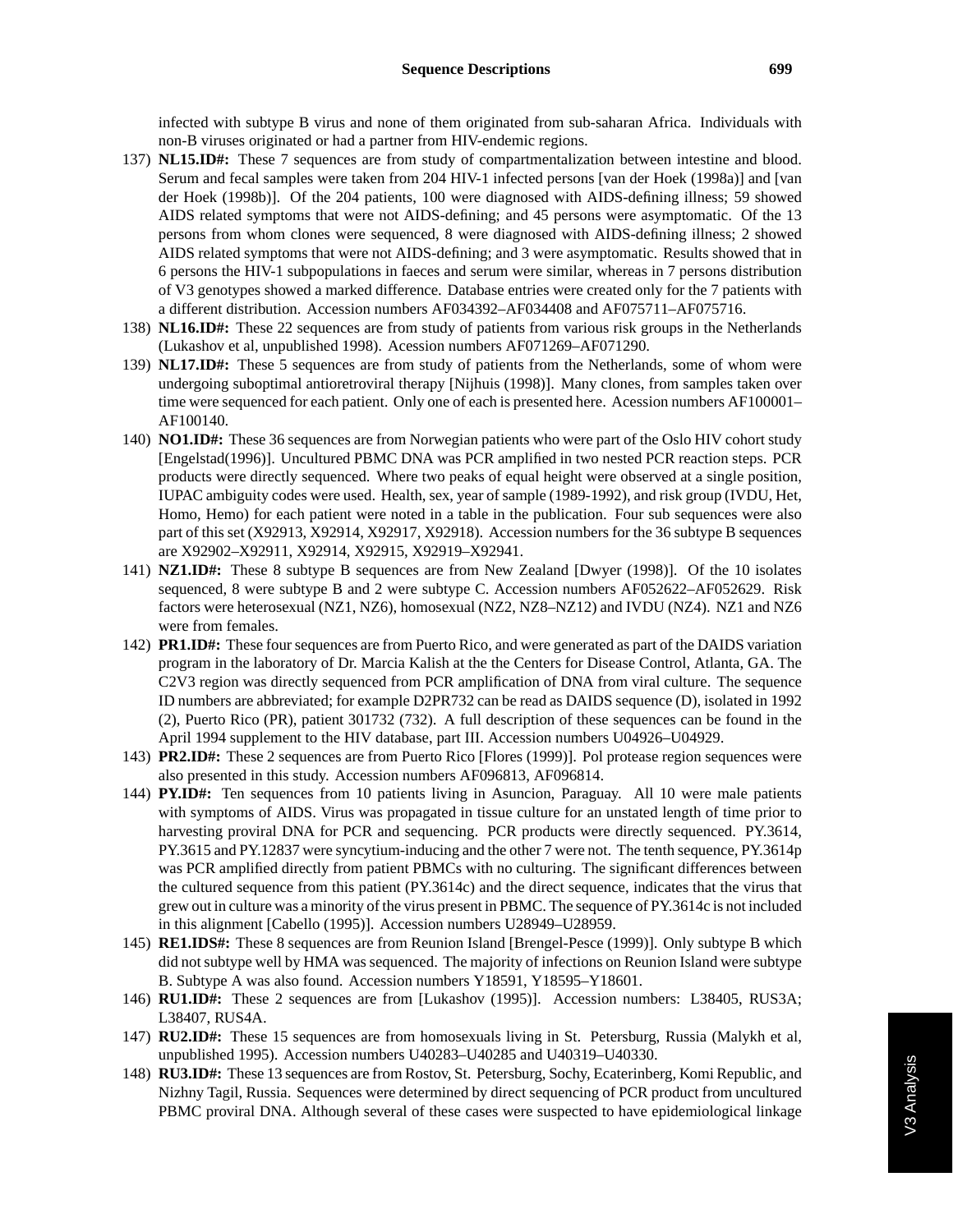infected with subtype B virus and none of them originated from sub-saharan Africa. Individuals with non-B viruses originated or had a partner from HIV-endemic regions.

137) **NL15.ID#:** These 7 sequences are from study of compartmentalization between intestine and blood. Serum and fecal samples were taken from 204 HIV-1 infected persons [van der Hoek (1998a)] and [van der Hoek (1998b)]. Of the 204 patients, 100 were diagnosed with AIDS-defining illness; 59 showed AIDS related symptoms that were not AIDS-defining; and 45 persons were asymptomatic. Of the 13 persons from whom clones were sequenced, 8 were diagnosed with AIDS-defining illness; 2 showed AIDS related symptoms that were not AIDS-defining; and 3 were asymptomatic. Results showed that in 6 persons the HIV-1 subpopulations in faeces and serum were similar, whereas in 7 persons distribution of V3 genotypes showed a marked difference. Database entries were created only for the 7 patients with a different distribution. Accession numbers AF034392–AF034408 and AF075711–AF075716.

138) **NL16.ID#:** These 22 sequences are from study of patients from various risk groups in the Netherlands (Lukashov et al, unpublished 1998). Acession numbers AF071269–AF071290.

139) **NL17.ID#:** These 5 sequences are from study of patients from the Netherlands, some of whom were undergoing suboptimal antioretroviral therapy [Nijhuis (1998)]. Many clones, from samples taken over time were sequenced for each patient. Only one of each is presented here. Acession numbers AF100001–AF100140.

140) **NO1.ID#:** These 36 sequences are from Norwegian patients who were part of the Oslo HIV cohort study [Engelstad(1996)]. Uncultured PBMC DNA was PCR amplified in two nested PCR reaction steps. PCR products were directly sequenced. Where two peaks of equal height were observed at a single position, IUPAC ambiguity codes were used. Health, sex, year of sample (1989-1992), and risk group (IVDU, Het, Homo, Hemo) for each patient were noted in a table in the publication. Four sub sequences were also part of this set (X92913, X92914, X92917, X92918). Accession numbers for the 36 subtype B sequences are X92902–X92911, X92914, X92915, X92919–X92941.

141) **NZ1.ID#:** These 8 subtype B sequences are from New Zealand [Dwyer (1998)]. Of the 10 isolates sequenced, 8 were subtype B and 2 were subtype C. Accession numbers AF052622–AF052629. Risk factors were heterosexual (NZ1, NZ6), homosexual (NZ2, NZ8–NZ12) and IVDU (NZ4). NZ1 and NZ6 were from females.

142) **PR1.ID#:** These four sequences are from Puerto Rico, and were generated as part of the DAIDS variation program in the laboratory of Dr. Marcia Kalish at the the Centers for Disease Control, Atlanta, GA. The C2V3 region was directly sequenced from PCR amplification of DNA from viral culture. The sequence ID numbers are abbreviated; for example D2PR732 can be read as DAIDS sequence (D), isolated in 1992 (2), Puerto Rico (PR), patient 301732 (732). A full description of these sequences can be found in the April 1994 supplement to the HIV database, part III. Accession numbers U04926–U04929.

143) **PR2.ID#:** These 2 sequences are from Puerto Rico [Flores (1999)]. Pol protease region sequences were also presented in this study. Accession numbers AF096813, AF096814.

144) **PY.ID#:** Ten sequences from 10 patients living in Asuncion, Paraguay. All 10 were male patients with symptoms of AIDS. Virus was propagated in tissue culture for an unstated length of time prior to harvesting proviral DNA for PCR and sequencing. PCR products were directly sequenced. PY.3614, PY.3615 and PY.12837 were syncytium-inducing and the other 7 were not. The tenth sequence, PY.3614p was PCR amplified directly from patient PBMCs with no culturing. The significant differences between the cultured sequence from this patient (PY.3614c) and the direct sequence, indicates that the virus that grew out in culture was a minority of the virus present in PBMC. The sequence of PY.3614c is not included in this alignment [Cabello (1995)]. Accession numbers U28949–U28959.

145) **RE1.IDS#:** These 8 sequences are from Reunion Island [Brengel-Pesce (1999)]. Only subtype B which did not subtype well by HMA was sequenced. The majority of infections on Reunion Island were subtype B. Subtype A was also found. Accession numbers Y18591, Y18595–Y18601.

146) **RU1.ID#:** These 2 sequences are from [Lukashov (1995)]. Accession numbers: L38405, RUS3A; L38407, RUS4A.

147) **RU2.ID#:** These 15 sequences are from homosexuals living in St. Petersburg, Russia (Malykh et al, unpublished 1995). Accession numbers U40283–U40285 and U40319–U40330.

148) **RU3.ID#:** These 13 sequences are from Rostov, St. Petersburg, Sochy, Ecaterinberg, Komi Republic, and Nizhny Tagil, Russia. Sequences were determined by direct sequencing of PCR product from uncultured PBMC proviral DNA. Although several of these cases were suspected to have epidemiological linkage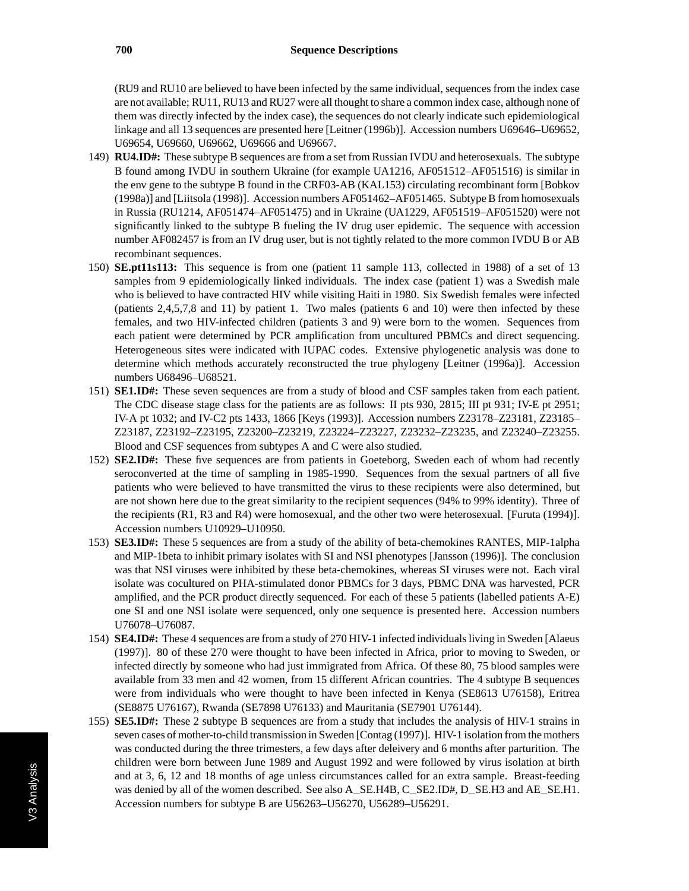(RU9 and RU10 are believed to have been infected by the same individual, sequences from the index case are not available; RU11, RU13 and RU27 were all thought to share a common index case, although none of them was directly infected by the index case), the sequences do not clearly indicate such epidemiological linkage and all 13 sequences are presented here [Leitner (1996b)]. Accession numbers U69646–U69652, U69654, U69660, U69662, U69666 and U69667.

149) **RU4.ID#:** These subtype B sequences are from a set from Russian IVDU and heterosexuals. The subtype B found among IVDU in southern Ukraine (for example UA1216, AF051512–AF051516) is similar in the env gene to the subtype B found in the CRF03-AB (KAL153) circulating recombinant form [Bobkov (1998a)] and [Liitsola (1998)]. Accession numbers AF051462–AF051465. Subtype B from homosexuals in Russia (RU1214, AF051474–AF051475) and in Ukraine (UA1229, AF051519–AF051520) were not significantly linked to the subtype B fueling the IV drug user epidemic. The sequence with accession number AF082457 is from an IV drug user, but is not tightly related to the more common IVDU B or AB recombinant sequences.

150) **SE.pt11s113:** This sequence is from one (patient 11 sample 113, collected in 1988) of a set of 13 samples from 9 epidemiologically linked individuals. The index case (patient 1) was a Swedish male who is believed to have contracted HIV while visiting Haiti in 1980. Six Swedish females were infected (patients 2,4,5,7,8 and 11) by patient 1. Two males (patients 6 and 10) were then infected by these females, and two HIV-infected children (patients 3 and 9) were born to the women. Sequences from each patient were determined by PCR amplification from uncultured PBMCs and direct sequencing. Heterogeneous sites were indicated with IUPAC codes. Extensive phylogenetic analysis was done to determine which methods accurately reconstructed the true phylogeny [Leitner (1996a)]. Accession numbers U68496–U68521.

151) **SE1.ID#:** These seven sequences are from a study of blood and CSF samples taken from each patient. The CDC disease stage class for the patients are as follows: II pts 930, 2815; III pt 931; IV-E pt 2951; IV-A pt 1032; and IV-C2 pts 1433, 1866 [Keys (1993)]. Accession numbers Z23178–Z23181, Z23185–Z23187, Z23192–Z23195, Z23200–Z23219, Z23224–Z23227, Z23232–Z23235, and Z23240–Z23255. Blood and CSF sequences from subtypes A and C were also studied.

152) **SE2.ID#:** These five sequences are from patients in Goeteborg, Sweden each of whom had recently seroconverted at the time of sampling in 1985-1990. Sequences from the sexual partners of all five patients who were believed to have transmitted the virus to these recipients were also determined, but are not shown here due to the great similarity to the recipient sequences (94% to 99% identity). Three of the recipients (R1, R3 and R4) were homosexual, and the other two were heterosexual. [Furuta (1994)]. Accession numbers U10929–U10950.

153) **SE3.ID#:** These 5 sequences are from a study of the ability of beta-chemokines RANTES, MIP-1alpha and MIP-1beta to inhibit primary isolates with SI and NSI phenotypes [Jansson (1996)]. The conclusion was that NSI viruses were inhibited by these beta-chemokines, whereas SI viruses were not. Each viral isolate was cocultured on PHA-stimulated donor PBMCs for 3 days, PBMC DNA was harvested, PCR amplified, and the PCR product directly sequenced. For each of these 5 patients (labelled patients A-E) one SI and one NSI isolate were sequenced, only one sequence is presented here. Accession numbers U76078–U76087.

154) **SE4.ID#:** These 4 sequences are from a study of 270 HIV-1 infected individuals living in Sweden [Alaeus (1997)]. 80 of these 270 were thought to have been infected in Africa, prior to moving to Sweden, or infected directly by someone who had just immigrated from Africa. Of these 80, 75 blood samples were available from 33 men and 42 women, from 15 different African countries. The 4 subtype B sequences were from individuals who were thought to have been infected in Kenya (SE8613 U76158), Eritrea (SE8875 U76167), Rwanda (SE7898 U76133) and Mauritania (SE7901 U76144).

155) **SE5.ID#:** These 2 subtype B sequences are from a study that includes the analysis of HIV-1 strains in seven cases of mother-to-child transmission in Sweden [Contag (1997)]. HIV-1 isolation from the mothers was conducted during the three trimesters, a few days after deleivery and 6 months after parturition. The children were born between June 1989 and August 1992 and were followed by virus isolation at birth and at 3, 6, 12 and 18 months of age unless circumstances called for an extra sample. Breast-feeding was denied by all of the women described. See also A_SE.H4B, C_SE2.ID#, D_SE.H3 and AE_SE.H1. Accession numbers for subtype B are U56263–U56270, U56289–U56291.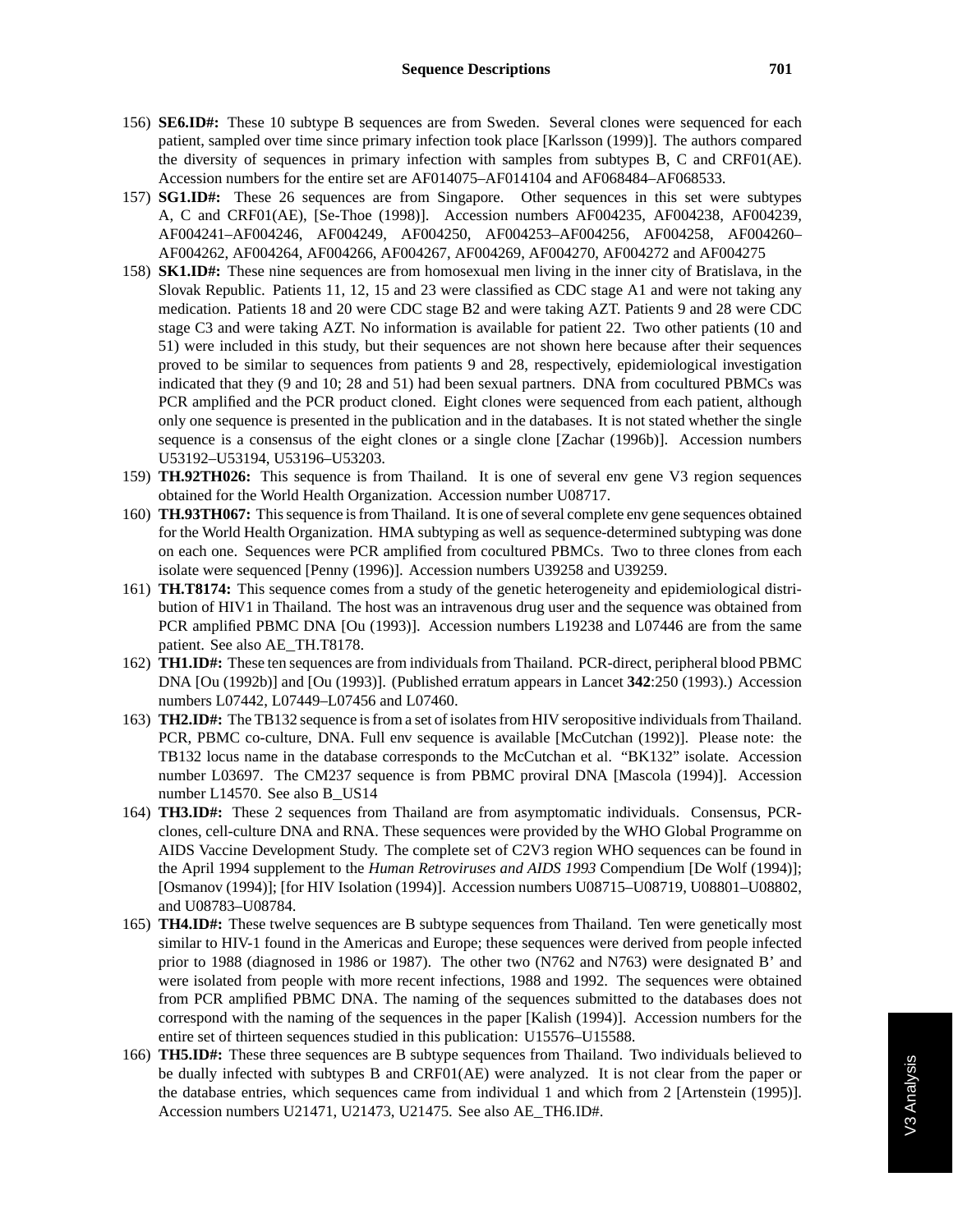156) **SE6.ID#:** These 10 subtype B sequences are from Sweden. Several clones were sequenced for each patient, sampled over time since primary infection took place [Karlsson (1999)]. The authors compared the diversity of sequences in primary infection with samples from subtypes B, C and CRF01(AE). Accession numbers for the entire set are AF014075–AF014104 and AF068484–AF068533.

157) **SG1.ID#:** These 26 sequences are from Singapore. Other sequences in this set were subtypes A, C and CRF01(AE), [Se-Thoe (1998)]. Accession numbers AF004235, AF004238, AF004239, AF004241–AF004246, AF004249, AF004250, AF004253–AF004256, AF004258, AF004260–AF004262, AF004264, AF004266, AF004267, AF004269, AF004270, AF004272 and AF004275

158) **SK1.ID#:** These nine sequences are from homosexual men living in the inner city of Bratislava, in the Slovak Republic. Patients 11, 12, 15 and 23 were classified as CDC stage A1 and were not taking any medication. Patients 18 and 20 were CDC stage B2 and were taking AZT. Patients 9 and 28 were CDC stage C3 and were taking AZT. No information is available for patient 22. Two other patients (10 and 51) were included in this study, but their sequences are not shown here because after their sequences proved to be similar to sequences from patients 9 and 28, respectively, epidemiological investigation indicated that they (9 and 10; 28 and 51) had been sexual partners. DNA from cocultured PBMCs was PCR amplified and the PCR product cloned. Eight clones were sequenced from each patient, although only one sequence is presented in the publication and in the databases. It is not stated whether the single sequence is a consensus of the eight clones or a single clone [Zachar (1996b)]. Accession numbers U53192–U53194, U53196–U53203.

159) **TH.92TH026:** This sequence is from Thailand. It is one of several env gene V3 region sequences obtained for the World Health Organization. Accession number U08717.

160) **TH.93TH067:** This sequence is from Thailand. It is one of several complete env gene sequences obtained for the World Health Organization. HMA subtyping as well as sequence-determined subtyping was done on each one. Sequences were PCR amplified from cocultured PBMCs. Two to three clones from each isolate were sequenced [Penny (1996)]. Accession numbers U39258 and U39259.

161) **TH.T8174:** This sequence comes from a study of the genetic heterogeneity and epidemiological distribution of HIV1 in Thailand. The host was an intravenous drug user and the sequence was obtained from PCR amplified PBMC DNA [Ou (1993)]. Accession numbers L19238 and L07446 are from the same patient. See also AE_TH.T8178.

162) **TH1.ID#:** These ten sequences are from individuals from Thailand. PCR-direct, peripheral blood PBMC DNA [Ou (1992b)] and [Ou (1993)]. (Published erratum appears in Lancet **342**:250 (1993).) Accession numbers L07442, L07449–L07456 and L07460.

163) **TH2.ID#:** The TB132 sequence is from a set of isolates from HIV seropositive individuals from Thailand. PCR, PBMC co-culture, DNA. Full env sequence is available [McCutchan (1992)]. Please note: the TB132 locus name in the database corresponds to the McCutchan et al. "BK132" isolate. Accession number L03697. The CM237 sequence is from PBMC proviral DNA [Mascola (1994)]. Accession number L14570. See also B_US14

164) **TH3.ID#:** These 2 sequences from Thailand are from asymptomatic individuals. Consensus, PCR-clones, cell-culture DNA and RNA. These sequences were provided by the WHO Global Programme on AIDS Vaccine Development Study. The complete set of C2V3 region WHO sequences can be found in the April 1994 supplement to the *Human Retroviruses and AIDS 1993* Compendium [De Wolf (1994)]; [Osmanov (1994)]; [for HIV Isolation (1994)]. Accession numbers U08715–U08719, U08801–U08802, and U08783–U08784.

165) **TH4.ID#:** These twelve sequences are B subtype sequences from Thailand. Ten were genetically most similar to HIV-1 found in the Americas and Europe; these sequences were derived from people infected prior to 1988 (diagnosed in 1986 or 1987). The other two (N762 and N763) were designated B' and were isolated from people with more recent infections, 1988 and 1992. The sequences were obtained from PCR amplified PBMC DNA. The naming of the sequences submitted to the databases does not correspond with the naming of the sequences in the paper [Kalish (1994)]. Accession numbers for the entire set of thirteen sequences studied in this publication: U15576–U15588.

166) **TH5.ID#:** These three sequences are B subtype sequences from Thailand. Two individuals believed to be dually infected with subtypes B and CRF01(AE) were analyzed. It is not clear from the paper or the database entries, which sequences came from individual 1 and which from 2 [Artenstein (1995)]. Accession numbers U21471, U21473, U21475. See also AE_TH6.ID#.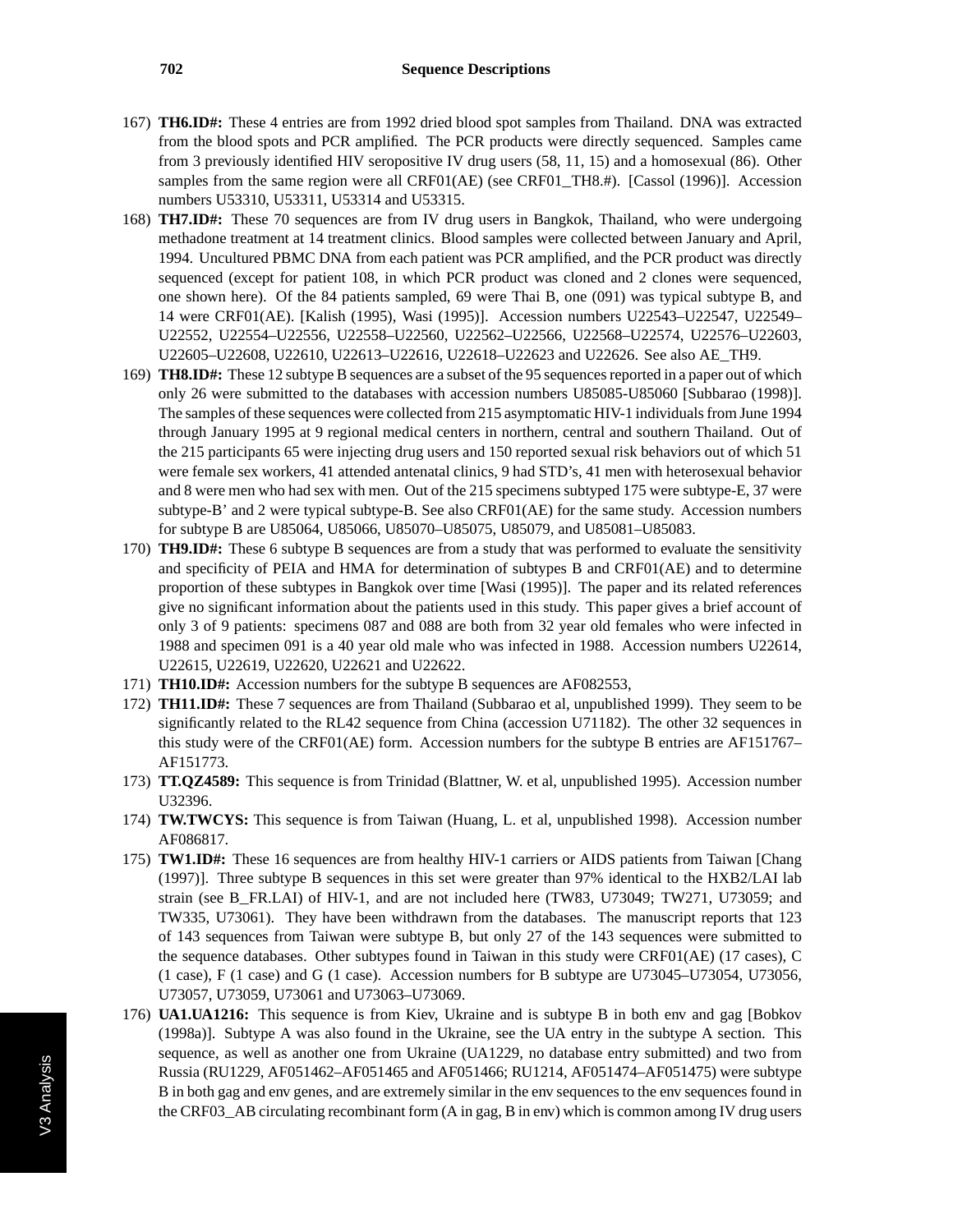167) **TH6.ID#:** These 4 entries are from 1992 dried blood spot samples from Thailand. DNA was extracted from the blood spots and PCR amplified. The PCR products were directly sequenced. Samples came from 3 previously identified HIV seropositive IV drug users (58, 11, 15) and a homosexual (86). Other samples from the same region were all CRF01(AE) (see CRF01_TH8.#). [Cassol (1996)]. Accession numbers U53310, U53311, U53314 and U53315.

168) **TH7.ID#:** These 70 sequences are from IV drug users in Bangkok, Thailand, who were undergoing methadone treatment at 14 treatment clinics. Blood samples were collected between January and April, 1994. Uncultured PBMC DNA from each patient was PCR amplified, and the PCR product was directly sequenced (except for patient 108, in which PCR product was cloned and 2 clones were sequenced, one shown here). Of the 84 patients sampled, 69 were Thai B, one (091) was typical subtype B, and 14 were CRF01(AE). [Kalish (1995), Wasi (1995)]. Accession numbers U22543–U22547, U22549–U22552, U22554–U22556, U22558–U22560, U22562–U22566, U22568–U22574, U22576–U22603, U22605–U22608, U22610, U22613–U22616, U22618–U22623 and U22626. See also AE_TH9.

169) **TH8.ID#:** These 12 subtype B sequences are a subset of the 95 sequences reported in a paper out of which only 26 were submitted to the databases with accession numbers U85085-U85060 [Subbarao (1998)]. The samples of these sequences were collected from 215 asymptomatic HIV-1 individuals from June 1994 through January 1995 at 9 regional medical centers in northern, central and southern Thailand. Out of the 215 participants 65 were injecting drug users and 150 reported sexual risk behaviors out of which 51 were female sex workers, 41 attended antenatal clinics, 9 had STD's, 41 men with heterosexual behavior and 8 were men who had sex with men. Out of the 215 specimens subtyped 175 were subtype-E, 37 were subtype-B' and 2 were typical subtype-B. See also CRF01(AE) for the same study. Accession numbers for subtype B are U85064, U85066, U85070–U85075, U85079, and U85081–U85083.

170) **TH9.ID#:** These 6 subtype B sequences are from a study that was performed to evaluate the sensitivity and specificity of PEIA and HMA for determination of subtypes B and CRF01(AE) and to determine proportion of these subtypes in Bangkok over time [Wasi (1995)]. The paper and its related references give no significant information about the patients used in this study. This paper gives a brief account of only 3 of 9 patients: specimens 087 and 088 are both from 32 year old females who were infected in 1988 and specimen 091 is a 40 year old male who was infected in 1988. Accession numbers U22614, U22615, U22619, U22620, U22621 and U22622.

171) **TH10.ID#:** Accession numbers for the subtype B sequences are AF082553,

172) **TH11.ID#:** These 7 sequences are from Thailand (Subbarao et al, unpublished 1999). They seem to be significantly related to the RL42 sequence from China (accession U71182). The other 32 sequences in this study were of the CRF01(AE) form. Accession numbers for the subtype B entries are AF151767–AF151773.

173) **TT.QZ4589:** This sequence is from Trinidad (Blattner, W. et al, unpublished 1995). Accession number U32396.

174) **TW.TWCYS:** This sequence is from Taiwan (Huang, L. et al, unpublished 1998). Accession number AF086817.

175) **TW1.ID#:** These 16 sequences are from healthy HIV-1 carriers or AIDS patients from Taiwan [Chang (1997)]. Three subtype B sequences in this set were greater than 97% identical to the HXB2/LAI lab strain (see B_FR.LAI) of HIV-1, and are not included here (TW83, U73049; TW271, U73059; and TW335, U73061). They have been withdrawn from the databases. The manuscript reports that 123 of 143 sequences from Taiwan were subtype B, but only 27 of the 143 sequences were submitted to the sequence databases. Other subtypes found in Taiwan in this study were CRF01(AE) (17 cases), C (1 case), F (1 case) and G (1 case). Accession numbers for B subtype are U73045–U73054, U73056, U73057, U73059, U73061 and U73063–U73069.

176) **UA1.UA1216:** This sequence is from Kiev, Ukraine and is subtype B in both env and gag [Bobkov (1998a)]. Subtype A was also found in the Ukraine, see the UA entry in the subtype A section. This sequence, as well as another one from Ukraine (UA1229, no database entry submitted) and two from Russia (RU1229, AF051462–AF051465 and AF051466; RU1214, AF051474–AF051475) were subtype B in both gag and env genes, and are extremely similar in the env sequences to the env sequences found in the CRF03_AB circulating recombinant form (A in gag, B in env) which is common among IV drug users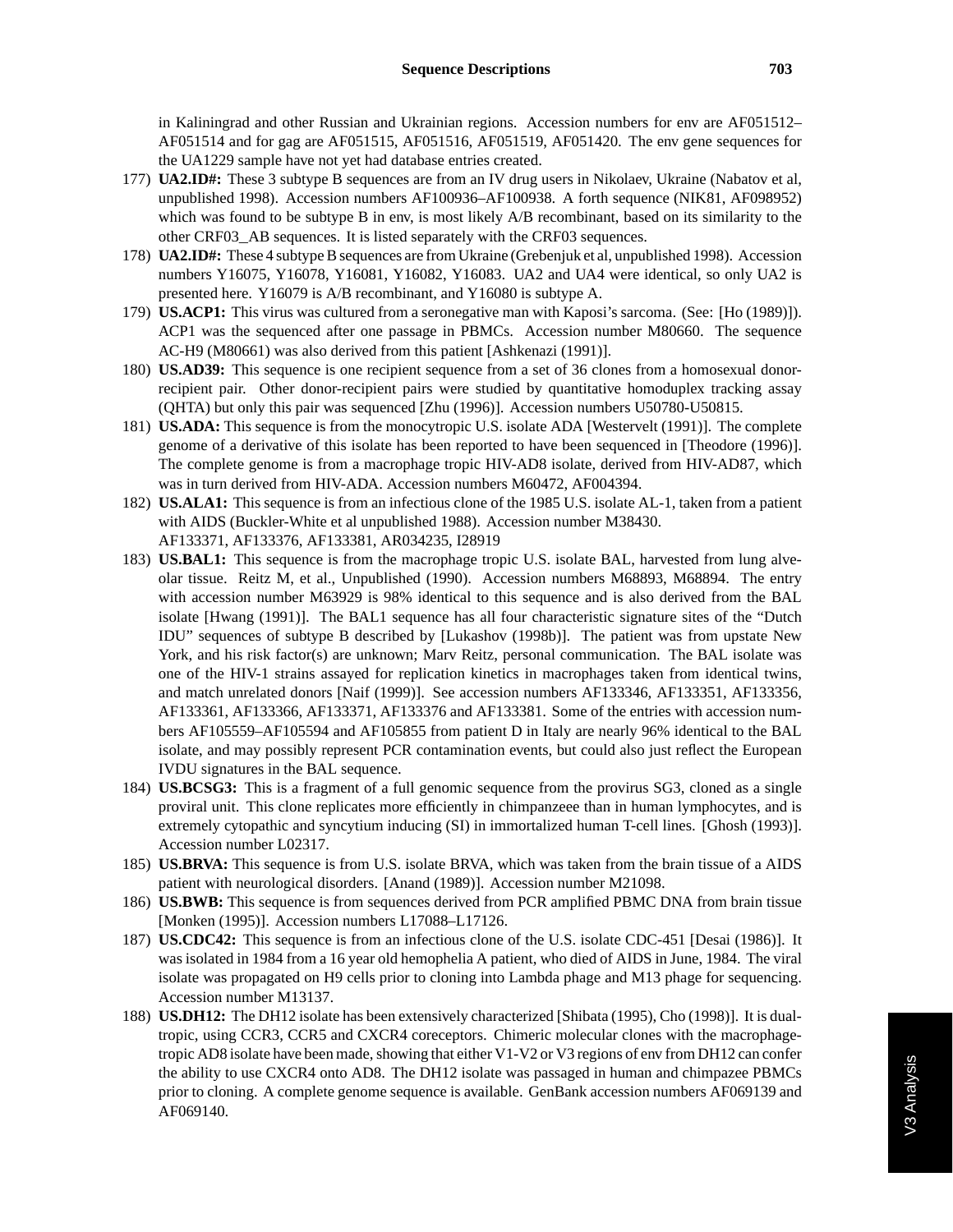in Kaliningrad and other Russian and Ukrainian regions. Accession numbers for env are AF051512–AF051514 and for gag are AF051515, AF051516, AF051519, AF051420. The env gene sequences for the UA1229 sample have not yet had database entries created.

177) **UA2.ID#:** These 3 subtype B sequences are from an IV drug users in Nikolaev, Ukraine (Nabatov et al, unpublished 1998). Accession numbers AF100936–AF100938. A forth sequence (NIK81, AF098952) which was found to be subtype B in env, is most likely A/B recombinant, based on its similarity to the other CRF03_AB sequences. It is listed separately with the CRF03 sequences.

178) **UA2.ID#:** These 4 subtype B sequences are from Ukraine (Grebenjuk et al, unpublished 1998). Accession numbers Y16075, Y16078, Y16081, Y16082, Y16083. UA2 and UA4 were identical, so only UA2 is presented here. Y16079 is A/B recombinant, and Y16080 is subtype A.

179) **US.ACP1:** This virus was cultured from a seronegative man with Kaposi's sarcoma. (See: [Ho (1989)]). ACP1 was the sequenced after one passage in PBMCs. Accession number M80660. The sequence AC-H9 (M80661) was also derived from this patient [Ashkenazi (1991)].

180) **US.AD39:** This sequence is one recipient sequence from a set of 36 clones from a homosexual donor-recipient pair. Other donor-recipient pairs were studied by quantitative homoduplex tracking assay (QHTA) but only this pair was sequenced [Zhu (1996)]. Accession numbers U50780-U50815.

181) **US.ADA:** This sequence is from the monocytropic U.S. isolate ADA [Westervelt (1991)]. The complete genome of a derivative of this isolate has been reported to have been sequenced in [Theodore (1996)]. The complete genome is from a macrophage tropic HIV-AD8 isolate, derived from HIV-AD87, which was in turn derived from HIV-ADA. Accession numbers M60472, AF004394.

182) **US.ALA1:** This sequence is from an infectious clone of the 1985 U.S. isolate AL-1, taken from a patient with AIDS (Buckler-White et al unpublished 1988). Accession number M38430.
AF133371, AF133376, AF133381, AR034235, I28919

183) **US.BAL1:** This sequence is from the macrophage tropic U.S. isolate BAL, harvested from lung alveolar tissue. Reitz M, et al., Unpublished (1990). Accession numbers M68893, M68894. The entry with accession number M63929 is 98% identical to this sequence and is also derived from the BAL isolate [Hwang (1991)]. The BAL1 sequence has all four characteristic signature sites of the "Dutch IDU" sequences of subtype B described by [Lukashov (1998b)]. The patient was from upstate New York, and his risk factor(s) are unknown; Marv Reitz, personal communication. The BAL isolate was one of the HIV-1 strains assayed for replication kinetics in macrophages taken from identical twins, and match unrelated donors [Naif (1999)]. See accession numbers AF133346, AF133351, AF133356, AF133361, AF133366, AF133371, AF133376 and AF133381. Some of the entries with accession numbers AF105559–AF105594 and AF105855 from patient D in Italy are nearly 96% identical to the BAL isolate, and may possibly represent PCR contamination events, but could also just reflect the European IVDU signatures in the BAL sequence.

184) **US.BCSG3:** This is a fragment of a full genomic sequence from the provirus SG3, cloned as a single proviral unit. This clone replicates more efficiently in chimpanzeee than in human lymphocytes, and is extremely cytopathic and syncytium inducing (SI) in immortalized human T-cell lines. [Ghosh (1993)]. Accession number L02317.

185) **US.BRVA:** This sequence is from U.S. isolate BRVA, which was taken from the brain tissue of a AIDS patient with neurological disorders. [Anand (1989)]. Accession number M21098.

186) **US.BWB:** This sequence is from sequences derived from PCR amplified PBMC DNA from brain tissue [Monken (1995)]. Accession numbers L17088–L17126.

187) **US.CDC42:** This sequence is from an infectious clone of the U.S. isolate CDC-451 [Desai (1986)]. It was isolated in 1984 from a 16 year old hemophelia A patient, who died of AIDS in June, 1984. The viral isolate was propagated on H9 cells prior to cloning into Lambda phage and M13 phage for sequencing. Accession number M13137.

188) **US.DH12:** The DH12 isolate has been extensively characterized [Shibata (1995), Cho (1998)]. It is dual-tropic, using CCR3, CCR5 and CXCR4 coreceptors. Chimeric molecular clones with the macrophage-tropic AD8 isolate have been made, showing that either V1-V2 or V3 regions of env from DH12 can confer the ability to use CXCR4 onto AD8. The DH12 isolate was passaged in human and chimpazee PBMCs prior to cloning. A complete genome sequence is available. GenBank accession numbers AF069139 and AF069140.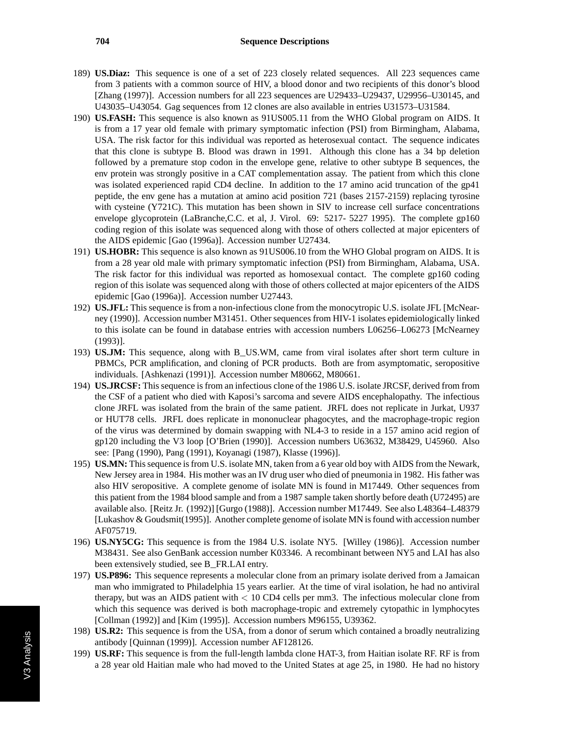189) **US.Diaz:** This sequence is one of a set of 223 closely related sequences. All 223 sequences came from 3 patients with a common source of HIV, a blood donor and two recipients of this donor's blood [Zhang (1997)]. Accession numbers for all 223 sequences are U29433–U29437, U29956–U30145, and U43035–U43054. Gag sequences from 12 clones are also available in entries U31573–U31584.

190) **US.FASH:** This sequence is also known as 91US005.11 from the WHO Global program on AIDS. It is from a 17 year old female with primary symptomatic infection (PSI) from Birmingham, Alabama, USA. The risk factor for this individual was reported as heterosexual contact. The sequence indicates that this clone is subtype B. Blood was drawn in 1991. Although this clone has a 34 bp deletion followed by a premature stop codon in the envelope gene, relative to other subtype B sequences, the env protein was strongly positive in a CAT complementation assay. The patient from which this clone was isolated experienced rapid CD4 decline. In addition to the 17 amino acid truncation of the gp41 peptide, the env gene has a mutation at amino acid position 721 (bases 2157-2159) replacing tyrosine with cysteine (Y721C). This mutation has been shown in SIV to increase cell surface concentrations envelope glycoprotein (LaBranche,C.C. et al, J. Virol. 69: 5217- 5227 1995). The complete gp160 coding region of this isolate was sequenced along with those of others collected at major epicenters of the AIDS epidemic [Gao (1996a)]. Accession number U27434.

191) **US.HOBR:** This sequence is also known as 91US006.10 from the WHO Global program on AIDS. It is from a 28 year old male with primary symptomatic infection (PSI) from Birmingham, Alabama, USA. The risk factor for this individual was reported as homosexual contact. The complete gp160 coding region of this isolate was sequenced along with those of others collected at major epicenters of the AIDS epidemic [Gao (1996a)]. Accession number U27443.

192) **US.JFL:** This sequence is from a non-infectious clone from the monocytropic U.S. isolate JFL [McNearney (1990)]. Accession number M31451. Other sequences from HIV-1 isolates epidemiologically linked to this isolate can be found in database entries with accession numbers L06256–L06273 [McNearney (1993)].

193) **US.JM:** This sequence, along with B_US.WM, came from viral isolates after short term culture in PBMCs, PCR amplification, and cloning of PCR products. Both are from asymptomatic, seropositive individuals. [Ashkenazi (1991)]. Accession number M80662, M80661.

194) **US.JRCSF:** This sequence is from an infectious clone of the 1986 U.S. isolate JRCSF, derived from from the CSF of a patient who died with Kaposi's sarcoma and severe AIDS encephalopathy. The infectious clone JRFL was isolated from the brain of the same patient. JRFL does not replicate in Jurkat, U937 or HUT78 cells. JRFL does replicate in mononuclear phagocytes, and the macrophage-tropic region of the virus was determined by domain swapping with NL4-3 to reside in a 157 amino acid region of gp120 including the V3 loop [O'Brien (1990)]. Accession numbers U63632, M38429, U45960. Also see: [Pang (1990), Pang (1991), Koyanagi (1987), Klasse (1996)].

195) **US.MN:** This sequence is from U.S. isolate MN, taken from a 6 year old boy with AIDS from the Newark, New Jersey area in 1984. His mother was an IV drug user who died of pneumonia in 1982. His father was also HIV seropositive. A complete genome of isolate MN is found in M17449. Other sequences from this patient from the 1984 blood sample and from a 1987 sample taken shortly before death (U72495) are available also. [Reitz Jr. (1992)] [Gurgo (1988)]. Accession number M17449. See also L48364–L48379 [Lukashov & Goudsmit(1995)]. Another complete genome of isolate MN is found with accession number AF075719.

196) **US.NY5CG:** This sequence is from the 1984 U.S. isolate NY5. [Willey (1986)]. Accession number M38431. See also GenBank accession number K03346. A recombinant between NY5 and LAI has also been extensively studied, see B_FR.LAI entry.

197) **US.P896:** This sequence represents a molecular clone from an primary isolate derived from a Jamaican man who immigrated to Philadelphia 15 years earlier. At the time of viral isolation, he had no antiviral therapy, but was an AIDS patient with $<$ 10 CD4 cells per mm3. The infectious molecular clone from which this sequence was derived is both macrophage-tropic and extremely cytopathic in lymphocytes [Collman (1992)] and [Kim (1995)]. Accession numbers M96155, U39362.

198) **US.R2:** This sequence is from the USA, from a donor of serum which contained a broadly neutralizing antibody [Quinnan (1999)]. Accession number AF128126.

199) **US.RF:** This sequence is from the full-length lambda clone HAT-3, from Haitian isolate RF. RF is from a 28 year old Haitian male who had moved to the United States at age 25, in 1980. He had no history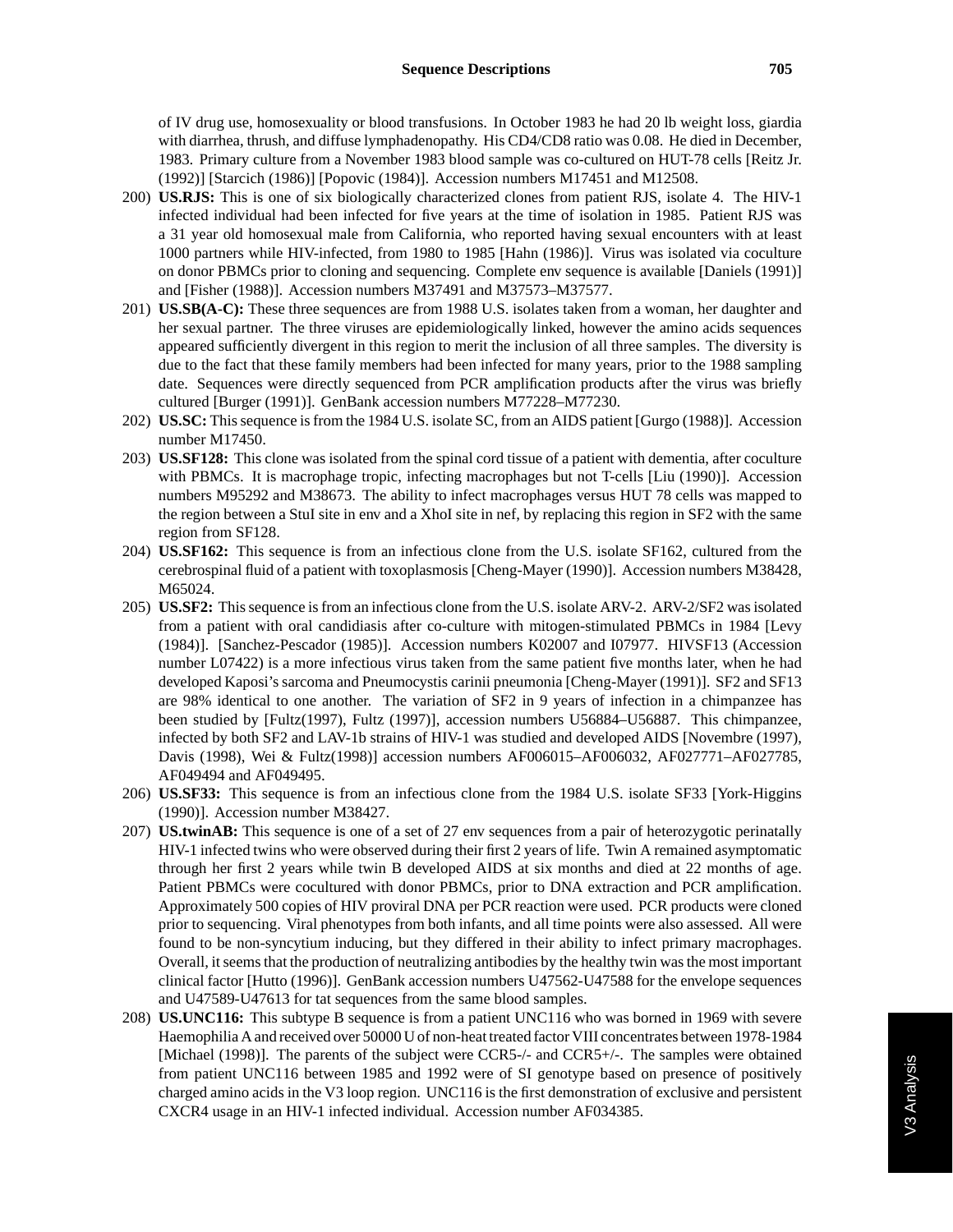of IV drug use, homosexuality or blood transfusions. In October 1983 he had 20 lb weight loss, giardia with diarrhea, thrush, and diffuse lymphadenopathy. His CD4/CD8 ratio was 0.08. He died in December, 1983. Primary culture from a November 1983 blood sample was co-cultured on HUT-78 cells [Reitz Jr. (1992)] [Starcich (1986)] [Popovic (1984)]. Accession numbers M17451 and M12508.

200) **US.RJS:** This is one of six biologically characterized clones from patient RJS, isolate 4. The HIV-1 infected individual had been infected for five years at the time of isolation in 1985. Patient RJS was a 31 year old homosexual male from California, who reported having sexual encounters with at least 1000 partners while HIV-infected, from 1980 to 1985 [Hahn (1986)]. Virus was isolated via coculture on donor PBMCs prior to cloning and sequencing. Complete env sequence is available [Daniels (1991)] and [Fisher (1988)]. Accession numbers M37491 and M37573–M37577.

201) **US.SB(A-C):** These three sequences are from 1988 U.S. isolates taken from a woman, her daughter and her sexual partner. The three viruses are epidemiologically linked, however the amino acids sequences appeared sufficiently divergent in this region to merit the inclusion of all three samples. The diversity is due to the fact that these family members had been infected for many years, prior to the 1988 sampling date. Sequences were directly sequenced from PCR amplification products after the virus was briefly cultured [Burger (1991)]. GenBank accession numbers M77228–M77230.

202) **US.SC:** This sequence is from the 1984 U.S. isolate SC, from an AIDS patient [Gurgo (1988)]. Accession number M17450.

203) **US.SF128:** This clone was isolated from the spinal cord tissue of a patient with dementia, after coculture with PBMCs. It is macrophage tropic, infecting macrophages but not T-cells [Liu (1990)]. Accession numbers M95292 and M38673. The ability to infect macrophages versus HUT 78 cells was mapped to the region between a StuI site in env and a XhoI site in nef, by replacing this region in SF2 with the same region from SF128.

204) **US.SF162:** This sequence is from an infectious clone from the U.S. isolate SF162, cultured from the cerebrospinal fluid of a patient with toxoplasmosis [Cheng-Mayer (1990)]. Accession numbers M38428, M65024.

205) **US.SF2:** This sequence is from an infectious clone from the U.S. isolate ARV-2. ARV-2/SF2 was isolated from a patient with oral candidiasis after co-culture with mitogen-stimulated PBMCs in 1984 [Levy (1984)]. [Sanchez-Pescador (1985)]. Accession numbers K02007 and I07977. HIVSF13 (Accession number L07422) is a more infectious virus taken from the same patient five months later, when he had developed Kaposi's sarcoma and Pneumocystis carinii pneumonia [Cheng-Mayer (1991)]. SF2 and SF13 are 98% identical to one another. The variation of SF2 in 9 years of infection in a chimpanzee has been studied by [Fultz(1997), Fultz (1997)], accession numbers U56884–U56887. This chimpanzee, infected by both SF2 and LAV-1b strains of HIV-1 was studied and developed AIDS [Novembre (1997), Davis (1998), Wei & Fultz(1998)] accession numbers AF006015–AF006032, AF027771–AF027785, AF049494 and AF049495.

206) **US.SF33:** This sequence is from an infectious clone from the 1984 U.S. isolate SF33 [York-Higgins (1990)]. Accession number M38427.

207) **US.twinAB:** This sequence is one of a set of 27 env sequences from a pair of heterozygotic perinatally HIV-1 infected twins who were observed during their first 2 years of life. Twin A remained asymptomatic through her first 2 years while twin B developed AIDS at six months and died at 22 months of age. Patient PBMCs were cocultured with donor PBMCs, prior to DNA extraction and PCR amplification. Approximately 500 copies of HIV proviral DNA per PCR reaction were used. PCR products were cloned prior to sequencing. Viral phenotypes from both infants, and all time points were also assessed. All were found to be non-syncytium inducing, but they differed in their ability to infect primary macrophages. Overall, it seems that the production of neutralizing antibodies by the healthy twin was the most important clinical factor [Hutto (1996)]. GenBank accession numbers U47562-U47588 for the envelope sequences and U47589-U47613 for tat sequences from the same blood samples.

208) **US.UNC116:** This subtype B sequence is from a patient UNC116 who was borned in 1969 with severe Haemophilia A and received over 50000 U of non-heat treated factor VIII concentrates between 1978-1984 [Michael (1998)]. The parents of the subject were CCR5-/- and CCR5+/-. The samples were obtained from patient UNC116 between 1985 and 1992 were of SI genotype based on presence of positively charged amino acids in the V3 loop region. UNC116 is the first demonstration of exclusive and persistent CXCR4 usage in an HIV-1 infected individual. Accession number AF034385.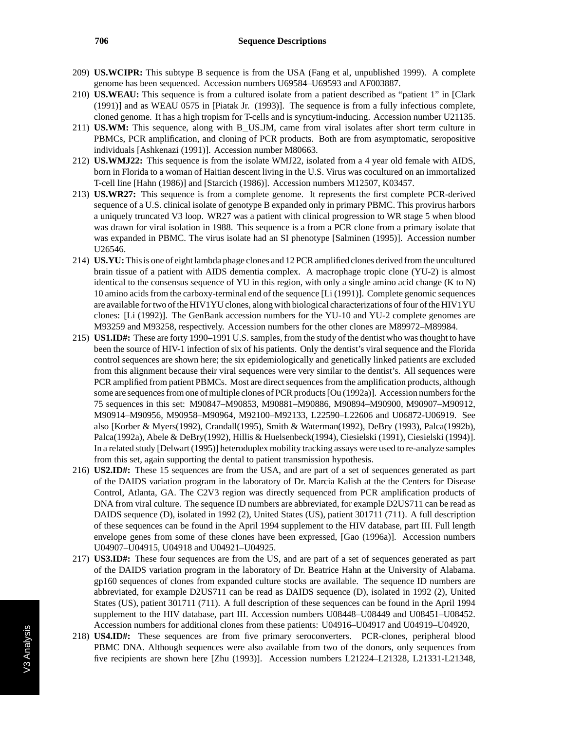209) **US.WCIPR:** This subtype B sequence is from the USA (Fang et al, unpublished 1999). A complete genome has been sequenced. Accession numbers U69584–U69593 and AF003887.

210) **US.WEAU:** This sequence is from a cultured isolate from a patient described as "patient 1" in [Clark (1991)] and as WEAU 0575 in [Piatak Jr. (1993)]. The sequence is from a fully infectious complete, cloned genome. It has a high tropism for T-cells and is syncytium-inducing. Accession number U21135.

211) **US.WM:** This sequence, along with B_US.JM, came from viral isolates after short term culture in PBMCs, PCR amplification, and cloning of PCR products. Both are from asymptomatic, seropositive individuals [Ashkenazi (1991)]. Accession number M80663.

212) **US.WMJ22:** This sequence is from the isolate WMJ22, isolated from a 4 year old female with AIDS, born in Florida to a woman of Haitian descent living in the U.S. Virus was cocultured on an immortalized T-cell line [Hahn (1986)] and [Starcich (1986)]. Accession numbers M12507, K03457.

213) **US.WR27:** This sequence is from a complete genome. It represents the first complete PCR-derived sequence of a U.S. clinical isolate of genotype B expanded only in primary PBMC. This provirus harbors a uniquely truncated V3 loop. WR27 was a patient with clinical progression to WR stage 5 when blood was drawn for viral isolation in 1988. This sequence is a from a PCR clone from a primary isolate that was expanded in PBMC. The virus isolate had an SI phenotype [Salminen (1995)]. Accession number U26546.

214) **US.YU:** This is one of eight lambda phage clones and 12 PCR amplified clones derived from the uncultured brain tissue of a patient with AIDS dementia complex. A macrophage tropic clone (YU-2) is almost identical to the consensus sequence of YU in this region, with only a single amino acid change (K to N) 10 amino acids from the carboxy-terminal end of the sequence [Li (1991)]. Complete genomic sequences are available for two of the HIV1YU clones, along with biological characterizations of four of the HIV1YU clones: [Li (1992)]. The GenBank accession numbers for the YU-10 and YU-2 complete genomes are M93259 and M93258, respectively. Accession numbers for the other clones are M89972–M89984.

215) **US1.ID#:** These are forty 1990–1991 U.S. samples, from the study of the dentist who was thought to have been the source of HIV-1 infection of six of his patients. Only the dentist's viral sequence and the Florida control sequences are shown here; the six epidemiologically and genetically linked patients are excluded from this alignment because their viral sequences were very similar to the dentist's. All sequences were PCR amplified from patient PBMCs. Most are direct sequences from the amplification products, although some are sequences from one of multiple clones of PCR products [Ou (1992a)]. Accession numbers for the 75 sequences in this set: M90847–M90853, M90881–M90886, M90894–M90900, M90907–M90912, M90914–M90956, M90958–M90964, M92100–M92133, L22590–L22606 and U06872-U06919. See also [Korber & Myers(1992), Crandall(1995), Smith & Waterman(1992), DeBry (1993), Palca(1992b), Palca(1992a), Abele & DeBry(1992), Hillis & Huelsenbeck(1994), Ciesielski (1991), Ciesielski (1994)]. In a related study [Delwart (1995)] heteroduplex mobility tracking assays were used to re-analyze samples from this set, again supporting the dental to patient transmission hypothesis.

216) **US2.ID#:** These 15 sequences are from the USA, and are part of a set of sequences generated as part of the DAIDS variation program in the laboratory of Dr. Marcia Kalish at the the Centers for Disease Control, Atlanta, GA. The C2V3 region was directly sequenced from PCR amplification products of DNA from viral culture. The sequence ID numbers are abbreviated, for example D2US711 can be read as DAIDS sequence (D), isolated in 1992 (2), United States (US), patient 301711 (711). A full description of these sequences can be found in the April 1994 supplement to the HIV database, part III. Full length envelope genes from some of these clones have been expressed, [Gao (1996a)]. Accession numbers U04907–U04915, U04918 and U04921–U04925.

217) **US3.ID#:** These four sequences are from the US, and are part of a set of sequences generated as part of the DAIDS variation program in the laboratory of Dr. Beatrice Hahn at the University of Alabama. gp160 sequences of clones from expanded culture stocks are available. The sequence ID numbers are abbreviated, for example D2US711 can be read as DAIDS sequence (D), isolated in 1992 (2), United States (US), patient 301711 (711). A full description of these sequences can be found in the April 1994 supplement to the HIV database, part III. Accession numbers U08448–U08449 and U08451–U08452. Accession numbers for additional clones from these patients: U04916–U04917 and U04919–U04920,

218) **US4.ID#:** These sequences are from five primary seroconverters. PCR-clones, peripheral blood PBMC DNA. Although sequences were also available from two of the donors, only sequences from five recipients are shown here [Zhu (1993)]. Accession numbers L21224–L21328, L21331-L21348,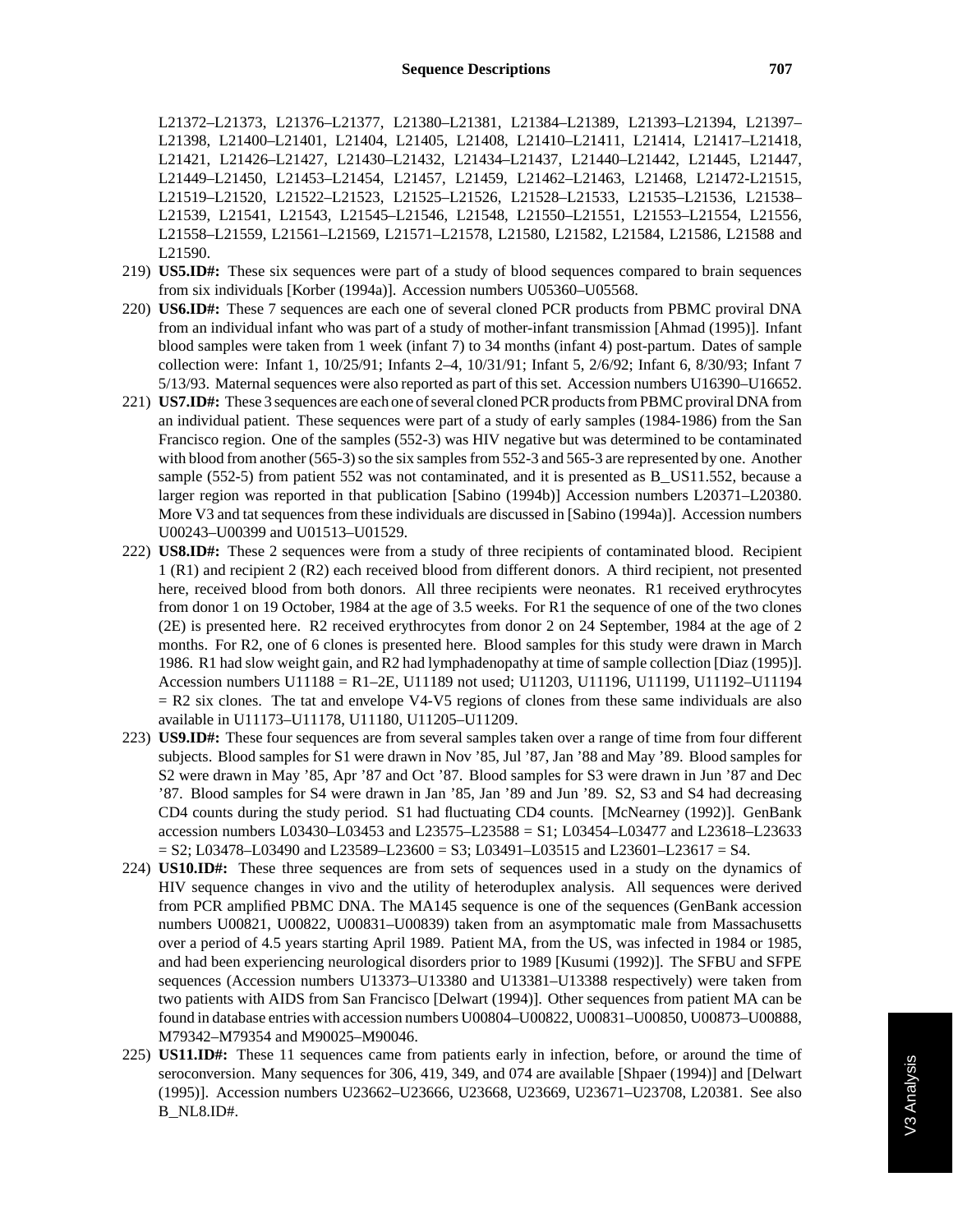L21372–L21373, L21376–L21377, L21380–L21381, L21384–L21389, L21393–L21394, L21397–L21398, L21400–L21401, L21404, L21405, L21408, L21410–L21411, L21414, L21417–L21418, L21421, L21426–L21427, L21430–L21432, L21434–L21437, L21440–L21442, L21445, L21447, L21449–L21450, L21453–L21454, L21457, L21459, L21462–L21463, L21468, L21472-L21515, L21519–L21520, L21522–L21523, L21525–L21526, L21528–L21533, L21535–L21536, L21538–L21539, L21541, L21543, L21545–L21546, L21548, L21550–L21551, L21553–L21554, L21556, L21558–L21559, L21561–L21569, L21571–L21578, L21580, L21582, L21584, L21586, L21588 and L21590.

219) **US5.ID#:** These six sequences were part of a study of blood sequences compared to brain sequences from six individuals [Korber (1994a)]. Accession numbers U05360–U05568.

220) **US6.ID#:** These 7 sequences are each one of several cloned PCR products from PBMC proviral DNA from an individual infant who was part of a study of mother-infant transmission [Ahmad (1995)]. Infant blood samples were taken from 1 week (infant 7) to 34 months (infant 4) post-partum. Dates of sample collection were: Infant 1, 10/25/91; Infants 2–4, 10/31/91; Infant 5, 2/6/92; Infant 6, 8/30/93; Infant 7 5/13/93. Maternal sequences were also reported as part of this set. Accession numbers U16390–U16652.

221) **US7.ID#:** These 3 sequences are each one of several cloned PCR products from PBMC proviral DNA from an individual patient. These sequences were part of a study of early samples (1984-1986) from the San Francisco region. One of the samples (552-3) was HIV negative but was determined to be contaminated with blood from another (565-3) so the six samples from 552-3 and 565-3 are represented by one. Another sample (552-5) from patient 552 was not contaminated, and it is presented as B_US11.552, because a larger region was reported in that publication [Sabino (1994b)] Accession numbers L20371–L20380. More V3 and tat sequences from these individuals are discussed in [Sabino (1994a)]. Accession numbers U00243–U00399 and U01513–U01529.

222) **US8.ID#:** These 2 sequences were from a study of three recipients of contaminated blood. Recipient 1 (R1) and recipient 2 (R2) each received blood from different donors. A third recipient, not presented here, received blood from both donors. All three recipients were neonates. R1 received erythrocytes from donor 1 on 19 October, 1984 at the age of 3.5 weeks. For R1 the sequence of one of the two clones (2E) is presented here. R2 received erythrocytes from donor 2 on 24 September, 1984 at the age of 2 months. For R2, one of 6 clones is presented here. Blood samples for this study were drawn in March 1986. R1 had slow weight gain, and R2 had lymphadenopathy at time of sample collection [Diaz (1995)]. Accession numbers U11188 = R1–2E, U11189 not used; U11203, U11196, U11199, U11192–U11194 = R2 six clones. The tat and envelope V4-V5 regions of clones from these same individuals are also available in U11173–U11178, U11180, U11205–U11209.

223) **US9.ID#:** These four sequences are from several samples taken over a range of time from four different subjects. Blood samples for S1 were drawn in Nov '85, Jul '87, Jan '88 and May '89. Blood samples for S2 were drawn in May '85, Apr '87 and Oct '87. Blood samples for S3 were drawn in Jun '87 and Dec '87. Blood samples for S4 were drawn in Jan '85, Jan '89 and Jun '89. S2, S3 and S4 had decreasing CD4 counts during the study period. S1 had fluctuating CD4 counts. [McNearney (1992)]. GenBank accession numbers L03430–L03453 and L23575–L23588 = S1; L03454–L03477 and L23618–L23633 = S2; L03478–L03490 and L23589–L23600 = S3; L03491–L03515 and L23601–L23617 = S4.

224) **US10.ID#:** These three sequences are from sets of sequences used in a study on the dynamics of HIV sequence changes in vivo and the utility of heteroduplex analysis. All sequences were derived from PCR amplified PBMC DNA. The MA145 sequence is one of the sequences (GenBank accession numbers U00821, U00822, U00831–U00839) taken from an asymptomatic male from Massachusetts over a period of 4.5 years starting April 1989. Patient MA, from the US, was infected in 1984 or 1985, and had been experiencing neurological disorders prior to 1989 [Kusumi (1992)]. The SFBU and SFPE sequences (Accession numbers U13373–U13380 and U13381–U13388 respectively) were taken from two patients with AIDS from San Francisco [Delwart (1994)]. Other sequences from patient MA can be found in database entries with accession numbers U00804–U00822, U00831–U00850, U00873–U00888, M79342–M79354 and M90025–M90046.

225) **US11.ID#:** These 11 sequences came from patients early in infection, before, or around the time of seroconversion. Many sequences for 306, 419, 349, and 074 are available [Shpaer (1994)] and [Delwart (1995)]. Accession numbers U23662–U23666, U23668, U23669, U23671–U23708, L20381. See also B_NL8.ID#.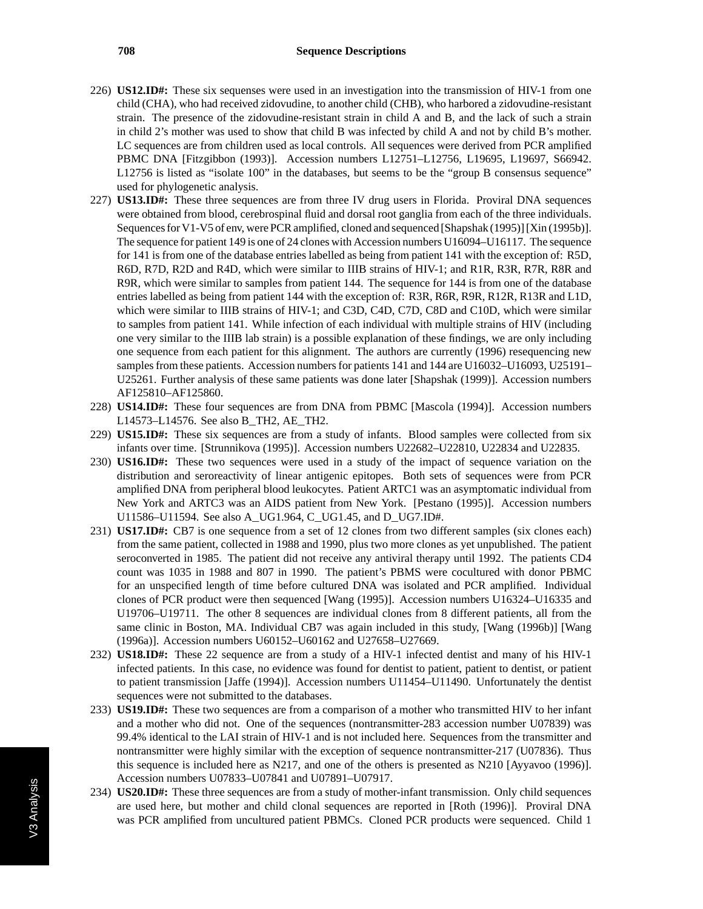226) **US12.ID#:** These six sequenses were used in an investigation into the transmission of HIV-1 from one child (CHA), who had received zidovudine, to another child (CHB), who harbored a zidovudine-resistant strain. The presence of the zidovudine-resistant strain in child A and B, and the lack of such a strain in child 2's mother was used to show that child B was infected by child A and not by child B's mother. LC sequences are from children used as local controls. All sequences were derived from PCR amplified PBMC DNA [Fitzgibbon (1993)]. Accession numbers L12751–L12756, L19695, L19697, S66942. L12756 is listed as "isolate 100" in the databases, but seems to be the "group B consensus sequence" used for phylogenetic analysis.

227) **US13.ID#:** These three sequences are from three IV drug users in Florida. Proviral DNA sequences were obtained from blood, cerebrospinal fluid and dorsal root ganglia from each of the three individuals. Sequences for V1-V5 of env, were PCR amplified, cloned and sequenced [Shapshak (1995)] [Xin (1995b)]. The sequence for patient 149 is one of 24 clones with Accession numbers U16094–U16117. The sequence for 141 is from one of the database entries labelled as being from patient 141 with the exception of: R5D, R6D, R7D, R2D and R4D, which were similar to IIIB strains of HIV-1; and R1R, R3R, R7R, R8R and R9R, which were similar to samples from patient 144. The sequence for 144 is from one of the database entries labelled as being from patient 144 with the exception of: R3R, R6R, R9R, R12R, R13R and L1D, which were similar to IIIB strains of HIV-1; and C3D, C4D, C7D, C8D and C10D, which were similar to samples from patient 141. While infection of each individual with multiple strains of HIV (including one very similar to the IIIB lab strain) is a possible explanation of these findings, we are only including one sequence from each patient for this alignment. The authors are currently (1996) resequencing new samples from these patients. Accession numbers for patients 141 and 144 are U16032–U16093, U25191–U25261. Further analysis of these same patients was done later [Shapshak (1999)]. Accession numbers AF125810–AF125860.

228) **US14.ID#:** These four sequences are from DNA from PBMC [Mascola (1994)]. Accession numbers L14573–L14576. See also B_TH2, AE_TH2.

229) **US15.ID#:** These six sequences are from a study of infants. Blood samples were collected from six infants over time. [Strunnikova (1995)]. Accession numbers U22682–U22810, U22834 and U22835.

230) **US16.ID#:** These two sequences were used in a study of the impact of sequence variation on the distribution and seroreactivity of linear antigenic epitopes. Both sets of sequences were from PCR amplified DNA from peripheral blood leukocytes. Patient ARTC1 was an asymptomatic individual from New York and ARTC3 was an AIDS patient from New York. [Pestano (1995)]. Accession numbers U11586–U11594. See also A_UG1.964, C_UG1.45, and D_UG7.ID#.

231) **US17.ID#:** CB7 is one sequence from a set of 12 clones from two different samples (six clones each) from the same patient, collected in 1988 and 1990, plus two more clones as yet unpublished. The patient seroconverted in 1985. The patient did not receive any antiviral therapy until 1992. The patients CD4 count was 1035 in 1988 and 807 in 1990. The patient's PBMS were cocultured with donor PBMC for an unspecified length of time before cultured DNA was isolated and PCR amplified. Individual clones of PCR product were then sequenced [Wang (1995)]. Accession numbers U16324–U16335 and U19706–U19711. The other 8 sequences are individual clones from 8 different patients, all from the same clinic in Boston, MA. Individual CB7 was again included in this study, [Wang (1996b)] [Wang (1996a)]. Accession numbers U60152–U60162 and U27658–U27669.

232) **US18.ID#:** These 22 sequence are from a study of a HIV-1 infected dentist and many of his HIV-1 infected patients. In this case, no evidence was found for dentist to patient, patient to dentist, or patient to patient transmission [Jaffe (1994)]. Accession numbers U11454–U11490. Unfortunately the dentist sequences were not submitted to the databases.

233) **US19.ID#:** These two sequences are from a comparison of a mother who transmitted HIV to her infant and a mother who did not. One of the sequences (nontransmitter-283 accession number U07839) was 99.4% identical to the LAI strain of HIV-1 and is not included here. Sequences from the transmitter and nontransmitter were highly similar with the exception of sequence nontransmitter-217 (U07836). Thus this sequence is included here as N217, and one of the others is presented as N210 [Ayyavoo (1996)]. Accession numbers U07833–U07841 and U07891–U07917.

234) **US20.ID#:** These three sequences are from a study of mother-infant transmission. Only child sequences are used here, but mother and child clonal sequences are reported in [Roth (1996)]. Proviral DNA was PCR amplified from uncultured patient PBMCs. Cloned PCR products were sequenced. Child 1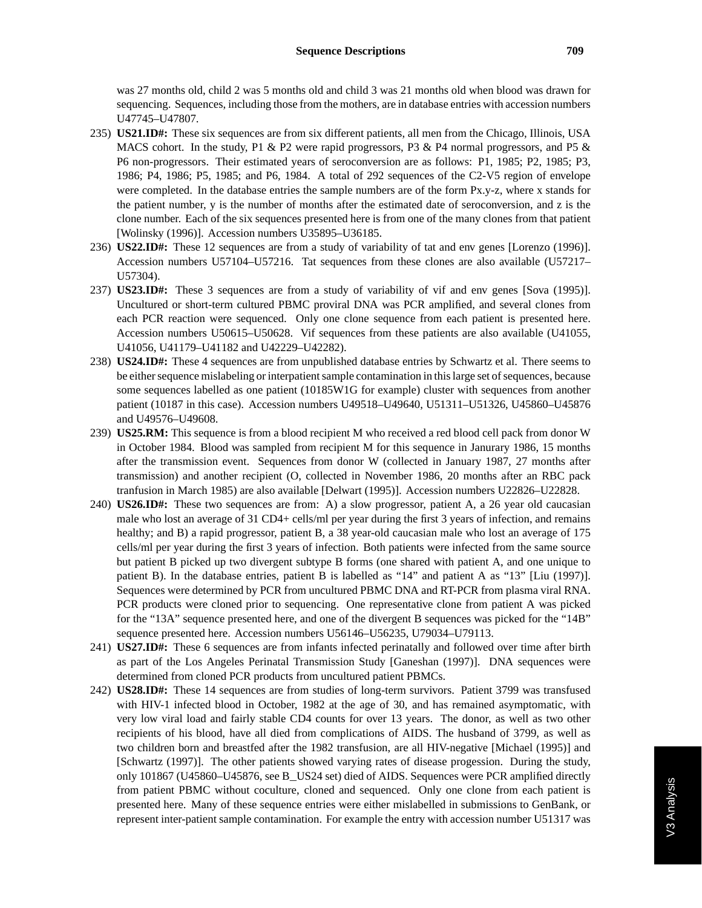was 27 months old, child 2 was 5 months old and child 3 was 21 months old when blood was drawn for sequencing. Sequences, including those from the mothers, are in database entries with accession numbers U47745–U47807.

235) **US21.ID#:** These six sequences are from six different patients, all men from the Chicago, Illinois, USA MACS cohort. In the study, P1 & P2 were rapid progressors, P3 & P4 normal progressors, and P5 & P6 non-progressors. Their estimated years of seroconversion are as follows: P1, 1985; P2, 1985; P3, 1986; P4, 1986; P5, 1985; and P6, 1984. A total of 292 sequences of the C2-V5 region of envelope were completed. In the database entries the sample numbers are of the form Px.y-z, where x stands for the patient number, y is the number of months after the estimated date of seroconversion, and z is the clone number. Each of the six sequences presented here is from one of the many clones from that patient [Wolinsky (1996)]. Accession numbers U35895–U36185.

236) **US22.ID#:** These 12 sequences are from a study of variability of tat and env genes [Lorenzo (1996)]. Accession numbers U57104–U57216. Tat sequences from these clones are also available (U57217–U57304).

237) **US23.ID#:** These 3 sequences are from a study of variability of vif and env genes [Sova (1995)]. Uncultured or short-term cultured PBMC proviral DNA was PCR amplified, and several clones from each PCR reaction were sequenced. Only one clone sequence from each patient is presented here. Accession numbers U50615–U50628. Vif sequences from these patients are also available (U41055, U41056, U41179–U41182 and U42229–U42282).

238) **US24.ID#:** These 4 sequences are from unpublished database entries by Schwartz et al. There seems to be either sequence mislabeling or interpatient sample contamination in this large set of sequences, because some sequences labelled as one patient (10185W1G for example) cluster with sequences from another patient (10187 in this case). Accession numbers U49518–U49640, U51311–U51326, U45860–U45876 and U49576–U49608.

239) **US25.RM:** This sequence is from a blood recipient M who received a red blood cell pack from donor W in October 1984. Blood was sampled from recipient M for this sequence in Janurary 1986, 15 months after the transmission event. Sequences from donor W (collected in January 1987, 27 months after transmission) and another recipient (O, collected in November 1986, 20 months after an RBC pack tranfusion in March 1985) are also available [Delwart (1995)]. Accession numbers U22826–U22828.

240) **US26.ID#:** These two sequences are from: A) a slow progressor, patient A, a 26 year old caucasian male who lost an average of 31 CD4+ cells/ml per year during the first 3 years of infection, and remains healthy; and B) a rapid progressor, patient B, a 38 year-old caucasian male who lost an average of 175 cells/ml per year during the first 3 years of infection. Both patients were infected from the same source but patient B picked up two divergent subtype B forms (one shared with patient A, and one unique to patient B). In the database entries, patient B is labelled as "14" and patient A as "13" [Liu (1997)]. Sequences were determined by PCR from uncultured PBMC DNA and RT-PCR from plasma viral RNA. PCR products were cloned prior to sequencing. One representative clone from patient A was picked for the "13A" sequence presented here, and one of the divergent B sequences was picked for the "14B" sequence presented here. Accession numbers U56146–U56235, U79034–U79113.

241) **US27.ID#:** These 6 sequences are from infants infected perinatally and followed over time after birth as part of the Los Angeles Perinatal Transmission Study [Ganeshan (1997)]. DNA sequences were determined from cloned PCR products from uncultured patient PBMCs.

242) **US28.ID#:** These 14 sequences are from studies of long-term survivors. Patient 3799 was transfused with HIV-1 infected blood in October, 1982 at the age of 30, and has remained asymptomatic, with very low viral load and fairly stable CD4 counts for over 13 years. The donor, as well as two other recipients of his blood, have all died from complications of AIDS. The husband of 3799, as well as two children born and breastfed after the 1982 transfusion, are all HIV-negative [Michael (1995)] and [Schwartz (1997)]. The other patients showed varying rates of disease progession. During the study, only 101867 (U45860–U45876, see B_US24 set) died of AIDS. Sequences were PCR amplified directly from patient PBMC without coculture, cloned and sequenced. Only one clone from each patient is presented here. Many of these sequence entries were either mislabelled in submissions to GenBank, or represent inter-patient sample contamination. For example the entry with accession number U51317 was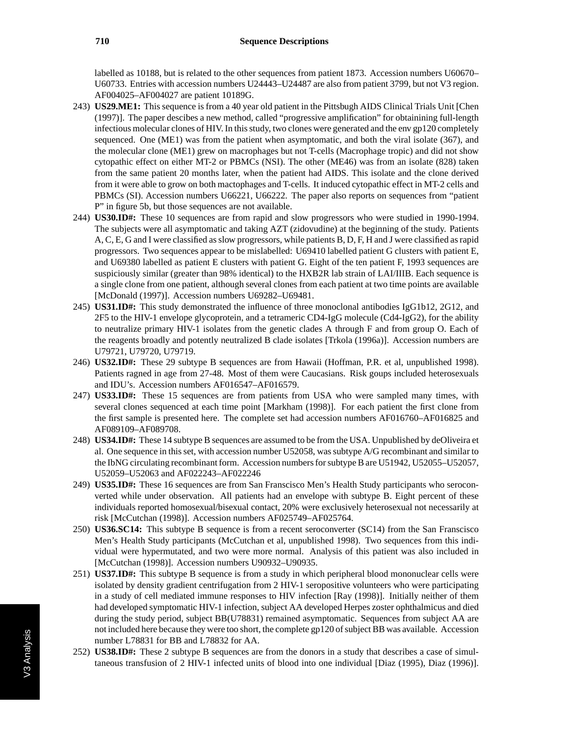labelled as 10188, but is related to the other sequences from patient 1873. Accession numbers U60670–U60733. Entries with accession numbers U24443–U24487 are also from patient 3799, but not V3 region. AF004025–AF004027 are patient 10189G.

243) **US29.ME1:** This sequence is from a 40 year old patient in the Pittsbugh AIDS Clinical Trials Unit [Chen (1997)]. The paper descibes a new method, called "progressive amplification" for obtainining full-length infectious molecular clones of HIV. In this study, two clones were generated and the env gp120 completely sequenced. One (ME1) was from the patient when asymptomatic, and both the viral isolate (367), and the molecular clone (ME1) grew on macrophages but not T-cells (Macrophage tropic) and did not show cytopathic effect on either MT-2 or PBMCs (NSI). The other (ME46) was from an isolate (828) taken from the same patient 20 months later, when the patient had AIDS. This isolate and the clone derived from it were able to grow on both mactophages and T-cells. It induced cytopathic effect in MT-2 cells and PBMCs (SI). Accession numbers U66221, U66222. The paper also reports on sequences from "patient P" in figure 5b, but those sequences are not available.

244) **US30.ID#:** These 10 sequences are from rapid and slow progressors who were studied in 1990-1994. The subjects were all asymptomatic and taking AZT (zidovudine) at the beginning of the study. Patients A, C, E, G and I were classified as slow progressors, while patients B, D, F, H and J were classified as rapid progressors. Two sequences appear to be mislabelled: U69410 labelled patient G clusters with patient E, and U69380 labelled as patient E clusters with patient G. Eight of the ten patient F, 1993 sequences are suspiciously similar (greater than 98% identical) to the HXB2R lab strain of LAI/IIIB. Each sequence is a single clone from one patient, although several clones from each patient at two time points are available [McDonald (1997)]. Accession numbers U69282–U69481.

245) **US31.ID#:** This study demonstrated the influence of three monoclonal antibodies IgG1b12, 2G12, and 2F5 to the HIV-1 envelope glycoprotein, and a tetrameric CD4-IgG molecule (Cd4-IgG2), for the ability to neutralize primary HIV-1 isolates from the genetic clades A through F and from group O. Each of the reagents broadly and potently neutralized B clade isolates [Trkola (1996a)]. Accession numbers are U79721, U79720, U79719.

246) **US32.ID#:** These 29 subtype B sequences are from Hawaii (Hoffman, P.R. et al, unpublished 1998). Patients ragned in age from 27-48. Most of them were Caucasians. Risk goups included heterosexuals and IDU's. Accession numbers AF016547–AF016579.

247) **US33.ID#:** These 15 sequences are from patients from USA who were sampled many times, with several clones sequenced at each time point [Markham (1998)]. For each patient the first clone from the first sample is presented here. The complete set had accession numbers AF016760–AF016825 and AF089109–AF089708.

248) **US34.ID#:** These 14 subtype B sequences are assumed to be from the USA. Unpublished by deOliveira et al. One sequence in this set, with accession number U52058, was subtype A/G recombinant and similar to the IbNG circulating recombinant form. Accession numbers for subtype B are U51942, U52055–U52057, U52059–U52063 and AF022243–AF022246

249) **US35.ID#:** These 16 sequences are from San Franscisco Men's Health Study participants who seroconverted while under observation. All patients had an envelope with subtype B. Eight percent of these individuals reported homosexual/bisexual contact, 20% were exclusively heterosexual not necessarily at risk [McCutchan (1998)]. Accession numbers AF025749–AF025764.

250) **US36.SC14:** This subtype B sequence is from a recent seroconverter (SC14) from the San Franscisco Men's Health Study participants (McCutchan et al, unpublished 1998). Two sequences from this individual were hypermutated, and two were more normal. Analysis of this patient was also included in [McCutchan (1998)]. Accession numbers U90932–U90935.

251) **US37.ID#:** This subtype B sequence is from a study in which peripheral blood mononuclear cells were isolated by density gradient centrifugation from 2 HIV-1 seropositive volunteers who were participating in a study of cell mediated immune responses to HIV infection [Ray (1998)]. Initially neither of them had developed symptomatic HIV-1 infection, subject AA developed Herpes zoster ophthalmicus and died during the study period, subject BB(U78831) remained asymptomatic. Sequences from subject AA are not included here because they were too short, the complete gp120 of subject BB was available. Accession number L78831 for BB and L78832 for AA.

252) **US38.ID#:** These 2 subtype B sequences are from the donors in a study that describes a case of simultaneous transfusion of 2 HIV-1 infected units of blood into one individual [Diaz (1995), Diaz (1996)].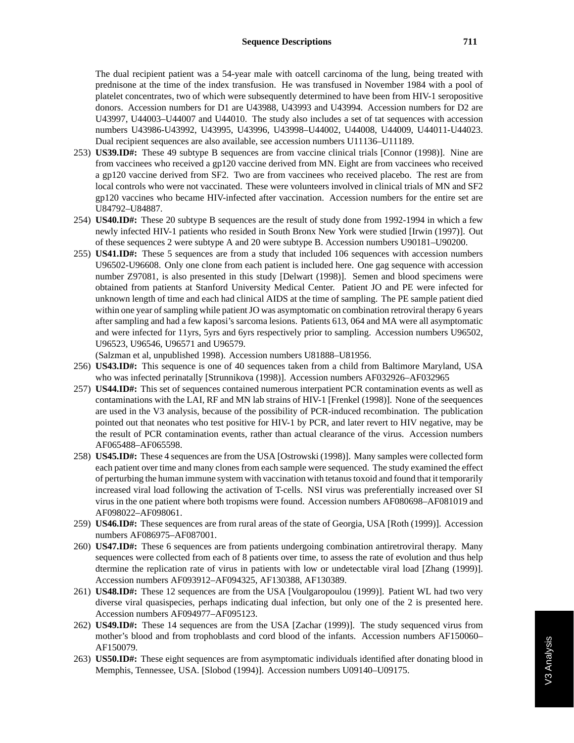The dual recipient patient was a 54-year male with oatcell carcinoma of the lung, being treated with prednisone at the time of the index transfusion. He was transfused in November 1984 with a pool of platelet concentrates, two of which were subsequently determined to have been from HIV-1 seropositive donors. Accession numbers for D1 are U43988, U43993 and U43994. Accession numbers for D2 are U43997, U44003–U44007 and U44010. The study also includes a set of tat sequences with accession numbers U43986-U43992, U43995, U43996, U43998–U44002, U44008, U44009, U44011-U44023. Dual recipient sequences are also available, see accession numbers U11136–U11189.

253) **US39.ID#:** These 49 subtype B sequences are from vaccine clinical trials [Connor (1998)]. Nine are from vaccinees who received a gp120 vaccine derived from MN. Eight are from vaccinees who received a gp120 vaccine derived from SF2. Two are from vaccinees who received placebo. The rest are from local controls who were not vaccinated. These were volunteers involved in clinical trials of MN and SF2 gp120 vaccines who became HIV-infected after vaccination. Accession numbers for the entire set are U84792–U84887.

254) **US40.ID#:** These 20 subtype B sequences are the result of study done from 1992-1994 in which a few newly infected HIV-1 patients who resided in South Bronx New York were studied [Irwin (1997)]. Out of these sequences 2 were subtype A and 20 were subtype B. Accession numbers U90181–U90200.

255) **US41.ID#:** These 5 sequences are from a study that included 106 sequences with accession numbers U96502-U96608. Only one clone from each patient is included here. One gag sequence with accession number Z97081, is also presented in this study [Delwart (1998)]. Semen and blood specimens were obtained from patients at Stanford University Medical Center. Patient JO and PE were infected for unknown length of time and each had clinical AIDS at the time of sampling. The PE sample patient died within one year of sampling while patient JO was asymptomatic on combination retroviral therapy 6 years after sampling and had a few kaposi's sarcoma lesions. Patients 613, 064 and MA were all asymptomatic and were infected for 11yrs, 5yrs and 6yrs respectively prior to sampling. Accession numbers U96502, U96523, U96546, U96571 and U96579.

     (Salzman et al, unpublished 1998). Accession numbers U81888–U81956.

256) **US43.ID#:** This sequence is one of 40 sequences taken from a child from Baltimore Maryland, USA who was infected perinatally [Strunnikova (1998)]. Accession numbers AF032926–AF032965

257) **US44.ID#:** This set of sequences contained numerous interpatient PCR contamination events as well as contaminations with the LAI, RF and MN lab strains of HIV-1 [Frenkel (1998)]. None of the seequences are used in the V3 analysis, because of the possibility of PCR-induced recombination. The publication pointed out that neonates who test positive for HIV-1 by PCR, and later revert to HIV negative, may be the result of PCR contamination events, rather than actual clearance of the virus. Accession numbers AF065488–AF065598.

258) **US45.ID#:** These 4 sequences are from the USA [Ostrowski (1998)]. Many samples were collected form each patient over time and many clones from each sample were sequenced. The study examined the effect of perturbing the human immune system with vaccination with tetanus toxoid and found that it temporarily increased viral load following the activation of T-cells. NSI virus was preferentially increased over SI virus in the one patient where both tropisms were found. Accession numbers AF080698–AF081019 and AF098022–AF098061.

259) **US46.ID#:** These sequences are from rural areas of the state of Georgia, USA [Roth (1999)]. Accession numbers AF086975–AF087001.

260) **US47.ID#:** These 6 sequences are from patients undergoing combination antiretroviral therapy. Many sequences were collected from each of 8 patients over time, to assess the rate of evolution and thus help dtermine the replication rate of virus in patients with low or undetectable viral load [Zhang (1999)]. Accession numbers AF093912–AF094325, AF130388, AF130389.

261) **US48.ID#:** These 12 sequences are from the USA [Voulgaropoulou (1999)]. Patient WL had two very diverse viral quasispecies, perhaps indicating dual infection, but only one of the 2 is presented here. Accession numbers AF094977–AF095123.

262) **US49.ID#:** These 14 sequences are from the USA [Zachar (1999)]. The study sequenced virus from mother's blood and from trophoblasts and cord blood of the infants. Accession numbers AF150060–AF150079.

263) **US50.ID#:** These eight sequences are from asymptomatic individuals identified after donating blood in Memphis, Tennessee, USA. [Slobod (1994)]. Accession numbers U09140–U09175.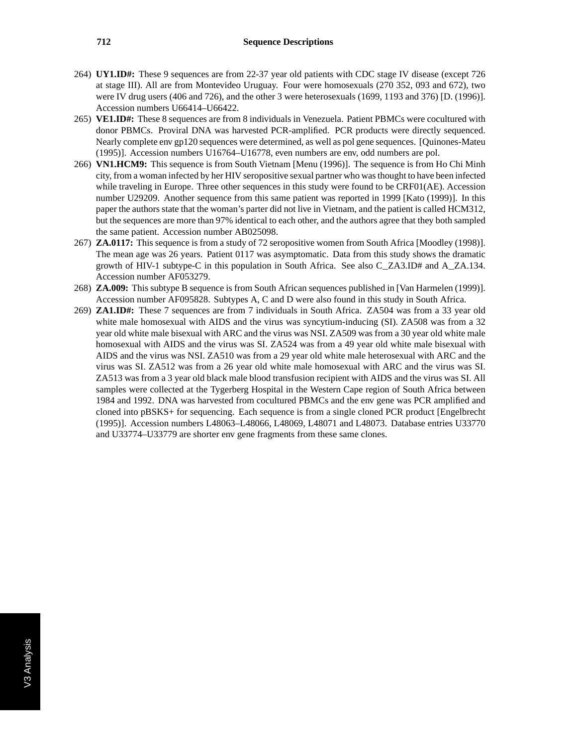264) **UY1.ID#:** These 9 sequences are from 22-37 year old patients with CDC stage IV disease (except 726 at stage III). All are from Montevideo Uruguay. Four were homosexuals (270 352, 093 and 672), two were IV drug users (406 and 726), and the other 3 were heterosexuals (1699, 1193 and 376) [D. (1996)]. Accession numbers U66414–U66422.

265) **VE1.ID#:** These 8 sequences are from 8 individuals in Venezuela. Patient PBMCs were cocultured with donor PBMCs. Proviral DNA was harvested PCR-amplified. PCR products were directly sequenced. Nearly complete env gp120 sequences were determined, as well as pol gene sequences. [Quinones-Mateu (1995)]. Accession numbers U16764–U16778, even numbers are env, odd numbers are pol.

266) **VN1.HCM9:** This sequence is from South Vietnam [Menu (1996)]. The sequence is from Ho Chi Minh city, from a woman infected by her HIV seropositive sexual partner who was thought to have been infected while traveling in Europe. Three other sequences in this study were found to be CRF01(AE). Accession number U29209. Another sequence from this same patient was reported in 1999 [Kato (1999)]. In this paper the authors state that the woman's parter did not live in Vietnam, and the patient is called HCM312, but the sequences are more than 97% identical to each other, and the authors agree that they both sampled the same patient. Accession number AB025098.

267) **ZA.0117:** This sequence is from a study of 72 seropositive women from South Africa [Moodley (1998)]. The mean age was 26 years. Patient 0117 was asymptomatic. Data from this study shows the dramatic growth of HIV-1 subtype-C in this population in South Africa. See also C_ZA3.ID# and A_ZA.134. Accession number AF053279.

268) **ZA.009:** This subtype B sequence is from South African sequences published in [Van Harmelen (1999)]. Accession number AF095828. Subtypes A, C and D were also found in this study in South Africa.

269) **ZA1.ID#:** These 7 sequences are from 7 individuals in South Africa. ZA504 was from a 33 year old white male homosexual with AIDS and the virus was syncytium-inducing (SI). ZA508 was from a 32 year old white male bisexual with ARC and the virus was NSI. ZA509 was from a 30 year old white male homosexual with AIDS and the virus was SI. ZA524 was from a 49 year old white male bisexual with AIDS and the virus was NSI. ZA510 was from a 29 year old white male heterosexual with ARC and the virus was SI. ZA512 was from a 26 year old white male homosexual with ARC and the virus was SI. ZA513 was from a 3 year old black male blood transfusion recipient with AIDS and the virus was SI. All samples were collected at the Tygerberg Hospital in the Western Cape region of South Africa between 1984 and 1992. DNA was harvested from cocultured PBMCs and the env gene was PCR amplified and cloned into pBSKS+ for sequencing. Each sequence is from a single cloned PCR product [Engelbrecht (1995)]. Accession numbers L48063–L48066, L48069, L48071 and L48073. Database entries U33770 and U33774–U33779 are shorter env gene fragments from these same clones.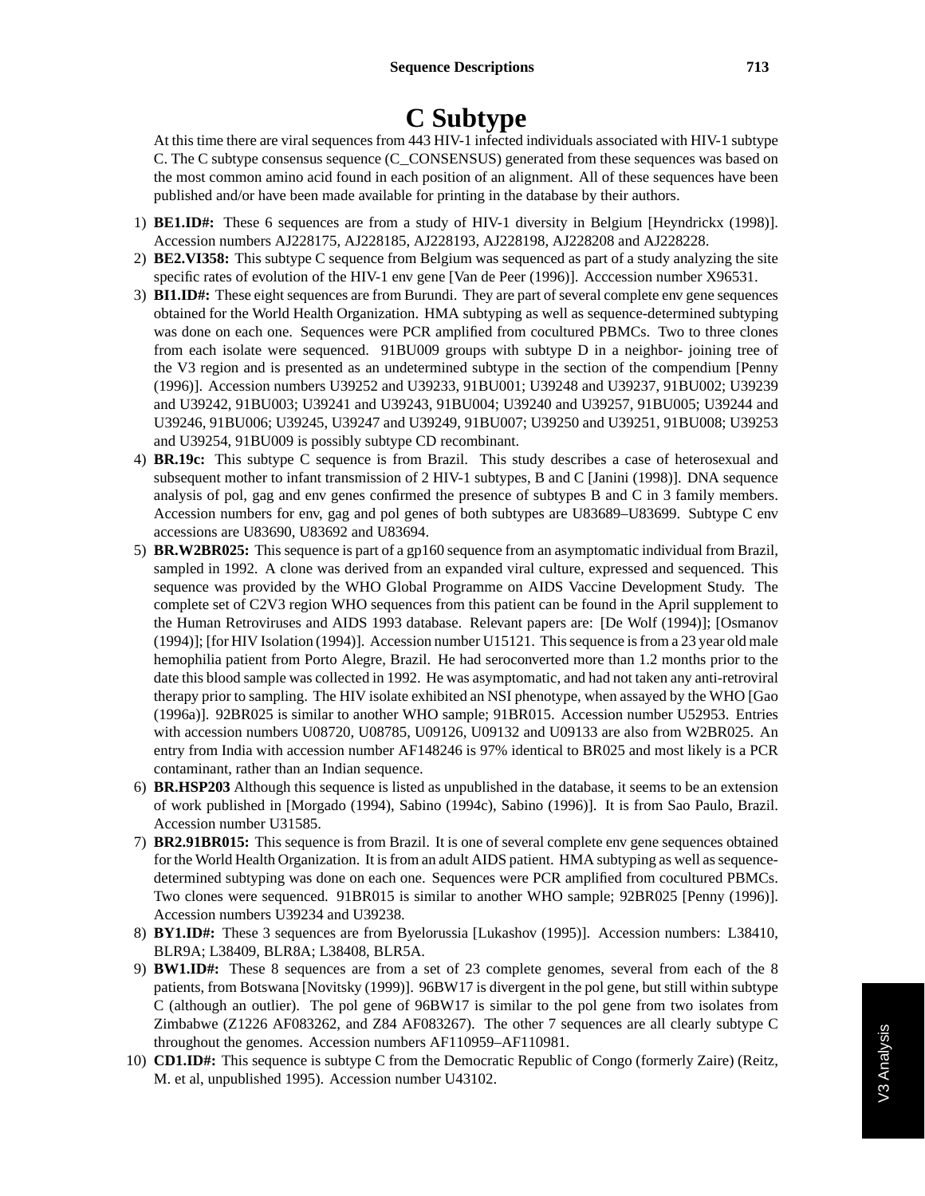# C Subtype

At this time there are viral sequences from 443 HIV-1 infected individuals associated with HIV-1 subtype C. The C subtype consensus sequence (C_CONSENSUS) generated from these sequences was based on the most common amino acid found in each position of an alignment. All of these sequences have been published and/or have been made available for printing in the database by their authors.

1) **BE1.ID#:** These 6 sequences are from a study of HIV-1 diversity in Belgium [Heyndrickx (1998)]. Accession numbers AJ228175, AJ228185, AJ228193, AJ228198, AJ228208 and AJ228228.
2) **BE2.VI358:** This subtype C sequence from Belgium was sequenced as part of a study analyzing the site specific rates of evolution of the HIV-1 env gene [Van de Peer (1996)]. Acccession number X96531.
3) **BI1.ID#:** These eight sequences are from Burundi. They are part of several complete env gene sequences obtained for the World Health Organization. HMA subtyping as well as sequence-determined subtyping was done on each one. Sequences were PCR amplified from cocultured PBMCs. Two to three clones from each isolate were sequenced. 91BU009 groups with subtype D in a neighbor- joining tree of the V3 region and is presented as an undetermined subtype in the section of the compendium [Penny (1996)]. Accession numbers U39252 and U39233, 91BU001; U39248 and U39237, 91BU002; U39239 and U39242, 91BU003; U39241 and U39243, 91BU004; U39240 and U39257, 91BU005; U39244 and U39246, 91BU006; U39245, U39247 and U39249, 91BU007; U39250 and U39251, 91BU008; U39253 and U39254, 91BU009 is possibly subtype CD recombinant.
4) **BR.19c:** This subtype C sequence is from Brazil. This study describes a case of heterosexual and subsequent mother to infant transmission of 2 HIV-1 subtypes, B and C [Janini (1998)]. DNA sequence analysis of pol, gag and env genes confirmed the presence of subtypes B and C in 3 family members. Accession numbers for env, gag and pol genes of both subtypes are U83689–U83699. Subtype C env accessions are U83690, U83692 and U83694.
5) **BR.W2BR025:** This sequence is part of a gp160 sequence from an asymptomatic individual from Brazil, sampled in 1992. A clone was derived from an expanded viral culture, expressed and sequenced. This sequence was provided by the WHO Global Programme on AIDS Vaccine Development Study. The complete set of C2V3 region WHO sequences from this patient can be found in the April supplement to the Human Retroviruses and AIDS 1993 database. Relevant papers are: [De Wolf (1994)]; [Osmanov (1994)]; [for HIV Isolation (1994)]. Accession number U15121. This sequence is from a 23 year old male hemophilia patient from Porto Alegre, Brazil. He had seroconverted more than 1.2 months prior to the date this blood sample was collected in 1992. He was asymptomatic, and had not taken any anti-retroviral therapy prior to sampling. The HIV isolate exhibited an NSI phenotype, when assayed by the WHO [Gao (1996a)]. 92BR025 is similar to another WHO sample; 91BR015. Accession number U52953. Entries with accession numbers U08720, U08785, U09126, U09132 and U09133 are also from W2BR025. An entry from India with accession number AF148246 is 97% identical to BR025 and most likely is a PCR contaminant, rather than an Indian sequence.
6) **BR.HSP203** Although this sequence is listed as unpublished in the database, it seems to be an extension of work published in [Morgado (1994), Sabino (1994c), Sabino (1996)]. It is from Sao Paulo, Brazil. Accession number U31585.
7) **BR2.91BR015:** This sequence is from Brazil. It is one of several complete env gene sequences obtained for the World Health Organization. It is from an adult AIDS patient. HMA subtyping as well as sequence-determined subtyping was done on each one. Sequences were PCR amplified from cocultured PBMCs. Two clones were sequenced. 91BR015 is similar to another WHO sample; 92BR025 [Penny (1996)]. Accession numbers U39234 and U39238.
8) **BY1.ID#:** These 3 sequences are from Byelorussia [Lukashov (1995)]. Accession numbers: L38410, BLR9A; L38409, BLR8A; L38408, BLR5A.
9) **BW1.ID#:** These 8 sequences are from a set of 23 complete genomes, several from each of the 8 patients, from Botswana [Novitsky (1999)]. 96BW17 is divergent in the pol gene, but still within subtype C (although an outlier). The pol gene of 96BW17 is similar to the pol gene from two isolates from Zimbabwe (Z1226 AF083262, and Z84 AF083267). The other 7 sequences are all clearly subtype C throughout the genomes. Accession numbers AF110959–AF110981.
10) **CD1.ID#:** This sequence is subtype C from the Democratic Republic of Congo (formerly Zaire) (Reitz, M. et al, unpublished 1995). Accession number U43102.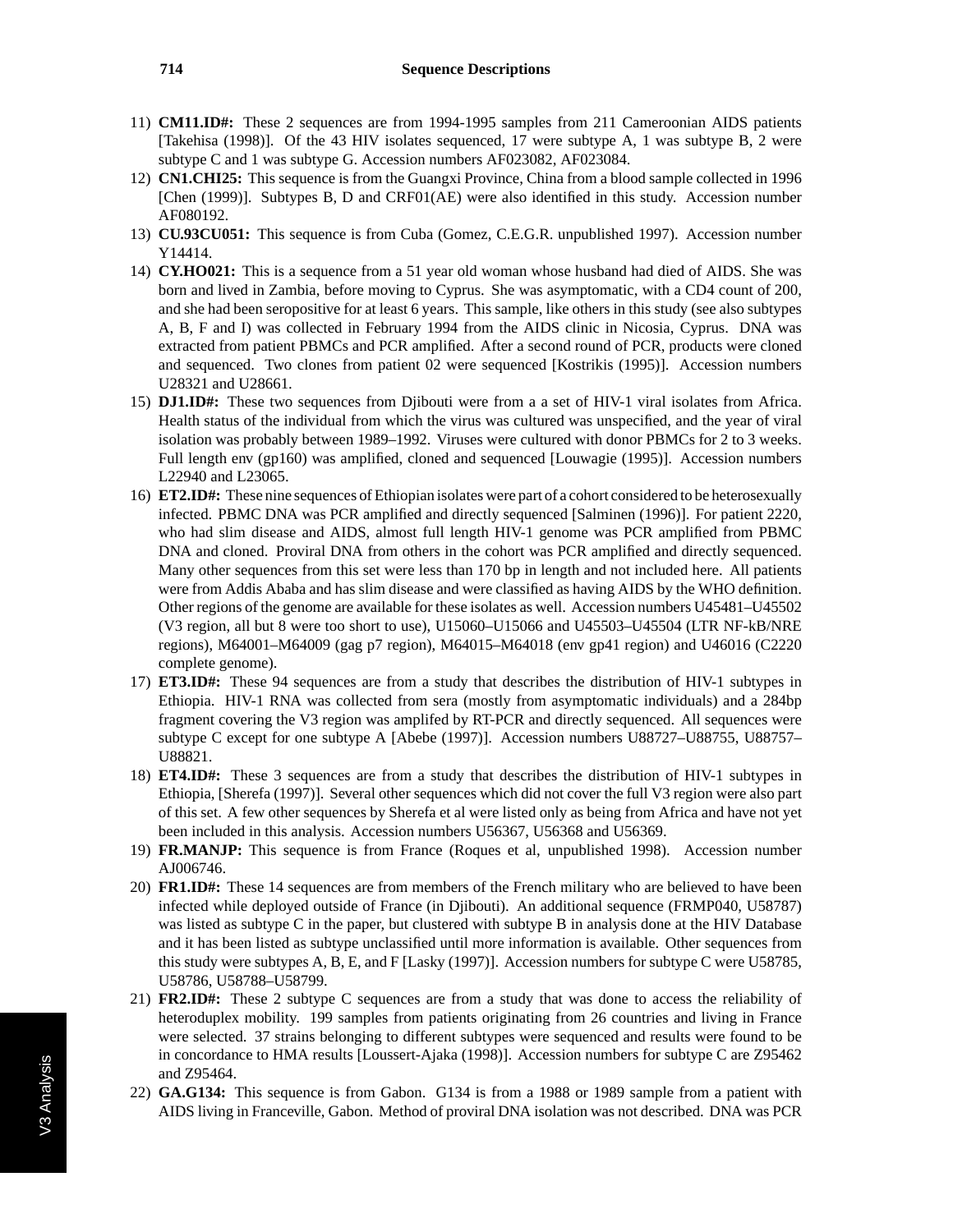11) **CM11.ID#:** These 2 sequences are from 1994-1995 samples from 211 Cameroonian AIDS patients [Takehisa (1998)]. Of the 43 HIV isolates sequenced, 17 were subtype A, 1 was subtype B, 2 were subtype C and 1 was subtype G. Accession numbers AF023082, AF023084.

12) **CN1.CHI25:** This sequence is from the Guangxi Province, China from a blood sample collected in 1996 [Chen (1999)]. Subtypes B, D and CRF01(AE) were also identified in this study. Accession number AF080192.

13) **CU.93CU051:** This sequence is from Cuba (Gomez, C.E.G.R. unpublished 1997). Accession number Y14414.

14) **CY.HO021:** This is a sequence from a 51 year old woman whose husband had died of AIDS. She was born and lived in Zambia, before moving to Cyprus. She was asymptomatic, with a CD4 count of 200, and she had been seropositive for at least 6 years. This sample, like others in this study (see also subtypes A, B, F and I) was collected in February 1994 from the AIDS clinic in Nicosia, Cyprus. DNA was extracted from patient PBMCs and PCR amplified. After a second round of PCR, products were cloned and sequenced. Two clones from patient 02 were sequenced [Kostrikis (1995)]. Accession numbers U28321 and U28661.

15) **DJ1.ID#:** These two sequences from Djibouti were from a a set of HIV-1 viral isolates from Africa. Health status of the individual from which the virus was cultured was unspecified, and the year of viral isolation was probably between 1989–1992. Viruses were cultured with donor PBMCs for 2 to 3 weeks. Full length env (gp160) was amplified, cloned and sequenced [Louwagie (1995)]. Accession numbers L22940 and L23065.

16) **ET2.ID#:** These nine sequences of Ethiopian isolates were part of a cohort considered to be heterosexually infected. PBMC DNA was PCR amplified and directly sequenced [Salminen (1996)]. For patient 2220, who had slim disease and AIDS, almost full length HIV-1 genome was PCR amplified from PBMC DNA and cloned. Proviral DNA from others in the cohort was PCR amplified and directly sequenced. Many other sequences from this set were less than 170 bp in length and not included here. All patients were from Addis Ababa and has slim disease and were classified as having AIDS by the WHO definition. Other regions of the genome are available for these isolates as well. Accession numbers U45481–U45502 (V3 region, all but 8 were too short to use), U15060–U15066 and U45503–U45504 (LTR NF-kB/NRE regions), M64001–M64009 (gag p7 region), M64015–M64018 (env gp41 region) and U46016 (C2220 complete genome).

17) **ET3.ID#:** These 94 sequences are from a study that describes the distribution of HIV-1 subtypes in Ethiopia. HIV-1 RNA was collected from sera (mostly from asymptomatic individuals) and a 284bp fragment covering the V3 region was amplifed by RT-PCR and directly sequenced. All sequences were subtype C except for one subtype A [Abebe (1997)]. Accession numbers U88727–U88755, U88757–U88821.

18) **ET4.ID#:** These 3 sequences are from a study that describes the distribution of HIV-1 subtypes in Ethiopia, [Sherefa (1997)]. Several other sequences which did not cover the full V3 region were also part of this set. A few other sequences by Sherefa et al were listed only as being from Africa and have not yet been included in this analysis. Accession numbers U56367, U56368 and U56369.

19) **FR.MANJP:** This sequence is from France (Roques et al, unpublished 1998). Accession number AJ006746.

20) **FR1.ID#:** These 14 sequences are from members of the French military who are believed to have been infected while deployed outside of France (in Djibouti). An additional sequence (FRMP040, U58787) was listed as subtype C in the paper, but clustered with subtype B in analysis done at the HIV Database and it has been listed as subtype unclassified until more information is available. Other sequences from this study were subtypes A, B, E, and F [Lasky (1997)]. Accession numbers for subtype C were U58785, U58786, U58788–U58799.

21) **FR2.ID#:** These 2 subtype C sequences are from a study that was done to access the reliability of heteroduplex mobility. 199 samples from patients originating from 26 countries and living in France were selected. 37 strains belonging to different subtypes were sequenced and results were found to be in concordance to HMA results [Loussert-Ajaka (1998)]. Accession numbers for subtype C are Z95462 and Z95464.

22) **GA.G134:** This sequence is from Gabon. G134 is from a 1988 or 1989 sample from a patient with AIDS living in Franceville, Gabon. Method of proviral DNA isolation was not described. DNA was PCR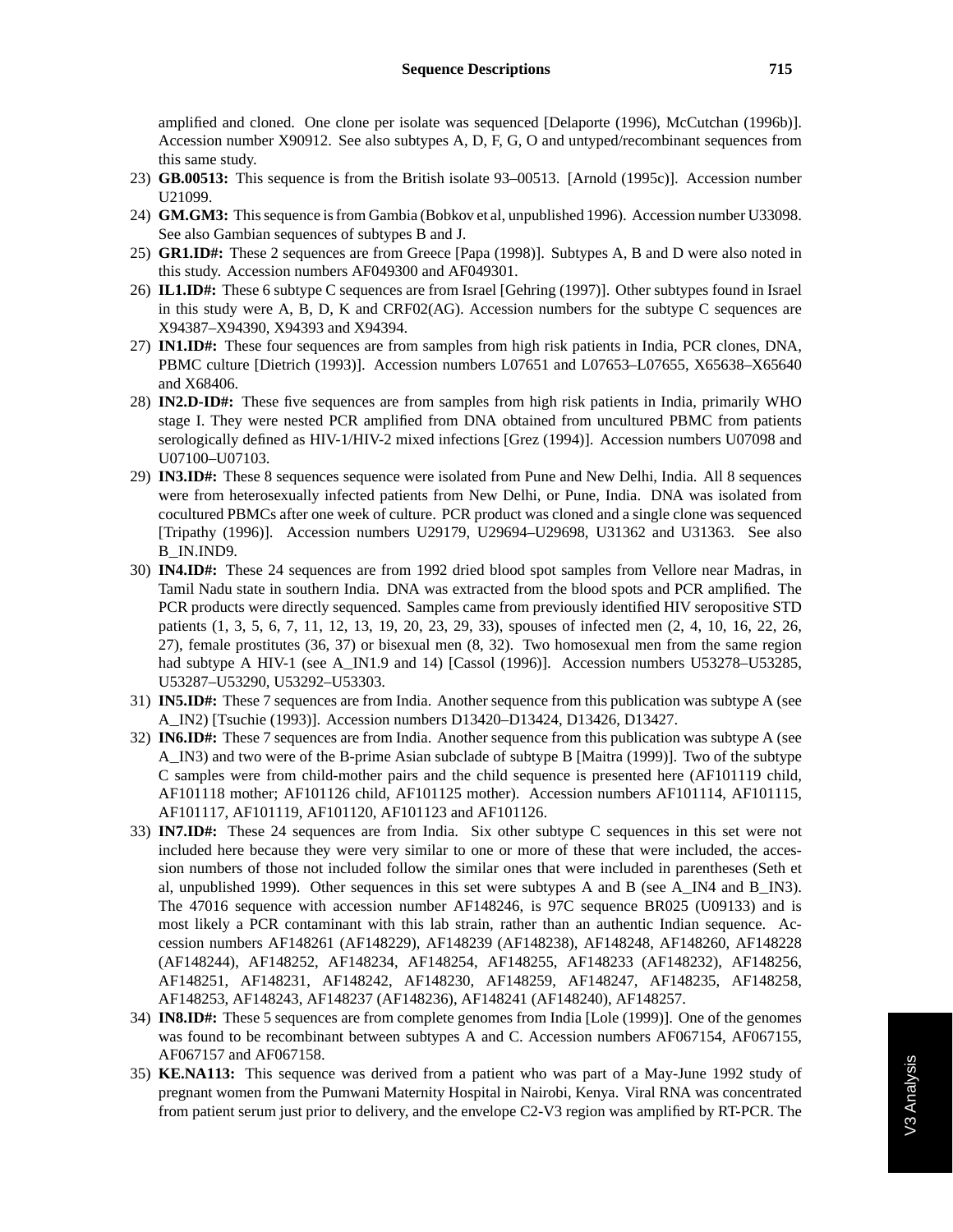amplified and cloned. One clone per isolate was sequenced [Delaporte (1996), McCutchan (1996b)]. Accession number X90912. See also subtypes A, D, F, G, O and untyped/recombinant sequences from this same study.

23) **GB.00513:** This sequence is from the British isolate 93–00513. [Arnold (1995c)]. Accession number U21099.

24) **GM.GM3:** This sequence is from Gambia (Bobkov et al, unpublished 1996). Accession number U33098. See also Gambian sequences of subtypes B and J.

25) **GR1.ID#:** These 2 sequences are from Greece [Papa (1998)]. Subtypes A, B and D were also noted in this study. Accession numbers AF049300 and AF049301.

26) **IL1.ID#:** These 6 subtype C sequences are from Israel [Gehring (1997)]. Other subtypes found in Israel in this study were A, B, D, K and CRF02(AG). Accession numbers for the subtype C sequences are X94387–X94390, X94393 and X94394.

27) **IN1.ID#:** These four sequences are from samples from high risk patients in India, PCR clones, DNA, PBMC culture [Dietrich (1993)]. Accession numbers L07651 and L07653–L07655, X65638–X65640 and X68406.

28) **IN2.D-ID#:** These five sequences are from samples from high risk patients in India, primarily WHO stage I. They were nested PCR amplified from DNA obtained from uncultured PBMC from patients serologically defined as HIV-1/HIV-2 mixed infections [Grez (1994)]. Accession numbers U07098 and U07100–U07103.

29) **IN3.ID#:** These 8 sequences sequence were isolated from Pune and New Delhi, India. All 8 sequences were from heterosexually infected patients from New Delhi, or Pune, India. DNA was isolated from cocultured PBMCs after one week of culture. PCR product was cloned and a single clone was sequenced [Tripathy (1996)]. Accession numbers U29179, U29694–U29698, U31362 and U31363. See also B_IN.IND9.

30) **IN4.ID#:** These 24 sequences are from 1992 dried blood spot samples from Vellore near Madras, in Tamil Nadu state in southern India. DNA was extracted from the blood spots and PCR amplified. The PCR products were directly sequenced. Samples came from previously identified HIV seropositive STD patients (1, 3, 5, 6, 7, 11, 12, 13, 19, 20, 23, 29, 33), spouses of infected men (2, 4, 10, 16, 22, 26, 27), female prostitutes (36, 37) or bisexual men (8, 32). Two homosexual men from the same region had subtype A HIV-1 (see A_IN1.9 and 14) [Cassol (1996)]. Accession numbers U53278–U53285, U53287–U53290, U53292–U53303.

31) **IN5.ID#:** These 7 sequences are from India. Another sequence from this publication was subtype A (see A_IN2) [Tsuchie (1993)]. Accession numbers D13420–D13424, D13426, D13427.

32) **IN6.ID#:** These 7 sequences are from India. Another sequence from this publication was subtype A (see A_IN3) and two were of the B-prime Asian subclade of subtype B [Maitra (1999)]. Two of the subtype C samples were from child-mother pairs and the child sequence is presented here (AF101119 child, AF101118 mother; AF101126 child, AF101125 mother). Accession numbers AF101114, AF101115, AF101117, AF101119, AF101120, AF101123 and AF101126.

33) **IN7.ID#:** These 24 sequences are from India. Six other subtype C sequences in this set were not included here because they were very similar to one or more of these that were included, the accession numbers of those not included follow the similar ones that were included in parentheses (Seth et al, unpublished 1999). Other sequences in this set were subtypes A and B (see A_IN4 and B_IN3). The 47016 sequence with accession number AF148246, is 97C sequence BR025 (U09133) and is most likely a PCR contaminant with this lab strain, rather than an authentic Indian sequence. Accession numbers AF148261 (AF148229), AF148239 (AF148238), AF148248, AF148260, AF148228 (AF148244), AF148252, AF148234, AF148254, AF148255, AF148233 (AF148232), AF148256, AF148251, AF148231, AF148242, AF148230, AF148259, AF148247, AF148235, AF148258, AF148253, AF148243, AF148237 (AF148236), AF148241 (AF148240), AF148257.

34) **IN8.ID#:** These 5 sequences are from complete genomes from India [Lole (1999)]. One of the genomes was found to be recombinant between subtypes A and C. Accession numbers AF067154, AF067155, AF067157 and AF067158.

35) **KE.NA113:** This sequence was derived from a patient who was part of a May-June 1992 study of pregnant women from the Pumwani Maternity Hospital in Nairobi, Kenya. Viral RNA was concentrated from patient serum just prior to delivery, and the envelope C2-V3 region was amplified by RT-PCR. The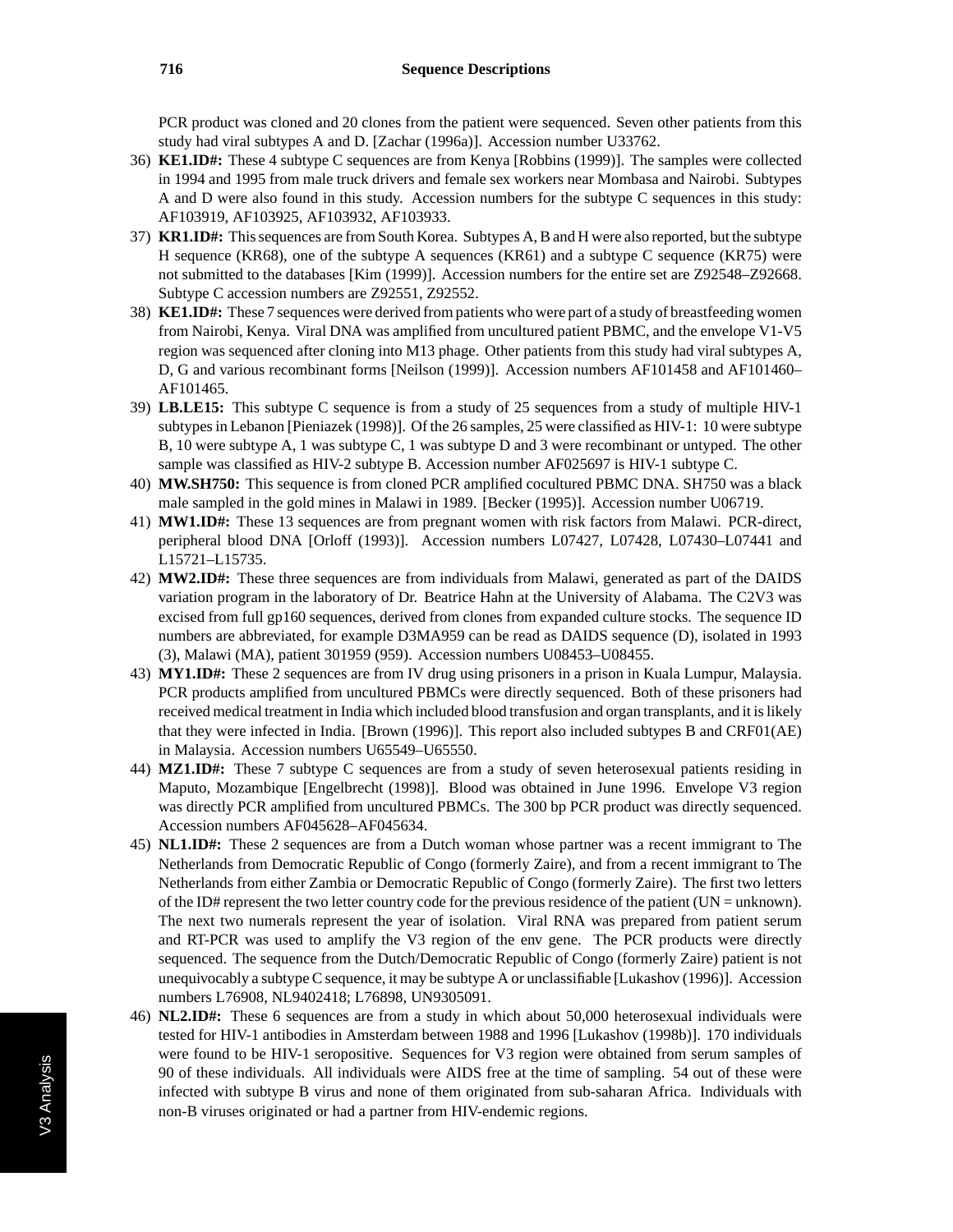PCR product was cloned and 20 clones from the patient were sequenced. Seven other patients from this study had viral subtypes A and D. [Zachar (1996a)]. Accession number U33762.

36) **KE1.ID#:** These 4 subtype C sequences are from Kenya [Robbins (1999)]. The samples were collected in 1994 and 1995 from male truck drivers and female sex workers near Mombasa and Nairobi. Subtypes A and D were also found in this study. Accession numbers for the subtype C sequences in this study: AF103919, AF103925, AF103932, AF103933.

37) **KR1.ID#:** This sequences are from South Korea. Subtypes A, B and H were also reported, but the subtype H sequence (KR68), one of the subtype A sequences (KR61) and a subtype C sequence (KR75) were not submitted to the databases [Kim (1999)]. Accession numbers for the entire set are Z92548–Z92668. Subtype C accession numbers are Z92551, Z92552.

38) **KE1.ID#:** These 7 sequences were derived from patients who were part of a study of breastfeeding women from Nairobi, Kenya. Viral DNA was amplified from uncultured patient PBMC, and the envelope V1-V5 region was sequenced after cloning into M13 phage. Other patients from this study had viral subtypes A, D, G and various recombinant forms [Neilson (1999)]. Accession numbers AF101458 and AF101460–AF101465.

39) **LB.LE15:** This subtype C sequence is from a study of 25 sequences from a study of multiple HIV-1 subtypes in Lebanon [Pieniazek (1998)]. Of the 26 samples, 25 were classified as HIV-1: 10 were subtype B, 10 were subtype A, 1 was subtype C, 1 was subtype D and 3 were recombinant or untyped. The other sample was classified as HIV-2 subtype B. Accession number AF025697 is HIV-1 subtype C.

40) **MW.SH750:** This sequence is from cloned PCR amplified cocultured PBMC DNA. SH750 was a black male sampled in the gold mines in Malawi in 1989. [Becker (1995)]. Accession number U06719.

41) **MW1.ID#:** These 13 sequences are from pregnant women with risk factors from Malawi. PCR-direct, peripheral blood DNA [Orloff (1993)]. Accession numbers L07427, L07428, L07430–L07441 and L15721–L15735.

42) **MW2.ID#:** These three sequences are from individuals from Malawi, generated as part of the DAIDS variation program in the laboratory of Dr. Beatrice Hahn at the University of Alabama. The C2V3 was excised from full gp160 sequences, derived from clones from expanded culture stocks. The sequence ID numbers are abbreviated, for example D3MA959 can be read as DAIDS sequence (D), isolated in 1993 (3), Malawi (MA), patient 301959 (959). Accession numbers U08453–U08455.

43) **MY1.ID#:** These 2 sequences are from IV drug using prisoners in a prison in Kuala Lumpur, Malaysia. PCR products amplified from uncultured PBMCs were directly sequenced. Both of these prisoners had received medical treatment in India which included blood transfusion and organ transplants, and it is likely that they were infected in India. [Brown (1996)]. This report also included subtypes B and CRF01(AE) in Malaysia. Accession numbers U65549–U65550.

44) **MZ1.ID#:** These 7 subtype C sequences are from a study of seven heterosexual patients residing in Maputo, Mozambique [Engelbrecht (1998)]. Blood was obtained in June 1996. Envelope V3 region was directly PCR amplified from uncultured PBMCs. The 300 bp PCR product was directly sequenced. Accession numbers AF045628–AF045634.

45) **NL1.ID#:** These 2 sequences are from a Dutch woman whose partner was a recent immigrant to The Netherlands from Democratic Republic of Congo (formerly Zaire), and from a recent immigrant to The Netherlands from either Zambia or Democratic Republic of Congo (formerly Zaire). The first two letters of the ID# represent the two letter country code for the previous residence of the patient (UN = unknown). The next two numerals represent the year of isolation. Viral RNA was prepared from patient serum and RT-PCR was used to amplify the V3 region of the env gene. The PCR products were directly sequenced. The sequence from the Dutch/Democratic Republic of Congo (formerly Zaire) patient is not unequivocably a subtype C sequence, it may be subtype A or unclassifiable [Lukashov (1996)]. Accession numbers L76908, NL9402418; L76898, UN9305091.

46) **NL2.ID#:** These 6 sequences are from a study in which about 50,000 heterosexual individuals were tested for HIV-1 antibodies in Amsterdam between 1988 and 1996 [Lukashov (1998b)]. 170 individuals were found to be HIV-1 seropositive. Sequences for V3 region were obtained from serum samples of 90 of these individuals. All individuals were AIDS free at the time of sampling. 54 out of these were infected with subtype B virus and none of them originated from sub-saharan Africa. Individuals with non-B viruses originated or had a partner from HIV-endemic regions.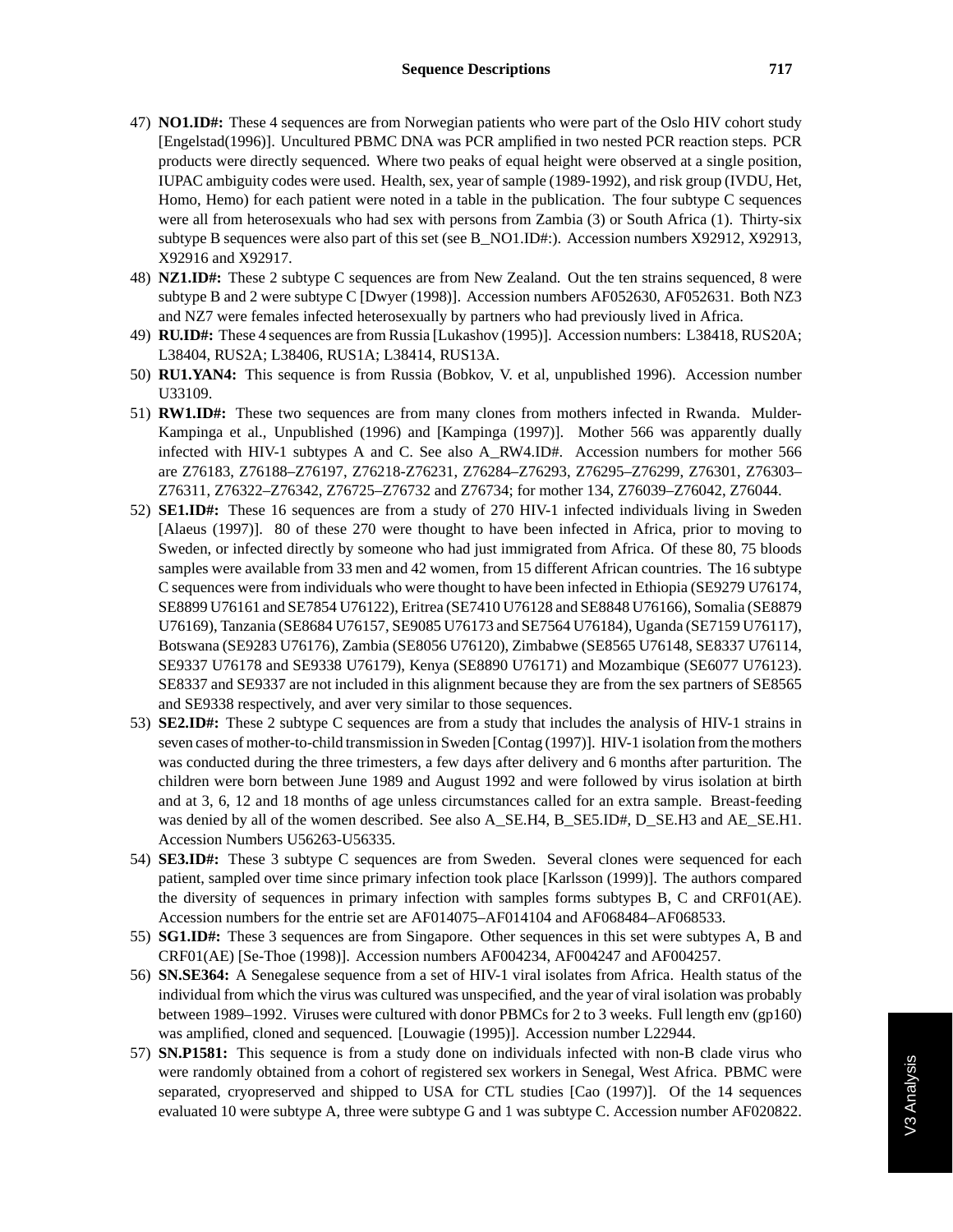47) **NO1.ID#:** These 4 sequences are from Norwegian patients who were part of the Oslo HIV cohort study [Engelstad(1996)]. Uncultured PBMC DNA was PCR amplified in two nested PCR reaction steps. PCR products were directly sequenced. Where two peaks of equal height were observed at a single position, IUPAC ambiguity codes were used. Health, sex, year of sample (1989-1992), and risk group (IVDU, Het, Homo, Hemo) for each patient were noted in a table in the publication. The four subtype C sequences were all from heterosexuals who had sex with persons from Zambia (3) or South Africa (1). Thirty-six subtype B sequences were also part of this set (see B_NO1.ID#:). Accession numbers X92912, X92913, X92916 and X92917.

48) **NZ1.ID#:** These 2 subtype C sequences are from New Zealand. Out the ten strains sequenced, 8 were subtype B and 2 were subtype C [Dwyer (1998)]. Accession numbers AF052630, AF052631. Both NZ3 and NZ7 were females infected heterosexually by partners who had previously lived in Africa.

49) **RU.ID#:** These 4 sequences are from Russia [Lukashov (1995)]. Accession numbers: L38418, RUS20A; L38404, RUS2A; L38406, RUS1A; L38414, RUS13A.

50) **RU1.YAN4:** This sequence is from Russia (Bobkov, V. et al, unpublished 1996). Accession number U33109.

51) **RW1.ID#:** These two sequences are from many clones from mothers infected in Rwanda. Mulder-Kampinga et al., Unpublished (1996) and [Kampinga (1997)]. Mother 566 was apparently dually infected with HIV-1 subtypes A and C. See also A_RW4.ID#. Accession numbers for mother 566 are Z76183, Z76188–Z76197, Z76218-Z76231, Z76284–Z76293, Z76295–Z76299, Z76301, Z76303–Z76311, Z76322–Z76342, Z76725–Z76732 and Z76734; for mother 134, Z76039–Z76042, Z76044.

52) **SE1.ID#:** These 16 sequences are from a study of 270 HIV-1 infected individuals living in Sweden [Alaeus (1997)]. 80 of these 270 were thought to have been infected in Africa, prior to moving to Sweden, or infected directly by someone who had just immigrated from Africa. Of these 80, 75 bloods samples were available from 33 men and 42 women, from 15 different African countries. The 16 subtype C sequences were from individuals who were thought to have been infected in Ethiopia (SE9279 U76174, SE8899 U76161 and SE7854 U76122), Eritrea (SE7410 U76128 and SE8848 U76166), Somalia (SE8879 U76169), Tanzania (SE8684 U76157, SE9085 U76173 and SE7564 U76184), Uganda (SE7159 U76117), Botswana (SE9283 U76176), Zambia (SE8056 U76120), Zimbabwe (SE8565 U76148, SE8337 U76114, SE9337 U76178 and SE9338 U76179), Kenya (SE8890 U76171) and Mozambique (SE6077 U76123). SE8337 and SE9337 are not included in this alignment because they are from the sex partners of SE8565 and SE9338 respectively, and aver very similar to those sequences.

53) **SE2.ID#:** These 2 subtype C sequences are from a study that includes the analysis of HIV-1 strains in seven cases of mother-to-child transmission in Sweden [Contag (1997)]. HIV-1 isolation from the mothers was conducted during the three trimesters, a few days after delivery and 6 months after parturition. The children were born between June 1989 and August 1992 and were followed by virus isolation at birth and at 3, 6, 12 and 18 months of age unless circumstances called for an extra sample. Breast-feeding was denied by all of the women described. See also A_SE.H4, B_SE5.ID#, D_SE.H3 and AE_SE.H1. Accession Numbers U56263-U56335.

54) **SE3.ID#:** These 3 subtype C sequences are from Sweden. Several clones were sequenced for each patient, sampled over time since primary infection took place [Karlsson (1999)]. The authors compared the diversity of sequences in primary infection with samples forms subtypes B, C and CRF01(AE). Accession numbers for the entrie set are AF014075–AF014104 and AF068484–AF068533.

55) **SG1.ID#:** These 3 sequences are from Singapore. Other sequences in this set were subtypes A, B and CRF01(AE) [Se-Thoe (1998)]. Accession numbers AF004234, AF004247 and AF004257.

56) **SN.SE364:** A Senegalese sequence from a set of HIV-1 viral isolates from Africa. Health status of the individual from which the virus was cultured was unspecified, and the year of viral isolation was probably between 1989–1992. Viruses were cultured with donor PBMCs for 2 to 3 weeks. Full length env (gp160) was amplified, cloned and sequenced. [Louwagie (1995)]. Accession number L22944.

57) **SN.P1581:** This sequence is from a study done on individuals infected with non-B clade virus who were randomly obtained from a cohort of registered sex workers in Senegal, West Africa. PBMC were separated, cryopreserved and shipped to USA for CTL studies [Cao (1997)]. Of the 14 sequences evaluated 10 were subtype A, three were subtype G and 1 was subtype C. Accession number AF020822.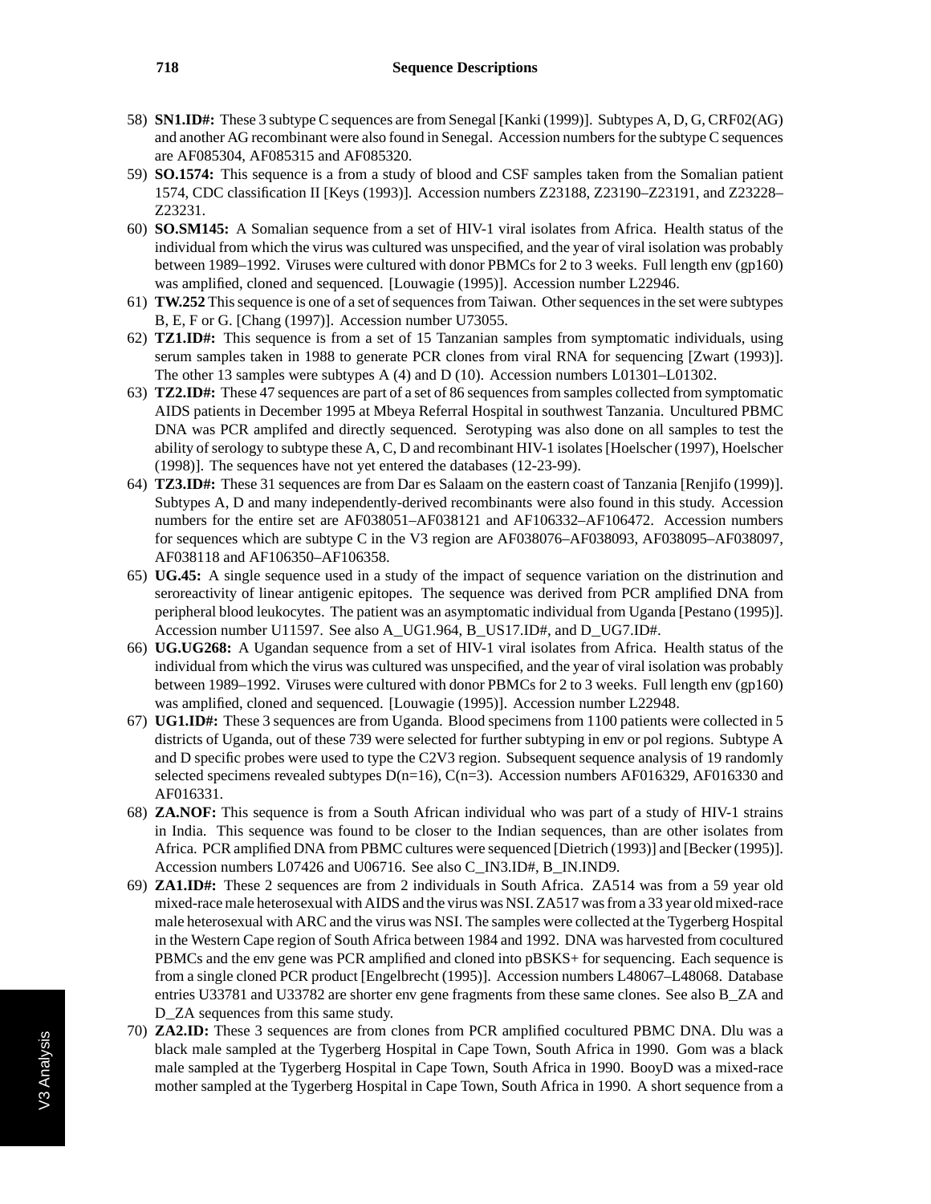58) **SN1.ID#:** These 3 subtype C sequences are from Senegal [Kanki (1999)]. Subtypes A, D, G, CRF02(AG) and another AG recombinant were also found in Senegal. Accession numbers for the subtype C sequences are AF085304, AF085315 and AF085320.

59) **SO.1574:** This sequence is a from a study of blood and CSF samples taken from the Somalian patient 1574, CDC classification II [Keys (1993)]. Accession numbers Z23188, Z23190–Z23191, and Z23228–Z23231.

60) **SO.SM145:** A Somalian sequence from a set of HIV-1 viral isolates from Africa. Health status of the individual from which the virus was cultured was unspecified, and the year of viral isolation was probably between 1989–1992. Viruses were cultured with donor PBMCs for 2 to 3 weeks. Full length env (gp160) was amplified, cloned and sequenced. [Louwagie (1995)]. Accession number L22946.

61) **TW.252** This sequence is one of a set of sequences from Taiwan. Other sequences in the set were subtypes B, E, F or G. [Chang (1997)]. Accession number U73055.

62) **TZ1.ID#:** This sequence is from a set of 15 Tanzanian samples from symptomatic individuals, using serum samples taken in 1988 to generate PCR clones from viral RNA for sequencing [Zwart (1993)]. The other 13 samples were subtypes A (4) and D (10). Accession numbers L01301–L01302.

63) **TZ2.ID#:** These 47 sequences are part of a set of 86 sequences from samples collected from symptomatic AIDS patients in December 1995 at Mbeya Referral Hospital in southwest Tanzania. Uncultured PBMC DNA was PCR amplifed and directly sequenced. Serotyping was also done on all samples to test the ability of serology to subtype these A, C, D and recombinant HIV-1 isolates [Hoelscher (1997), Hoelscher (1998)]. The sequences have not yet entered the databases (12-23-99).

64) **TZ3.ID#:** These 31 sequences are from Dar es Salaam on the eastern coast of Tanzania [Renjifo (1999)]. Subtypes A, D and many independently-derived recombinants were also found in this study. Accession numbers for the entire set are AF038051–AF038121 and AF106332–AF106472. Accession numbers for sequences which are subtype C in the V3 region are AF038076–AF038093, AF038095–AF038097, AF038118 and AF106350–AF106358.

65) **UG.45:** A single sequence used in a study of the impact of sequence variation on the distrinution and seroreactivity of linear antigenic epitopes. The sequence was derived from PCR amplified DNA from peripheral blood leukocytes. The patient was an asymptomatic individual from Uganda [Pestano (1995)]. Accession number U11597. See also A_UG1.964, B_US17.ID#, and D_UG7.ID#.

66) **UG.UG268:** A Ugandan sequence from a set of HIV-1 viral isolates from Africa. Health status of the individual from which the virus was cultured was unspecified, and the year of viral isolation was probably between 1989–1992. Viruses were cultured with donor PBMCs for 2 to 3 weeks. Full length env (gp160) was amplified, cloned and sequenced. [Louwagie (1995)]. Accession number L22948.

67) **UG1.ID#:** These 3 sequences are from Uganda. Blood specimens from 1100 patients were collected in 5 districts of Uganda, out of these 739 were selected for further subtyping in env or pol regions. Subtype A and D specific probes were used to type the C2V3 region. Subsequent sequence analysis of 19 randomly selected specimens revealed subtypes D(n=16), C(n=3). Accession numbers AF016329, AF016330 and AF016331.

68) **ZA.NOF:** This sequence is from a South African individual who was part of a study of HIV-1 strains in India. This sequence was found to be closer to the Indian sequences, than are other isolates from Africa. PCR amplified DNA from PBMC cultures were sequenced [Dietrich (1993)] and [Becker (1995)]. Accession numbers L07426 and U06716. See also C_IN3.ID#, B_IN.IND9.

69) **ZA1.ID#:** These 2 sequences are from 2 individuals in South Africa. ZA514 was from a 59 year old mixed-race male heterosexual with AIDS and the virus was NSI. ZA517 was from a 33 year old mixed-race male heterosexual with ARC and the virus was NSI. The samples were collected at the Tygerberg Hospital in the Western Cape region of South Africa between 1984 and 1992. DNA was harvested from cocultured PBMCs and the env gene was PCR amplified and cloned into pBSKS+ for sequencing. Each sequence is from a single cloned PCR product [Engelbrecht (1995)]. Accession numbers L48067–L48068. Database entries U33781 and U33782 are shorter env gene fragments from these same clones. See also B_ZA and D_ZA sequences from this same study.

70) **ZA2.ID:** These 3 sequences are from clones from PCR amplified cocultured PBMC DNA. Dlu was a black male sampled at the Tygerberg Hospital in Cape Town, South Africa in 1990. Gom was a black male sampled at the Tygerberg Hospital in Cape Town, South Africa in 1990. BooyD was a mixed-race mother sampled at the Tygerberg Hospital in Cape Town, South Africa in 1990. A short sequence from a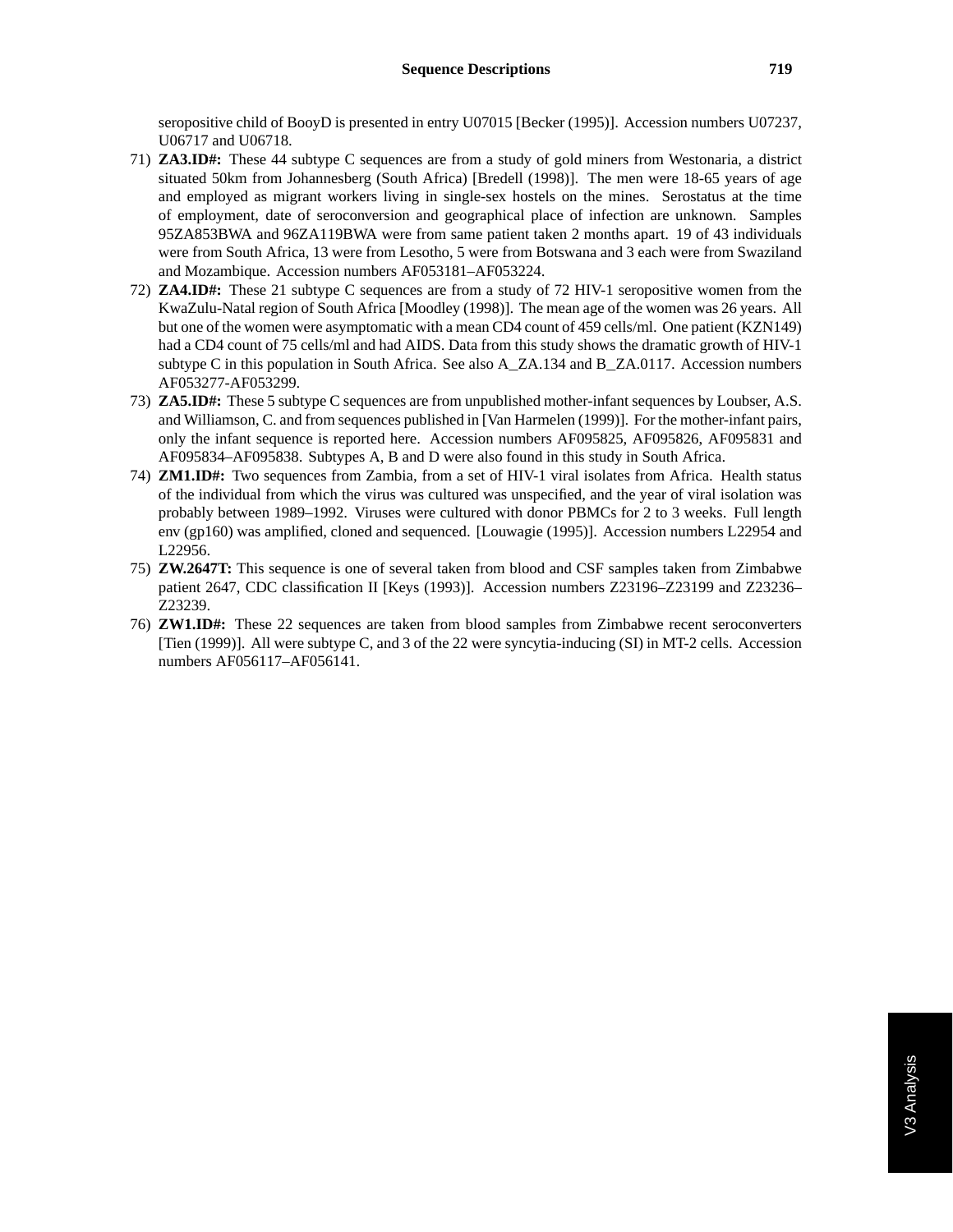seropositive child of BooyD is presented in entry U07015 [Becker (1995)]. Accession numbers U07237, U06717 and U06718.

71) **ZA3.ID#:** These 44 subtype C sequences are from a study of gold miners from Westonaria, a district situated 50km from Johannesberg (South Africa) [Bredell (1998)]. The men were 18-65 years of age and employed as migrant workers living in single-sex hostels on the mines. Serostatus at the time of employment, date of seroconversion and geographical place of infection are unknown. Samples 95ZA853BWA and 96ZA119BWA were from same patient taken 2 months apart. 19 of 43 individuals were from South Africa, 13 were from Lesotho, 5 were from Botswana and 3 each were from Swaziland and Mozambique. Accession numbers AF053181–AF053224.

72) **ZA4.ID#:** These 21 subtype C sequences are from a study of 72 HIV-1 seropositive women from the KwaZulu-Natal region of South Africa [Moodley (1998)]. The mean age of the women was 26 years. All but one of the women were asymptomatic with a mean CD4 count of 459 cells/ml. One patient (KZN149) had a CD4 count of 75 cells/ml and had AIDS. Data from this study shows the dramatic growth of HIV-1 subtype C in this population in South Africa. See also A_ZA.134 and B_ZA.0117. Accession numbers AF053277-AF053299.

73) **ZA5.ID#:** These 5 subtype C sequences are from unpublished mother-infant sequences by Loubser, A.S. and Williamson, C. and from sequences published in [Van Harmelen (1999)]. For the mother-infant pairs, only the infant sequence is reported here. Accession numbers AF095825, AF095826, AF095831 and AF095834–AF095838. Subtypes A, B and D were also found in this study in South Africa.

74) **ZM1.ID#:** Two sequences from Zambia, from a set of HIV-1 viral isolates from Africa. Health status of the individual from which the virus was cultured was unspecified, and the year of viral isolation was probably between 1989–1992. Viruses were cultured with donor PBMCs for 2 to 3 weeks. Full length env (gp160) was amplified, cloned and sequenced. [Louwagie (1995)]. Accession numbers L22954 and L22956.

75) **ZW.2647T:** This sequence is one of several taken from blood and CSF samples taken from Zimbabwe patient 2647, CDC classification II [Keys (1993)]. Accession numbers Z23196–Z23199 and Z23236–Z23239.

76) **ZW1.ID#:** These 22 sequences are taken from blood samples from Zimbabwe recent seroconverters [Tien (1999)]. All were subtype C, and 3 of the 22 were syncytia-inducing (SI) in MT-2 cells. Accession numbers AF056117–AF056141.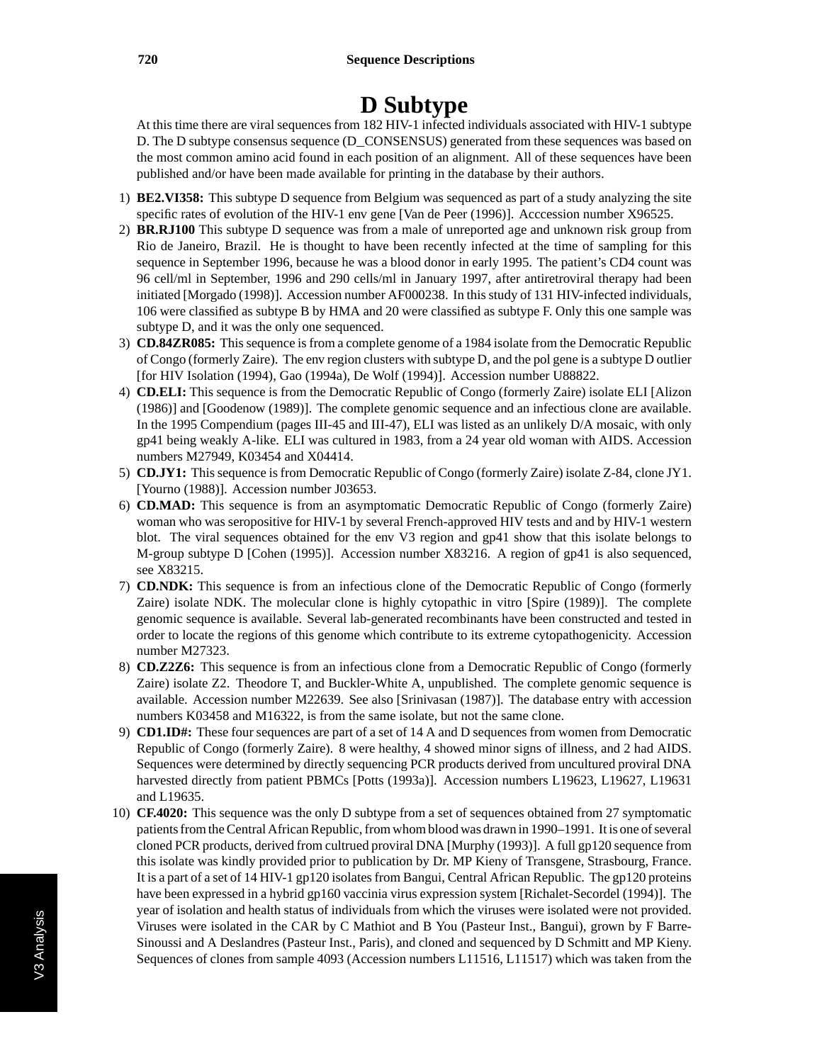# D Subtype

At this time there are viral sequences from 182 HIV-1 infected individuals associated with HIV-1 subtype D. The D subtype consensus sequence (D_CONSENSUS) generated from these sequences was based on the most common amino acid found in each position of an alignment. All of these sequences have been published and/or have been made available for printing in the database by their authors.

1) **BE2.VI358:** This subtype D sequence from Belgium was sequenced as part of a study analyzing the site specific rates of evolution of the HIV-1 env gene [Van de Peer (1996)]. Acccession number X96525.
2) **BR.RJ100** This subtype D sequence was from a male of unreported age and unknown risk group from Rio de Janeiro, Brazil. He is thought to have been recently infected at the time of sampling for this sequence in September 1996, because he was a blood donor in early 1995. The patient's CD4 count was 96 cell/ml in September, 1996 and 290 cells/ml in January 1997, after antiretroviral therapy had been initiated [Morgado (1998)]. Accession number AF000238. In this study of 131 HIV-infected individuals, 106 were classified as subtype B by HMA and 20 were classified as subtype F. Only this one sample was subtype D, and it was the only one sequenced.
3) **CD.84ZR085:** This sequence is from a complete genome of a 1984 isolate from the Democratic Republic of Congo (formerly Zaire). The env region clusters with subtype D, and the pol gene is a subtype D outlier [for HIV Isolation (1994), Gao (1994a), De Wolf (1994)]. Accession number U88822.
4) **CD.ELI:** This sequence is from the Democratic Republic of Congo (formerly Zaire) isolate ELI [Alizon (1986)] and [Goodenow (1989)]. The complete genomic sequence and an infectious clone are available. In the 1995 Compendium (pages III-45 and III-47), ELI was listed as an unlikely D/A mosaic, with only gp41 being weakly A-like. ELI was cultured in 1983, from a 24 year old woman with AIDS. Accession numbers M27949, K03454 and X04414.
5) **CD.JY1:** This sequence is from Democratic Republic of Congo (formerly Zaire) isolate Z-84, clone JY1. [Yourno (1988)]. Accession number J03653.
6) **CD.MAD:** This sequence is from an asymptomatic Democratic Republic of Congo (formerly Zaire) woman who was seropositive for HIV-1 by several French-approved HIV tests and and by HIV-1 western blot. The viral sequences obtained for the env V3 region and gp41 show that this isolate belongs to M-group subtype D [Cohen (1995)]. Accession number X83216. A region of gp41 is also sequenced, see X83215.
7) **CD.NDK:** This sequence is from an infectious clone of the Democratic Republic of Congo (formerly Zaire) isolate NDK. The molecular clone is highly cytopathic in vitro [Spire (1989)]. The complete genomic sequence is available. Several lab-generated recombinants have been constructed and tested in order to locate the regions of this genome which contribute to its extreme cytopathogenicity. Accession number M27323.
8) **CD.Z2Z6:** This sequence is from an infectious clone from a Democratic Republic of Congo (formerly Zaire) isolate Z2. Theodore T, and Buckler-White A, unpublished. The complete genomic sequence is available. Accession number M22639. See also [Srinivasan (1987)]. The database entry with accession numbers K03458 and M16322, is from the same isolate, but not the same clone.
9) **CD1.ID#:** These four sequences are part of a set of 14 A and D sequences from women from Democratic Republic of Congo (formerly Zaire). 8 were healthy, 4 showed minor signs of illness, and 2 had AIDS. Sequences were determined by directly sequencing PCR products derived from uncultured proviral DNA harvested directly from patient PBMCs [Potts (1993a)]. Accession numbers L19623, L19627, L19631 and L19635.
10) **CF.4020:** This sequence was the only D subtype from a set of sequences obtained from 27 symptomatic patients from the Central African Republic, from whom blood was drawn in 1990–1991. It is one of several cloned PCR products, derived from cultrued proviral DNA [Murphy (1993)]. A full gp120 sequence from this isolate was kindly provided prior to publication by Dr. MP Kieny of Transgene, Strasbourg, France. It is a part of a set of 14 HIV-1 gp120 isolates from Bangui, Central African Republic. The gp120 proteins have been expressed in a hybrid gp160 vaccinia virus expression system [Richalet-Secordel (1994)]. The year of isolation and health status of individuals from which the viruses were isolated were not provided. Viruses were isolated in the CAR by C Mathiot and B You (Pasteur Inst., Bangui), grown by F Barre-Sinoussi and A Deslandres (Pasteur Inst., Paris), and cloned and sequenced by D Schmitt and MP Kieny. Sequences of clones from sample 4093 (Accession numbers L11516, L11517) which was taken from the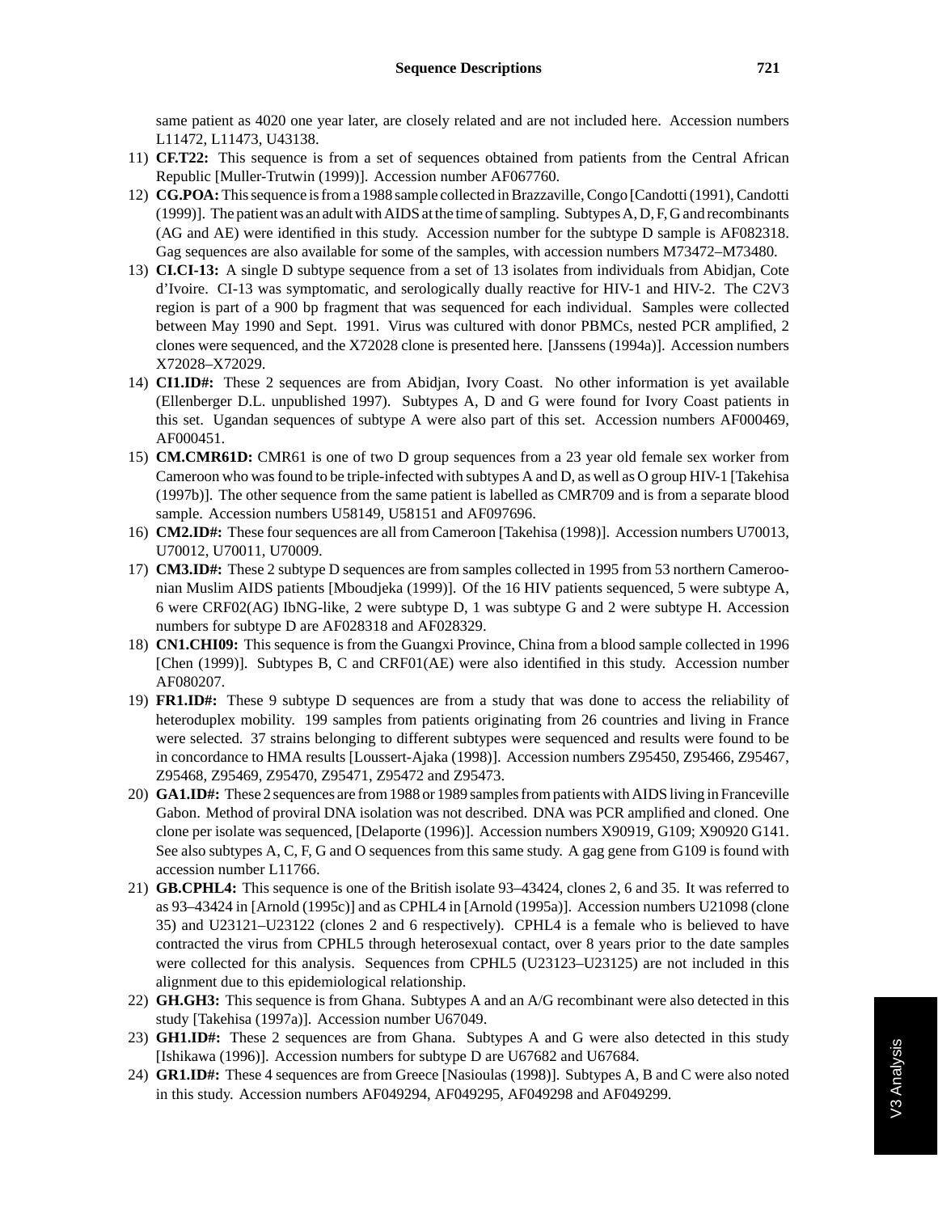same patient as 4020 one year later, are closely related and are not included here. Accession numbers L11472, L11473, U43138.

11) **CF.T22:** This sequence is from a set of sequences obtained from patients from the Central African Republic [Muller-Trutwin (1999)]. Accession number AF067760.
12) **CG.POA:** This sequence is from a 1988 sample collected in Brazzaville, Congo [Candotti (1991), Candotti (1999)]. The patient was an adult with AIDS at the time of sampling. Subtypes A, D, F, G and recombinants (AG and AE) were identified in this study. Accession number for the subtype D sample is AF082318. Gag sequences are also available for some of the samples, with accession numbers M73472–M73480.
13) **CI.CI-13:** A single D subtype sequence from a set of 13 isolates from individuals from Abidjan, Cote d'Ivoire. CI-13 was symptomatic, and serologically dually reactive for HIV-1 and HIV-2. The C2V3 region is part of a 900 bp fragment that was sequenced for each individual. Samples were collected between May 1990 and Sept. 1991. Virus was cultured with donor PBMCs, nested PCR amplified, 2 clones were sequenced, and the X72028 clone is presented here. [Janssens (1994a)]. Accession numbers X72028–X72029.
14) **CI1.ID#:** These 2 sequences are from Abidjan, Ivory Coast. No other information is yet available (Ellenberger D.L. unpublished 1997). Subtypes A, D and G were found for Ivory Coast patients in this set. Ugandan sequences of subtype A were also part of this set. Accession numbers AF000469, AF000451.
15) **CM.CMR61D:** CMR61 is one of two D group sequences from a 23 year old female sex worker from Cameroon who was found to be triple-infected with subtypes A and D, as well as O group HIV-1 [Takehisa (1997b)]. The other sequence from the same patient is labelled as CMR709 and is from a separate blood sample. Accession numbers U58149, U58151 and AF097696.
16) **CM2.ID#:** These four sequences are all from Cameroon [Takehisa (1998)]. Accession numbers U70013, U70012, U70011, U70009.
17) **CM3.ID#:** These 2 subtype D sequences are from samples collected in 1995 from 53 northern Cameroonian Muslim AIDS patients [Mboudjeka (1999)]. Of the 16 HIV patients sequenced, 5 were subtype A, 6 were CRF02(AG) IbNG-like, 2 were subtype D, 1 was subtype G and 2 were subtype H. Accession numbers for subtype D are AF028318 and AF028329.
18) **CN1.CHI09:** This sequence is from the Guangxi Province, China from a blood sample collected in 1996 [Chen (1999)]. Subtypes B, C and CRF01(AE) were also identified in this study. Accession number AF080207.
19) **FR1.ID#:** These 9 subtype D sequences are from a study that was done to access the reliability of heteroduplex mobility. 199 samples from patients originating from 26 countries and living in France were selected. 37 strains belonging to different subtypes were sequenced and results were found to be in concordance to HMA results [Loussert-Ajaka (1998)]. Accession numbers Z95450, Z95466, Z95467, Z95468, Z95469, Z95470, Z95471, Z95472 and Z95473.
20) **GA1.ID#:** These 2 sequences are from 1988 or 1989 samples from patients with AIDS living in Franceville Gabon. Method of proviral DNA isolation was not described. DNA was PCR amplified and cloned. One clone per isolate was sequenced, [Delaporte (1996)]. Accession numbers X90919, G109; X90920 G141. See also subtypes A, C, F, G and O sequences from this same study. A gag gene from G109 is found with accession number L11766.
21) **GB.CPHL4:** This sequence is one of the British isolate 93–43424, clones 2, 6 and 35. It was referred to as 93–43424 in [Arnold (1995c)] and as CPHL4 in [Arnold (1995a)]. Accession numbers U21098 (clone 35) and U23121–U23122 (clones 2 and 6 respectively). CPHL4 is a female who is believed to have contracted the virus from CPHL5 through heterosexual contact, over 8 years prior to the date samples were collected for this analysis. Sequences from CPHL5 (U23123–U23125) are not included in this alignment due to this epidemiological relationship.
22) **GH.GH3:** This sequence is from Ghana. Subtypes A and an A/G recombinant were also detected in this study [Takehisa (1997a)]. Accession number U67049.
23) **GH1.ID#:** These 2 sequences are from Ghana. Subtypes A and G were also detected in this study [Ishikawa (1996)]. Accession numbers for subtype D are U67682 and U67684.
24) **GR1.ID#:** These 4 sequences are from Greece [Nasioulas (1998)]. Subtypes A, B and C were also noted in this study. Accession numbers AF049294, AF049295, AF049298 and AF049299.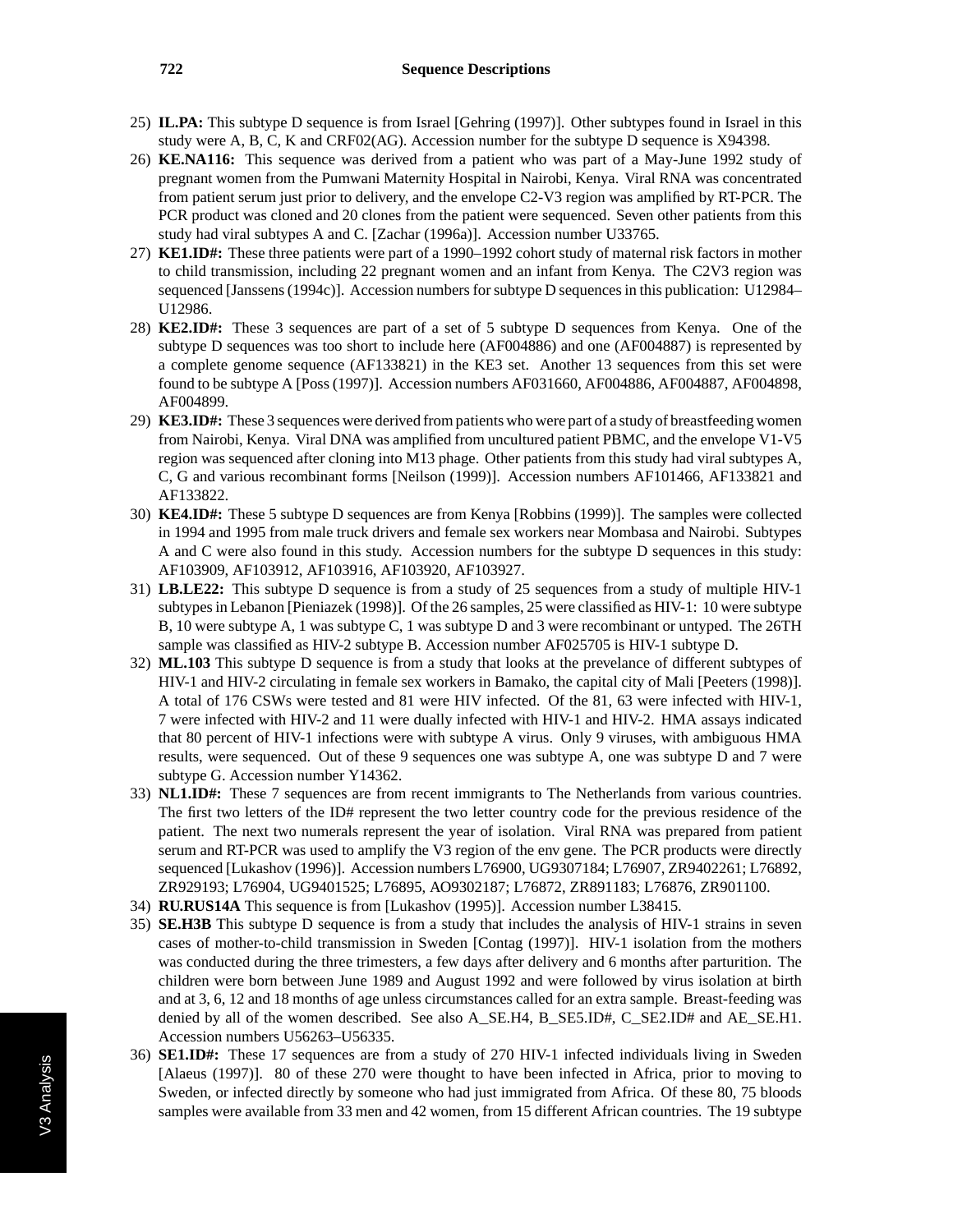25) **IL.PA:** This subtype D sequence is from Israel [Gehring (1997)]. Other subtypes found in Israel in this study were A, B, C, K and CRF02(AG). Accession number for the subtype D sequence is X94398.
26) **KE.NA116:** This sequence was derived from a patient who was part of a May-June 1992 study of pregnant women from the Pumwani Maternity Hospital in Nairobi, Kenya. Viral RNA was concentrated from patient serum just prior to delivery, and the envelope C2-V3 region was amplified by RT-PCR. The PCR product was cloned and 20 clones from the patient were sequenced. Seven other patients from this study had viral subtypes A and C. [Zachar (1996a)]. Accession number U33765.
27) **KE1.ID#:** These three patients were part of a 1990–1992 cohort study of maternal risk factors in mother to child transmission, including 22 pregnant women and an infant from Kenya. The C2V3 region was sequenced [Janssens (1994c)]. Accession numbers for subtype D sequences in this publication: U12984–U12986.
28) **KE2.ID#:** These 3 sequences are part of a set of 5 subtype D sequences from Kenya. One of the subtype D sequences was too short to include here (AF004886) and one (AF004887) is represented by a complete genome sequence (AF133821) in the KE3 set. Another 13 sequences from this set were found to be subtype A [Poss (1997)]. Accession numbers AF031660, AF004886, AF004887, AF004898, AF004899.
29) **KE3.ID#:** These 3 sequences were derived from patients who were part of a study of breastfeeding women from Nairobi, Kenya. Viral DNA was amplified from uncultured patient PBMC, and the envelope V1-V5 region was sequenced after cloning into M13 phage. Other patients from this study had viral subtypes A, C, G and various recombinant forms [Neilson (1999)]. Accession numbers AF101466, AF133821 and AF133822.
30) **KE4.ID#:** These 5 subtype D sequences are from Kenya [Robbins (1999)]. The samples were collected in 1994 and 1995 from male truck drivers and female sex workers near Mombasa and Nairobi. Subtypes A and C were also found in this study. Accession numbers for the subtype D sequences in this study: AF103909, AF103912, AF103916, AF103920, AF103927.
31) **LB.LE22:** This subtype D sequence is from a study of 25 sequences from a study of multiple HIV-1 subtypes in Lebanon [Pieniazek (1998)]. Of the 26 samples, 25 were classified as HIV-1: 10 were subtype B, 10 were subtype A, 1 was subtype C, 1 was subtype D and 3 were recombinant or untyped. The 26TH sample was classified as HIV-2 subtype B. Accession number AF025705 is HIV-1 subtype D.
32) **ML.103** This subtype D sequence is from a study that looks at the prevelance of different subtypes of HIV-1 and HIV-2 circulating in female sex workers in Bamako, the capital city of Mali [Peeters (1998)]. A total of 176 CSWs were tested and 81 were HIV infected. Of the 81, 63 were infected with HIV-1, 7 were infected with HIV-2 and 11 were dually infected with HIV-1 and HIV-2. HMA assays indicated that 80 percent of HIV-1 infections were with subtype A virus. Only 9 viruses, with ambiguous HMA results, were sequenced. Out of these 9 sequences one was subtype A, one was subtype D and 7 were subtype G. Accession number Y14362.
33) **NL1.ID#:** These 7 sequences are from recent immigrants to The Netherlands from various countries. The first two letters of the ID# represent the two letter country code for the previous residence of the patient. The next two numerals represent the year of isolation. Viral RNA was prepared from patient serum and RT-PCR was used to amplify the V3 region of the env gene. The PCR products were directly sequenced [Lukashov (1996)]. Accession numbers L76900, UG9307184; L76907, ZR9402261; L76892, ZR929193; L76904, UG9401525; L76895, AO9302187; L76872, ZR891183; L76876, ZR901100.
34) **RU.RUS14A** This sequence is from [Lukashov (1995)]. Accession number L38415.
35) **SE.H3B** This subtype D sequence is from a study that includes the analysis of HIV-1 strains in seven cases of mother-to-child transmission in Sweden [Contag (1997)]. HIV-1 isolation from the mothers was conducted during the three trimesters, a few days after delivery and 6 months after parturition. The children were born between June 1989 and August 1992 and were followed by virus isolation at birth and at 3, 6, 12 and 18 months of age unless circumstances called for an extra sample. Breast-feeding was denied by all of the women described. See also A_SE.H4, B_SE5.ID#, C_SE2.ID# and AE_SE.H1. Accession numbers U56263–U56335.
36) **SE1.ID#:** These 17 sequences are from a study of 270 HIV-1 infected individuals living in Sweden [Alaeus (1997)]. 80 of these 270 were thought to have been infected in Africa, prior to moving to Sweden, or infected directly by someone who had just immigrated from Africa. Of these 80, 75 bloods samples were available from 33 men and 42 women, from 15 different African countries. The 19 subtype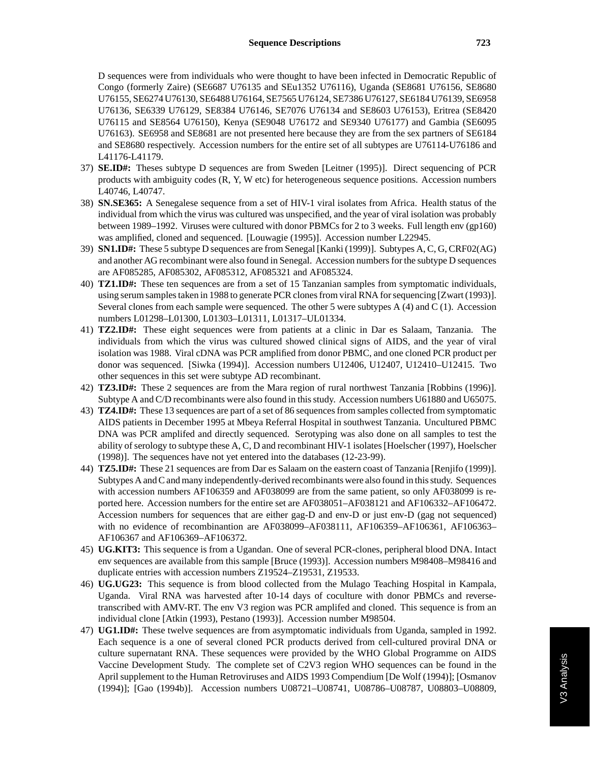D sequences were from individuals who were thought to have been infected in Democratic Republic of Congo (formerly Zaire) (SE6687 U76135 and SEu1352 U76116), Uganda (SE8681 U76156, SE8680 U76155, SE6274 U76130, SE6488 U76164, SE7565 U76124, SE7386 U76127, SE6184 U76139, SE6958 U76136, SE6339 U76129, SE8384 U76146, SE7076 U76134 and SE8603 U76153), Eritrea (SE8420 U76115 and SE8564 U76150), Kenya (SE9048 U76172 and SE9340 U76177) and Gambia (SE6095 U76163). SE6958 and SE8681 are not presented here because they are from the sex partners of SE6184 and SE8680 respectively. Accession numbers for the entire set of all subtypes are U76114-U76186 and L41176-L41179.

37) **SE.ID#:** Theses subtype D sequences are from Sweden [Leitner (1995)]. Direct sequencing of PCR products with ambiguity codes (R, Y, W etc) for heterogeneous sequence positions. Accession numbers L40746, L40747.

38) **SN.SE365:** A Senegalese sequence from a set of HIV-1 viral isolates from Africa. Health status of the individual from which the virus was cultured was unspecified, and the year of viral isolation was probably between 1989–1992. Viruses were cultured with donor PBMCs for 2 to 3 weeks. Full length env (gp160) was amplified, cloned and sequenced. [Louwagie (1995)]. Accession number L22945.

39) **SN1.ID#:** These 5 subtype D sequences are from Senegal [Kanki (1999)]. Subtypes A, C, G, CRF02(AG) and another AG recombinant were also found in Senegal. Accession numbers for the subtype D sequences are AF085285, AF085302, AF085312, AF085321 and AF085324.

40) **TZ1.ID#:** These ten sequences are from a set of 15 Tanzanian samples from symptomatic individuals, using serum samples taken in 1988 to generate PCR clones from viral RNA for sequencing [Zwart (1993)]. Several clones from each sample were sequenced. The other 5 were subtypes A (4) and C (1). Accession numbers L01298–L01300, L01303–L01311, L01317–UL01334.

41) **TZ2.ID#:** These eight sequences were from patients at a clinic in Dar es Salaam, Tanzania. The individuals from which the virus was cultured showed clinical signs of AIDS, and the year of viral isolation was 1988. Viral cDNA was PCR amplified from donor PBMC, and one cloned PCR product per donor was sequenced. [Siwka (1994)]. Accession numbers U12406, U12407, U12410–U12415. Two other sequences in this set were subtype AD recombinant.

42) **TZ3.ID#:** These 2 sequences are from the Mara region of rural northwest Tanzania [Robbins (1996)]. Subtype A and C/D recombinants were also found in this study. Accession numbers U61880 and U65075.

43) **TZ4.ID#:** These 13 sequences are part of a set of 86 sequences from samples collected from symptomatic AIDS patients in December 1995 at Mbeya Referral Hospital in southwest Tanzania. Uncultured PBMC DNA was PCR amplifed and directly sequenced. Serotyping was also done on all samples to test the ability of serology to subtype these A, C, D and recombinant HIV-1 isolates [Hoelscher (1997), Hoelscher (1998)]. The sequences have not yet entered into the databases (12-23-99).

44) **TZ5.ID#:** These 21 sequences are from Dar es Salaam on the eastern coast of Tanzania [Renjifo (1999)]. Subtypes A and C and many independently-derived recombinants were also found in this study. Sequences with accession numbers AF106359 and AF038099 are from the same patient, so only AF038099 is reported here. Accession numbers for the entire set are AF038051–AF038121 and AF106332–AF106472. Accession numbers for sequences that are either gag-D and env-D or just env-D (gag not sequenced) with no evidence of recombinantion are AF038099–AF038111, AF106359–AF106361, AF106363–AF106367 and AF106369–AF106372.

45) **UG.KIT3:** This sequence is from a Ugandan. One of several PCR-clones, peripheral blood DNA. Intact env sequences are available from this sample [Bruce (1993)]. Accession numbers M98408–M98416 and duplicate entries with accession numbers Z19524–Z19531, Z19533.

46) **UG.UG23:** This sequence is from blood collected from the Mulago Teaching Hospital in Kampala, Uganda. Viral RNA was harvested after 10-14 days of coculture with donor PBMCs and reverse-transcribed with AMV-RT. The env V3 region was PCR amplifed and cloned. This sequence is from an individual clone [Atkin (1993), Pestano (1993)]. Accession number M98504.

47) **UG1.ID#:** These twelve sequences are from asymptomatic individuals from Uganda, sampled in 1992. Each sequence is a one of several cloned PCR products derived from cell-cultured proviral DNA or culture supernatant RNA. These sequences were provided by the WHO Global Programme on AIDS Vaccine Development Study. The complete set of C2V3 region WHO sequences can be found in the April supplement to the Human Retroviruses and AIDS 1993 Compendium [De Wolf (1994)]; [Osmanov (1994)]; [Gao (1994b)]. Accession numbers U08721–U08741, U08786–U08787, U08803–U08809,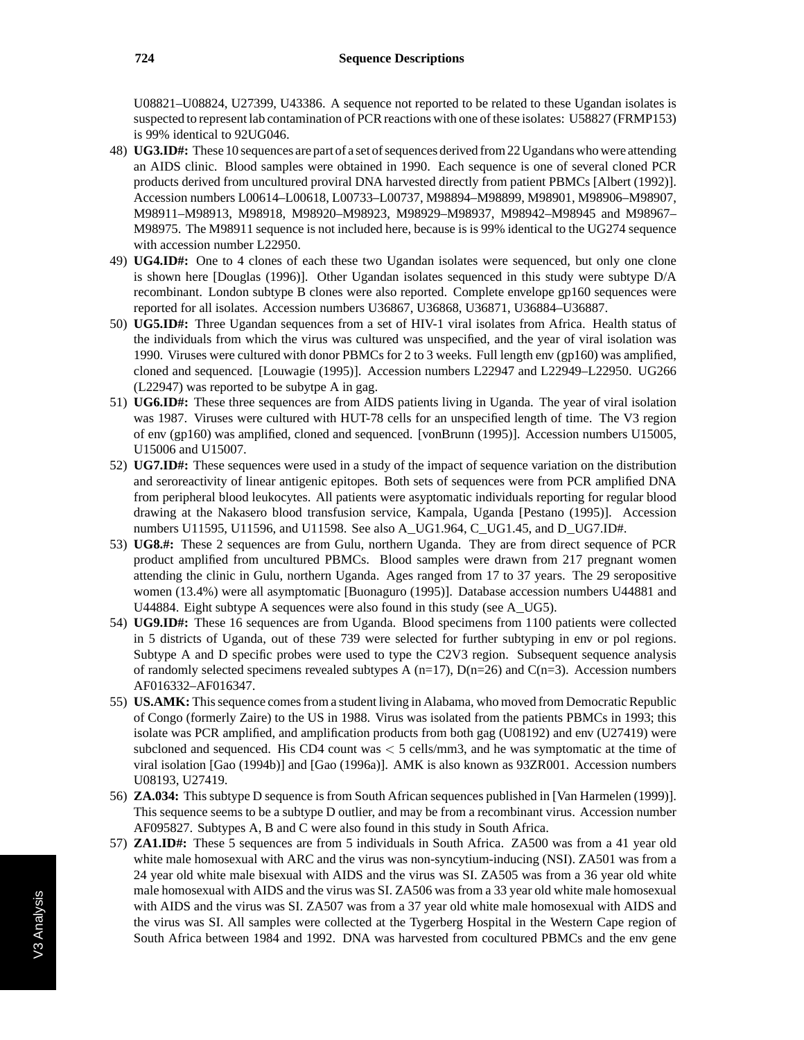U08821–U08824, U27399, U43386. A sequence not reported to be related to these Ugandan isolates is suspected to represent lab contamination of PCR reactions with one of these isolates: U58827 (FRMP153) is 99% identical to 92UG046.

48) **UG3.ID#:** These 10 sequences are part of a set of sequences derived from 22 Ugandans who were attending an AIDS clinic. Blood samples were obtained in 1990. Each sequence is one of several cloned PCR products derived from uncultured proviral DNA harvested directly from patient PBMCs [Albert (1992)]. Accession numbers L00614–L00618, L00733–L00737, M98894–M98899, M98901, M98906–M98907, M98911–M98913, M98918, M98920–M98923, M98929–M98937, M98942–M98945 and M98967–M98975. The M98911 sequence is not included here, because is is 99% identical to the UG274 sequence with accession number L22950.

49) **UG4.ID#:** One to 4 clones of each these two Ugandan isolates were sequenced, but only one clone is shown here [Douglas (1996)]. Other Ugandan isolates sequenced in this study were subtype D/A recombinant. London subtype B clones were also reported. Complete envelope gp160 sequences were reported for all isolates. Accession numbers U36867, U36868, U36871, U36884–U36887.

50) **UG5.ID#:** Three Ugandan sequences from a set of HIV-1 viral isolates from Africa. Health status of the individuals from which the virus was cultured was unspecified, and the year of viral isolation was 1990. Viruses were cultured with donor PBMCs for 2 to 3 weeks. Full length env (gp160) was amplified, cloned and sequenced. [Louwagie (1995)]. Accession numbers L22947 and L22949–L22950. UG266 (L22947) was reported to be subytpe A in gag.

51) **UG6.ID#:** These three sequences are from AIDS patients living in Uganda. The year of viral isolation was 1987. Viruses were cultured with HUT-78 cells for an unspecified length of time. The V3 region of env (gp160) was amplified, cloned and sequenced. [vonBrunn (1995)]. Accession numbers U15005, U15006 and U15007.

52) **UG7.ID#:** These sequences were used in a study of the impact of sequence variation on the distribution and seroreactivity of linear antigenic epitopes. Both sets of sequences were from PCR amplified DNA from peripheral blood leukocytes. All patients were asyptomatic individuals reporting for regular blood drawing at the Nakasero blood transfusion service, Kampala, Uganda [Pestano (1995)]. Accession numbers U11595, U11596, and U11598. See also A_UG1.964, C_UG1.45, and D_UG7.ID#.

53) **UG8.#:** These 2 sequences are from Gulu, northern Uganda. They are from direct sequence of PCR product amplified from uncultured PBMCs. Blood samples were drawn from 217 pregnant women attending the clinic in Gulu, northern Uganda. Ages ranged from 17 to 37 years. The 29 seropositive women (13.4%) were all asymptomatic [Buonaguro (1995)]. Database accession numbers U44881 and U44884. Eight subtype A sequences were also found in this study (see A_UG5).

54) **UG9.ID#:** These 16 sequences are from Uganda. Blood specimens from 1100 patients were collected in 5 districts of Uganda, out of these 739 were selected for further subtyping in env or pol regions. Subtype A and D specific probes were used to type the C2V3 region. Subsequent sequence analysis of randomly selected specimens revealed subtypes A (n=17), D(n=26) and C(n=3). Accession numbers AF016332–AF016347.

55) **US.AMK:** This sequence comes from a student living in Alabama, who moved from Democratic Republic of Congo (formerly Zaire) to the US in 1988. Virus was isolated from the patients PBMCs in 1993; this isolate was PCR amplified, and amplification products from both gag (U08192) and env (U27419) were subcloned and sequenced. His CD4 count was $<$ 5 cells/mm3, and he was symptomatic at the time of viral isolation [Gao (1994b)] and [Gao (1996a)]. AMK is also known as 93ZR001. Accession numbers U08193, U27419.

56) **ZA.034:** This subtype D sequence is from South African sequences published in [Van Harmelen (1999)]. This sequence seems to be a subtype D outlier, and may be from a recombinant virus. Accession number AF095827. Subtypes A, B and C were also found in this study in South Africa.

57) **ZA1.ID#:** These 5 sequences are from 5 individuals in South Africa. ZA500 was from a 41 year old white male homosexual with ARC and the virus was non-syncytium-inducing (NSI). ZA501 was from a 24 year old white male bisexual with AIDS and the virus was SI. ZA505 was from a 36 year old white male homosexual with AIDS and the virus was SI. ZA506 was from a 33 year old white male homosexual with AIDS and the virus was SI. ZA507 was from a 37 year old white male homosexual with AIDS and the virus was SI. All samples were collected at the Tygerberg Hospital in the Western Cape region of South Africa between 1984 and 1992. DNA was harvested from cocultured PBMCs and the env gene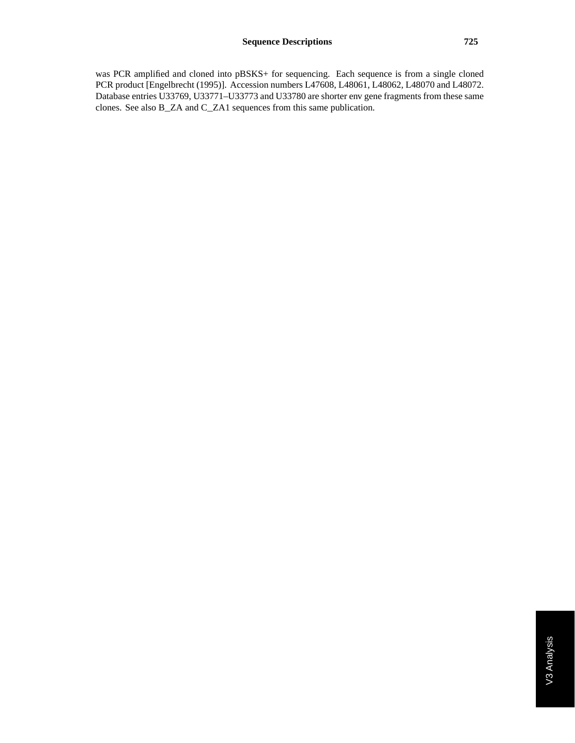was PCR amplified and cloned into pBSKS+ for sequencing. Each sequence is from a single cloned PCR product [Engelbrecht (1995)]. Accession numbers L47608, L48061, L48062, L48070 and L48072. Database entries U33769, U33771–U33773 and U33780 are shorter env gene fragments from these same clones. See also B_ZA and C_ZA1 sequences from this same publication.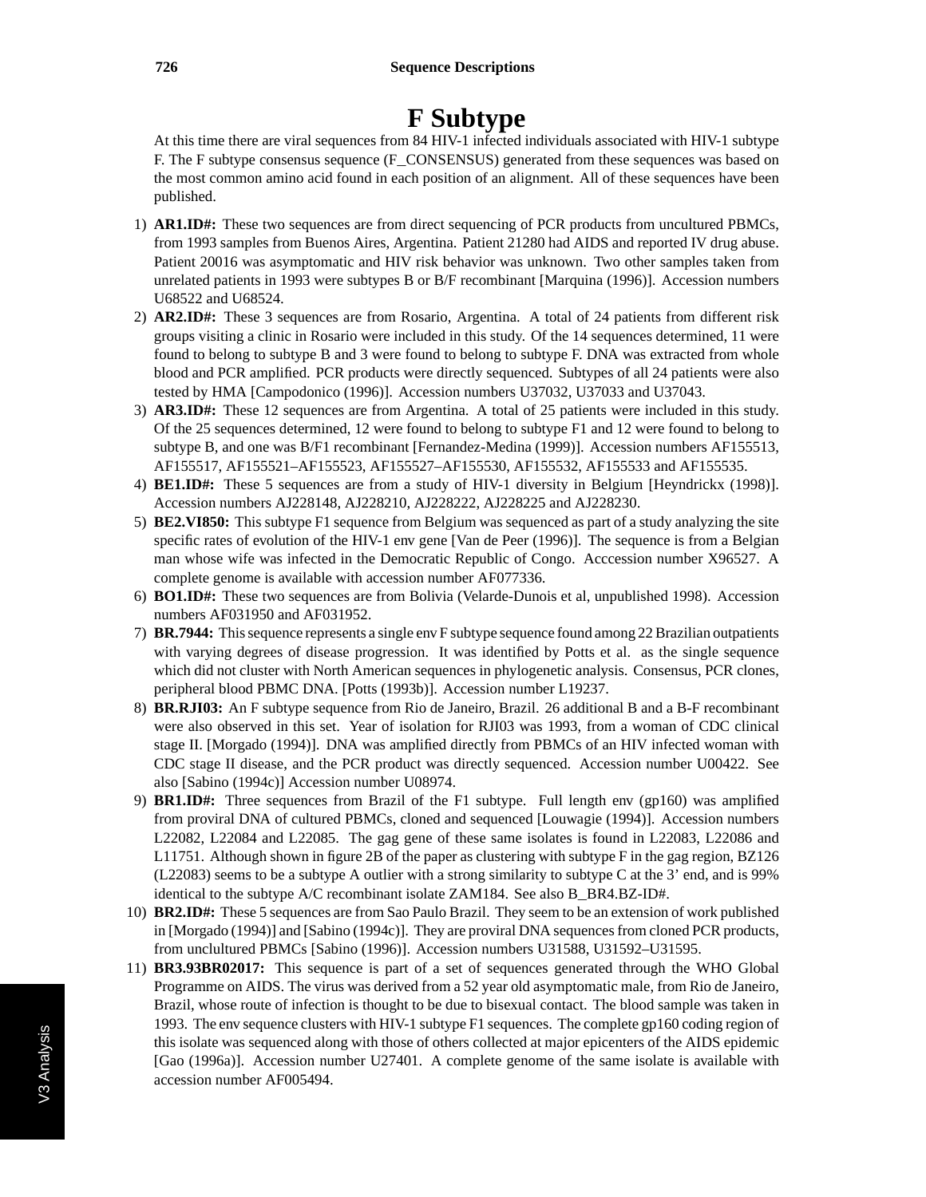# F Subtype

At this time there are viral sequences from 84 HIV-1 infected individuals associated with HIV-1 subtype F. The F subtype consensus sequence (F_CONSENSUS) generated from these sequences was based on the most common amino acid found in each position of an alignment. All of these sequences have been published.

1) **AR1.ID#:** These two sequences are from direct sequencing of PCR products from uncultured PBMCs, from 1993 samples from Buenos Aires, Argentina. Patient 21280 had AIDS and reported IV drug abuse. Patient 20016 was asymptomatic and HIV risk behavior was unknown. Two other samples taken from unrelated patients in 1993 were subtypes B or B/F recombinant [Marquina (1996)]. Accession numbers U68522 and U68524.
2) **AR2.ID#:** These 3 sequences are from Rosario, Argentina. A total of 24 patients from different risk groups visiting a clinic in Rosario were included in this study. Of the 14 sequences determined, 11 were found to belong to subtype B and 3 were found to belong to subtype F. DNA was extracted from whole blood and PCR amplified. PCR products were directly sequenced. Subtypes of all 24 patients were also tested by HMA [Campodonico (1996)]. Accession numbers U37032, U37033 and U37043.
3) **AR3.ID#:** These 12 sequences are from Argentina. A total of 25 patients were included in this study. Of the 25 sequences determined, 12 were found to belong to subtype F1 and 12 were found to belong to subtype B, and one was B/F1 recombinant [Fernandez-Medina (1999)]. Accession numbers AF155513, AF155517, AF155521–AF155523, AF155527–AF155530, AF155532, AF155533 and AF155535.
4) **BE1.ID#:** These 5 sequences are from a study of HIV-1 diversity in Belgium [Heyndrickx (1998)]. Accession numbers AJ228148, AJ228210, AJ228222, AJ228225 and AJ228230.
5) **BE2.VI850:** This subtype F1 sequence from Belgium was sequenced as part of a study analyzing the site specific rates of evolution of the HIV-1 env gene [Van de Peer (1996)]. The sequence is from a Belgian man whose wife was infected in the Democratic Republic of Congo. Acccession number X96527. A complete genome is available with accession number AF077336.
6) **BO1.ID#:** These two sequences are from Bolivia (Velarde-Dunois et al, unpublished 1998). Accession numbers AF031950 and AF031952.
7) **BR.7944:** This sequence represents a single env F subtype sequence found among 22 Brazilian outpatients with varying degrees of disease progression. It was identified by Potts et al. as the single sequence which did not cluster with North American sequences in phylogenetic analysis. Consensus, PCR clones, peripheral blood PBMC DNA. [Potts (1993b)]. Accession number L19237.
8) **BR.RJI03:** An F subtype sequence from Rio de Janeiro, Brazil. 26 additional B and a B-F recombinant were also observed in this set. Year of isolation for RJI03 was 1993, from a woman of CDC clinical stage II. [Morgado (1994)]. DNA was amplified directly from PBMCs of an HIV infected woman with CDC stage II disease, and the PCR product was directly sequenced. Accession number U00422. See also [Sabino (1994c)] Accession number U08974.
9) **BR1.ID#:** Three sequences from Brazil of the F1 subtype. Full length env (gp160) was amplified from proviral DNA of cultured PBMCs, cloned and sequenced [Louwagie (1994)]. Accession numbers L22082, L22084 and L22085. The gag gene of these same isolates is found in L22083, L22086 and L11751. Although shown in figure 2B of the paper as clustering with subtype F in the gag region, BZ126 (L22083) seems to be a subtype A outlier with a strong similarity to subtype C at the 3' end, and is 99% identical to the subtype A/C recombinant isolate ZAM184. See also B_BR4.BZ-ID#.
10) **BR2.ID#:** These 5 sequences are from Sao Paulo Brazil. They seem to be an extension of work published in [Morgado (1994)] and [Sabino (1994c)]. They are proviral DNA sequences from cloned PCR products, from unclultured PBMCs [Sabino (1996)]. Accession numbers U31588, U31592–U31595.
11) **BR3.93BR02017:** This sequence is part of a set of sequences generated through the WHO Global Programme on AIDS. The virus was derived from a 52 year old asymptomatic male, from Rio de Janeiro, Brazil, whose route of infection is thought to be due to bisexual contact. The blood sample was taken in 1993. The env sequence clusters with HIV-1 subtype F1 sequences. The complete gp160 coding region of this isolate was sequenced along with those of others collected at major epicenters of the AIDS epidemic [Gao (1996a)]. Accession number U27401. A complete genome of the same isolate is available with accession number AF005494.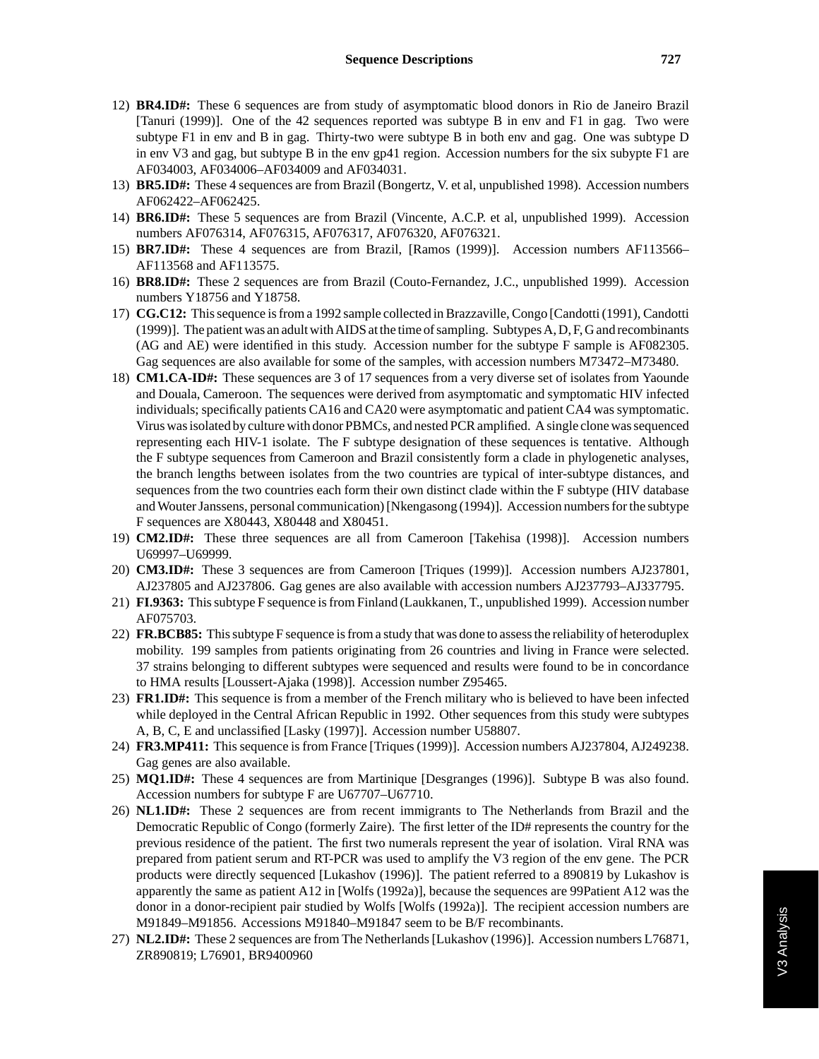12) **BR4.ID#:** These 6 sequences are from study of asymptomatic blood donors in Rio de Janeiro Brazil [Tanuri (1999)]. One of the 42 sequences reported was subtype B in env and F1 in gag. Two were subtype F1 in env and B in gag. Thirty-two were subtype B in both env and gag. One was subtype D in env V3 and gag, but subtype B in the env gp41 region. Accession numbers for the six subypte F1 are AF034003, AF034006–AF034009 and AF034031.

13) **BR5.ID#:** These 4 sequences are from Brazil (Bongertz, V. et al, unpublished 1998). Accession numbers AF062422–AF062425.

14) **BR6.ID#:** These 5 sequences are from Brazil (Vincente, A.C.P. et al, unpublished 1999). Accession numbers AF076314, AF076315, AF076317, AF076320, AF076321.

15) **BR7.ID#:** These 4 sequences are from Brazil, [Ramos (1999)]. Accession numbers AF113566–AF113568 and AF113575.

16) **BR8.ID#:** These 2 sequences are from Brazil (Couto-Fernandez, J.C., unpublished 1999). Accession numbers Y18756 and Y18758.

17) **CG.C12:** This sequence is from a 1992 sample collected in Brazzaville, Congo [Candotti (1991), Candotti (1999)]. The patient was an adult with AIDS at the time of sampling. Subtypes A, D, F, G and recombinants (AG and AE) were identified in this study. Accession number for the subtype F sample is AF082305. Gag sequences are also available for some of the samples, with accession numbers M73472–M73480.

18) **CM1.CA-ID#:** These sequences are 3 of 17 sequences from a very diverse set of isolates from Yaounde and Douala, Cameroon. The sequences were derived from asymptomatic and symptomatic HIV infected individuals; specifically patients CA16 and CA20 were asymptomatic and patient CA4 was symptomatic. Virus was isolated by culture with donor PBMCs, and nested PCR amplified. A single clone was sequenced representing each HIV-1 isolate. The F subtype designation of these sequences is tentative. Although the F subtype sequences from Cameroon and Brazil consistently form a clade in phylogenetic analyses, the branch lengths between isolates from the two countries are typical of inter-subtype distances, and sequences from the two countries each form their own distinct clade within the F subtype (HIV database and Wouter Janssens, personal communication) [Nkengasong (1994)]. Accession numbers for the subtype F sequences are X80443, X80448 and X80451.

19) **CM2.ID#:** These three sequences are all from Cameroon [Takehisa (1998)]. Accession numbers U69997–U69999.

20) **CM3.ID#:** These 3 sequences are from Cameroon [Triques (1999)]. Accession numbers AJ237801, AJ237805 and AJ237806. Gag genes are also available with accession numbers AJ237793–AJ337795.

21) **FI.9363:** This subtype F sequence is from Finland (Laukkanen, T., unpublished 1999). Accession number AF075703.

22) **FR.BCB85:** This subtype F sequence is from a study that was done to assess the reliability of heteroduplex mobility. 199 samples from patients originating from 26 countries and living in France were selected. 37 strains belonging to different subtypes were sequenced and results were found to be in concordance to HMA results [Loussert-Ajaka (1998)]. Accession number Z95465.

23) **FR1.ID#:** This sequence is from a member of the French military who is believed to have been infected while deployed in the Central African Republic in 1992. Other sequences from this study were subtypes A, B, C, E and unclassified [Lasky (1997)]. Accession number U58807.

24) **FR3.MP411:** This sequence is from France [Triques (1999)]. Accession numbers AJ237804, AJ249238. Gag genes are also available.

25) **MQ1.ID#:** These 4 sequences are from Martinique [Desgranges (1996)]. Subtype B was also found. Accession numbers for subtype F are U67707–U67710.

26) **NL1.ID#:** These 2 sequences are from recent immigrants to The Netherlands from Brazil and the Democratic Republic of Congo (formerly Zaire). The first letter of the ID# represents the country for the previous residence of the patient. The first two numerals represent the year of isolation. Viral RNA was prepared from patient serum and RT-PCR was used to amplify the V3 region of the env gene. The PCR products were directly sequenced [Lukashov (1996)]. The patient referred to a 890819 by Lukashov is apparently the same as patient A12 in [Wolfs (1992a)], because the sequences are 99Patient A12 was the donor in a donor-recipient pair studied by Wolfs [Wolfs (1992a)]. The recipient accession numbers are M91849–M91856. Accessions M91840–M91847 seem to be B/F recombinants.

27) **NL2.ID#:** These 2 sequences are from The Netherlands [Lukashov (1996)]. Accession numbers L76871, ZR890819; L76901, BR9400960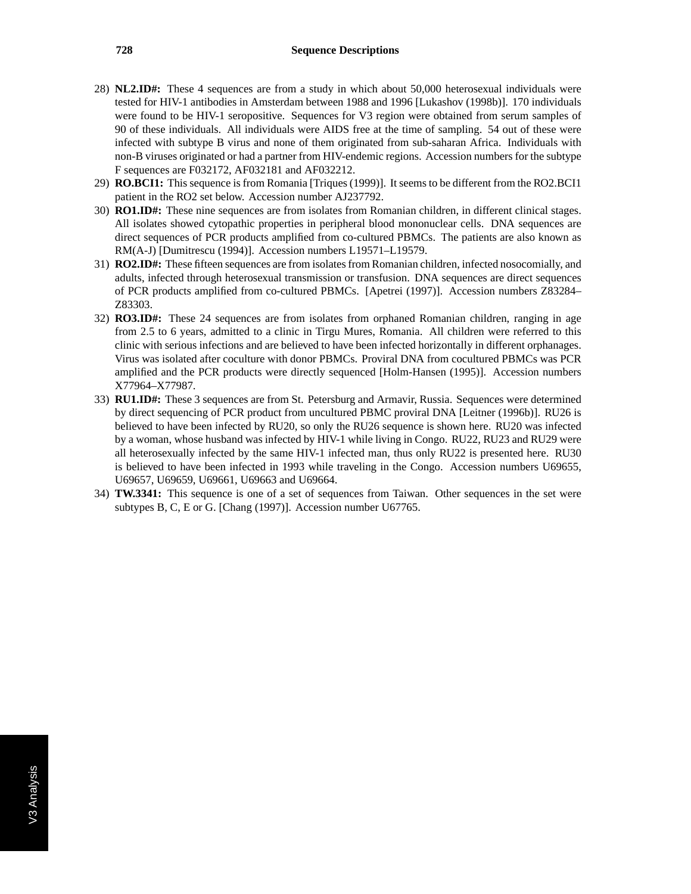28) **NL2.ID#:** These 4 sequences are from a study in which about 50,000 heterosexual individuals were tested for HIV-1 antibodies in Amsterdam between 1988 and 1996 [Lukashov (1998b)]. 170 individuals were found to be HIV-1 seropositive. Sequences for V3 region were obtained from serum samples of 90 of these individuals. All individuals were AIDS free at the time of sampling. 54 out of these were infected with subtype B virus and none of them originated from sub-saharan Africa. Individuals with non-B viruses originated or had a partner from HIV-endemic regions. Accession numbers for the subtype F sequences are F032172, AF032181 and AF032212.

29) **RO.BCI1:** This sequence is from Romania [Triques (1999)]. It seems to be different from the RO2.BCI1 patient in the RO2 set below. Accession number AJ237792.

30) **RO1.ID#:** These nine sequences are from isolates from Romanian children, in different clinical stages. All isolates showed cytopathic properties in peripheral blood mononuclear cells. DNA sequences are direct sequences of PCR products amplified from co-cultured PBMCs. The patients are also known as RM(A-J) [Dumitrescu (1994)]. Accession numbers L19571–L19579.

31) **RO2.ID#:** These fifteen sequences are from isolates from Romanian children, infected nosocomially, and adults, infected through heterosexual transmission or transfusion. DNA sequences are direct sequences of PCR products amplified from co-cultured PBMCs. [Apetrei (1997)]. Accession numbers Z83284–Z83303.

32) **RO3.ID#:** These 24 sequences are from isolates from orphaned Romanian children, ranging in age from 2.5 to 6 years, admitted to a clinic in Tirgu Mures, Romania. All children were referred to this clinic with serious infections and are believed to have been infected horizontally in different orphanages. Virus was isolated after coculture with donor PBMCs. Proviral DNA from cocultured PBMCs was PCR amplified and the PCR products were directly sequenced [Holm-Hansen (1995)]. Accession numbers X77964–X77987.

33) **RU1.ID#:** These 3 sequences are from St. Petersburg and Armavir, Russia. Sequences were determined by direct sequencing of PCR product from uncultured PBMC proviral DNA [Leitner (1996b)]. RU26 is believed to have been infected by RU20, so only the RU26 sequence is shown here. RU20 was infected by a woman, whose husband was infected by HIV-1 while living in Congo. RU22, RU23 and RU29 were all heterosexually infected by the same HIV-1 infected man, thus only RU22 is presented here. RU30 is believed to have been infected in 1993 while traveling in the Congo. Accession numbers U69655, U69657, U69659, U69661, U69663 and U69664.

34) **TW.3341:** This sequence is one of a set of sequences from Taiwan. Other sequences in the set were subtypes B, C, E or G. [Chang (1997)]. Accession number U67765.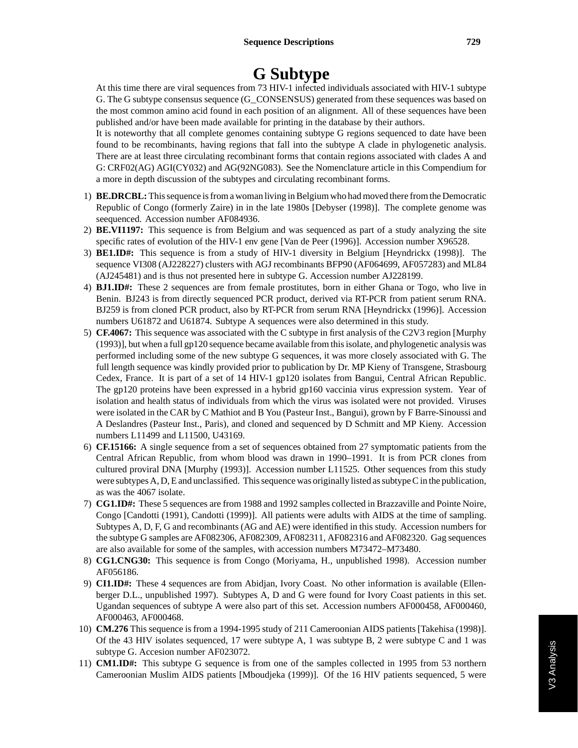# G Subtype

At this time there are viral sequences from 73 HIV-1 infected individuals associated with HIV-1 subtype G. The G subtype consensus sequence (G_CONSENSUS) generated from these sequences was based on the most common amino acid found in each position of an alignment. All of these sequences have been published and/or have been made available for printing in the database by their authors.

It is noteworthy that all complete genomes containing subtype G regions sequenced to date have been found to be recombinants, having regions that fall into the subtype A clade in phylogenetic analysis. There are at least three circulating recombinant forms that contain regions associated with clades A and G: CRF02(AG) AGI(CY032) and AG(92NG083). See the Nomenclature article in this Compendium for a more in depth discussion of the subtypes and circulating recombinant forms.

1) **BE.DRCBL:** This sequence is from a woman living in Belgium who had moved there from the Democratic Republic of Congo (formerly Zaire) in in the late 1980s [Debyser (1998)]. The complete genome was seequenced. Accession number AF084936.
2) **BE.VI1197:** This sequence is from Belgium and was sequenced as part of a study analyzing the site specific rates of evolution of the HIV-1 env gene [Van de Peer (1996)]. Accession number X96528.
3) **BE1.ID#:** This sequence is from a study of HIV-1 diversity in Belgium [Heyndrickx (1998)]. The sequence VI308 (AJ228227) clusters with AGJ recombinants BFP90 (AF064699, AF057283) and ML84 (AJ245481) and is thus not presented here in subtype G. Accession number AJ228199.
4) **BJ1.ID#:** These 2 sequences are from female prostitutes, born in either Ghana or Togo, who live in Benin. BJ243 is from directly sequenced PCR product, derived via RT-PCR from patient serum RNA. BJ259 is from cloned PCR product, also by RT-PCR from serum RNA [Heyndrickx (1996)]. Accession numbers U61872 and U61874. Subtype A sequences were also determined in this study.
5) **CF.4067:** This sequence was associated with the C subtype in first analysis of the C2V3 region [Murphy (1993)], but when a full gp120 sequence became available from this isolate, and phylogenetic analysis was performed including some of the new subtype G sequences, it was more closely associated with G. The full length sequence was kindly provided prior to publication by Dr. MP Kieny of Transgene, Strasbourg Cedex, France. It is part of a set of 14 HIV-1 gp120 isolates from Bangui, Central African Republic. The gp120 proteins have been expressed in a hybrid gp160 vaccinia virus expression system. Year of isolation and health status of individuals from which the virus was isolated were not provided. Viruses were isolated in the CAR by C Mathiot and B You (Pasteur Inst., Bangui), grown by F Barre-Sinoussi and A Deslandres (Pasteur Inst., Paris), and cloned and sequenced by D Schmitt and MP Kieny. Accession numbers L11499 and L11500, U43169.
6) **CF.15166:** A single sequence from a set of sequences obtained from 27 symptomatic patients from the Central African Republic, from whom blood was drawn in 1990–1991. It is from PCR clones from cultured proviral DNA [Murphy (1993)]. Accession number L11525. Other sequences from this study were subtypes A, D, E and unclassified. This sequence was originally listed as subtype C in the publication, as was the 4067 isolate.
7) **CG1.ID#:** These 5 sequences are from 1988 and 1992 samples collected in Brazzaville and Pointe Noire, Congo [Candotti (1991), Candotti (1999)]. All patients were adults with AIDS at the time of sampling. Subtypes A, D, F, G and recombinants (AG and AE) were identified in this study. Accession numbers for the subtype G samples are AF082306, AF082309, AF082311, AF082316 and AF082320. Gag sequences are also available for some of the samples, with accession numbers M73472–M73480.
8) **CG1.CNG30:** This sequence is from Congo (Moriyama, H., unpublished 1998). Accession number AF056186.
9) **CI1.ID#:** These 4 sequences are from Abidjan, Ivory Coast. No other information is available (Ellenberger D.L., unpublished 1997). Subtypes A, D and G were found for Ivory Coast patients in this set. Ugandan sequences of subtype A were also part of this set. Accession numbers AF000458, AF000460, AF000463, AF000468.
10) **CM.276** This sequence is from a 1994-1995 study of 211 Cameroonian AIDS patients [Takehisa (1998)]. Of the 43 HIV isolates sequenced, 17 were subtype A, 1 was subtype B, 2 were subtype C and 1 was subtype G. Accesion number AF023072.
11) **CM1.ID#:** This subtype G sequence is from one of the samples collected in 1995 from 53 northern Cameroonian Muslim AIDS patients [Mboudjeka (1999)]. Of the 16 HIV patients sequenced, 5 were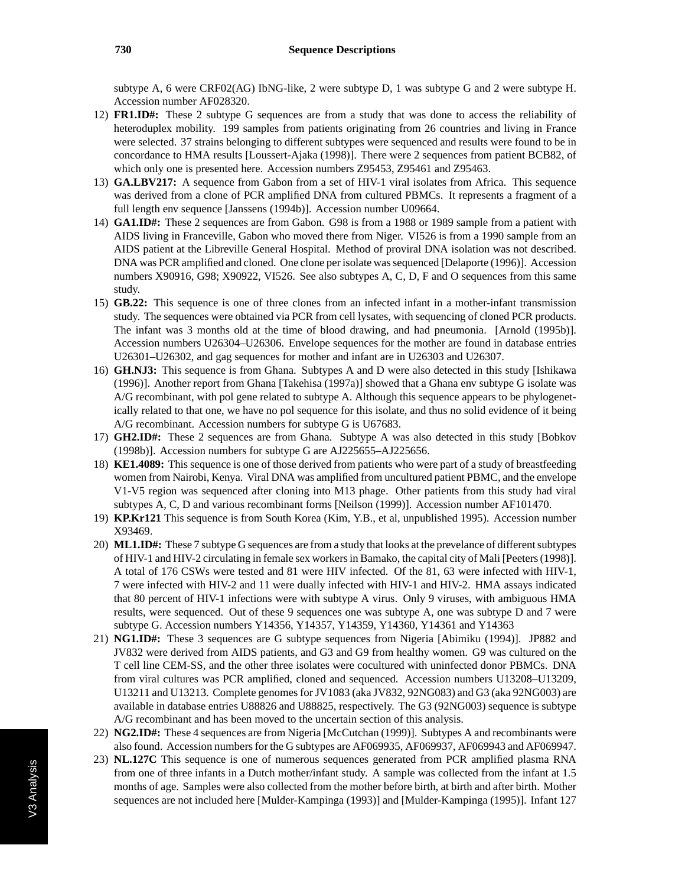subtype A, 6 were CRF02(AG) IbNG-like, 2 were subtype D, 1 was subtype G and 2 were subtype H. Accession number AF028320.

12) **FR1.ID#:** These 2 subtype G sequences are from a study that was done to access the reliability of heteroduplex mobility. 199 samples from patients originating from 26 countries and living in France were selected. 37 strains belonging to different subtypes were sequenced and results were found to be in concordance to HMA results [Loussert-Ajaka (1998)]. There were 2 sequences from patient BCB82, of which only one is presented here. Accession numbers Z95453, Z95461 and Z95463.
13) **GA.LBV217:** A sequence from Gabon from a set of HIV-1 viral isolates from Africa. This sequence was derived from a clone of PCR amplified DNA from cultured PBMCs. It represents a fragment of a full length env sequence [Janssens (1994b)]. Accession number U09664.
14) **GA1.ID#:** These 2 sequences are from Gabon. G98 is from a 1988 or 1989 sample from a patient with AIDS living in Franceville, Gabon who moved there from Niger. VI526 is from a 1990 sample from an AIDS patient at the Libreville General Hospital. Method of proviral DNA isolation was not described. DNA was PCR amplified and cloned. One clone per isolate was sequenced [Delaporte (1996)]. Accession numbers X90916, G98; X90922, VI526. See also subtypes A, C, D, F and O sequences from this same study.
15) **GB.22:** This sequence is one of three clones from an infected infant in a mother-infant transmission study. The sequences were obtained via PCR from cell lysates, with sequencing of cloned PCR products. The infant was 3 months old at the time of blood drawing, and had pneumonia. [Arnold (1995b)]. Accession numbers U26304–U26306. Envelope sequences for the mother are found in database entries U26301–U26302, and gag sequences for mother and infant are in U26303 and U26307.
16) **GH.NJ3:** This sequence is from Ghana. Subtypes A and D were also detected in this study [Ishikawa (1996)]. Another report from Ghana [Takehisa (1997a)] showed that a Ghana env subtype G isolate was A/G recombinant, with pol gene related to subtype A. Although this sequence appears to be phylogenetically related to that one, we have no pol sequence for this isolate, and thus no solid evidence of it being A/G recombinant. Accession numbers for subtype G is U67683.
17) **GH2.ID#:** These 2 sequences are from Ghana. Subtype A was also detected in this study [Bobkov (1998b)]. Accession numbers for subtype G are AJ225655–AJ225656.
18) **KE1.4089:** This sequence is one of those derived from patients who were part of a study of breastfeeding women from Nairobi, Kenya. Viral DNA was amplified from uncultured patient PBMC, and the envelope V1-V5 region was sequenced after cloning into M13 phage. Other patients from this study had viral subtypes A, C, D and various recombinant forms [Neilson (1999)]. Accession number AF101470.
19) **KP.Kr121** This sequence is from South Korea (Kim, Y.B., et al, unpublished 1995). Accession number X93469.
20) **ML1.ID#:** These 7 subtype G sequences are from a study that looks at the prevelance of different subtypes of HIV-1 and HIV-2 circulating in female sex workers in Bamako, the capital city of Mali [Peeters (1998)]. A total of 176 CSWs were tested and 81 were HIV infected. Of the 81, 63 were infected with HIV-1, 7 were infected with HIV-2 and 11 were dually infected with HIV-1 and HIV-2. HMA assays indicated that 80 percent of HIV-1 infections were with subtype A virus. Only 9 viruses, with ambiguous HMA results, were sequenced. Out of these 9 sequences one was subtype A, one was subtype D and 7 were subtype G. Accession numbers Y14356, Y14357, Y14359, Y14360, Y14361 and Y14363
21) **NG1.ID#:** These 3 sequences are G subtype sequences from Nigeria [Abimiku (1994)]. JP882 and JV832 were derived from AIDS patients, and G3 and G9 from healthy women. G9 was cultured on the T cell line CEM-SS, and the other three isolates were cocultured with uninfected donor PBMCs. DNA from viral cultures was PCR amplified, cloned and sequenced. Accession numbers U13208–U13209, U13211 and U13213. Complete genomes for JV1083 (aka JV832, 92NG083) and G3 (aka 92NG003) are available in database entries U88826 and U88825, respectively. The G3 (92NG003) sequence is subtype A/G recombinant and has been moved to the uncertain section of this analysis.
22) **NG2.ID#:** These 4 sequences are from Nigeria [McCutchan (1999)]. Subtypes A and recombinants were also found. Accession numbers for the G subtypes are AF069935, AF069937, AF069943 and AF069947.
23) **NL.127C** This sequence is one of numerous sequences generated from PCR amplified plasma RNA from one of three infants in a Dutch mother/infant study. A sample was collected from the infant at 1.5 months of age. Samples were also collected from the mother before birth, at birth and after birth. Mother sequences are not included here [Mulder-Kampinga (1993)] and [Mulder-Kampinga (1995)]. Infant 127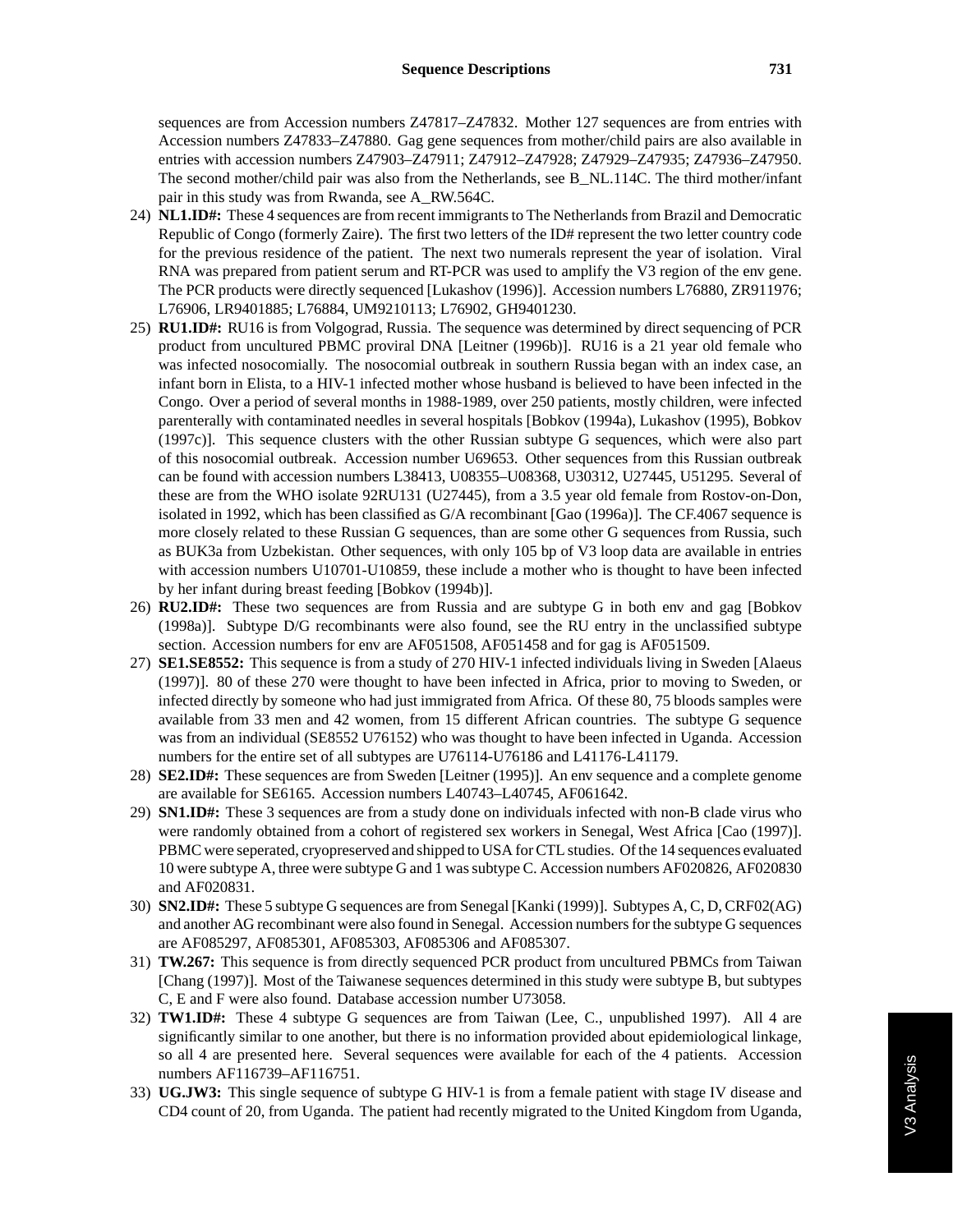sequences are from Accession numbers Z47817–Z47832. Mother 127 sequences are from entries with Accession numbers Z47833–Z47880. Gag gene sequences from mother/child pairs are also available in entries with accession numbers Z47903–Z47911; Z47912–Z47928; Z47929–Z47935; Z47936–Z47950. The second mother/child pair was also from the Netherlands, see B_NL.114C. The third mother/infant pair in this study was from Rwanda, see A_RW.564C.

24) **NL1.ID#:** These 4 sequences are from recent immigrants to The Netherlands from Brazil and Democratic Republic of Congo (formerly Zaire). The first two letters of the ID# represent the two letter country code for the previous residence of the patient. The next two numerals represent the year of isolation. Viral RNA was prepared from patient serum and RT-PCR was used to amplify the V3 region of the env gene. The PCR products were directly sequenced [Lukashov (1996)]. Accession numbers L76880, ZR911976; L76906, LR9401885; L76884, UM9210113; L76902, GH9401230.

25) **RU1.ID#:** RU16 is from Volgograd, Russia. The sequence was determined by direct sequencing of PCR product from uncultured PBMC proviral DNA [Leitner (1996b)]. RU16 is a 21 year old female who was infected nosocomially. The nosocomial outbreak in southern Russia began with an index case, an infant born in Elista, to a HIV-1 infected mother whose husband is believed to have been infected in the Congo. Over a period of several months in 1988-1989, over 250 patients, mostly children, were infected parenterally with contaminated needles in several hospitals [Bobkov (1994a), Lukashov (1995), Bobkov (1997c)]. This sequence clusters with the other Russian subtype G sequences, which were also part of this nosocomial outbreak. Accession number U69653. Other sequences from this Russian outbreak can be found with accession numbers L38413, U08355–U08368, U30312, U27445, U51295. Several of these are from the WHO isolate 92RU131 (U27445), from a 3.5 year old female from Rostov-on-Don, isolated in 1992, which has been classified as G/A recombinant [Gao (1996a)]. The CF.4067 sequence is more closely related to these Russian G sequences, than are some other G sequences from Russia, such as BUK3a from Uzbekistan. Other sequences, with only 105 bp of V3 loop data are available in entries with accession numbers U10701-U10859, these include a mother who is thought to have been infected by her infant during breast feeding [Bobkov (1994b)].

26) **RU2.ID#:** These two sequences are from Russia and are subtype G in both env and gag [Bobkov (1998a)]. Subtype D/G recombinants were also found, see the RU entry in the unclassified subtype section. Accession numbers for env are AF051508, AF051458 and for gag is AF051509.

27) **SE1.SE8552:** This sequence is from a study of 270 HIV-1 infected individuals living in Sweden [Alaeus (1997)]. 80 of these 270 were thought to have been infected in Africa, prior to moving to Sweden, or infected directly by someone who had just immigrated from Africa. Of these 80, 75 bloods samples were available from 33 men and 42 women, from 15 different African countries. The subtype G sequence was from an individual (SE8552 U76152) who was thought to have been infected in Uganda. Accession numbers for the entire set of all subtypes are U76114-U76186 and L41176-L41179.

28) **SE2.ID#:** These sequences are from Sweden [Leitner (1995)]. An env sequence and a complete genome are available for SE6165. Accession numbers L40743–L40745, AF061642.

29) **SN1.ID#:** These 3 sequences are from a study done on individuals infected with non-B clade virus who were randomly obtained from a cohort of registered sex workers in Senegal, West Africa [Cao (1997)]. PBMC were seperated, cryopreserved and shipped to USA for CTL studies. Of the 14 sequences evaluated 10 were subtype A, three were subtype G and 1 was subtype C. Accession numbers AF020826, AF020830 and AF020831.

30) **SN2.ID#:** These 5 subtype G sequences are from Senegal [Kanki (1999)]. Subtypes A, C, D, CRF02(AG) and another AG recombinant were also found in Senegal. Accession numbers for the subtype G sequences are AF085297, AF085301, AF085303, AF085306 and AF085307.

31) **TW.267:** This sequence is from directly sequenced PCR product from uncultured PBMCs from Taiwan [Chang (1997)]. Most of the Taiwanese sequences determined in this study were subtype B, but subtypes C, E and F were also found. Database accession number U73058.

32) **TW1.ID#:** These 4 subtype G sequences are from Taiwan (Lee, C., unpublished 1997). All 4 are significantly similar to one another, but there is no information provided about epidemiological linkage, so all 4 are presented here. Several sequences were available for each of the 4 patients. Accession numbers AF116739–AF116751.

33) **UG.JW3:** This single sequence of subtype G HIV-1 is from a female patient with stage IV disease and CD4 count of 20, from Uganda. The patient had recently migrated to the United Kingdom from Uganda,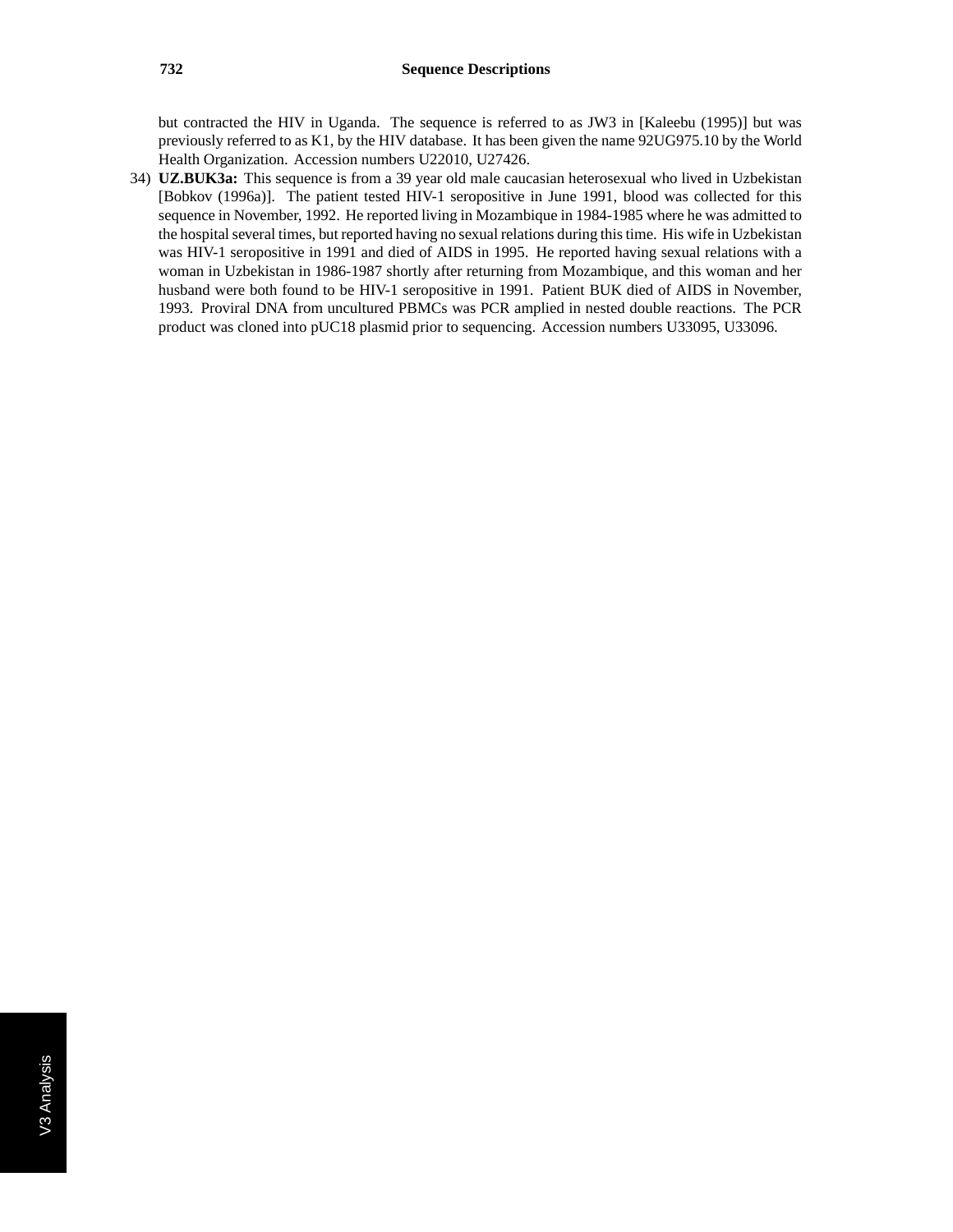but contracted the HIV in Uganda. The sequence is referred to as JW3 in [Kaleebu (1995)] but was previously referred to as K1, by the HIV database. It has been given the name 92UG975.10 by the World Health Organization. Accession numbers U22010, U27426.

34) **UZ.BUK3a:** This sequence is from a 39 year old male caucasian heterosexual who lived in Uzbekistan [Bobkov (1996a)]. The patient tested HIV-1 seropositive in June 1991, blood was collected for this sequence in November, 1992. He reported living in Mozambique in 1984-1985 where he was admitted to the hospital several times, but reported having no sexual relations during this time. His wife in Uzbekistan was HIV-1 seropositive in 1991 and died of AIDS in 1995. He reported having sexual relations with a woman in Uzbekistan in 1986-1987 shortly after returning from Mozambique, and this woman and her husband were both found to be HIV-1 seropositive in 1991. Patient BUK died of AIDS in November, 1993. Proviral DNA from uncultured PBMCs was PCR amplied in nested double reactions. The PCR product was cloned into pUC18 plasmid prior to sequencing. Accession numbers U33095, U33096.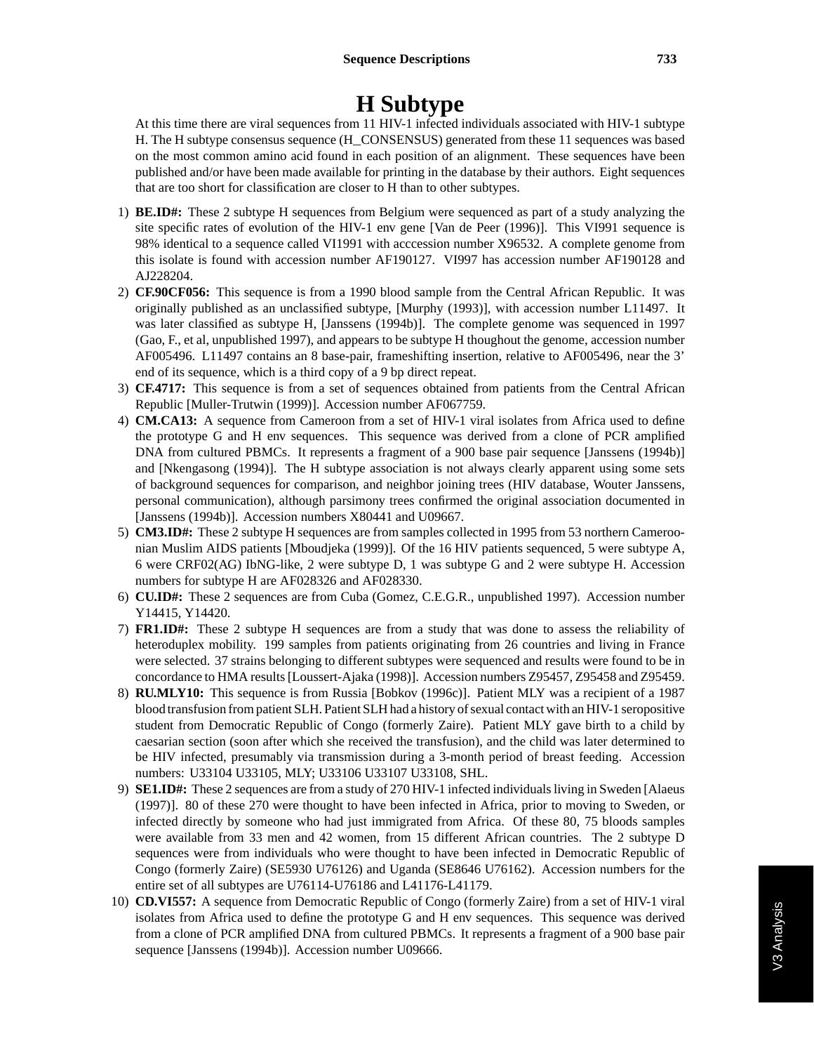# H Subtype

At this time there are viral sequences from 11 HIV-1 infected individuals associated with HIV-1 subtype H. The H subtype consensus sequence (H_CONSENSUS) generated from these 11 sequences was based on the most common amino acid found in each position of an alignment. These sequences have been published and/or have been made available for printing in the database by their authors. Eight sequences that are too short for classification are closer to H than to other subtypes.

1) **BE.ID#:** These 2 subtype H sequences from Belgium were sequenced as part of a study analyzing the site specific rates of evolution of the HIV-1 env gene [Van de Peer (1996)]. This VI991 sequence is 98% identical to a sequence called VI1991 with acccession number X96532. A complete genome from this isolate is found with accession number AF190127. VI997 has accession number AF190128 and AJ228204.
2) **CF.90CF056:** This sequence is from a 1990 blood sample from the Central African Republic. It was originally published as an unclassified subtype, [Murphy (1993)], with accession number L11497. It was later classified as subtype H, [Janssens (1994b)]. The complete genome was sequenced in 1997 (Gao, F., et al, unpublished 1997), and appears to be subtype H thoughout the genome, accession number AF005496. L11497 contains an 8 base-pair, frameshifting insertion, relative to AF005496, near the 3' end of its sequence, which is a third copy of a 9 bp direct repeat.
3) **CF.4717:** This sequence is from a set of sequences obtained from patients from the Central African Republic [Muller-Trutwin (1999)]. Accession number AF067759.
4) **CM.CA13:** A sequence from Cameroon from a set of HIV-1 viral isolates from Africa used to define the prototype G and H env sequences. This sequence was derived from a clone of PCR amplified DNA from cultured PBMCs. It represents a fragment of a 900 base pair sequence [Janssens (1994b)] and [Nkengasong (1994)]. The H subtype association is not always clearly apparent using some sets of background sequences for comparison, and neighbor joining trees (HIV database, Wouter Janssens, personal communication), although parsimony trees confirmed the original association documented in [Janssens (1994b)]. Accession numbers X80441 and U09667.
5) **CM3.ID#:** These 2 subtype H sequences are from samples collected in 1995 from 53 northern Cameroonian Muslim AIDS patients [Mboudjeka (1999)]. Of the 16 HIV patients sequenced, 5 were subtype A, 6 were CRF02(AG) IbNG-like, 2 were subtype D, 1 was subtype G and 2 were subtype H. Accession numbers for subtype H are AF028326 and AF028330.
6) **CU.ID#:** These 2 sequences are from Cuba (Gomez, C.E.G.R., unpublished 1997). Accession number Y14415, Y14420.
7) **FR1.ID#:** These 2 subtype H sequences are from a study that was done to assess the reliability of heteroduplex mobility. 199 samples from patients originating from 26 countries and living in France were selected. 37 strains belonging to different subtypes were sequenced and results were found to be in concordance to HMA results [Loussert-Ajaka (1998)]. Accession numbers Z95457, Z95458 and Z95459.
8) **RU.MLY10:** This sequence is from Russia [Bobkov (1996c)]. Patient MLY was a recipient of a 1987 blood transfusion from patient SLH. Patient SLH had a history of sexual contact with an HIV-1 seropositive student from Democratic Republic of Congo (formerly Zaire). Patient MLY gave birth to a child by caesarian section (soon after which she received the transfusion), and the child was later determined to be HIV infected, presumably via transmission during a 3-month period of breast feeding. Accession numbers: U33104 U33105, MLY; U33106 U33107 U33108, SHL.
9) **SE1.ID#:** These 2 sequences are from a study of 270 HIV-1 infected individuals living in Sweden [Alaeus (1997)]. 80 of these 270 were thought to have been infected in Africa, prior to moving to Sweden, or infected directly by someone who had just immigrated from Africa. Of these 80, 75 bloods samples were available from 33 men and 42 women, from 15 different African countries. The 2 subtype D sequences were from individuals who were thought to have been infected in Democratic Republic of Congo (formerly Zaire) (SE5930 U76126) and Uganda (SE8646 U76162). Accession numbers for the entire set of all subtypes are U76114-U76186 and L41176-L41179.
10) **CD.VI557:** A sequence from Democratic Republic of Congo (formerly Zaire) from a set of HIV-1 viral isolates from Africa used to define the prototype G and H env sequences. This sequence was derived from a clone of PCR amplified DNA from cultured PBMCs. It represents a fragment of a 900 base pair sequence [Janssens (1994b)]. Accession number U09666.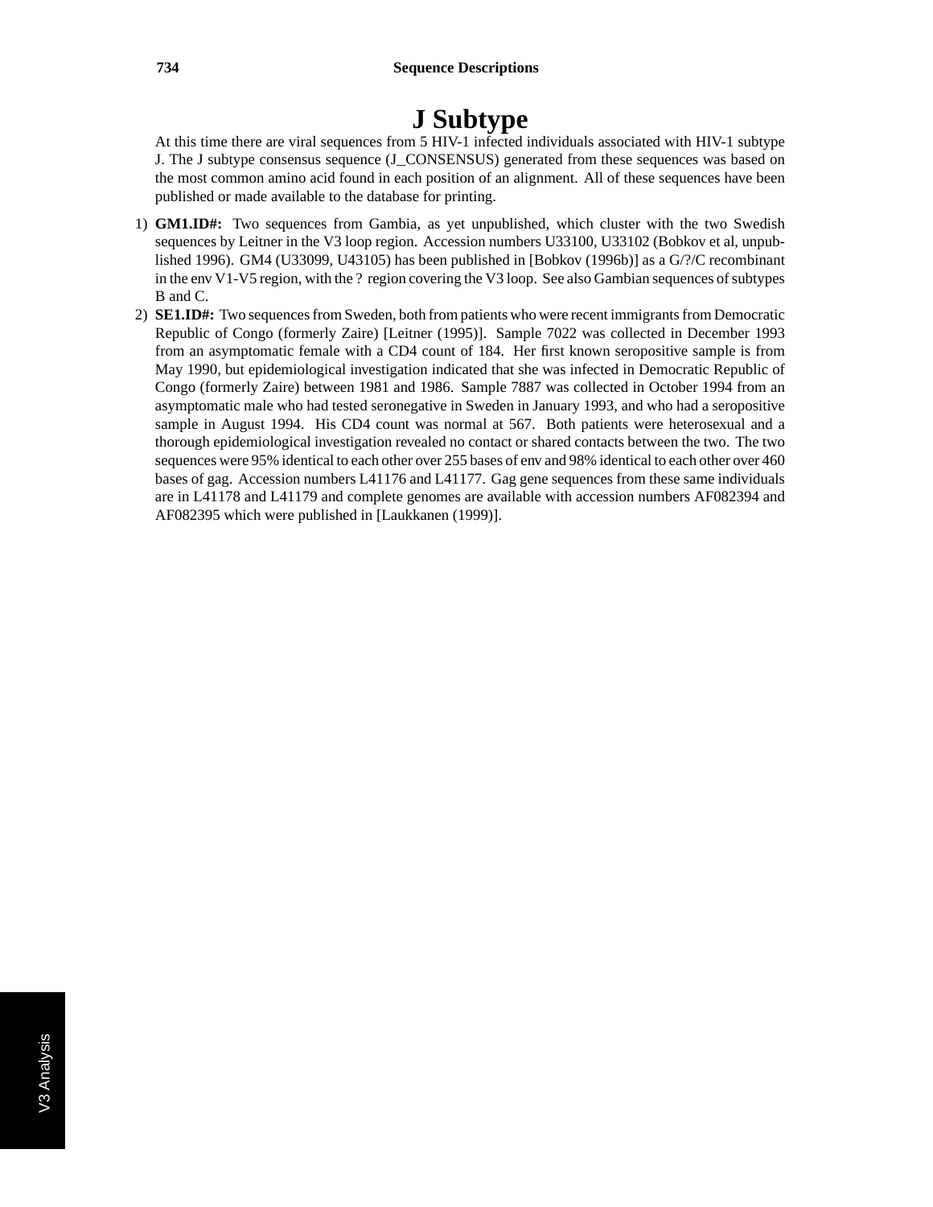# J Subtype

At this time there are viral sequences from 5 HIV-1 infected individuals associated with HIV-1 subtype J. The J subtype consensus sequence (J_CONSENSUS) generated from these sequences was based on the most common amino acid found in each position of an alignment. All of these sequences have been published or made available to the database for printing.

1) **GM1.ID#:** Two sequences from Gambia, as yet unpublished, which cluster with the two Swedish sequences by Leitner in the V3 loop region. Accession numbers U33100, U33102 (Bobkov et al, unpublished 1996). GM4 (U33099, U43105) has been published in [Bobkov (1996b)] as a G/?/C recombinant in the env V1-V5 region, with the ? region covering the V3 loop. See also Gambian sequences of subtypes B and C.

2) **SE1.ID#:** Two sequences from Sweden, both from patients who were recent immigrants from Democratic Republic of Congo (formerly Zaire) [Leitner (1995)]. Sample 7022 was collected in December 1993 from an asymptomatic female with a CD4 count of 184. Her first known seropositive sample is from May 1990, but epidemiological investigation indicated that she was infected in Democratic Republic of Congo (formerly Zaire) between 1981 and 1986. Sample 7887 was collected in October 1994 from an asymptomatic male who had tested seronegative in Sweden in January 1993, and who had a seropositive sample in August 1994. His CD4 count was normal at 567. Both patients were heterosexual and a thorough epidemiological investigation revealed no contact or shared contacts between the two. The two sequences were 95% identical to each other over 255 bases of env and 98% identical to each other over 460 bases of gag. Accession numbers L41176 and L41177. Gag gene sequences from these same individuals are in L41178 and L41179 and complete genomes are available with accession numbers AF082394 and AF082395 which were published in [Laukkanen (1999)].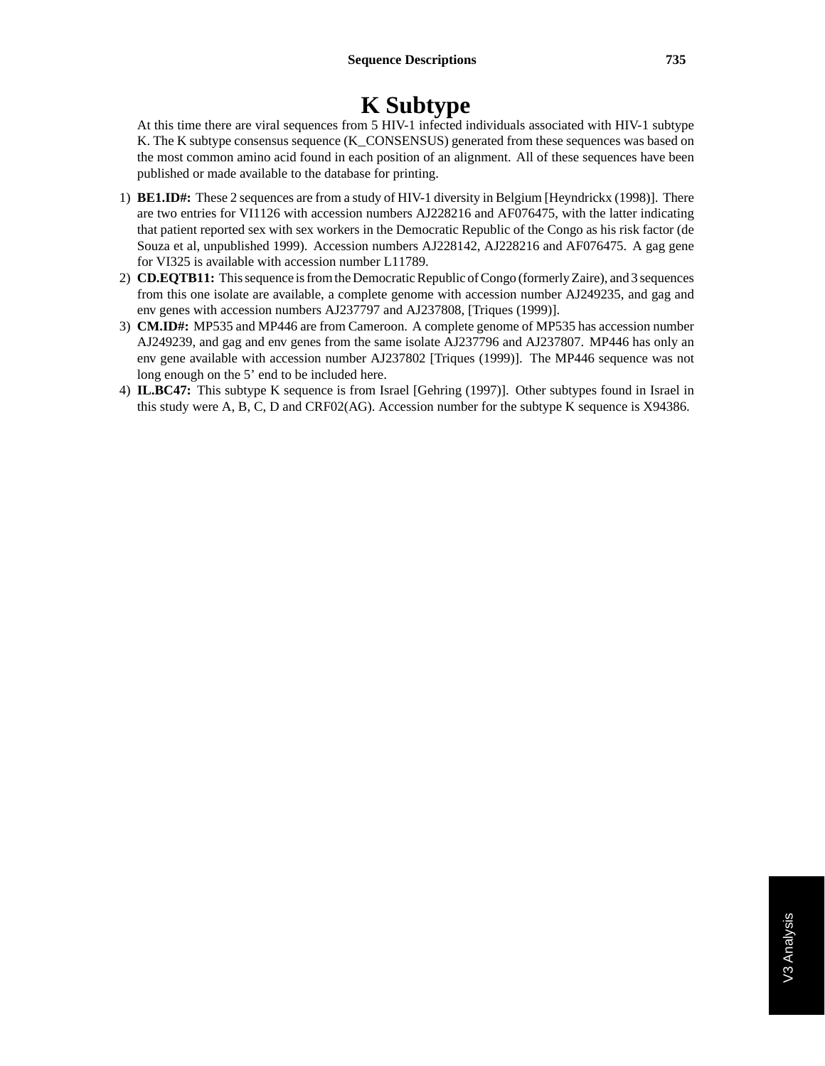# K Subtype

At this time there are viral sequences from 5 HIV-1 infected individuals associated with HIV-1 subtype K. The K subtype consensus sequence (K_CONSENSUS) generated from these sequences was based on the most common amino acid found in each position of an alignment. All of these sequences have been published or made available to the database for printing.

1) **BE1.ID#:** These 2 sequences are from a study of HIV-1 diversity in Belgium [Heyndrickx (1998)]. There are two entries for VI1126 with accession numbers AJ228216 and AF076475, with the latter indicating that patient reported sex with sex workers in the Democratic Republic of the Congo as his risk factor (de Souza et al, unpublished 1999). Accession numbers AJ228142, AJ228216 and AF076475. A gag gene for VI325 is available with accession number L11789.
2) **CD.EQTB11:** This sequence is from the Democratic Republic of Congo (formerly Zaire), and 3 sequences from this one isolate are available, a complete genome with accession number AJ249235, and gag and env genes with accession numbers AJ237797 and AJ237808, [Triques (1999)].
3) **CM.ID#:** MP535 and MP446 are from Cameroon. A complete genome of MP535 has accession number AJ249239, and gag and env genes from the same isolate AJ237796 and AJ237807. MP446 has only an env gene available with accession number AJ237802 [Triques (1999)]. The MP446 sequence was not long enough on the 5' end to be included here.
4) **IL.BC47:** This subtype K sequence is from Israel [Gehring (1997)]. Other subtypes found in Israel in this study were A, B, C, D and CRF02(AG). Accession number for the subtype K sequence is X94386.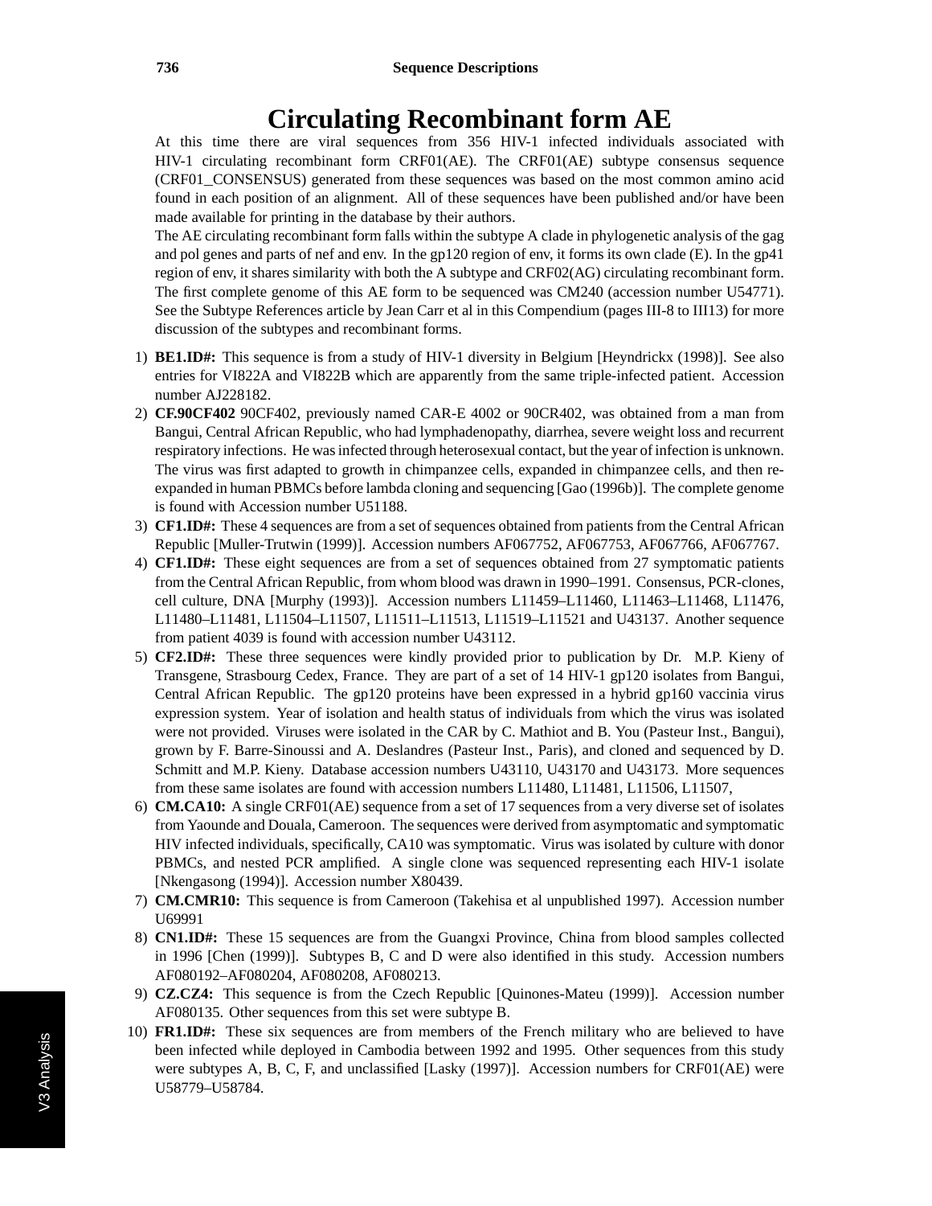# Circulating Recombinant form AE

At this time there are viral sequences from 356 HIV-1 infected individuals associated with HIV-1 circulating recombinant form CRF01(AE). The CRF01(AE) subtype consensus sequence (CRF01_CONSENSUS) generated from these sequences was based on the most common amino acid found in each position of an alignment. All of these sequences have been published and/or have been made available for printing in the database by their authors.

The AE circulating recombinant form falls within the subtype A clade in phylogenetic analysis of the gag and pol genes and parts of nef and env. In the gp120 region of env, it forms its own clade (E). In the gp41 region of env, it shares similarity with both the A subtype and CRF02(AG) circulating recombinant form. The first complete genome of this AE form to be sequenced was CM240 (accession number U54771). See the Subtype References article by Jean Carr et al in this Compendium (pages III-8 to III13) for more discussion of the subtypes and recombinant forms.

1) **BE1.ID#:** This sequence is from a study of HIV-1 diversity in Belgium [Heyndrickx (1998)]. See also entries for VI822A and VI822B which are apparently from the same triple-infected patient. Accession number AJ228182.
2) **CF.90CF402** 90CF402, previously named CAR-E 4002 or 90CR402, was obtained from a man from Bangui, Central African Republic, who had lymphadenopathy, diarrhea, severe weight loss and recurrent respiratory infections. He was infected through heterosexual contact, but the year of infection is unknown. The virus was first adapted to growth in chimpanzee cells, expanded in chimpanzee cells, and then re-expanded in human PBMCs before lambda cloning and sequencing [Gao (1996b)]. The complete genome is found with Accession number U51188.
3) **CF1.ID#:** These 4 sequences are from a set of sequences obtained from patients from the Central African Republic [Muller-Trutwin (1999)]. Accession numbers AF067752, AF067753, AF067766, AF067767.
4) **CF1.ID#:** These eight sequences are from a set of sequences obtained from 27 symptomatic patients from the Central African Republic, from whom blood was drawn in 1990–1991. Consensus, PCR-clones, cell culture, DNA [Murphy (1993)]. Accession numbers L11459–L11460, L11463–L11468, L11476, L11480–L11481, L11504–L11507, L11511–L11513, L11519–L11521 and U43137. Another sequence from patient 4039 is found with accession number U43112.
5) **CF2.ID#:** These three sequences were kindly provided prior to publication by Dr. M.P. Kieny of Transgene, Strasbourg Cedex, France. They are part of a set of 14 HIV-1 gp120 isolates from Bangui, Central African Republic. The gp120 proteins have been expressed in a hybrid gp160 vaccinia virus expression system. Year of isolation and health status of individuals from which the virus was isolated were not provided. Viruses were isolated in the CAR by C. Mathiot and B. You (Pasteur Inst., Bangui), grown by F. Barre-Sinoussi and A. Deslandres (Pasteur Inst., Paris), and cloned and sequenced by D. Schmitt and M.P. Kieny. Database accession numbers U43110, U43170 and U43173. More sequences from these same isolates are found with accession numbers L11480, L11481, L11506, L11507,
6) **CM.CA10:** A single CRF01(AE) sequence from a set of 17 sequences from a very diverse set of isolates from Yaounde and Douala, Cameroon. The sequences were derived from asymptomatic and symptomatic HIV infected individuals, specifically, CA10 was symptomatic. Virus was isolated by culture with donor PBMCs, and nested PCR amplified. A single clone was sequenced representing each HIV-1 isolate [Nkengasong (1994)]. Accession number X80439.
7) **CM.CMR10:** This sequence is from Cameroon (Takehisa et al unpublished 1997). Accession number U69991
8) **CN1.ID#:** These 15 sequences are from the Guangxi Province, China from blood samples collected in 1996 [Chen (1999)]. Subtypes B, C and D were also identified in this study. Accession numbers AF080192–AF080204, AF080208, AF080213.
9) **CZ.CZ4:** This sequence is from the Czech Republic [Quinones-Mateu (1999)]. Accession number AF080135. Other sequences from this set were subtype B.
10) **FR1.ID#:** These six sequences are from members of the French military who are believed to have been infected while deployed in Cambodia between 1992 and 1995. Other sequences from this study were subtypes A, B, C, F, and unclassified [Lasky (1997)]. Accession numbers for CRF01(AE) were U58779–U58784.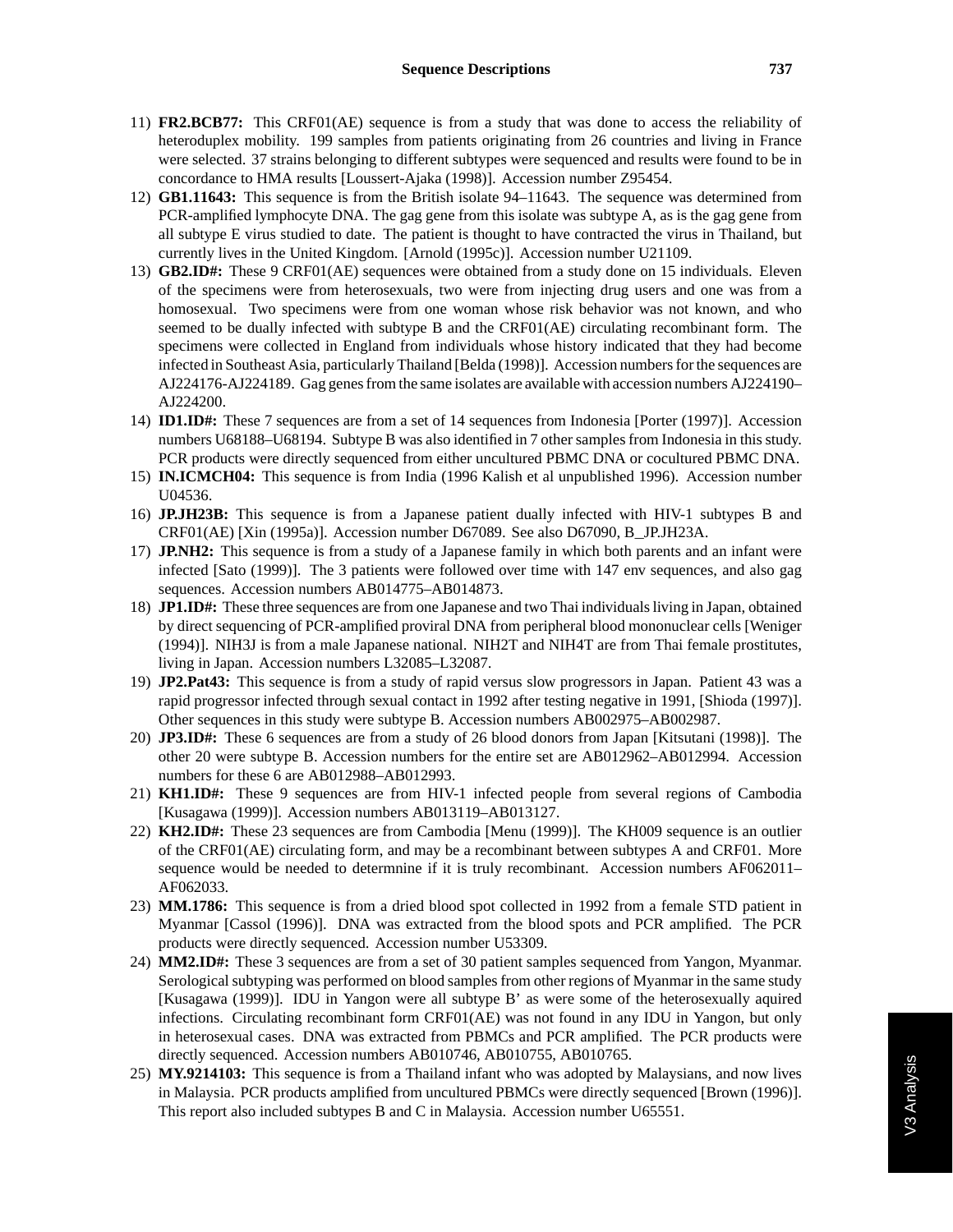11) **FR2.BCB77:** This CRF01(AE) sequence is from a study that was done to access the reliability of heteroduplex mobility. 199 samples from patients originating from 26 countries and living in France were selected. 37 strains belonging to different subtypes were sequenced and results were found to be in concordance to HMA results [Loussert-Ajaka (1998)]. Accession number Z95454.
12) **GB1.11643:** This sequence is from the British isolate 94–11643. The sequence was determined from PCR-amplified lymphocyte DNA. The gag gene from this isolate was subtype A, as is the gag gene from all subtype E virus studied to date. The patient is thought to have contracted the virus in Thailand, but currently lives in the United Kingdom. [Arnold (1995c)]. Accession number U21109.
13) **GB2.ID#:** These 9 CRF01(AE) sequences were obtained from a study done on 15 individuals. Eleven of the specimens were from heterosexuals, two were from injecting drug users and one was from a homosexual. Two specimens were from one woman whose risk behavior was not known, and who seemed to be dually infected with subtype B and the CRF01(AE) circulating recombinant form. The specimens were collected in England from individuals whose history indicated that they had become infected in Southeast Asia, particularly Thailand [Belda (1998)]. Accession numbers for the sequences are AJ224176-AJ224189. Gag genes from the same isolates are available with accession numbers AJ224190–AJ224200.
14) **ID1.ID#:** These 7 sequences are from a set of 14 sequences from Indonesia [Porter (1997)]. Accession numbers U68188–U68194. Subtype B was also identified in 7 other samples from Indonesia in this study. PCR products were directly sequenced from either uncultured PBMC DNA or cocultured PBMC DNA.
15) **IN.ICMCH04:** This sequence is from India (1996 Kalish et al unpublished 1996). Accession number U04536.
16) **JP.JH23B:** This sequence is from a Japanese patient dually infected with HIV-1 subtypes B and CRF01(AE) [Xin (1995a)]. Accession number D67089. See also D67090, B_JP.JH23A.
17) **JP.NH2:** This sequence is from a study of a Japanese family in which both parents and an infant were infected [Sato (1999)]. The 3 patients were followed over time with 147 env sequences, and also gag sequences. Accession numbers AB014775–AB014873.
18) **JP1.ID#:** These three sequences are from one Japanese and two Thai individuals living in Japan, obtained by direct sequencing of PCR-amplified proviral DNA from peripheral blood mononuclear cells [Weniger (1994)]. NIH3J is from a male Japanese national. NIH2T and NIH4T are from Thai female prostitutes, living in Japan. Accession numbers L32085–L32087.
19) **JP2.Pat43:** This sequence is from a study of rapid versus slow progressors in Japan. Patient 43 was a rapid progressor infected through sexual contact in 1992 after testing negative in 1991, [Shioda (1997)]. Other sequences in this study were subtype B. Accession numbers AB002975–AB002987.
20) **JP3.ID#:** These 6 sequences are from a study of 26 blood donors from Japan [Kitsutani (1998)]. The other 20 were subtype B. Accession numbers for the entire set are AB012962–AB012994. Accession numbers for these 6 are AB012988–AB012993.
21) **KH1.ID#:** These 9 sequences are from HIV-1 infected people from several regions of Cambodia [Kusagawa (1999)]. Accession numbers AB013119–AB013127.
22) **KH2.ID#:** These 23 sequences are from Cambodia [Menu (1999)]. The KH009 sequence is an outlier of the CRF01(AE) circulating form, and may be a recombinant between subtypes A and CRF01. More sequence would be needed to determnine if it is truly recombinant. Accession numbers AF062011–AF062033.
23) **MM.1786:** This sequence is from a dried blood spot collected in 1992 from a female STD patient in Myanmar [Cassol (1996)]. DNA was extracted from the blood spots and PCR amplified. The PCR products were directly sequenced. Accession number U53309.
24) **MM2.ID#:** These 3 sequences are from a set of 30 patient samples sequenced from Yangon, Myanmar. Serological subtyping was performed on blood samples from other regions of Myanmar in the same study [Kusagawa (1999)]. IDU in Yangon were all subtype B' as were some of the heterosexually aquired infections. Circulating recombinant form CRF01(AE) was not found in any IDU in Yangon, but only in heterosexual cases. DNA was extracted from PBMCs and PCR amplified. The PCR products were directly sequenced. Accession numbers AB010746, AB010755, AB010765.
25) **MY.9214103:** This sequence is from a Thailand infant who was adopted by Malaysians, and now lives in Malaysia. PCR products amplified from uncultured PBMCs were directly sequenced [Brown (1996)]. This report also included subtypes B and C in Malaysia. Accession number U65551.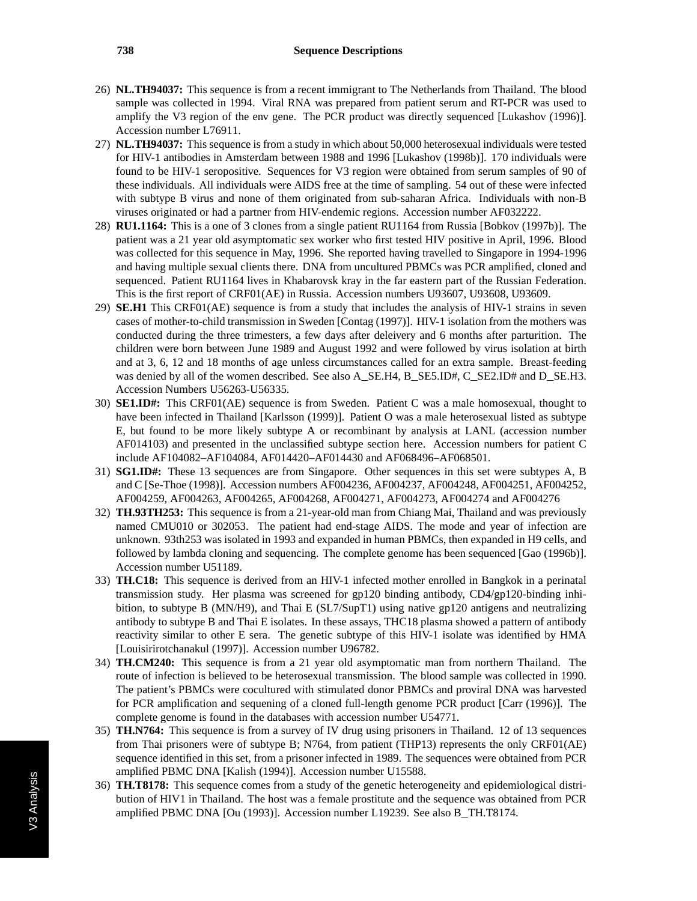26) **NL.TH94037:** This sequence is from a recent immigrant to The Netherlands from Thailand. The blood sample was collected in 1994. Viral RNA was prepared from patient serum and RT-PCR was used to amplify the V3 region of the env gene. The PCR product was directly sequenced [Lukashov (1996)]. Accession number L76911.

27) **NL.TH94037:** This sequence is from a study in which about 50,000 heterosexual individuals were tested for HIV-1 antibodies in Amsterdam between 1988 and 1996 [Lukashov (1998b)]. 170 individuals were found to be HIV-1 seropositive. Sequences for V3 region were obtained from serum samples of 90 of these individuals. All individuals were AIDS free at the time of sampling. 54 out of these were infected with subtype B virus and none of them originated from sub-saharan Africa. Individuals with non-B viruses originated or had a partner from HIV-endemic regions. Accession number AF032222.

28) **RU1.1164:** This is a one of 3 clones from a single patient RU1164 from Russia [Bobkov (1997b)]. The patient was a 21 year old asymptomatic sex worker who first tested HIV positive in April, 1996. Blood was collected for this sequence in May, 1996. She reported having travelled to Singapore in 1994-1996 and having multiple sexual clients there. DNA from uncultured PBMCs was PCR amplified, cloned and sequenced. Patient RU1164 lives in Khabarovsk kray in the far eastern part of the Russian Federation. This is the first report of CRF01(AE) in Russia. Accession numbers U93607, U93608, U93609.

29) **SE.H1** This CRF01(AE) sequence is from a study that includes the analysis of HIV-1 strains in seven cases of mother-to-child transmission in Sweden [Contag (1997)]. HIV-1 isolation from the mothers was conducted during the three trimesters, a few days after deleivery and 6 months after parturition. The children were born between June 1989 and August 1992 and were followed by virus isolation at birth and at 3, 6, 12 and 18 months of age unless circumstances called for an extra sample. Breast-feeding was denied by all of the women described. See also A_SE.H4, B_SE5.ID#, C_SE2.ID# and D_SE.H3. Accession Numbers U56263-U56335.

30) **SE1.ID#:** This CRF01(AE) sequence is from Sweden. Patient C was a male homosexual, thought to have been infected in Thailand [Karlsson (1999)]. Patient O was a male heterosexual listed as subtype E, but found to be more likely subtype A or recombinant by analysis at LANL (accession number AF014103) and presented in the unclassified subtype section here. Accession numbers for patient C include AF104082–AF104084, AF014420–AF014430 and AF068496–AF068501.

31) **SG1.ID#:** These 13 sequences are from Singapore. Other sequences in this set were subtypes A, B and C [Se-Thoe (1998)]. Accession numbers AF004236, AF004237, AF004248, AF004251, AF004252, AF004259, AF004263, AF004265, AF004268, AF004271, AF004273, AF004274 and AF004276

32) **TH.93TH253:** This sequence is from a 21-year-old man from Chiang Mai, Thailand and was previously named CMU010 or 302053. The patient had end-stage AIDS. The mode and year of infection are unknown. 93th253 was isolated in 1993 and expanded in human PBMCs, then expanded in H9 cells, and followed by lambda cloning and sequencing. The complete genome has been sequenced [Gao (1996b)]. Accession number U51189.

33) **TH.C18:** This sequence is derived from an HIV-1 infected mother enrolled in Bangkok in a perinatal transmission study. Her plasma was screened for gp120 binding antibody, CD4/gp120-binding inhibition, to subtype B (MN/H9), and Thai E (SL7/SupT1) using native gp120 antigens and neutralizing antibody to subtype B and Thai E isolates. In these assays, THC18 plasma showed a pattern of antibody reactivity similar to other E sera. The genetic subtype of this HIV-1 isolate was identified by HMA [Louisirirotchanakul (1997)]. Accession number U96782.

34) **TH.CM240:** This sequence is from a 21 year old asymptomatic man from northern Thailand. The route of infection is believed to be heterosexual transmission. The blood sample was collected in 1990. The patient's PBMCs were cocultured with stimulated donor PBMCs and proviral DNA was harvested for PCR amplification and sequening of a cloned full-length genome PCR product [Carr (1996)]. The complete genome is found in the databases with accession number U54771.

35) **TH.N764:** This sequence is from a survey of IV drug using prisoners in Thailand. 12 of 13 sequences from Thai prisoners were of subtype B; N764, from patient (THP13) represents the only CRF01(AE) sequence identified in this set, from a prisoner infected in 1989. The sequences were obtained from PCR amplified PBMC DNA [Kalish (1994)]. Accession number U15588.

36) **TH.T8178:** This sequence comes from a study of the genetic heterogeneity and epidemiological distribution of HIV1 in Thailand. The host was a female prostitute and the sequence was obtained from PCR amplified PBMC DNA [Ou (1993)]. Accession number L19239. See also B_TH.T8174.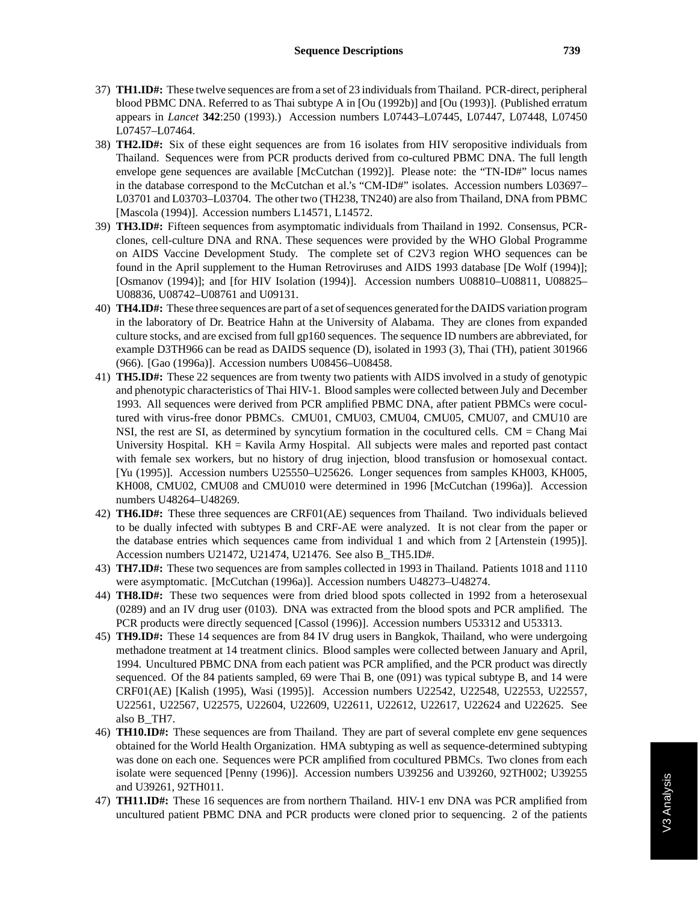37) **TH1.ID#:** These twelve sequences are from a set of 23 individuals from Thailand. PCR-direct, peripheral blood PBMC DNA. Referred to as Thai subtype A in [Ou (1992b)] and [Ou (1993)]. (Published erratum appears in *Lancet* **342**:250 (1993).) Accession numbers L07443–L07445, L07447, L07448, L07450 L07457–L07464.

38) **TH2.ID#:** Six of these eight sequences are from 16 isolates from HIV seropositive individuals from Thailand. Sequences were from PCR products derived from co-cultured PBMC DNA. The full length envelope gene sequences are available [McCutchan (1992)]. Please note: the "TN-ID#" locus names in the database correspond to the McCutchan et al.'s "CM-ID#" isolates. Accession numbers L03697–L03701 and L03703–L03704. The other two (TH238, TN240) are also from Thailand, DNA from PBMC [Mascola (1994)]. Accession numbers L14571, L14572.

39) **TH3.ID#:** Fifteen sequences from asymptomatic individuals from Thailand in 1992. Consensus, PCR-clones, cell-culture DNA and RNA. These sequences were provided by the WHO Global Programme on AIDS Vaccine Development Study. The complete set of C2V3 region WHO sequences can be found in the April supplement to the Human Retroviruses and AIDS 1993 database [De Wolf (1994)]; [Osmanov (1994)]; and [for HIV Isolation (1994)]. Accession numbers U08810–U08811, U08825–U08836, U08742–U08761 and U09131.

40) **TH4.ID#:** These three sequences are part of a set of sequences generated for the DAIDS variation program in the laboratory of Dr. Beatrice Hahn at the University of Alabama. They are clones from expanded culture stocks, and are excised from full gp160 sequences. The sequence ID numbers are abbreviated, for example D3TH966 can be read as DAIDS sequence (D), isolated in 1993 (3), Thai (TH), patient 301966 (966). [Gao (1996a)]. Accession numbers U08456–U08458.

41) **TH5.ID#:** These 22 sequences are from twenty two patients with AIDS involved in a study of genotypic and phenotypic characteristics of Thai HIV-1. Blood samples were collected between July and December 1993. All sequences were derived from PCR amplified PBMC DNA, after patient PBMCs were cocultured with virus-free donor PBMCs. CMU01, CMU03, CMU04, CMU05, CMU07, and CMU10 are NSI, the rest are SI, as determined by syncytium formation in the cocultured cells. CM = Chang Mai University Hospital. KH = Kavila Army Hospital. All subjects were males and reported past contact with female sex workers, but no history of drug injection, blood transfusion or homosexual contact. [Yu (1995)]. Accession numbers U25550–U25626. Longer sequences from samples KH003, KH005, KH008, CMU02, CMU08 and CMU010 were determined in 1996 [McCutchan (1996a)]. Accession numbers U48264–U48269.

42) **TH6.ID#:** These three sequences are CRF01(AE) sequences from Thailand. Two individuals believed to be dually infected with subtypes B and CRF-AE were analyzed. It is not clear from the paper or the database entries which sequences came from individual 1 and which from 2 [Artenstein (1995)]. Accession numbers U21472, U21474, U21476. See also B_TH5.ID#.

43) **TH7.ID#:** These two sequences are from samples collected in 1993 in Thailand. Patients 1018 and 1110 were asymptomatic. [McCutchan (1996a)]. Accession numbers U48273–U48274.

44) **TH8.ID#:** These two sequences were from dried blood spots collected in 1992 from a heterosexual (0289) and an IV drug user (0103). DNA was extracted from the blood spots and PCR amplified. The PCR products were directly sequenced [Cassol (1996)]. Accession numbers U53312 and U53313.

45) **TH9.ID#:** These 14 sequences are from 84 IV drug users in Bangkok, Thailand, who were undergoing methadone treatment at 14 treatment clinics. Blood samples were collected between January and April, 1994. Uncultured PBMC DNA from each patient was PCR amplified, and the PCR product was directly sequenced. Of the 84 patients sampled, 69 were Thai B, one (091) was typical subtype B, and 14 were CRF01(AE) [Kalish (1995), Wasi (1995)]. Accession numbers U22542, U22548, U22553, U22557, U22561, U22567, U22575, U22604, U22609, U22611, U22612, U22617, U22624 and U22625. See also B_TH7.

46) **TH10.ID#:** These sequences are from Thailand. They are part of several complete env gene sequences obtained for the World Health Organization. HMA subtyping as well as sequence-determined subtyping was done on each one. Sequences were PCR amplified from cocultured PBMCs. Two clones from each isolate were sequenced [Penny (1996)]. Accession numbers U39256 and U39260, 92TH002; U39255 and U39261, 92TH011.

47) **TH11.ID#:** These 16 sequences are from northern Thailand. HIV-1 env DNA was PCR amplified from uncultured patient PBMC DNA and PCR products were cloned prior to sequencing. 2 of the patients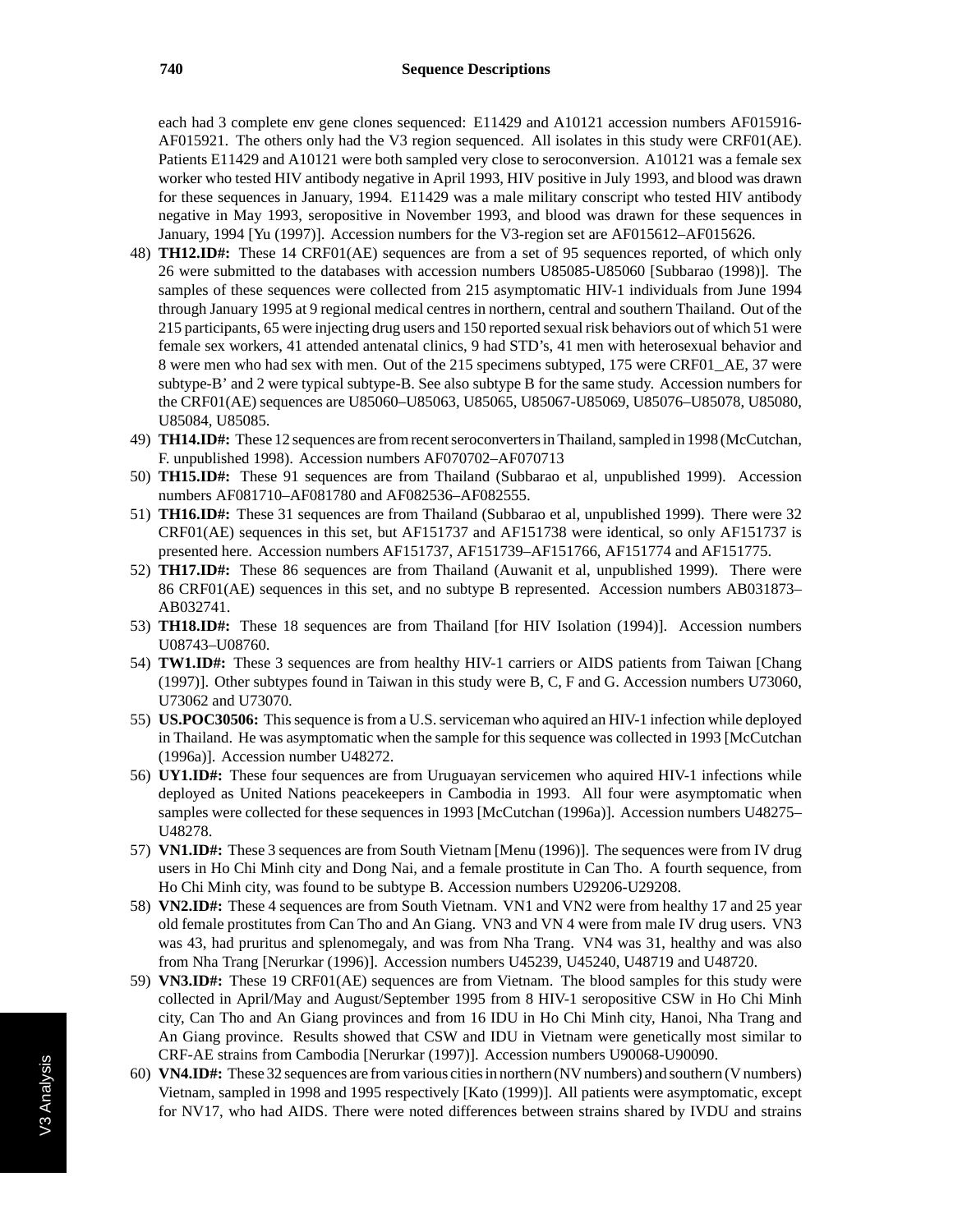each had 3 complete env gene clones sequenced: E11429 and A10121 accession numbers AF015916-AF015921. The others only had the V3 region sequenced. All isolates in this study were CRF01(AE). Patients E11429 and A10121 were both sampled very close to seroconversion. A10121 was a female sex worker who tested HIV antibody negative in April 1993, HIV positive in July 1993, and blood was drawn for these sequences in January, 1994. E11429 was a male military conscript who tested HIV antibody negative in May 1993, seropositive in November 1993, and blood was drawn for these sequences in January, 1994 [Yu (1997)]. Accession numbers for the V3-region set are AF015612–AF015626.

48) **TH12.ID#:** These 14 CRF01(AE) sequences are from a set of 95 sequences reported, of which only 26 were submitted to the databases with accession numbers U85085-U85060 [Subbarao (1998)]. The samples of these sequences were collected from 215 asymptomatic HIV-1 individuals from June 1994 through January 1995 at 9 regional medical centres in northern, central and southern Thailand. Out of the 215 participants, 65 were injecting drug users and 150 reported sexual risk behaviors out of which 51 were female sex workers, 41 attended antenatal clinics, 9 had STD's, 41 men with heterosexual behavior and 8 were men who had sex with men. Out of the 215 specimens subtyped, 175 were CRF01_AE, 37 were subtype-B' and 2 were typical subtype-B. See also subtype B for the same study. Accession numbers for the CRF01(AE) sequences are U85060–U85063, U85065, U85067-U85069, U85076–U85078, U85080, U85084, U85085.

49) **TH14.ID#:** These 12 sequences are from recent seroconverters in Thailand, sampled in 1998 (McCutchan, F. unpublished 1998). Accession numbers AF070702–AF070713

50) **TH15.ID#:** These 91 sequences are from Thailand (Subbarao et al, unpublished 1999). Accession numbers AF081710–AF081780 and AF082536–AF082555.

51) **TH16.ID#:** These 31 sequences are from Thailand (Subbarao et al, unpublished 1999). There were 32 CRF01(AE) sequences in this set, but AF151737 and AF151738 were identical, so only AF151737 is presented here. Accession numbers AF151737, AF151739–AF151766, AF151774 and AF151775.

52) **TH17.ID#:** These 86 sequences are from Thailand (Auwanit et al, unpublished 1999). There were 86 CRF01(AE) sequences in this set, and no subtype B represented. Accession numbers AB031873–AB032741.

53) **TH18.ID#:** These 18 sequences are from Thailand [for HIV Isolation (1994)]. Accession numbers U08743–U08760.

54) **TW1.ID#:** These 3 sequences are from healthy HIV-1 carriers or AIDS patients from Taiwan [Chang (1997)]. Other subtypes found in Taiwan in this study were B, C, F and G. Accession numbers U73060, U73062 and U73070.

55) **US.POC30506:** This sequence is from a U.S. serviceman who aquired an HIV-1 infection while deployed in Thailand. He was asymptomatic when the sample for this sequence was collected in 1993 [McCutchan (1996a)]. Accession number U48272.

56) **UY1.ID#:** These four sequences are from Uruguayan servicemen who aquired HIV-1 infections while deployed as United Nations peacekeepers in Cambodia in 1993. All four were asymptomatic when samples were collected for these sequences in 1993 [McCutchan (1996a)]. Accession numbers U48275–U48278.

57) **VN1.ID#:** These 3 sequences are from South Vietnam [Menu (1996)]. The sequences were from IV drug users in Ho Chi Minh city and Dong Nai, and a female prostitute in Can Tho. A fourth sequence, from Ho Chi Minh city, was found to be subtype B. Accession numbers U29206-U29208.

58) **VN2.ID#:** These 4 sequences are from South Vietnam. VN1 and VN2 were from healthy 17 and 25 year old female prostitutes from Can Tho and An Giang. VN3 and VN 4 were from male IV drug users. VN3 was 43, had pruritus and splenomegaly, and was from Nha Trang. VN4 was 31, healthy and was also from Nha Trang [Nerurkar (1996)]. Accession numbers U45239, U45240, U48719 and U48720.

59) **VN3.ID#:** These 19 CRF01(AE) sequences are from Vietnam. The blood samples for this study were collected in April/May and August/September 1995 from 8 HIV-1 seropositive CSW in Ho Chi Minh city, Can Tho and An Giang provinces and from 16 IDU in Ho Chi Minh city, Hanoi, Nha Trang and An Giang province. Results showed that CSW and IDU in Vietnam were genetically most similar to CRF-AE strains from Cambodia [Nerurkar (1997)]. Accession numbers U90068-U90090.

60) **VN4.ID#:** These 32 sequences are from various cities in northern (NV numbers) and southern (V numbers) Vietnam, sampled in 1998 and 1995 respectively [Kato (1999)]. All patients were asymptomatic, except for NV17, who had AIDS. There were noted differences between strains shared by IVDU and strains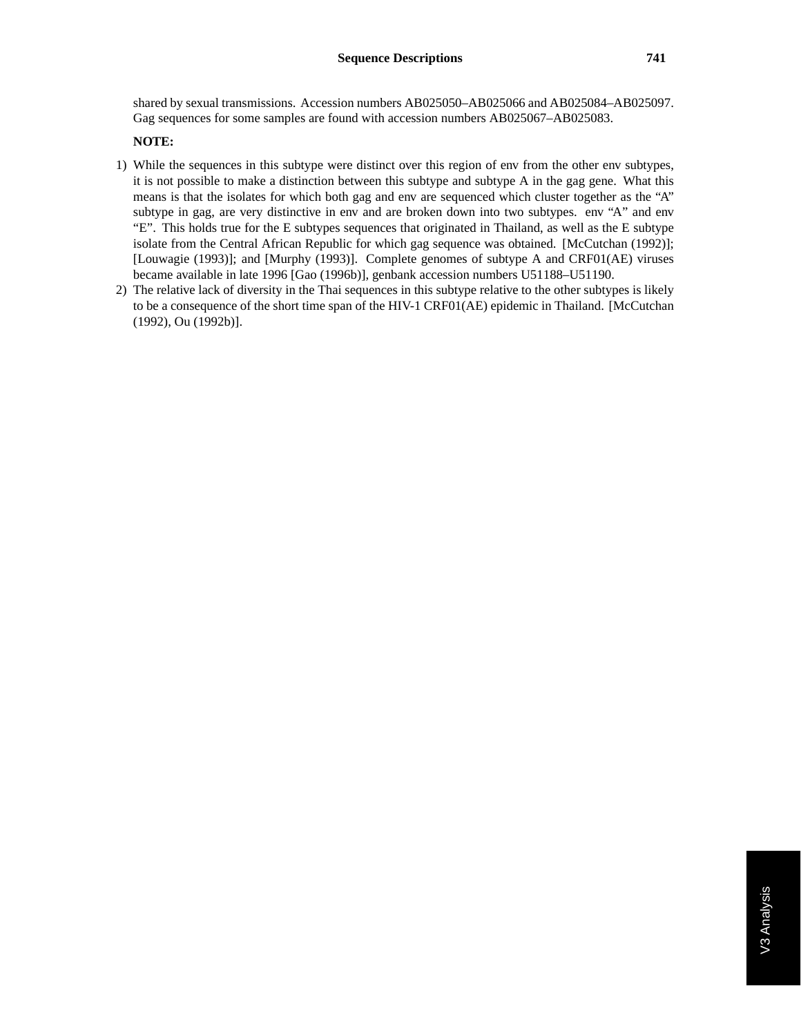shared by sexual transmissions. Accession numbers AB025050–AB025066 and AB025084–AB025097. Gag sequences for some samples are found with accession numbers AB025067–AB025083.

**NOTE:**

1) While the sequences in this subtype were distinct over this region of env from the other env subtypes, it is not possible to make a distinction between this subtype and subtype A in the gag gene. What this means is that the isolates for which both gag and env are sequenced which cluster together as the "A" subtype in gag, are very distinctive in env and are broken down into two subtypes. env "A" and env "E". This holds true for the E subtypes sequences that originated in Thailand, as well as the E subtype isolate from the Central African Republic for which gag sequence was obtained. [McCutchan (1992)]; [Louwagie (1993)]; and [Murphy (1993)]. Complete genomes of subtype A and CRF01(AE) viruses became available in late 1996 [Gao (1996b)], genbank accession numbers U51188–U51190.
2) The relative lack of diversity in the Thai sequences in this subtype relative to the other subtypes is likely to be a consequence of the short time span of the HIV-1 CRF01(AE) epidemic in Thailand. [McCutchan (1992), Ou (1992b)].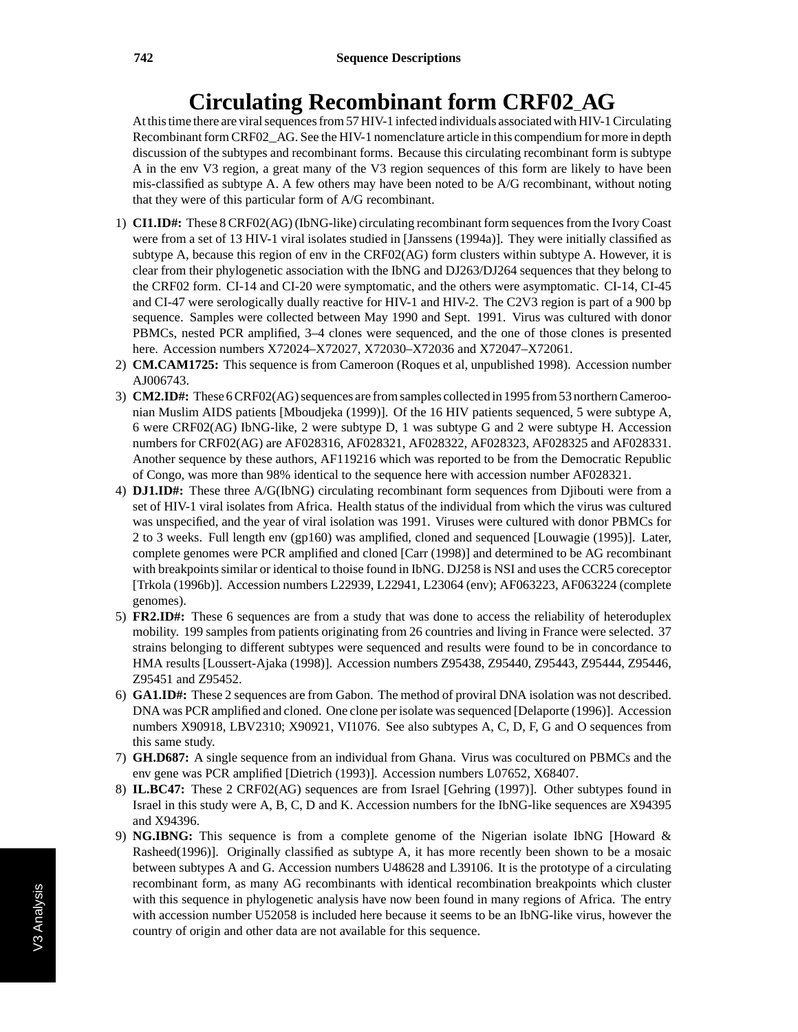# Circulating Recombinant form CRF02_AG

At this time there are viral sequences from 57 HIV-1 infected individuals associated with HIV-1 Circulating Recombinant form CRF02_AG. See the HIV-1 nomenclature article in this compendium for more in depth discussion of the subtypes and recombinant forms. Because this circulating recombinant form is subtype A in the env V3 region, a great many of the V3 region sequences of this form are likely to have been mis-classified as subtype A. A few others may have been noted to be A/G recombinant, without noting that they were of this particular form of A/G recombinant.

1) **CI1.ID#:** These 8 CRF02(AG) (IbNG-like) circulating recombinant form sequences from the Ivory Coast were from a set of 13 HIV-1 viral isolates studied in [Janssens (1994a)]. They were initially classified as subtype A, because this region of env in the CRF02(AG) form clusters within subtype A. However, it is clear from their phylogenetic association with the IbNG and DJ263/DJ264 sequences that they belong to the CRF02 form. CI-14 and CI-20 were symptomatic, and the others were asymptomatic. CI-14, CI-45 and CI-47 were serologically dually reactive for HIV-1 and HIV-2. The C2V3 region is part of a 900 bp sequence. Samples were collected between May 1990 and Sept. 1991. Virus was cultured with donor PBMCs, nested PCR amplified, 3–4 clones were sequenced, and the one of those clones is presented here. Accession numbers X72024–X72027, X72030–X72036 and X72047–X72061.
2) **CM.CAM1725:** This sequence is from Cameroon (Roques et al, unpublished 1998). Accession number AJ006743.
3) **CM2.ID#:** These 6 CRF02(AG) sequences are from samples collected in 1995 from 53 northern Cameroonian Muslim AIDS patients [Mboudjeka (1999)]. Of the 16 HIV patients sequenced, 5 were subtype A, 6 were CRF02(AG) IbNG-like, 2 were subtype D, 1 was subtype G and 2 were subtype H. Accession numbers for CRF02(AG) are AF028316, AF028321, AF028322, AF028323, AF028325 and AF028331. Another sequence by these authors, AF119216 which was reported to be from the Democratic Republic of Congo, was more than 98% identical to the sequence here with accession number AF028321.
4) **DJ1.ID#:** These three A/G(IbNG) circulating recombinant form sequences from Djibouti were from a set of HIV-1 viral isolates from Africa. Health status of the individual from which the virus was cultured was unspecified, and the year of viral isolation was 1991. Viruses were cultured with donor PBMCs for 2 to 3 weeks. Full length env (gp160) was amplified, cloned and sequenced [Louwagie (1995)]. Later, complete genomes were PCR amplified and cloned [Carr (1998)] and determined to be AG recombinant with breakpoints similar or identical to thoise found in IbNG. DJ258 is NSI and uses the CCR5 coreceptor [Trkola (1996b)]. Accession numbers L22939, L22941, L23064 (env); AF063223, AF063224 (complete genomes).
5) **FR2.ID#:** These 6 sequences are from a study that was done to access the reliability of heteroduplex mobility. 199 samples from patients originating from 26 countries and living in France were selected. 37 strains belonging to different subtypes were sequenced and results were found to be in concordance to HMA results [Loussert-Ajaka (1998)]. Accession numbers Z95438, Z95440, Z95443, Z95444, Z95446, Z95451 and Z95452.
6) **GA1.ID#:** These 2 sequences are from Gabon. The method of proviral DNA isolation was not described. DNA was PCR amplified and cloned. One clone per isolate was sequenced [Delaporte (1996)]. Accession numbers X90918, LBV2310; X90921, VI1076. See also subtypes A, C, D, F, G and O sequences from this same study.
7) **GH.D687:** A single sequence from an individual from Ghana. Virus was cocultured on PBMCs and the env gene was PCR amplified [Dietrich (1993)]. Accession numbers L07652, X68407.
8) **IL.BC47:** These 2 CRF02(AG) sequences are from Israel [Gehring (1997)]. Other subtypes found in Israel in this study were A, B, C, D and K. Accession numbers for the IbNG-like sequences are X94395 and X94396.
9) **NG.IBNG:** This sequence is from a complete genome of the Nigerian isolate IbNG [Howard & Rasheed(1996)]. Originally classified as subtype A, it has more recently been shown to be a mosaic between subtypes A and G. Accession numbers U48628 and L39106. It is the prototype of a circulating recombinant form, as many AG recombinants with identical recombination breakpoints which cluster with this sequence in phylogenetic analysis have now been found in many regions of Africa. The entry with accession number U52058 is included here because it seems to be an IbNG-like virus, however the country of origin and other data are not available for this sequence.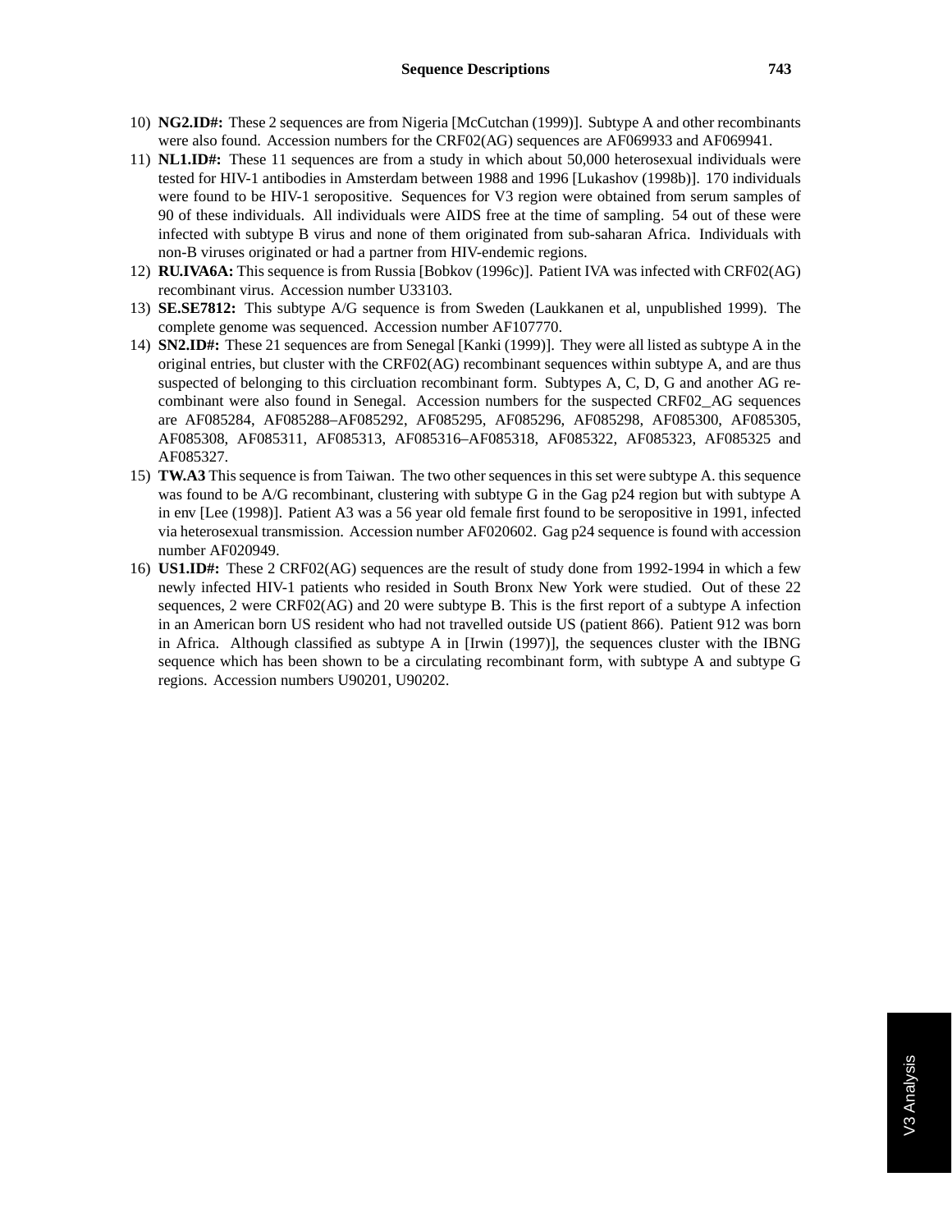10) **NG2.ID#:** These 2 sequences are from Nigeria [McCutchan (1999)]. Subtype A and other recombinants were also found. Accession numbers for the CRF02(AG) sequences are AF069933 and AF069941.
11) **NL1.ID#:** These 11 sequences are from a study in which about 50,000 heterosexual individuals were tested for HIV-1 antibodies in Amsterdam between 1988 and 1996 [Lukashov (1998b)]. 170 individuals were found to be HIV-1 seropositive. Sequences for V3 region were obtained from serum samples of 90 of these individuals. All individuals were AIDS free at the time of sampling. 54 out of these were infected with subtype B virus and none of them originated from sub-saharan Africa. Individuals with non-B viruses originated or had a partner from HIV-endemic regions.
12) **RU.IVA6A:** This sequence is from Russia [Bobkov (1996c)]. Patient IVA was infected with CRF02(AG) recombinant virus. Accession number U33103.
13) **SE.SE7812:** This subtype A/G sequence is from Sweden (Laukkanen et al, unpublished 1999). The complete genome was sequenced. Accession number AF107770.
14) **SN2.ID#:** These 21 sequences are from Senegal [Kanki (1999)]. They were all listed as subtype A in the original entries, but cluster with the CRF02(AG) recombinant sequences within subtype A, and are thus suspected of belonging to this circluation recombinant form. Subtypes A, C, D, G and another AG recombinant were also found in Senegal. Accession numbers for the suspected CRF02_AG sequences are AF085284, AF085288–AF085292, AF085295, AF085296, AF085298, AF085300, AF085305, AF085308, AF085311, AF085313, AF085316–AF085318, AF085322, AF085323, AF085325 and AF085327.
15) **TW.A3** This sequence is from Taiwan. The two other sequences in this set were subtype A. this sequence was found to be A/G recombinant, clustering with subtype G in the Gag p24 region but with subtype A in env [Lee (1998)]. Patient A3 was a 56 year old female first found to be seropositive in 1991, infected via heterosexual transmission. Accession number AF020602. Gag p24 sequence is found with accession number AF020949.
16) **US1.ID#:** These 2 CRF02(AG) sequences are the result of study done from 1992-1994 in which a few newly infected HIV-1 patients who resided in South Bronx New York were studied. Out of these 22 sequences, 2 were CRF02(AG) and 20 were subtype B. This is the first report of a subtype A infection in an American born US resident who had not travelled outside US (patient 866). Patient 912 was born in Africa. Although classified as subtype A in [Irwin (1997)], the sequences cluster with the IBNG sequence which has been shown to be a circulating recombinant form, with subtype A and subtype G regions. Accession numbers U90201, U90202.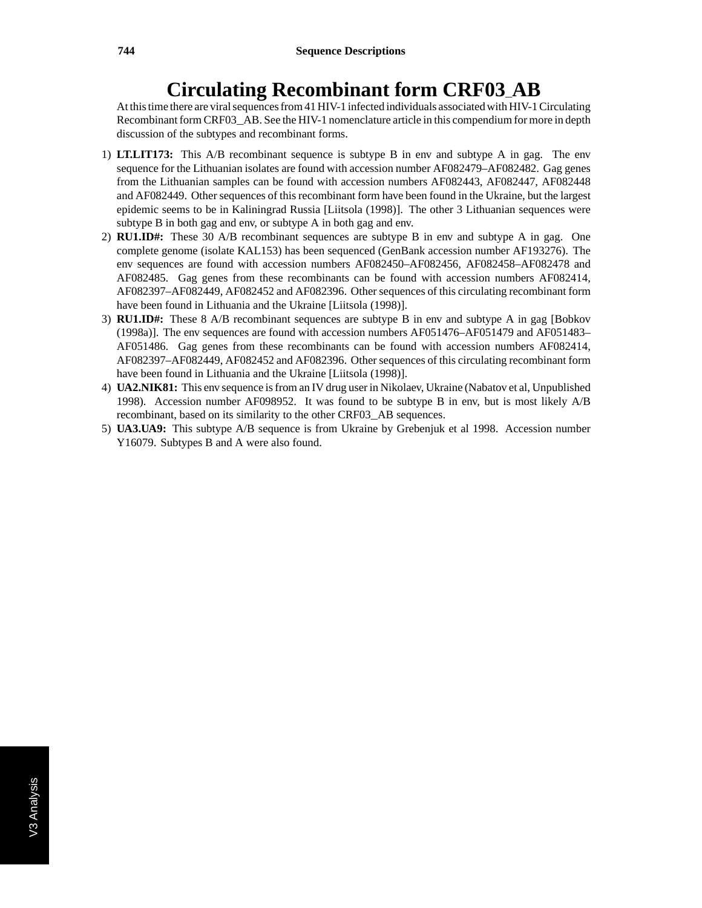# Circulating Recombinant form CRF03_AB

At this time there are viral sequences from 41 HIV-1 infected individuals associated with HIV-1 Circulating Recombinant form CRF03_AB. See the HIV-1 nomenclature article in this compendium for more in depth discussion of the subtypes and recombinant forms.

1) **LT.LIT173:** This A/B recombinant sequence is subtype B in env and subtype A in gag. The env sequence for the Lithuanian isolates are found with accession number AF082479–AF082482. Gag genes from the Lithuanian samples can be found with accession numbers AF082443, AF082447, AF082448 and AF082449. Other sequences of this recombinant form have been found in the Ukraine, but the largest epidemic seems to be in Kaliningrad Russia [Liitsola (1998)]. The other 3 Lithuanian sequences were subtype B in both gag and env, or subtype A in both gag and env.
2) **RU1.ID#:** These 30 A/B recombinant sequences are subtype B in env and subtype A in gag. One complete genome (isolate KAL153) has been sequenced (GenBank accession number AF193276). The env sequences are found with accession numbers AF082450–AF082456, AF082458–AF082478 and AF082485. Gag genes from these recombinants can be found with accession numbers AF082414, AF082397–AF082449, AF082452 and AF082396. Other sequences of this circulating recombinant form have been found in Lithuania and the Ukraine [Liitsola (1998)].
3) **RU1.ID#:** These 8 A/B recombinant sequences are subtype B in env and subtype A in gag [Bobkov (1998a)]. The env sequences are found with accession numbers AF051476–AF051479 and AF051483–AF051486. Gag genes from these recombinants can be found with accession numbers AF082414, AF082397–AF082449, AF082452 and AF082396. Other sequences of this circulating recombinant form have been found in Lithuania and the Ukraine [Liitsola (1998)].
4) **UA2.NIK81:** This env sequence is from an IV drug user in Nikolaev, Ukraine (Nabatov et al, Unpublished 1998). Accession number AF098952. It was found to be subtype B in env, but is most likely A/B recombinant, based on its similarity to the other CRF03_AB sequences.
5) **UA3.UA9:** This subtype A/B sequence is from Ukraine by Grebenjuk et al 1998. Accession number Y16079. Subtypes B and A were also found.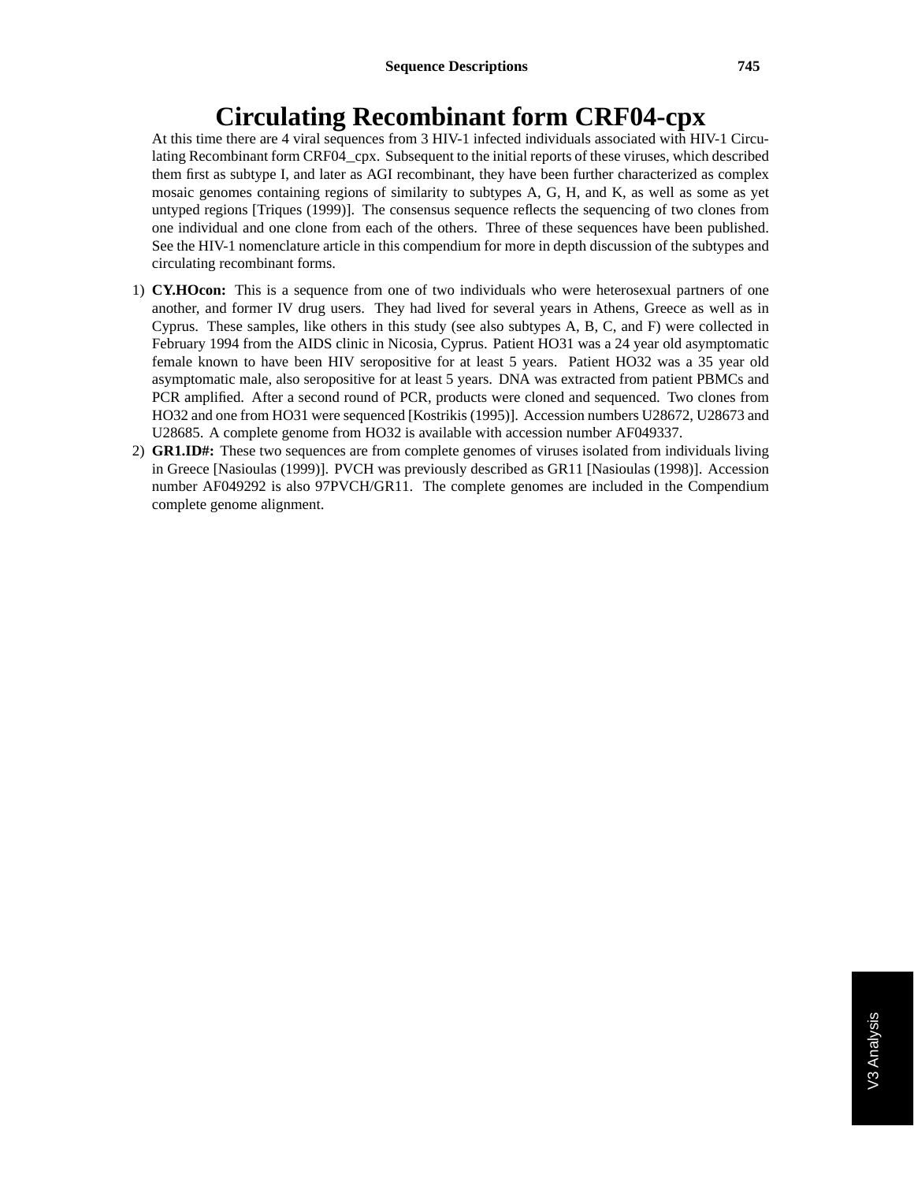# Circulating Recombinant form CRF04-cpx

At this time there are 4 viral sequences from 3 HIV-1 infected individuals associated with HIV-1 Circulating Recombinant form CRF04_cpx. Subsequent to the initial reports of these viruses, which described them first as subtype I, and later as AGI recombinant, they have been further characterized as complex mosaic genomes containing regions of similarity to subtypes A, G, H, and K, as well as some as yet untyped regions [Triques (1999)]. The consensus sequence reflects the sequencing of two clones from one individual and one clone from each of the others. Three of these sequences have been published. See the HIV-1 nomenclature article in this compendium for more in depth discussion of the subtypes and circulating recombinant forms.

1) **CY.HOcon:** This is a sequence from one of two individuals who were heterosexual partners of one another, and former IV drug users. They had lived for several years in Athens, Greece as well as in Cyprus. These samples, like others in this study (see also subtypes A, B, C, and F) were collected in February 1994 from the AIDS clinic in Nicosia, Cyprus. Patient HO31 was a 24 year old asymptomatic female known to have been HIV seropositive for at least 5 years. Patient HO32 was a 35 year old asymptomatic male, also seropositive for at least 5 years. DNA was extracted from patient PBMCs and PCR amplified. After a second round of PCR, products were cloned and sequenced. Two clones from HO32 and one from HO31 were sequenced [Kostrikis (1995)]. Accession numbers U28672, U28673 and U28685. A complete genome from HO32 is available with accession number AF049337.
2) **GR1.ID#:** These two sequences are from complete genomes of viruses isolated from individuals living in Greece [Nasioulas (1999)]. PVCH was previously described as GR11 [Nasioulas (1998)]. Accession number AF049292 is also 97PVCH/GR11. The complete genomes are included in the Compendium complete genome alignment.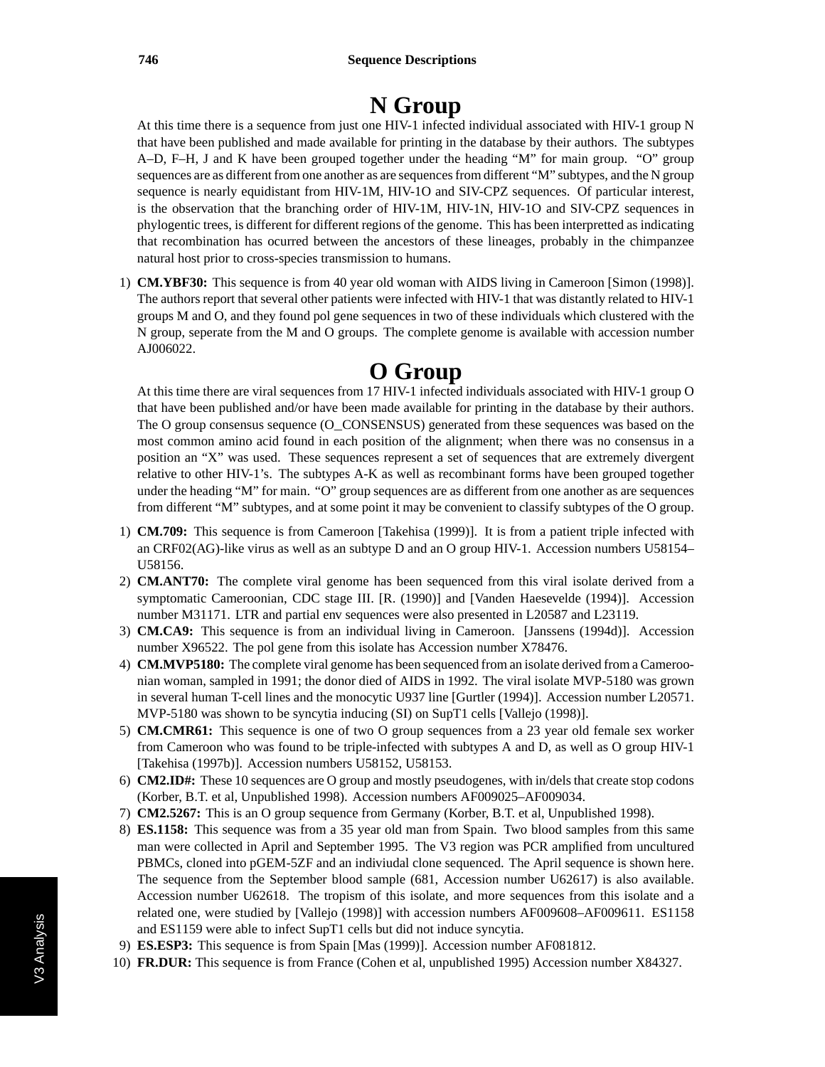# N Group

At this time there is a sequence from just one HIV-1 infected individual associated with HIV-1 group N that have been published and made available for printing in the database by their authors. The subtypes A–D, F–H, J and K have been grouped together under the heading "M" for main group. "O" group sequences are as different from one another as are sequences from different "M" subtypes, and the N group sequence is nearly equidistant from HIV-1M, HIV-1O and SIV-CPZ sequences. Of particular interest, is the observation that the branching order of HIV-1M, HIV-1N, HIV-1O and SIV-CPZ sequences in phylogentic trees, is different for different regions of the genome. This has been interpretted as indicating that recombination has ocurred between the ancestors of these lineages, probably in the chimpanzee natural host prior to cross-species transmission to humans.

1) **CM.YBF30:** This sequence is from 40 year old woman with AIDS living in Cameroon [Simon (1998)]. The authors report that several other patients were infected with HIV-1 that was distantly related to HIV-1 groups M and O, and they found pol gene sequences in two of these individuals which clustered with the N group, seperate from the M and O groups. The complete genome is available with accession number AJ006022.

# O Group

At this time there are viral sequences from 17 HIV-1 infected individuals associated with HIV-1 group O that have been published and/or have been made available for printing in the database by their authors. The O group consensus sequence (O_CONSENSUS) generated from these sequences was based on the most common amino acid found in each position of the alignment; when there was no consensus in a position an "X" was used. These sequences represent a set of sequences that are extremely divergent relative to other HIV-1's. The subtypes A-K as well as recombinant forms have been grouped together under the heading "M" for main. "O" group sequences are as different from one another as are sequences from different "M" subtypes, and at some point it may be convenient to classify subtypes of the O group.

1) **CM.709:** This sequence is from Cameroon [Takehisa (1999)]. It is from a patient triple infected with an CRF02(AG)-like virus as well as an subtype D and an O group HIV-1. Accession numbers U58154–U58156.
2) **CM.ANT70:** The complete viral genome has been sequenced from this viral isolate derived from a symptomatic Cameroonian, CDC stage III. [R. (1990)] and [Vanden Haesevelde (1994)]. Accession number M31171. LTR and partial env sequences were also presented in L20587 and L23119.
3) **CM.CA9:** This sequence is from an individual living in Cameroon. [Janssens (1994d)]. Accession number X96522. The pol gene from this isolate has Accession number X78476.
4) **CM.MVP5180:** The complete viral genome has been sequenced from an isolate derived from a Cameroonian woman, sampled in 1991; the donor died of AIDS in 1992. The viral isolate MVP-5180 was grown in several human T-cell lines and the monocytic U937 line [Gurtler (1994)]. Accession number L20571. MVP-5180 was shown to be syncytia inducing (SI) on SupT1 cells [Vallejo (1998)].
5) **CM.CMR61:** This sequence is one of two O group sequences from a 23 year old female sex worker from Cameroon who was found to be triple-infected with subtypes A and D, as well as O group HIV-1 [Takehisa (1997b)]. Accession numbers U58152, U58153.
6) **CM2.ID#:** These 10 sequences are O group and mostly pseudogenes, with in/dels that create stop codons (Korber, B.T. et al, Unpublished 1998). Accession numbers AF009025–AF009034.
7) **CM2.5267:** This is an O group sequence from Germany (Korber, B.T. et al, Unpublished 1998).
8) **ES.1158:** This sequence was from a 35 year old man from Spain. Two blood samples from this same man were collected in April and September 1995. The V3 region was PCR amplified from uncultured PBMCs, cloned into pGEM-5ZF and an indiviudal clone sequenced. The April sequence is shown here. The sequence from the September blood sample (681, Accession number U62617) is also available. Accession number U62618. The tropism of this isolate, and more sequences from this isolate and a related one, were studied by [Vallejo (1998)] with accession numbers AF009608–AF009611. ES1158 and ES1159 were able to infect SupT1 cells but did not induce syncytia.
9) **ES.ESP3:** This sequence is from Spain [Mas (1999)]. Accession number AF081812.
10) **FR.DUR:** This sequence is from France (Cohen et al, unpublished 1995) Accession number X84327.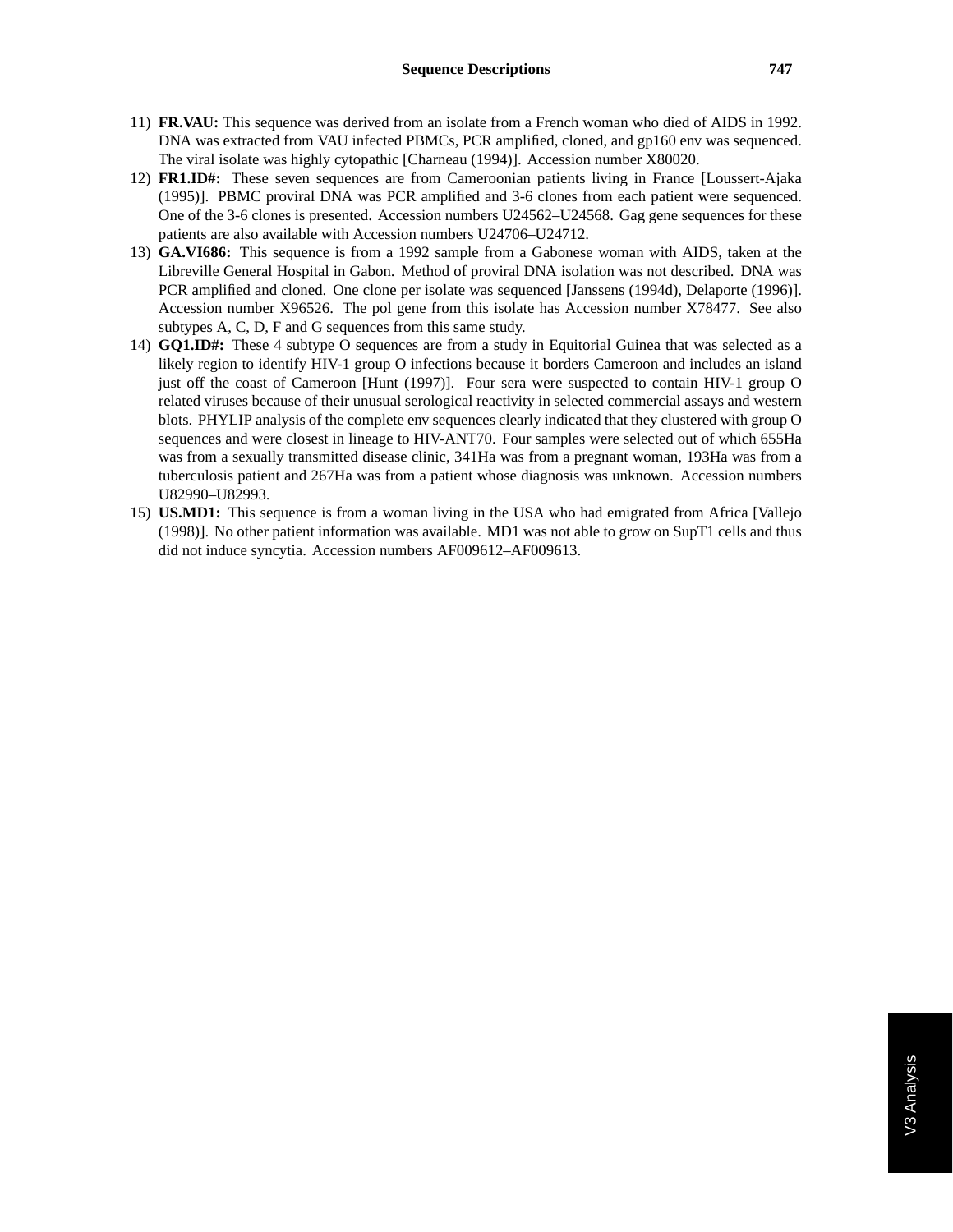11) **FR.VAU:** This sequence was derived from an isolate from a French woman who died of AIDS in 1992. DNA was extracted from VAU infected PBMCs, PCR amplified, cloned, and gp160 env was sequenced. The viral isolate was highly cytopathic [Charneau (1994)]. Accession number X80020.
12) **FR1.ID#:** These seven sequences are from Cameroonian patients living in France [Loussert-Ajaka (1995)]. PBMC proviral DNA was PCR amplified and 3-6 clones from each patient were sequenced. One of the 3-6 clones is presented. Accession numbers U24562–U24568. Gag gene sequences for these patients are also available with Accession numbers U24706–U24712.
13) **GA.VI686:** This sequence is from a 1992 sample from a Gabonese woman with AIDS, taken at the Libreville General Hospital in Gabon. Method of proviral DNA isolation was not described. DNA was PCR amplified and cloned. One clone per isolate was sequenced [Janssens (1994d), Delaporte (1996)]. Accession number X96526. The pol gene from this isolate has Accession number X78477. See also subtypes A, C, D, F and G sequences from this same study.
14) **GQ1.ID#:** These 4 subtype O sequences are from a study in Equitorial Guinea that was selected as a likely region to identify HIV-1 group O infections because it borders Cameroon and includes an island just off the coast of Cameroon [Hunt (1997)]. Four sera were suspected to contain HIV-1 group O related viruses because of their unusual serological reactivity in selected commercial assays and western blots. PHYLIP analysis of the complete env sequences clearly indicated that they clustered with group O sequences and were closest in lineage to HIV-ANT70. Four samples were selected out of which 655Ha was from a sexually transmitted disease clinic, 341Ha was from a pregnant woman, 193Ha was from a tuberculosis patient and 267Ha was from a patient whose diagnosis was unknown. Accession numbers U82990–U82993.
15) **US.MD1:** This sequence is from a woman living in the USA who had emigrated from Africa [Vallejo (1998)]. No other patient information was available. MD1 was not able to grow on SupT1 cells and thus did not induce syncytia. Accession numbers AF009612–AF009613.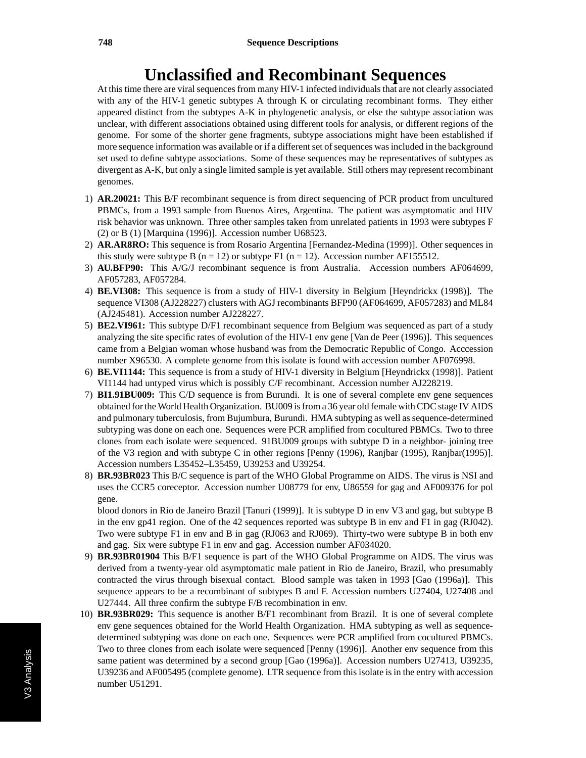# Unclassified and Recombinant Sequences

At this time there are viral sequences from many HIV-1 infected individuals that are not clearly associated with any of the HIV-1 genetic subtypes A through K or circulating recombinant forms. They either appeared distinct from the subtypes A-K in phylogenetic analysis, or else the subtype association was unclear, with different associations obtained using different tools for analysis, or different regions of the genome. For some of the shorter gene fragments, subtype associations might have been established if more sequence information was available or if a different set of sequences was included in the background set used to define subtype associations. Some of these sequences may be representatives of subtypes as divergent as A-K, but only a single limited sample is yet available. Still others may represent recombinant genomes.

1) **AR.20021:** This B/F recombinant sequence is from direct sequencing of PCR product from uncultured PBMCs, from a 1993 sample from Buenos Aires, Argentina. The patient was asymptomatic and HIV risk behavior was unknown. Three other samples taken from unrelated patients in 1993 were subtypes F (2) or B (1) [Marquina (1996)]. Accession number U68523.
2) **AR.AR8RO:** This sequence is from Rosario Argentina [Fernandez-Medina (1999)]. Other sequences in this study were subtype B (n = 12) or subtype F1 (n = 12). Accession number AF155512.
3) **AU.BFP90:** This A/G/J recombinant sequence is from Australia. Accession numbers AF064699, AF057283, AF057284.
4) **BE.VI308:** This sequence is from a study of HIV-1 diversity in Belgium [Heyndrickx (1998)]. The sequence VI308 (AJ228227) clusters with AGJ recombinants BFP90 (AF064699, AF057283) and ML84 (AJ245481). Accession number AJ228227.
5) **BE2.VI961:** This subtype D/F1 recombinant sequence from Belgium was sequenced as part of a study analyzing the site specific rates of evolution of the HIV-1 env gene [Van de Peer (1996)]. This sequences came from a Belgian woman whose husband was from the Democratic Republic of Congo. Acccession number X96530. A complete genome from this isolate is found with accession number AF076998.
6) **BE.VI1144:** This sequence is from a study of HIV-1 diversity in Belgium [Heyndrickx (1998)]. Patient VI1144 had untyped virus which is possibly C/F recombinant. Accession number AJ228219.
7) **BI1.91BU009:** This C/D sequence is from Burundi. It is one of several complete env gene sequences obtained for the World Health Organization. BU009 is from a 36 year old female with CDC stage IV AIDS and pulmonary tuberculosis, from Bujumbura, Burundi. HMA subtyping as well as sequence-determined subtyping was done on each one. Sequences were PCR amplified from cocultured PBMCs. Two to three clones from each isolate were sequenced. 91BU009 groups with subtype D in a neighbor- joining tree of the V3 region and with subtype C in other regions [Penny (1996), Ranjbar (1995), Ranjbar(1995)]. Accession numbers L35452–L35459, U39253 and U39254.
8) **BR.93BR023** This B/C sequence is part of the WHO Global Programme on AIDS. The virus is NSI and uses the CCR5 coreceptor. Accession number U08779 for env, U86559 for gag and AF009376 for pol gene.

   blood donors in Rio de Janeiro Brazil [Tanuri (1999)]. It is subtype D in env V3 and gag, but subtype B in the env gp41 region. One of the 42 sequences reported was subtype B in env and F1 in gag (RJ042). Two were subtype F1 in env and B in gag (RJ063 and RJ069). Thirty-two were subtype B in both env and gag. Six were subtype F1 in env and gag. Accession number AF034020.
9) **BR.93BR01904** This B/F1 sequence is part of the WHO Global Programme on AIDS. The virus was derived from a twenty-year old asymptomatic male patient in Rio de Janeiro, Brazil, who presumably contracted the virus through bisexual contact. Blood sample was taken in 1993 [Gao (1996a)]. This sequence appears to be a recombinant of subtypes B and F. Accession numbers U27404, U27408 and U27444. All three confirm the subtype F/B recombination in env.
10) **BR.93BR029:** This sequence is another B/F1 recombinant from Brazil. It is one of several complete env gene sequences obtained for the World Health Organization. HMA subtyping as well as sequence-determined subtyping was done on each one. Sequences were PCR amplified from cocultured PBMCs. Two to three clones from each isolate were sequenced [Penny (1996)]. Another env sequence from this same patient was determined by a second group [Gao (1996a)]. Accession numbers U27413, U39235, U39236 and AF005495 (complete genome). LTR sequence from this isolate is in the entry with accession number U51291.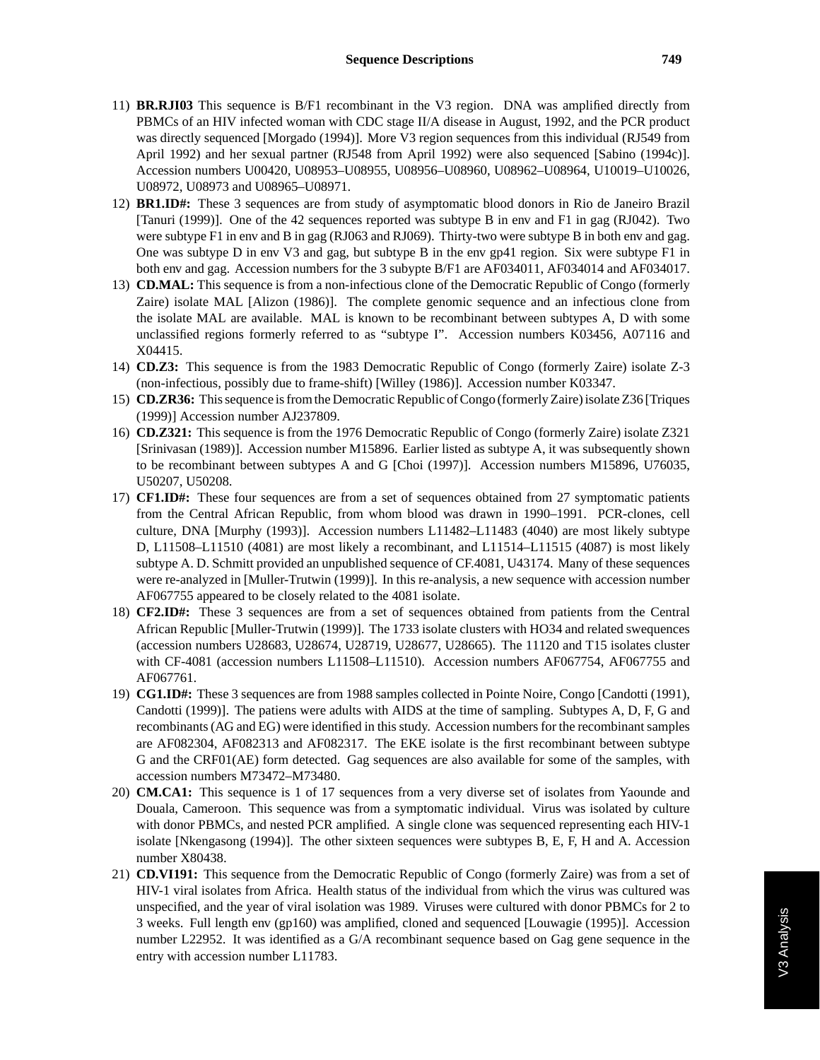11) **BR.RJI03** This sequence is B/F1 recombinant in the V3 region. DNA was amplified directly from PBMCs of an HIV infected woman with CDC stage II/A disease in August, 1992, and the PCR product was directly sequenced [Morgado (1994)]. More V3 region sequences from this individual (RJ549 from April 1992) and her sexual partner (RJ548 from April 1992) were also sequenced [Sabino (1994c)]. Accession numbers U00420, U08953–U08955, U08956–U08960, U08962–U08964, U10019–U10026, U08972, U08973 and U08965–U08971.

12) **BR1.ID#:** These 3 sequences are from study of asymptomatic blood donors in Rio de Janeiro Brazil [Tanuri (1999)]. One of the 42 sequences reported was subtype B in env and F1 in gag (RJ042). Two were subtype F1 in env and B in gag (RJ063 and RJ069). Thirty-two were subtype B in both env and gag. One was subtype D in env V3 and gag, but subtype B in the env gp41 region. Six were subtype F1 in both env and gag. Accession numbers for the 3 subypte B/F1 are AF034011, AF034014 and AF034017.

13) **CD.MAL:** This sequence is from a non-infectious clone of the Democratic Republic of Congo (formerly Zaire) isolate MAL [Alizon (1986)]. The complete genomic sequence and an infectious clone from the isolate MAL are available. MAL is known to be recombinant between subtypes A, D with some unclassified regions formerly referred to as "subtype I". Accession numbers K03456, A07116 and X04415.

14) **CD.Z3:** This sequence is from the 1983 Democratic Republic of Congo (formerly Zaire) isolate Z-3 (non-infectious, possibly due to frame-shift) [Willey (1986)]. Accession number K03347.

15) **CD.ZR36:** This sequence is from the Democratic Republic of Congo (formerly Zaire) isolate Z36 [Triques (1999)] Accession number AJ237809.

16) **CD.Z321:** This sequence is from the 1976 Democratic Republic of Congo (formerly Zaire) isolate Z321 [Srinivasan (1989)]. Accession number M15896. Earlier listed as subtype A, it was subsequently shown to be recombinant between subtypes A and G [Choi (1997)]. Accession numbers M15896, U76035, U50207, U50208.

17) **CF1.ID#:** These four sequences are from a set of sequences obtained from 27 symptomatic patients from the Central African Republic, from whom blood was drawn in 1990–1991. PCR-clones, cell culture, DNA [Murphy (1993)]. Accession numbers L11482–L11483 (4040) are most likely subtype D, L11508–L11510 (4081) are most likely a recombinant, and L11514–L11515 (4087) is most likely subtype A. D. Schmitt provided an unpublished sequence of CF.4081, U43174. Many of these sequences were re-analyzed in [Muller-Trutwin (1999)]. In this re-analysis, a new sequence with accession number AF067755 appeared to be closely related to the 4081 isolate.

18) **CF2.ID#:** These 3 sequences are from a set of sequences obtained from patients from the Central African Republic [Muller-Trutwin (1999)]. The 1733 isolate clusters with HO34 and related swequences (accession numbers U28683, U28674, U28719, U28677, U28665). The 11120 and T15 isolates cluster with CF-4081 (accession numbers L11508–L11510). Accession numbers AF067754, AF067755 and AF067761.

19) **CG1.ID#:** These 3 sequences are from 1988 samples collected in Pointe Noire, Congo [Candotti (1991), Candotti (1999)]. The patiens were adults with AIDS at the time of sampling. Subtypes A, D, F, G and recombinants (AG and EG) were identified in this study. Accession numbers for the recombinant samples are AF082304, AF082313 and AF082317. The EKE isolate is the first recombinant between subtype G and the CRF01(AE) form detected. Gag sequences are also available for some of the samples, with accession numbers M73472–M73480.

20) **CM.CA1:** This sequence is 1 of 17 sequences from a very diverse set of isolates from Yaounde and Douala, Cameroon. This sequence was from a symptomatic individual. Virus was isolated by culture with donor PBMCs, and nested PCR amplified. A single clone was sequenced representing each HIV-1 isolate [Nkengasong (1994)]. The other sixteen sequences were subtypes B, E, F, H and A. Accession number X80438.

21) **CD.VI191:** This sequence from the Democratic Republic of Congo (formerly Zaire) was from a set of HIV-1 viral isolates from Africa. Health status of the individual from which the virus was cultured was unspecified, and the year of viral isolation was 1989. Viruses were cultured with donor PBMCs for 2 to 3 weeks. Full length env (gp160) was amplified, cloned and sequenced [Louwagie (1995)]. Accession number L22952. It was identified as a G/A recombinant sequence based on Gag gene sequence in the entry with accession number L11783.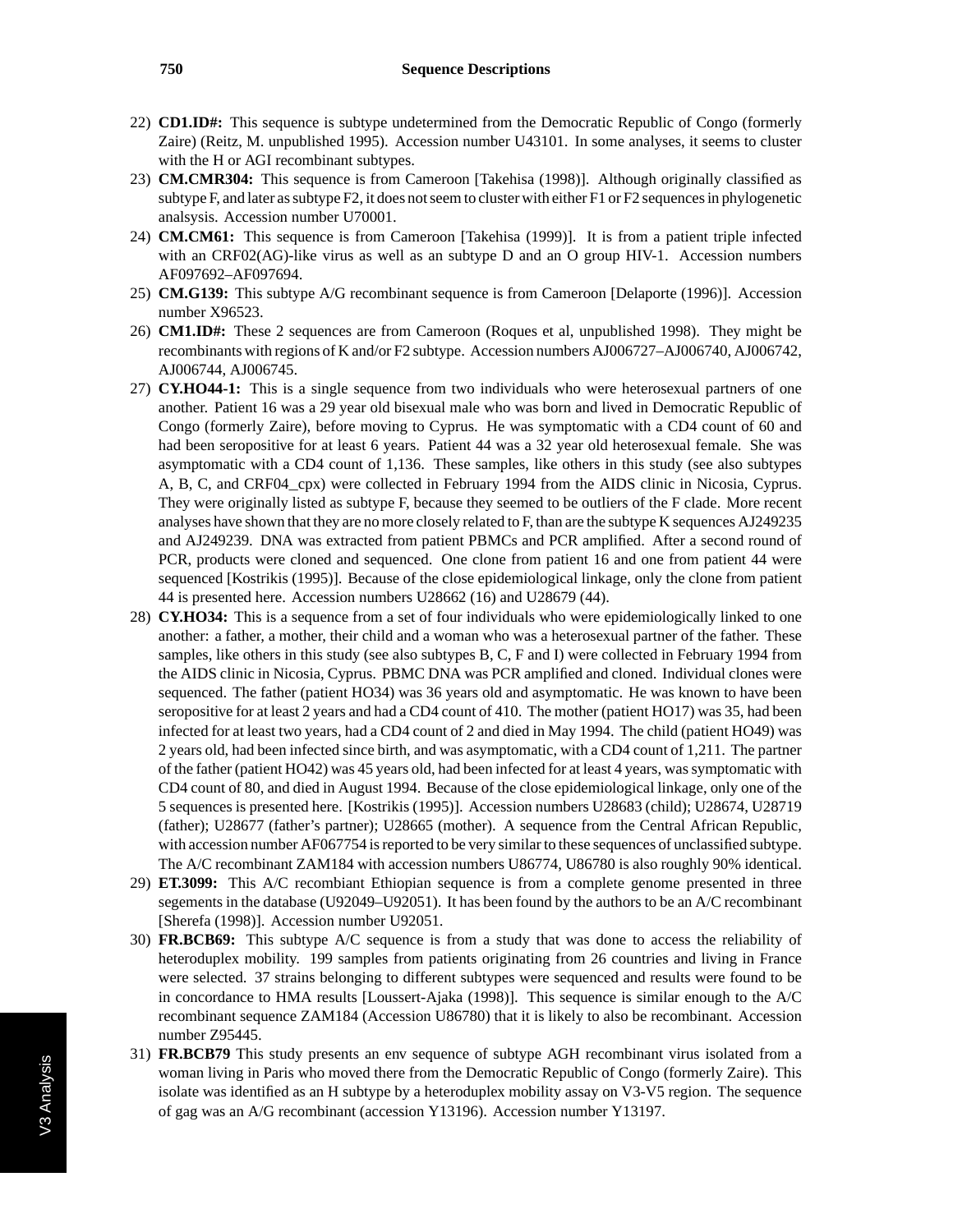22) **CD1.ID#:** This sequence is subtype undetermined from the Democratic Republic of Congo (formerly Zaire) (Reitz, M. unpublished 1995). Accession number U43101. In some analyses, it seems to cluster with the H or AGI recombinant subtypes.

23) **CM.CMR304:** This sequence is from Cameroon [Takehisa (1998)]. Although originally classified as subtype F, and later as subtype F2, it does not seem to cluster with either F1 or F2 sequences in phylogenetic analsysis. Accession number U70001.

24) **CM.CM61:** This sequence is from Cameroon [Takehisa (1999)]. It is from a patient triple infected with an CRF02(AG)-like virus as well as an subtype D and an O group HIV-1. Accession numbers AF097692–AF097694.

25) **CM.G139:** This subtype A/G recombinant sequence is from Cameroon [Delaporte (1996)]. Accession number X96523.

26) **CM1.ID#:** These 2 sequences are from Cameroon (Roques et al, unpublished 1998). They might be recombinants with regions of K and/or F2 subtype. Accession numbers AJ006727–AJ006740, AJ006742, AJ006744, AJ006745.

27) **CY.HO44-1:** This is a single sequence from two individuals who were heterosexual partners of one another. Patient 16 was a 29 year old bisexual male who was born and lived in Democratic Republic of Congo (formerly Zaire), before moving to Cyprus. He was symptomatic with a CD4 count of 60 and had been seropositive for at least 6 years. Patient 44 was a 32 year old heterosexual female. She was asymptomatic with a CD4 count of 1,136. These samples, like others in this study (see also subtypes A, B, C, and CRF04_cpx) were collected in February 1994 from the AIDS clinic in Nicosia, Cyprus. They were originally listed as subtype F, because they seemed to be outliers of the F clade. More recent analyses have shown that they are no more closely related to F, than are the subtype K sequences AJ249235 and AJ249239. DNA was extracted from patient PBMCs and PCR amplified. After a second round of PCR, products were cloned and sequenced. One clone from patient 16 and one from patient 44 were sequenced [Kostrikis (1995)]. Because of the close epidemiological linkage, only the clone from patient 44 is presented here. Accession numbers U28662 (16) and U28679 (44).

28) **CY.HO34:** This is a sequence from a set of four individuals who were epidemiologically linked to one another: a father, a mother, their child and a woman who was a heterosexual partner of the father. These samples, like others in this study (see also subtypes B, C, F and I) were collected in February 1994 from the AIDS clinic in Nicosia, Cyprus. PBMC DNA was PCR amplified and cloned. Individual clones were sequenced. The father (patient HO34) was 36 years old and asymptomatic. He was known to have been seropositive for at least 2 years and had a CD4 count of 410. The mother (patient HO17) was 35, had been infected for at least two years, had a CD4 count of 2 and died in May 1994. The child (patient HO49) was 2 years old, had been infected since birth, and was asymptomatic, with a CD4 count of 1,211. The partner of the father (patient HO42) was 45 years old, had been infected for at least 4 years, was symptomatic with CD4 count of 80, and died in August 1994. Because of the close epidemiological linkage, only one of the 5 sequences is presented here. [Kostrikis (1995)]. Accession numbers U28683 (child); U28674, U28719 (father); U28677 (father's partner); U28665 (mother). A sequence from the Central African Republic, with accession number AF067754 is reported to be very similar to these sequences of unclassified subtype. The A/C recombinant ZAM184 with accession numbers U86774, U86780 is also roughly 90% identical.

29) **ET.3099:** This A/C recombiant Ethiopian sequence is from a complete genome presented in three segements in the database (U92049–U92051). It has been found by the authors to be an A/C recombinant [Sherefa (1998)]. Accession number U92051.

30) **FR.BCB69:** This subtype A/C sequence is from a study that was done to access the reliability of heteroduplex mobility. 199 samples from patients originating from 26 countries and living in France were selected. 37 strains belonging to different subtypes were sequenced and results were found to be in concordance to HMA results [Loussert-Ajaka (1998)]. This sequence is similar enough to the A/C recombinant sequence ZAM184 (Accession U86780) that it is likely to also be recombinant. Accession number Z95445.

31) **FR.BCB79** This study presents an env sequence of subtype AGH recombinant virus isolated from a woman living in Paris who moved there from the Democratic Republic of Congo (formerly Zaire). This isolate was identified as an H subtype by a heteroduplex mobility assay on V3-V5 region. The sequence of gag was an A/G recombinant (accession Y13196). Accession number Y13197.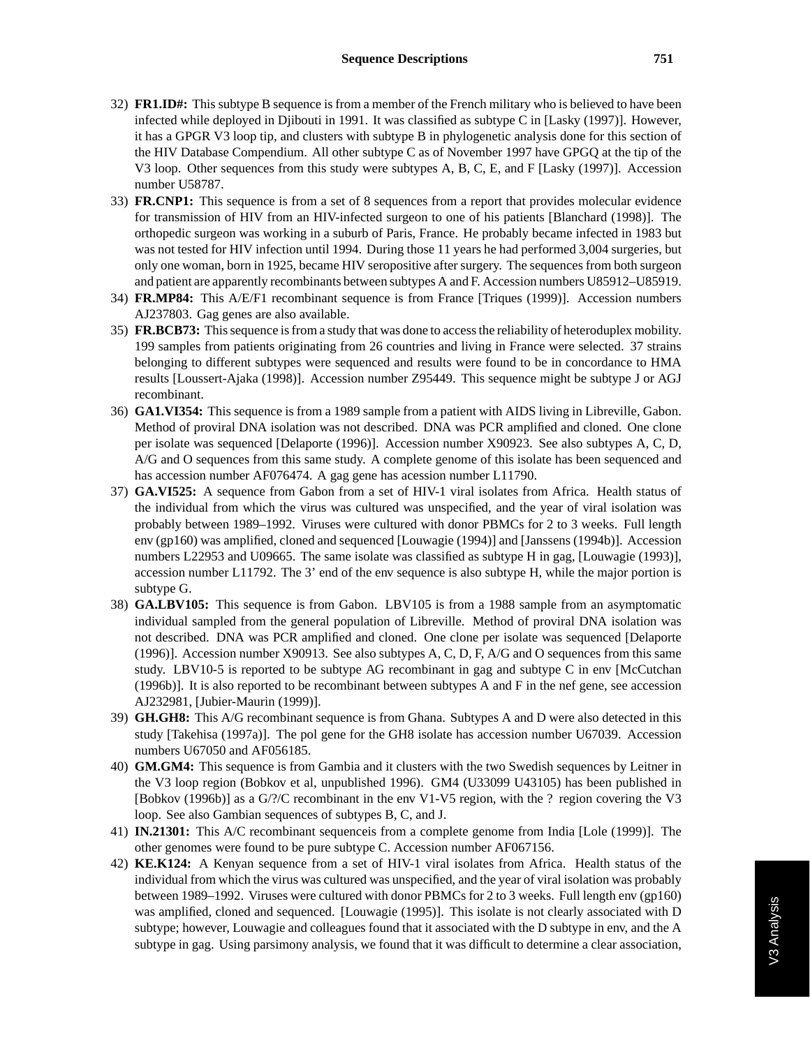32) **FR1.ID#:** This subtype B sequence is from a member of the French military who is believed to have been infected while deployed in Djibouti in 1991. It was classified as subtype C in [Lasky (1997)]. However, it has a GPGR V3 loop tip, and clusters with subtype B in phylogenetic analysis done for this section of the HIV Database Compendium. All other subtype C as of November 1997 have GPGQ at the tip of the V3 loop. Other sequences from this study were subtypes A, B, C, E, and F [Lasky (1997)]. Accession number U58787.

33) **FR.CNP1:** This sequence is from a set of 8 sequences from a report that provides molecular evidence for transmission of HIV from an HIV-infected surgeon to one of his patients [Blanchard (1998)]. The orthopedic surgeon was working in a suburb of Paris, France. He probably became infected in 1983 but was not tested for HIV infection until 1994. During those 11 years he had performed 3,004 surgeries, but only one woman, born in 1925, became HIV seropositive after surgery. The sequences from both surgeon and patient are apparently recombinants between subtypes A and F. Accession numbers U85912–U85919.

34) **FR.MP84:** This A/E/F1 recombinant sequence is from France [Triques (1999)]. Accession numbers AJ237803. Gag genes are also available.

35) **FR.BCB73:** This sequence is from a study that was done to access the reliability of heteroduplex mobility. 199 samples from patients originating from 26 countries and living in France were selected. 37 strains belonging to different subtypes were sequenced and results were found to be in concordance to HMA results [Loussert-Ajaka (1998)]. Accession number Z95449. This sequence might be subtype J or AGJ recombinant.

36) **GA1.VI354:** This sequence is from a 1989 sample from a patient with AIDS living in Libreville, Gabon. Method of proviral DNA isolation was not described. DNA was PCR amplified and cloned. One clone per isolate was sequenced [Delaporte (1996)]. Accession number X90923. See also subtypes A, C, D, A/G and O sequences from this same study. A complete genome of this isolate has been sequenced and has accession number AF076474. A gag gene has accession number L11790.

37) **GA.VI525:** A sequence from Gabon from a set of HIV-1 viral isolates from Africa. Health status of the individual from which the virus was cultured was unspecified, and the year of viral isolation was probably between 1989–1992. Viruses were cultured with donor PBMCs for 2 to 3 weeks. Full length env (gp160) was amplified, cloned and sequenced [Louwagie (1994)] and [Janssens (1994b)]. Accession numbers L22953 and U09665. The same isolate was classified as subtype H in gag, [Louwagie (1993)], accession number L11792. The 3' end of the env sequence is also subtype H, while the major portion is subtype G.

38) **GA.LBV105:** This sequence is from Gabon. LBV105 is from a 1988 sample from an asymptomatic individual sampled from the general population of Libreville. Method of proviral DNA isolation was not described. DNA was PCR amplified and cloned. One clone per isolate was sequenced [Delaporte (1996)]. Accession number X90913. See also subtypes A, C, D, F, A/G and O sequences from this same study. LBV10-5 is reported to be subtype AG recombinant in gag and subtype C in env [McCutchan (1996b)]. It is also reported to be recombinant between subtypes A and F in the nef gene, see accession AJ232981, [Jubier-Maurin (1999)].

39) **GH.GH8:** This A/G recombinant sequence is from Ghana. Subtypes A and D were also detected in this study [Takehisa (1997a)]. The pol gene for the GH8 isolate has accession number U67039. Accession numbers U67050 and AF056185.

40) **GM.GM4:** This sequence is from Gambia and it clusters with the two Swedish sequences by Leitner in the V3 loop region (Bobkov et al, unpublished 1996). GM4 (U33099 U43105) has been published in [Bobkov (1996b)] as a G/?/C recombinant in the env V1-V5 region, with the ? region covering the V3 loop. See also Gambian sequences of subtypes B, C, and J.

41) **IN.21301:** This A/C recombinant sequenceis from a complete genome from India [Lole (1999)]. The other genomes were found to be pure subtype C. Accession number AF067156.

42) **KE.K124:** A Kenyan sequence from a set of HIV-1 viral isolates from Africa. Health status of the individual from which the virus was cultured was unspecified, and the year of viral isolation was probably between 1989–1992. Viruses were cultured with donor PBMCs for 2 to 3 weeks. Full length env (gp160) was amplified, cloned and sequenced. [Louwagie (1995)]. This isolate is not clearly associated with D subtype; however, Louwagie and colleagues found that it associated with the D subtype in env, and the A subtype in gag. Using parsimony analysis, we found that it was difficult to determine a clear association,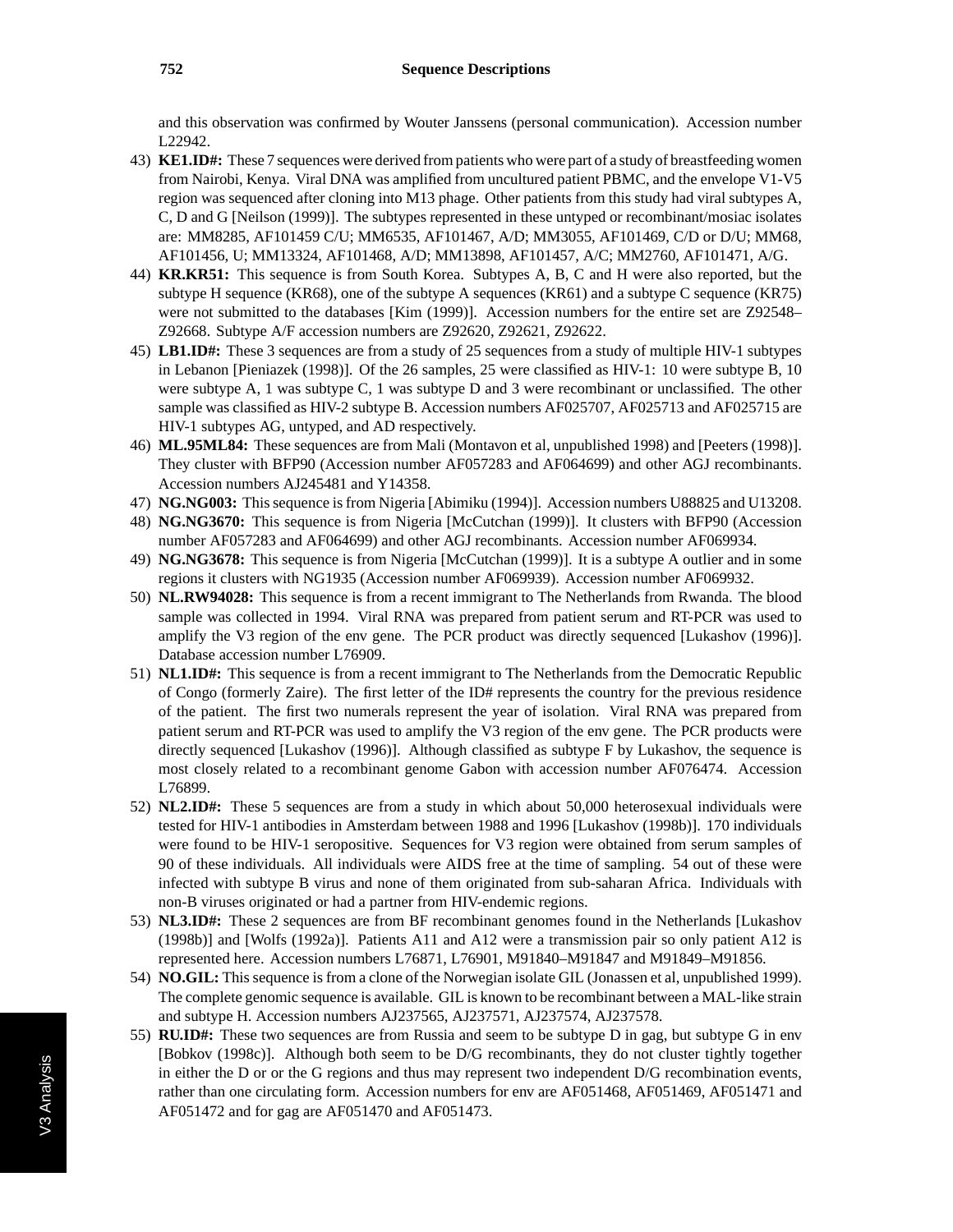and this observation was confirmed by Wouter Janssens (personal communication). Accession number L22942.

43) **KE1.ID#:** These 7 sequences were derived from patients who were part of a study of breastfeeding women from Nairobi, Kenya. Viral DNA was amplified from uncultured patient PBMC, and the envelope V1-V5 region was sequenced after cloning into M13 phage. Other patients from this study had viral subtypes A, C, D and G [Neilson (1999)]. The subtypes represented in these untyped or recombinant/mosiac isolates are: MM8285, AF101459 C/U; MM6535, AF101467, A/D; MM3055, AF101469, C/D or D/U; MM68, AF101456, U; MM13324, AF101468, A/D; MM13898, AF101457, A/C; MM2760, AF101471, A/G.

44) **KR.KR51:** This sequence is from South Korea. Subtypes A, B, C and H were also reported, but the subtype H sequence (KR68), one of the subtype A sequences (KR61) and a subtype C sequence (KR75) were not submitted to the databases [Kim (1999)]. Accession numbers for the entire set are Z92548–Z92668. Subtype A/F accession numbers are Z92620, Z92621, Z92622.

45) **LB1.ID#:** These 3 sequences are from a study of 25 sequences from a study of multiple HIV-1 subtypes in Lebanon [Pieniazek (1998)]. Of the 26 samples, 25 were classified as HIV-1: 10 were subtype B, 10 were subtype A, 1 was subtype C, 1 was subtype D and 3 were recombinant or unclassified. The other sample was classified as HIV-2 subtype B. Accession numbers AF025707, AF025713 and AF025715 are HIV-1 subtypes AG, untyped, and AD respectively.

46) **ML.95ML84:** These sequences are from Mali (Montavon et al, unpublished 1998) and [Peeters (1998)]. They cluster with BFP90 (Accession number AF057283 and AF064699) and other AGJ recombinants. Accession numbers AJ245481 and Y14358.

47) **NG.NG003:** This sequence is from Nigeria [Abimiku (1994)]. Accession numbers U88825 and U13208.

48) **NG.NG3670:** This sequence is from Nigeria [McCutchan (1999)]. It clusters with BFP90 (Accession number AF057283 and AF064699) and other AGJ recombinants. Accession number AF069934.

49) **NG.NG3678:** This sequence is from Nigeria [McCutchan (1999)]. It is a subtype A outlier and in some regions it clusters with NG1935 (Accession number AF069939). Accession number AF069932.

50) **NL.RW94028:** This sequence is from a recent immigrant to The Netherlands from Rwanda. The blood sample was collected in 1994. Viral RNA was prepared from patient serum and RT-PCR was used to amplify the V3 region of the env gene. The PCR product was directly sequenced [Lukashov (1996)]. Database accession number L76909.

51) **NL1.ID#:** This sequence is from a recent immigrant to The Netherlands from the Democratic Republic of Congo (formerly Zaire). The first letter of the ID# represents the country for the previous residence of the patient. The first two numerals represent the year of isolation. Viral RNA was prepared from patient serum and RT-PCR was used to amplify the V3 region of the env gene. The PCR products were directly sequenced [Lukashov (1996)]. Although classified as subtype F by Lukashov, the sequence is most closely related to a recombinant genome Gabon with accession number AF076474. Accession L76899.

52) **NL2.ID#:** These 5 sequences are from a study in which about 50,000 heterosexual individuals were tested for HIV-1 antibodies in Amsterdam between 1988 and 1996 [Lukashov (1998b)]. 170 individuals were found to be HIV-1 seropositive. Sequences for V3 region were obtained from serum samples of 90 of these individuals. All individuals were AIDS free at the time of sampling. 54 out of these were infected with subtype B virus and none of them originated from sub-saharan Africa. Individuals with non-B viruses originated or had a partner from HIV-endemic regions.

53) **NL3.ID#:** These 2 sequences are from BF recombinant genomes found in the Netherlands [Lukashov (1998b)] and [Wolfs (1992a)]. Patients A11 and A12 were a transmission pair so only patient A12 is represented here. Accession numbers L76871, L76901, M91840–M91847 and M91849–M91856.

54) **NO.GIL:** This sequence is from a clone of the Norwegian isolate GIL (Jonassen et al, unpublished 1999). The complete genomic sequence is available. GIL is known to be recombinant between a MAL-like strain and subtype H. Accession numbers AJ237565, AJ237571, AJ237574, AJ237578.

55) **RU.ID#:** These two sequences are from Russia and seem to be subtype D in gag, but subtype G in env [Bobkov (1998c)]. Although both seem to be D/G recombinants, they do not cluster tightly together in either the D or or the G regions and thus may represent two independent D/G recombination events, rather than one circulating form. Accession numbers for env are AF051468, AF051469, AF051471 and AF051472 and for gag are AF051470 and AF051473.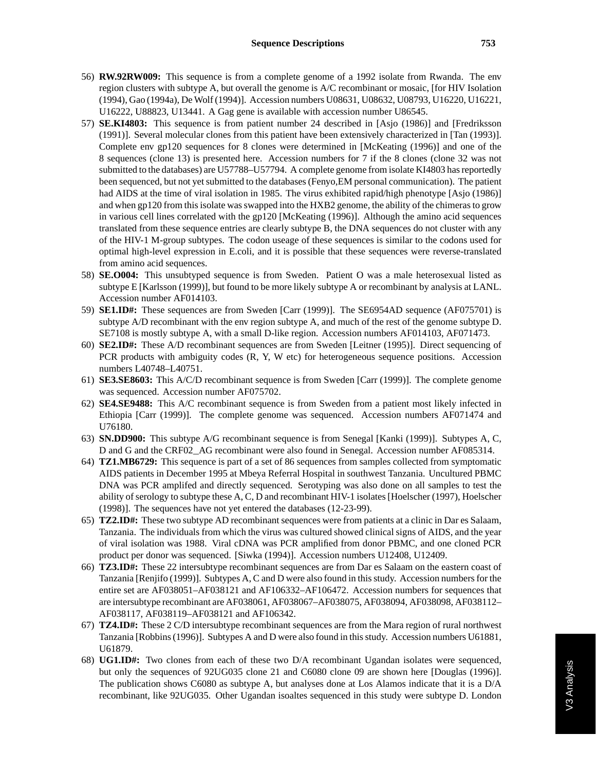56) **RW.92RW009:** This sequence is from a complete genome of a 1992 isolate from Rwanda. The env region clusters with subtype A, but overall the genome is A/C recombinant or mosaic, [for HIV Isolation (1994), Gao (1994a), De Wolf (1994)]. Accession numbers U08631, U08632, U08793, U16220, U16221, U16222, U88823, U13441. A Gag gene is available with accession number U86545.

57) **SE.KI4803:** This sequence is from patient number 24 described in [Asjo (1986)] and [Fredriksson (1991)]. Several molecular clones from this patient have been extensively characterized in [Tan (1993)]. Complete env gp120 sequences for 8 clones were determined in [McKeating (1996)] and one of the 8 sequences (clone 13) is presented here. Accession numbers for 7 if the 8 clones (clone 32 was not submitted to the databases) are U57788–U57794. A complete genome from isolate KI4803 has reportedly been sequenced, but not yet submitted to the databases (Fenyo,EM personal communication). The patient had AIDS at the time of viral isolation in 1985. The virus exhibited rapid/high phenotype [Asjo (1986)] and when gp120 from this isolate was swapped into the HXB2 genome, the ability of the chimeras to grow in various cell lines correlated with the gp120 [McKeating (1996)]. Although the amino acid sequences translated from these sequence entries are clearly subtype B, the DNA sequences do not cluster with any of the HIV-1 M-group subtypes. The codon useage of these sequences is similar to the codons used for optimal high-level expression in E.coli, and it is possible that these sequences were reverse-translated from amino acid sequences.

58) **SE.O004:** This unsubtyped sequence is from Sweden. Patient O was a male heterosexual listed as subtype E [Karlsson (1999)], but found to be more likely subtype A or recombinant by analysis at LANL. Accession number AF014103.

59) **SE1.ID#:** These sequences are from Sweden [Carr (1999)]. The SE6954AD sequence (AF075701) is subtype A/D recombinant with the env region subtype A, and much of the rest of the genome subtype D. SE7108 is mostly subtype A, with a small D-like region. Accession numbers AF014103, AF071473.

60) **SE2.ID#:** These A/D recombinant sequences are from Sweden [Leitner (1995)]. Direct sequencing of PCR products with ambiguity codes (R, Y, W etc) for heterogeneous sequence positions. Accession numbers L40748–L40751.

61) **SE3.SE8603:** This A/C/D recombinant sequence is from Sweden [Carr (1999)]. The complete genome was sequenced. Accession number AF075702.

62) **SE4.SE9488:** This A/C recombinant sequence is from Sweden from a patient most likely infected in Ethiopia [Carr (1999)]. The complete genome was sequenced. Accession numbers AF071474 and U76180.

63) **SN.DD900:** This subtype A/G recombinant sequence is from Senegal [Kanki (1999)]. Subtypes A, C, D and G and the CRF02_AG recombinant were also found in Senegal. Accession number AF085314.

64) **TZ1.MB6729:** This sequence is part of a set of 86 sequences from samples collected from symptomatic AIDS patients in December 1995 at Mbeya Referral Hospital in southwest Tanzania. Uncultured PBMC DNA was PCR amplifed and directly sequenced. Serotyping was also done on all samples to test the ability of serology to subtype these A, C, D and recombinant HIV-1 isolates [Hoelscher (1997), Hoelscher (1998)]. The sequences have not yet entered the databases (12-23-99).

65) **TZ2.ID#:** These two subtype AD recombinant sequences were from patients at a clinic in Dar es Salaam, Tanzania. The individuals from which the virus was cultured showed clinical signs of AIDS, and the year of viral isolation was 1988. Viral cDNA was PCR amplified from donor PBMC, and one cloned PCR product per donor was sequenced. [Siwka (1994)]. Accession numbers U12408, U12409.

66) **TZ3.ID#:** These 22 intersubtype recombinant sequences are from Dar es Salaam on the eastern coast of Tanzania [Renjifo (1999)]. Subtypes A, C and D were also found in this study. Accession numbers for the entire set are AF038051–AF038121 and AF106332–AF106472. Accession numbers for sequences that are intersubtype recombinant are AF038061, AF038067–AF038075, AF038094, AF038098, AF038112–AF038117, AF038119–AF038121 and AF106342.

67) **TZ4.ID#:** These 2 C/D intersubtype recombinant sequences are from the Mara region of rural northwest Tanzania [Robbins (1996)]. Subtypes A and D were also found in this study. Accession numbers U61881, U61879.

68) **UG1.ID#:** Two clones from each of these two D/A recombinant Ugandan isolates were sequenced, but only the sequences of 92UG035 clone 21 and C6080 clone 09 are shown here [Douglas (1996)]. The publication shows C6080 as subtype A, but analyses done at Los Alamos indicate that it is a D/A recombinant, like 92UG035. Other Ugandan isoaltes sequenced in this study were subtype D. London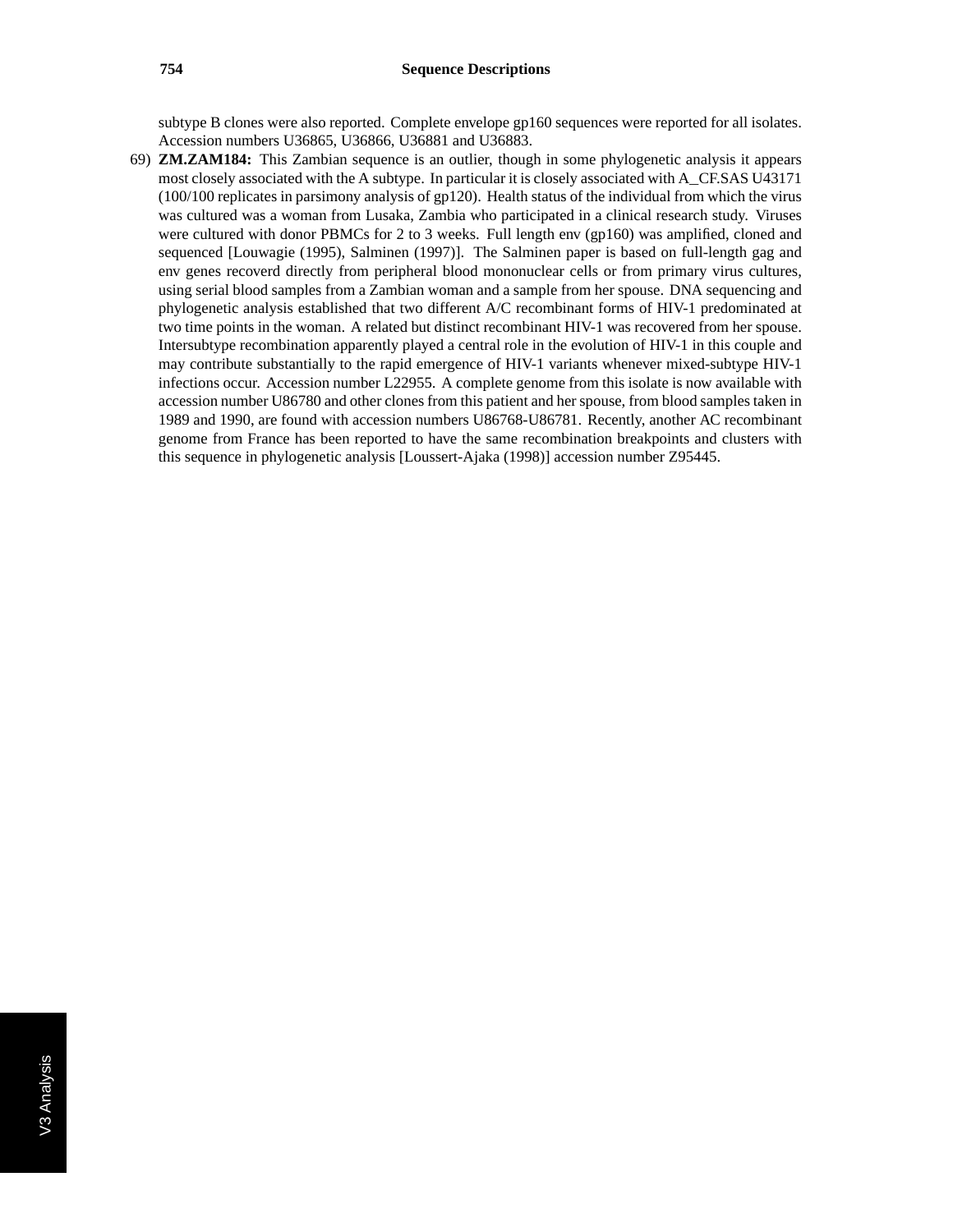subtype B clones were also reported. Complete envelope gp160 sequences were reported for all isolates. Accession numbers U36865, U36866, U36881 and U36883.

69) **ZM.ZAM184:** This Zambian sequence is an outlier, though in some phylogenetic analysis it appears most closely associated with the A subtype. In particular it is closely associated with A_CF.SAS U43171 (100/100 replicates in parsimony analysis of gp120). Health status of the individual from which the virus was cultured was a woman from Lusaka, Zambia who participated in a clinical research study. Viruses were cultured with donor PBMCs for 2 to 3 weeks. Full length env (gp160) was amplified, cloned and sequenced [Louwagie (1995), Salminen (1997)]. The Salminen paper is based on full-length gag and env genes recoverd directly from peripheral blood mononuclear cells or from primary virus cultures, using serial blood samples from a Zambian woman and a sample from her spouse. DNA sequencing and phylogenetic analysis established that two different A/C recombinant forms of HIV-1 predominated at two time points in the woman. A related but distinct recombinant HIV-1 was recovered from her spouse. Intersubtype recombination apparently played a central role in the evolution of HIV-1 in this couple and may contribute substantially to the rapid emergence of HIV-1 variants whenever mixed-subtype HIV-1 infections occur. Accession number L22955. A complete genome from this isolate is now available with accession number U86780 and other clones from this patient and her spouse, from blood samples taken in 1989 and 1990, are found with accession numbers U86768-U86781. Recently, another AC recombinant genome from France has been reported to have the same recombination breakpoints and clusters with this sequence in phylogenetic analysis [Loussert-Ajaka (1998)] accession number Z95445.